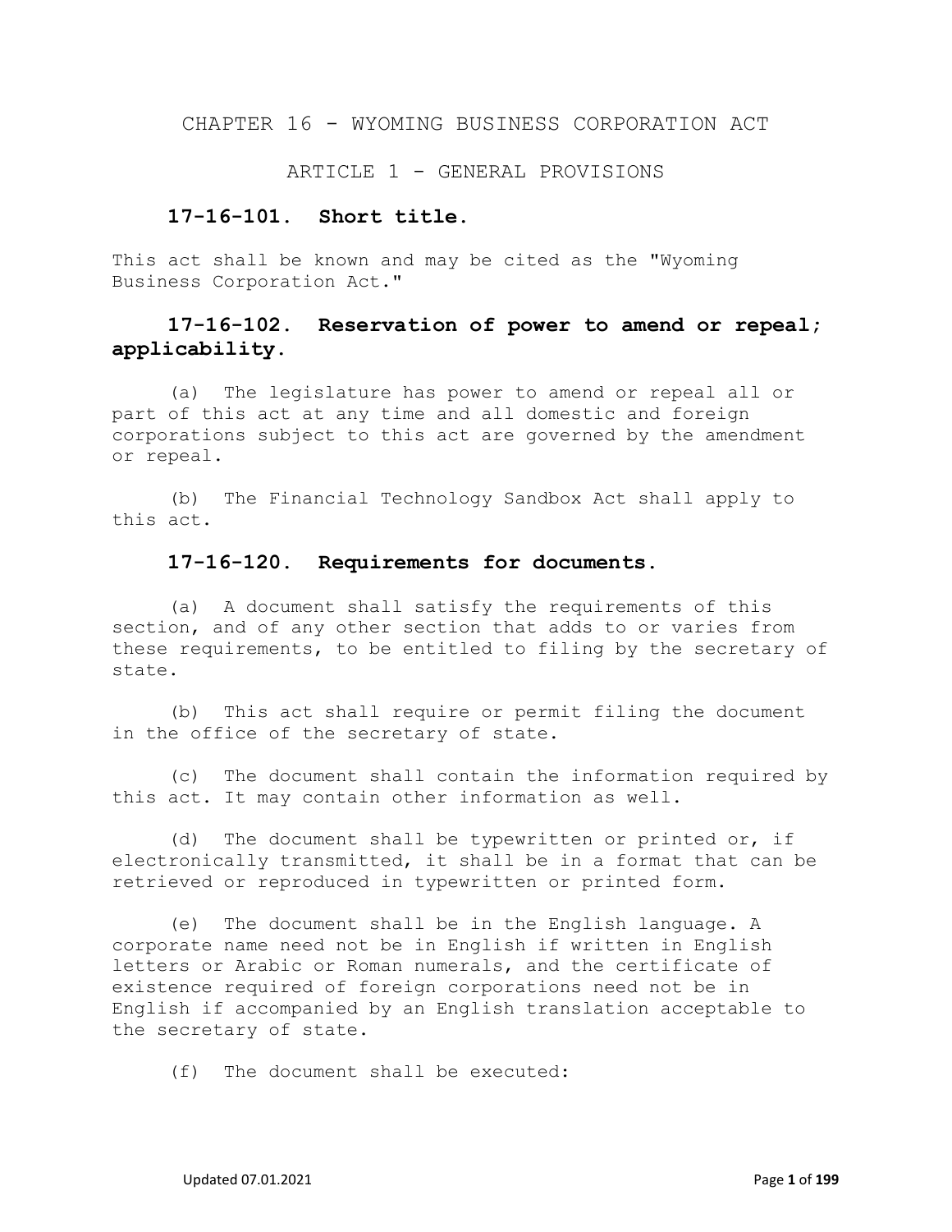# CHAPTER 16 - WYOMING BUSINESS CORPORATION ACT

## ARTICLE 1 - GENERAL PROVISIONS

### 17-16-101. Short title.

This act shall be known and may be cited as the "Wyoming Business Corporation Act."

### 17-16-102. Reservation of power to amend or repeal; applicability.

(a) The legislature has power to amend or repeal all or part of this act at any time and all domestic and foreign corporations subject to this act are governed by the amendment or repeal.

(b) The Financial Technology Sandbox Act shall apply to this act.

### 17-16-120. Requirements for documents.

(a) A document shall satisfy the requirements of this section, and of any other section that adds to or varies from these requirements, to be entitled to filing by the secretary of state.

(b) This act shall require or permit filing the document in the office of the secretary of state.

(c) The document shall contain the information required by this act. It may contain other information as well.

(d) The document shall be typewritten or printed or, if electronically transmitted, it shall be in a format that can be retrieved or reproduced in typewritten or printed form.

(e) The document shall be in the English language. A corporate name need not be in English if written in English letters or Arabic or Roman numerals, and the certificate of existence required of foreign corporations need not be in English if accompanied by an English translation acceptable to the secretary of state.

(f) The document shall be executed: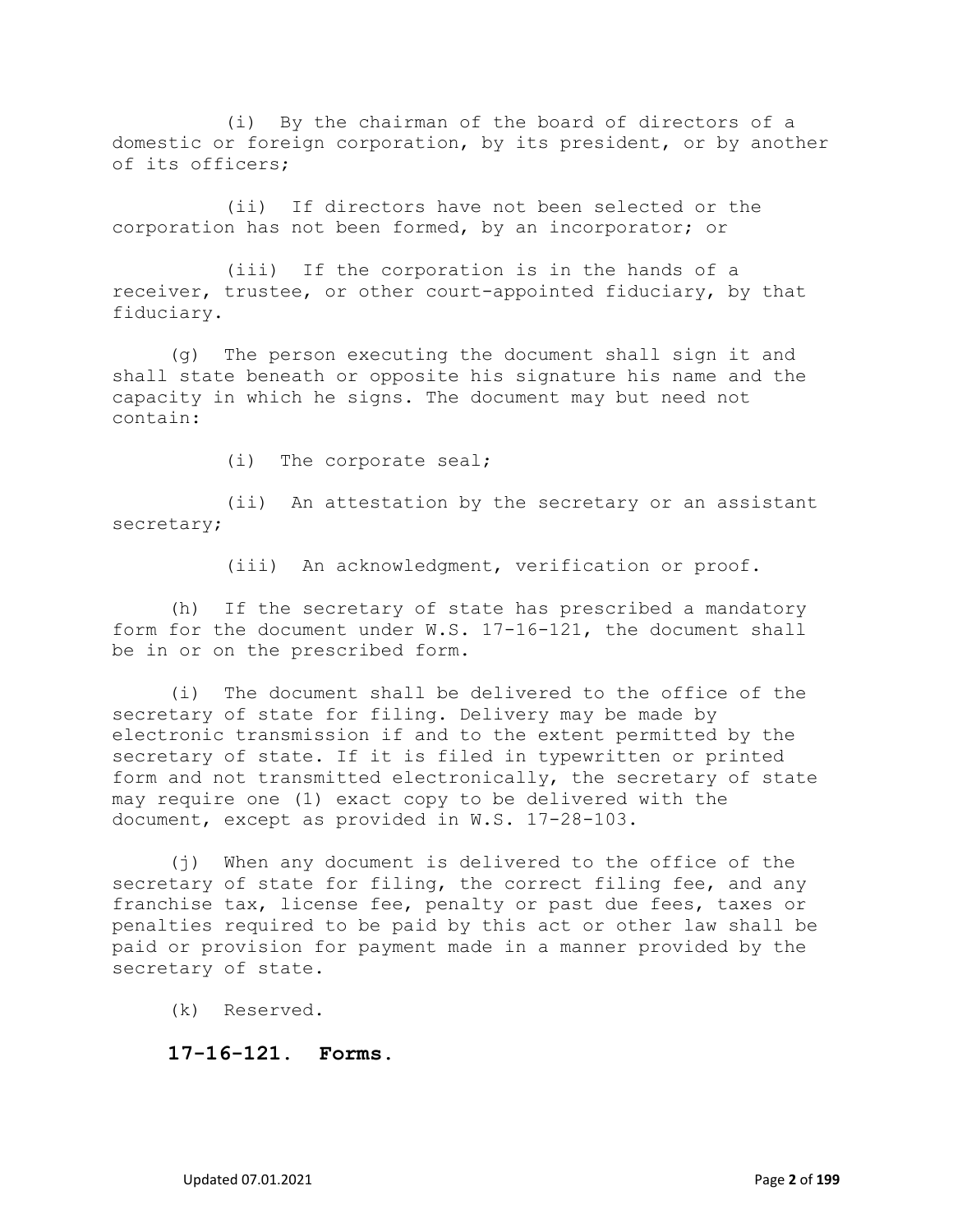(i) By the chairman of the board of directors of a domestic or foreign corporation, by its president, or by another of its officers;

(ii) If directors have not been selected or the corporation has not been formed, by an incorporator; or

(iii) If the corporation is in the hands of a receiver, trustee, or other court-appointed fiduciary, by that fiduciary.

(g) The person executing the document shall sign it and shall state beneath or opposite his signature his name and the capacity in which he signs. The document may but need not contain:

(i) The corporate seal;

(ii) An attestation by the secretary or an assistant secretary;

(iii) An acknowledgment, verification or proof.

(h) If the secretary of state has prescribed a mandatory form for the document under W.S. 17-16-121, the document shall be in or on the prescribed form.

(i) The document shall be delivered to the office of the secretary of state for filing. Delivery may be made by electronic transmission if and to the extent permitted by the secretary of state. If it is filed in typewritten or printed form and not transmitted electronically, the secretary of state may require one (1) exact copy to be delivered with the document, except as provided in W.S. 17-28-103.

(j) When any document is delivered to the office of the secretary of state for filing, the correct filing fee, and any franchise tax, license fee, penalty or past due fees, taxes or penalties required to be paid by this act or other law shall be paid or provision for payment made in a manner provided by the secretary of state.

(k) Reserved.

**17-16-121. Forms.**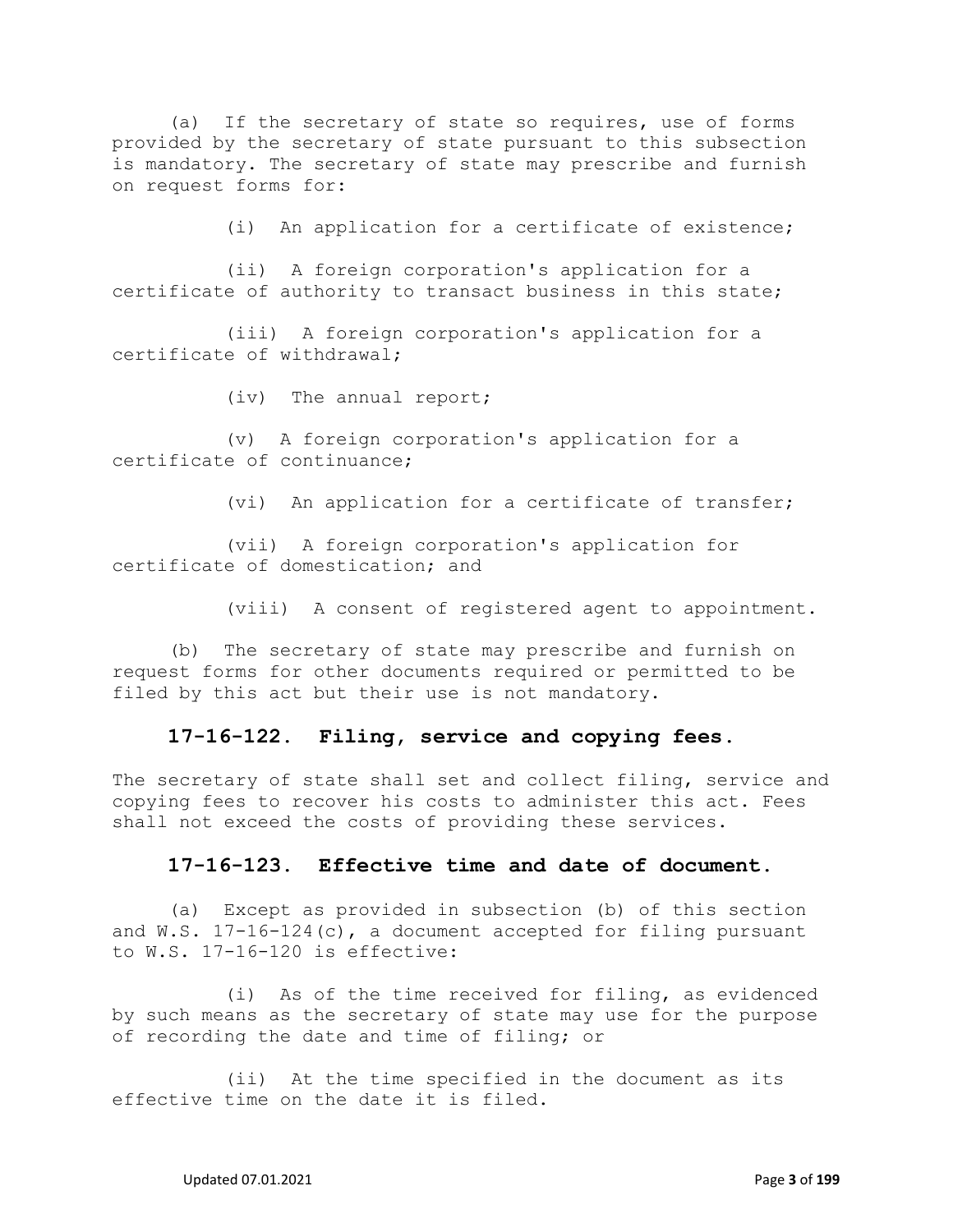(a) If the secretary of state so requires, use of forms provided by the secretary of state pursuant to this subsection is mandatory. The secretary of state may prescribe and furnish on request forms for:

(i) An application for a certificate of existence;

(ii) A foreign corporation's application for a certificate of authority to transact business in this state;

(iii) A foreign corporation's application for a certificate of withdrawal;

(iv) The annual report;

(v) A foreign corporation's application for a certificate of continuance;

(vi) An application for a certificate of transfer;

(vii) A foreign corporation's application for certificate of domestication; and

(viii) A consent of registered agent to appointment.

(b) The secretary of state may prescribe and furnish on request forms for other documents required or permitted to be filed by this act but their use is not mandatory.

### 17-16-122. Filing, service and copying fees.

The secretary of state shall set and collect filing, service and copying fees to recover his costs to administer this act. Fees shall not exceed the costs of providing these services.

### 17-16-123. Effective time and date of document.

(a) Except as provided in subsection (b) of this section and W.S. 17-16-124(c), a document accepted for filing pursuant to W.S. 17-16-120 is effective:

(i) As of the time received for filing, as evidenced by such means as the secretary of state may use for the purpose of recording the date and time of filing; or

(ii) At the time specified in the document as its effective time on the date it is filed.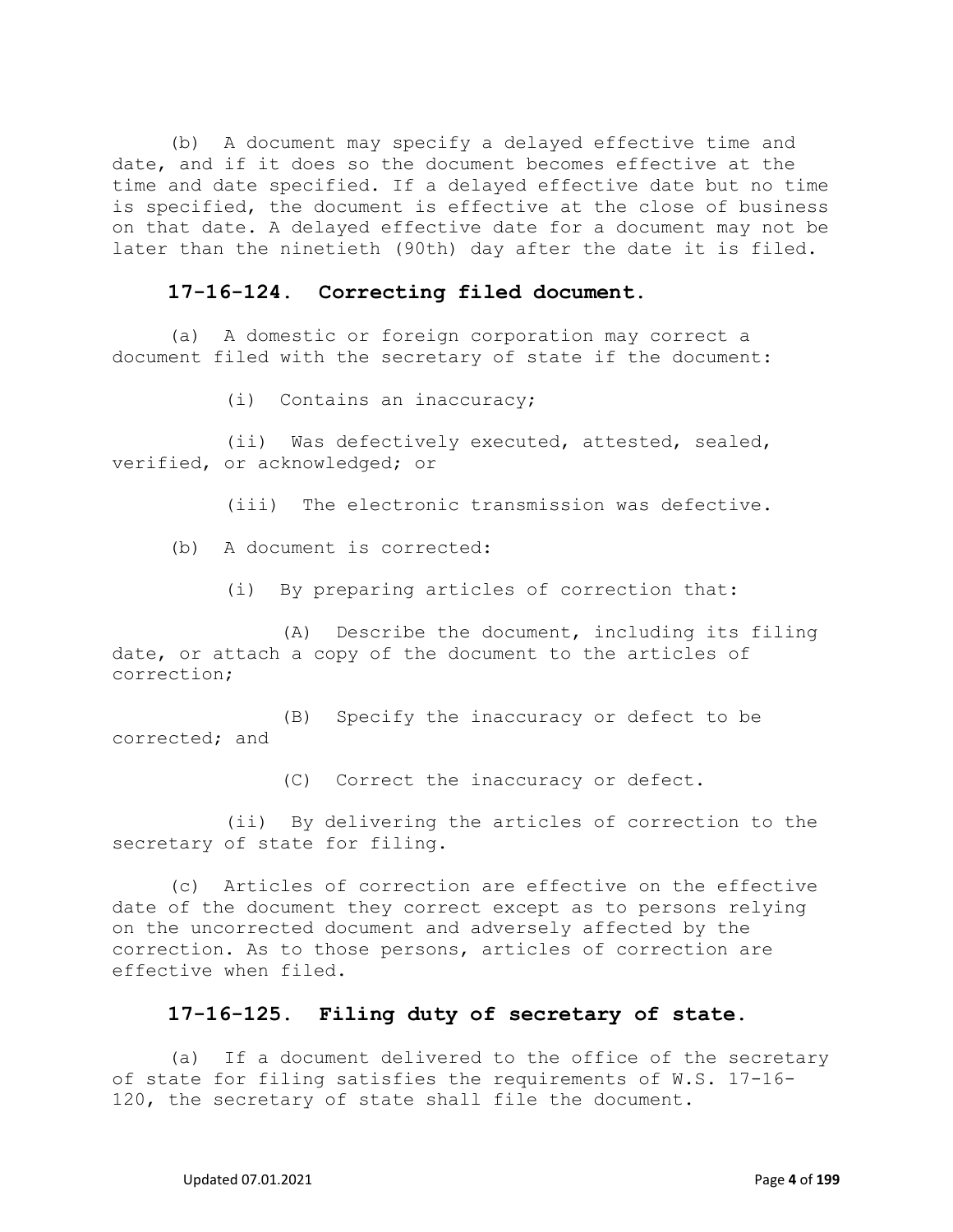(b) A document may specify a delayed effective time and date, and if it does so the document becomes effective at the time and date specified. If a delayed effective date but no time is specified, the document is effective at the close of business on that date. A delayed effective date for a document may not be later than the ninetieth (90th) day after the date it is filed.

### 17-16-124. Correcting filed document.

(a) A domestic or foreign corporation may correct a document filed with the secretary of state if the document:

(i) Contains an inaccuracy;

(ii) Was defectively executed, attested, sealed, verified, or acknowledged; or

(iii) The electronic transmission was defective.

(b) A document is corrected:

(i) By preparing articles of correction that:

(A) Describe the document, including its filing date, or attach a copy of the document to the articles of correction;

(B) Specify the inaccuracy or defect to be corrected; and

(C) Correct the inaccuracy or defect.

(ii) By delivering the articles of correction to the secretary of state for filing.

(c) Articles of correction are effective on the effective date of the document they correct except as to persons relying on the uncorrected document and adversely affected by the correction. As to those persons, articles of correction are effective when filed.

### 17-16-125. Filing duty of secretary of state.

(a) If a document delivered to the office of the secretary of state for filing satisfies the requirements of W.S. 17-16-120, the secretary of state shall file the document.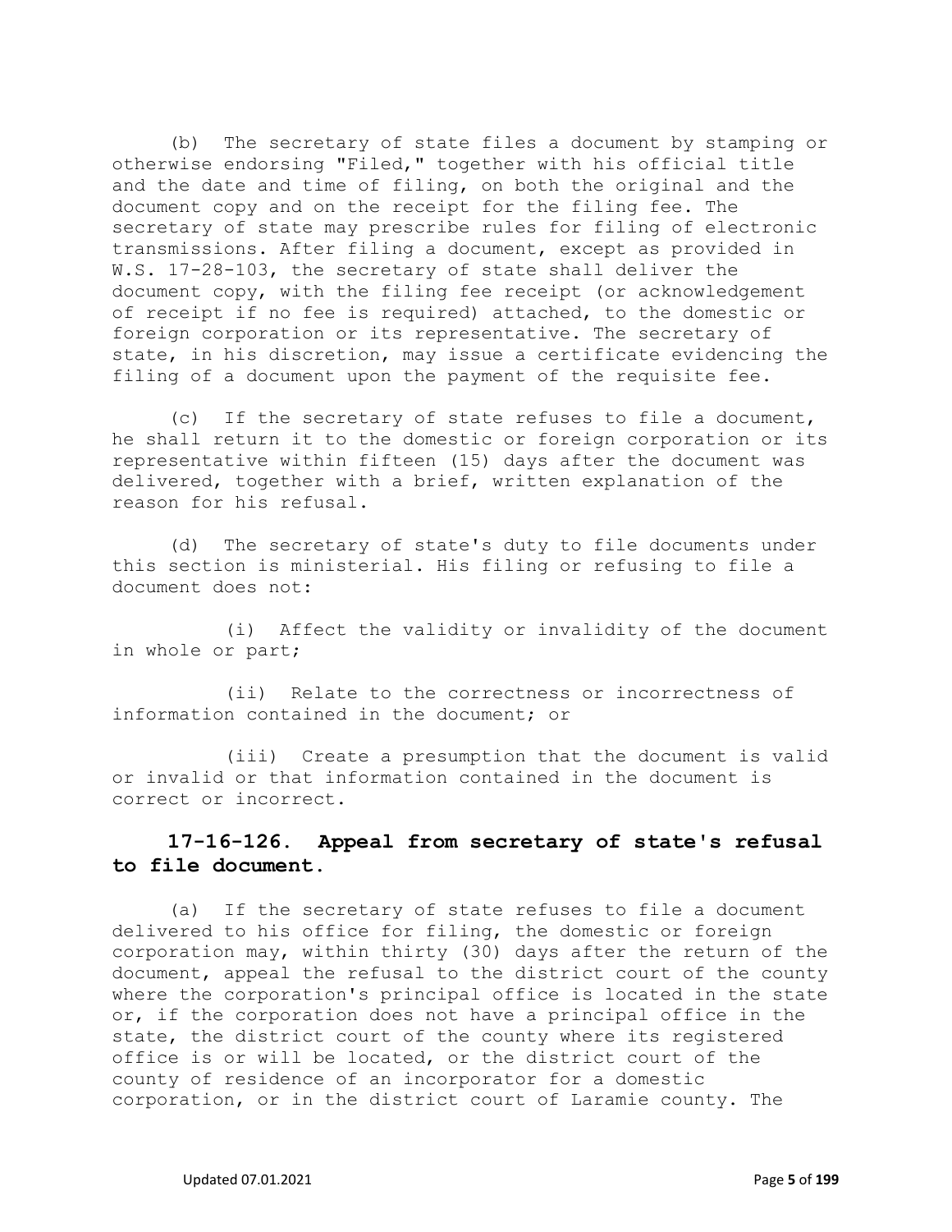(b) The secretary of state files a document by stamping or otherwise endorsing "Filed," together with his official title and the date and time of filing, on both the original and the document copy and on the receipt for the filing fee. The secretary of state may prescribe rules for filing of electronic transmissions. After filing a document, except as provided in W.S. 17-28-103, the secretary of state shall deliver the document copy, with the filing fee receipt (or acknowledgement of receipt if no fee is required) attached, to the domestic or foreign corporation or its representative. The secretary of state, in his discretion, may issue a certificate evidencing the filing of a document upon the payment of the requisite fee.

(c) If the secretary of state refuses to file a document, he shall return it to the domestic or foreign corporation or its representative within fifteen (15) days after the document was delivered, together with a brief, written explanation of the reason for his refusal.

(d) The secretary of state's duty to file documents under this section is ministerial. His filing or refusing to file a document does not:

(i) Affect the validity or invalidity of the document in whole or part;

(ii) Relate to the correctness or incorrectness of information contained in the document; or

(iii) Create a presumption that the document is valid or invalid or that information contained in the document is correct or incorrect.

### 17-16-126. Appeal from secretary of state's refusal to file document.

(a) If the secretary of state refuses to file a document delivered to his office for filing, the domestic or foreign corporation may, within thirty (30) days after the return of the document, appeal the refusal to the district court of the county where the corporation's principal office is located in the state or, if the corporation does not have a principal office in the state, the district court of the county where its registered office is or will be located, or the district court of the county of residence of an incorporator for a domestic corporation, or in the district court of Laramie county. The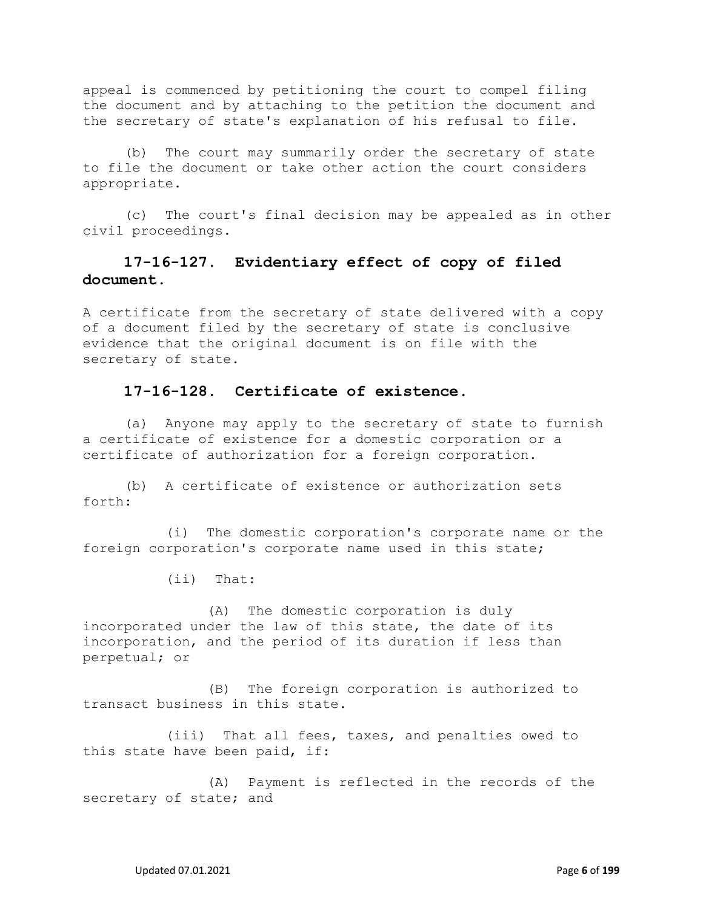appeal is commenced by petitioning the court to compel filing the document and by attaching to the petition the document and the secretary of state's explanation of his refusal to file.

(b) The court may summarily order the secretary of state to file the document or take other action the court considers appropriate.

(c) The court's final decision may be appealed as in other civil proceedings.

### 17-16-127. Evidentiary effect of copy of filed document.

A certificate from the secretary of state delivered with a copy of a document filed by the secretary of state is conclusive evidence that the original document is on file with the secretary of state.

### 17-16-128. Certificate of existence.

(a) Anyone may apply to the secretary of state to furnish a certificate of existence for a domestic corporation or a certificate of authorization for a foreign corporation.

(b) A certificate of existence or authorization sets forth:

(i) The domestic corporation's corporate name or the foreign corporation's corporate name used in this state;

(ii) That:

(A) The domestic corporation is duly incorporated under the law of this state, the date of its incorporation, and the period of its duration if less than perpetual; or

(B) The foreign corporation is authorized to transact business in this state.

(iii) That all fees, taxes, and penalties owed to this state have been paid, if:

(A) Payment is reflected in the records of the secretary of state; and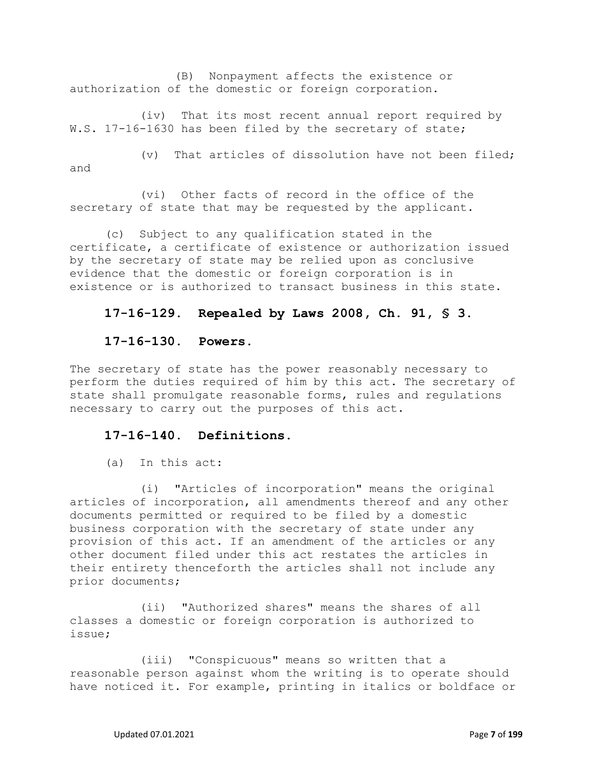(B) Nonpayment affects the existence or authorization of the domestic or foreign corporation.

(iv) That its most recent annual report required by W.S. 17-16-1630 has been filed by the secretary of state;

(v) That articles of dissolution have not been filed; and

(vi) Other facts of record in the office of the secretary of state that may be requested by the applicant.

(c) Subject to any qualification stated in the certificate, a certificate of existence or authorization issued by the secretary of state may be relied upon as conclusive evidence that the domestic or foreign corporation is in existence or is authorized to transact business in this state.

### 17-16-129. Repealed by Laws 2008, Ch. 91, § 3.

### 17-16-130. Powers.

The secretary of state has the power reasonably necessary to perform the duties required of him by this act. The secretary of state shall promulgate reasonable forms, rules and regulations necessary to carry out the purposes of this act.

### 17-16-140. Definitions.

(a) In this act:

(i) "Articles of incorporation" means the original articles of incorporation, all amendments thereof and any other documents permitted or required to be filed by a domestic business corporation with the secretary of state under any provision of this act. If an amendment of the articles or any other document filed under this act restates the articles in their entirety thenceforth the articles shall not include any prior documents;

(ii) "Authorized shares" means the shares of all classes a domestic or foreign corporation is authorized to issue;

(iii) "Conspicuous" means so written that a reasonable person against whom the writing is to operate should have noticed it. For example, printing in italics or boldface or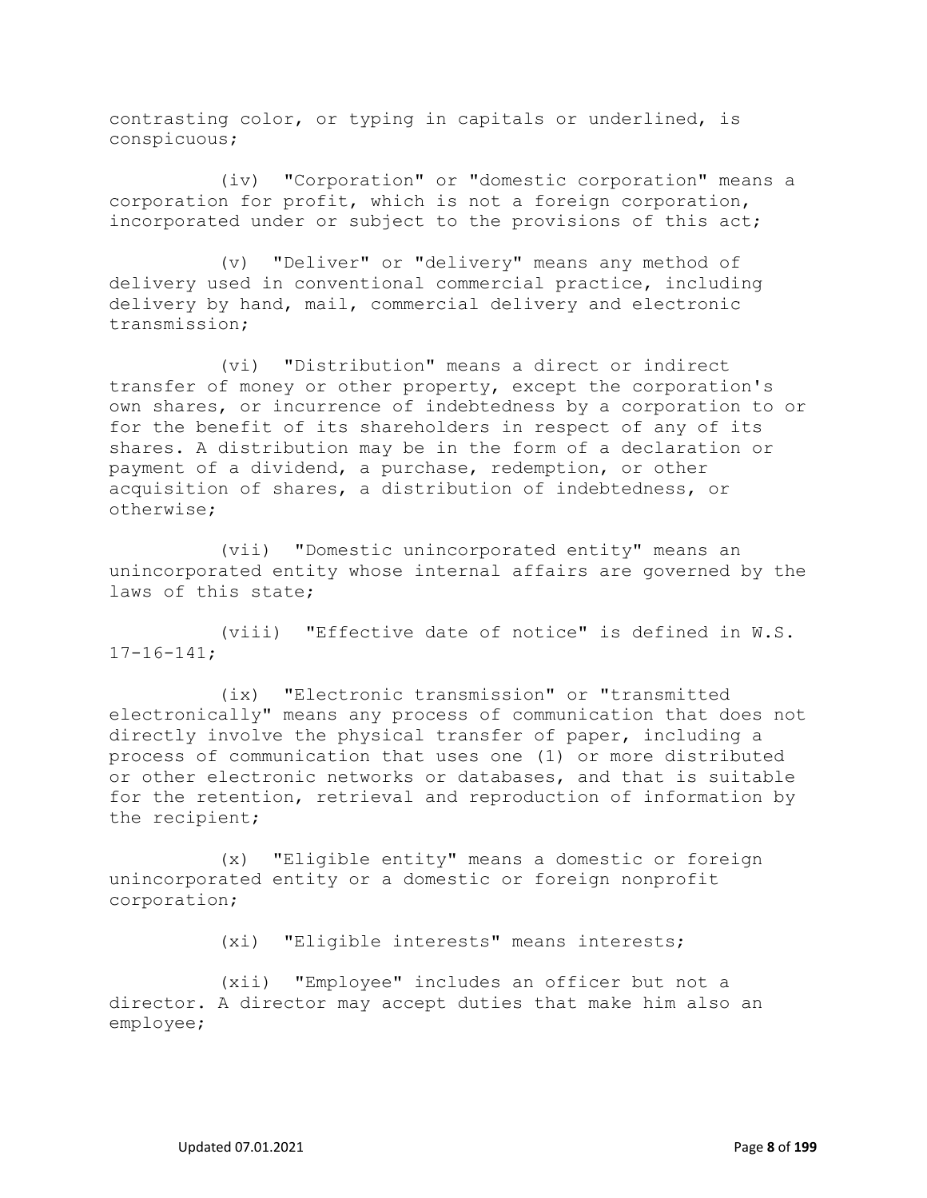contrasting color, or typing in capitals or underlined, is conspicuous;

(iv) "Corporation" or "domestic corporation" means a corporation for profit, which is not a foreign corporation, incorporated under or subject to the provisions of this act;

(v) "Deliver" or "delivery" means any method of delivery used in conventional commercial practice, including delivery by hand, mail, commercial delivery and electronic transmission;

(vi) "Distribution" means a direct or indirect transfer of money or other property, except the corporation's own shares, or incurrence of indebtedness by a corporation to or for the benefit of its shareholders in respect of any of its shares. A distribution may be in the form of a declaration or payment of a dividend, a purchase, redemption, or other acquisition of shares, a distribution of indebtedness, or otherwise;

(vii) "Domestic unincorporated entity" means an unincorporated entity whose internal affairs are governed by the laws of this state;

(viii) "Effective date of notice" is defined in W.S. 17-16-141;

(ix) "Electronic transmission" or "transmitted electronically" means any process of communication that does not directly involve the physical transfer of paper, including a process of communication that uses one (1) or more distributed or other electronic networks or databases, and that is suitable for the retention, retrieval and reproduction of information by the recipient;

(x) "Eligible entity" means a domestic or foreign unincorporated entity or a domestic or foreign nonprofit corporation;

(xi) "Eligible interests" means interests;

(xii) "Employee" includes an officer but not a director. A director may accept duties that make him also an employee;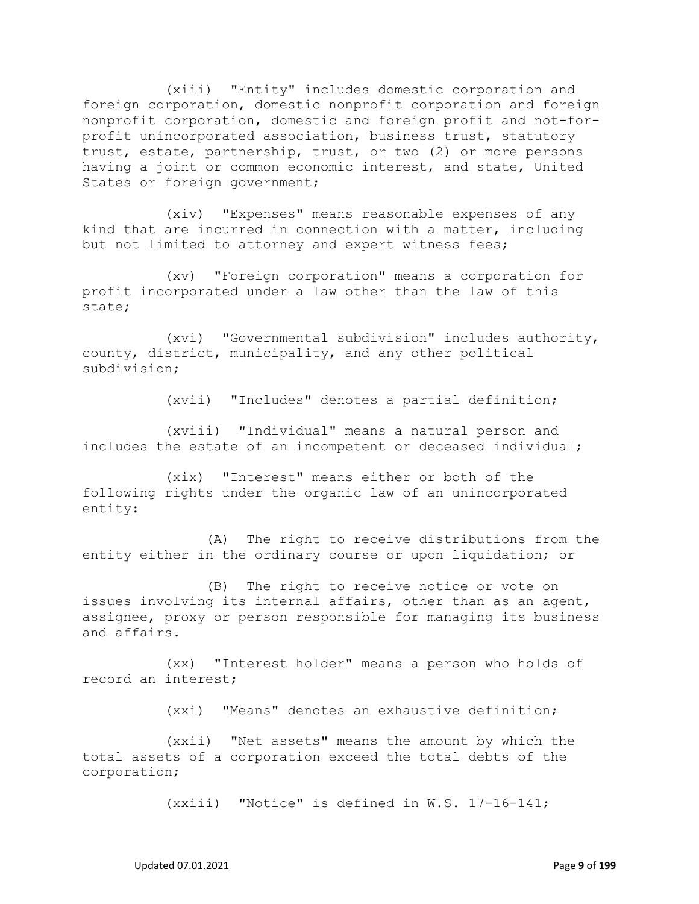(xiii) "Entity" includes domestic corporation and foreign corporation, domestic nonprofit corporation and foreign nonprofit corporation, domestic and foreign profit and not-for-profit unincorporated association, business trust, statutory trust, estate, partnership, trust, or two (2) or more persons having a joint or common economic interest, and state, United States or foreign government;

(xiv) "Expenses" means reasonable expenses of any kind that are incurred in connection with a matter, including but not limited to attorney and expert witness fees;

(xv) "Foreign corporation" means a corporation for profit incorporated under a law other than the law of this state;

(xvi) "Governmental subdivision" includes authority, county, district, municipality, and any other political subdivision;

(xvii) "Includes" denotes a partial definition;

(xviii) "Individual" means a natural person and includes the estate of an incompetent or deceased individual;

(xix) "Interest" means either or both of the following rights under the organic law of an unincorporated entity:

(A) The right to receive distributions from the entity either in the ordinary course or upon liquidation; or

(B) The right to receive notice or vote on issues involving its internal affairs, other than as an agent, assignee, proxy or person responsible for managing its business and affairs.

(xx) "Interest holder" means a person who holds of record an interest;

(xxi) "Means" denotes an exhaustive definition;

(xxii) "Net assets" means the amount by which the total assets of a corporation exceed the total debts of the corporation;

(xxiii) "Notice" is defined in W.S. 17-16-141;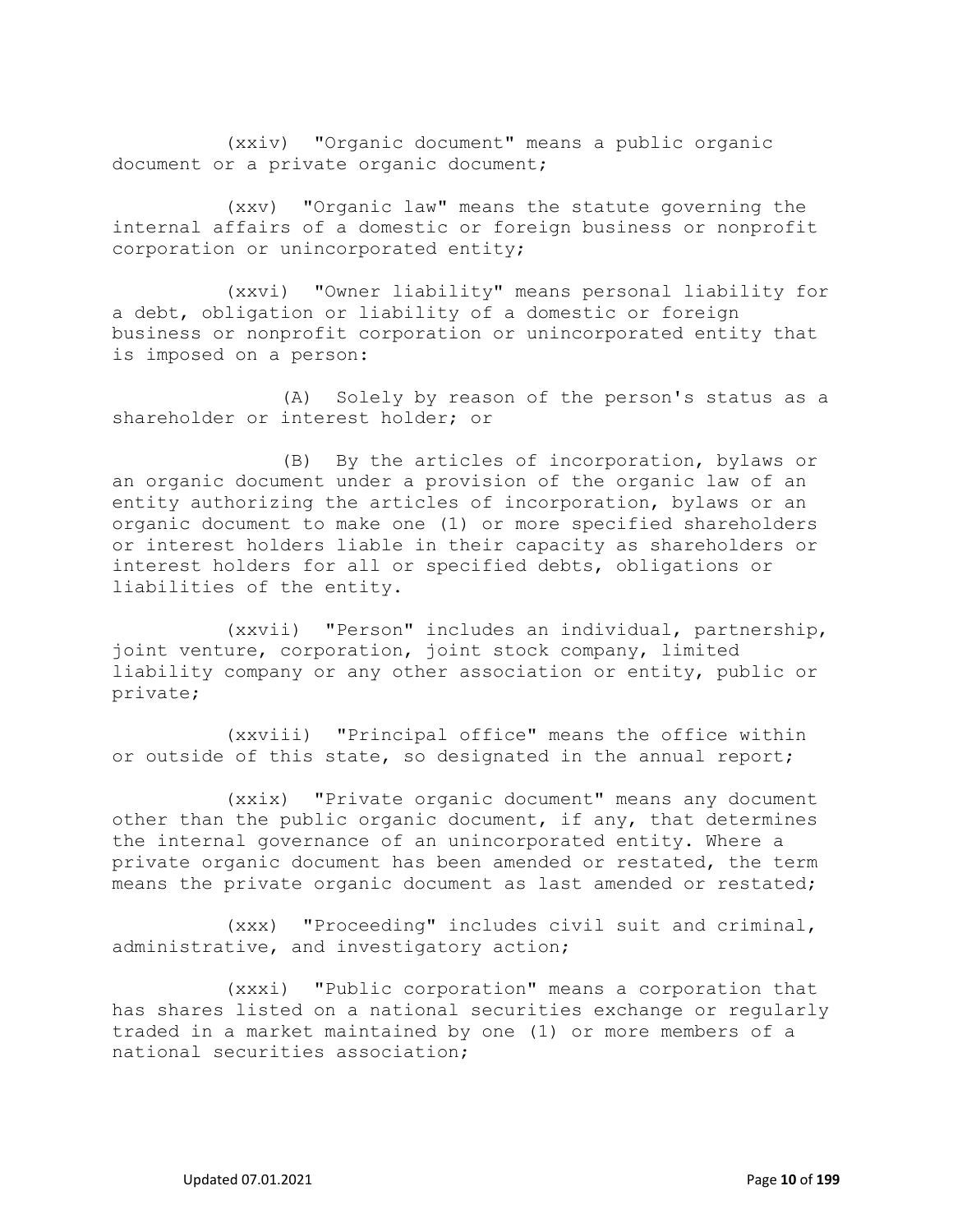(xxiv) "Organic document" means a public organic document or a private organic document;

(xxv) "Organic law" means the statute governing the internal affairs of a domestic or foreign business or nonprofit corporation or unincorporated entity;

(xxvi) "Owner liability" means personal liability for a debt, obligation or liability of a domestic or foreign business or nonprofit corporation or unincorporated entity that is imposed on a person:

(A) Solely by reason of the person's status as a shareholder or interest holder; or

(B) By the articles of incorporation, bylaws or an organic document under a provision of the organic law of an entity authorizing the articles of incorporation, bylaws or an organic document to make one (1) or more specified shareholders or interest holders liable in their capacity as shareholders or interest holders for all or specified debts, obligations or liabilities of the entity.

(xxvii) "Person" includes an individual, partnership, joint venture, corporation, joint stock company, limited liability company or any other association or entity, public or private;

(xxviii) "Principal office" means the office within or outside of this state, so designated in the annual report;

(xxix) "Private organic document" means any document other than the public organic document, if any, that determines the internal governance of an unincorporated entity. Where a private organic document has been amended or restated, the term means the private organic document as last amended or restated;

(xxx) "Proceeding" includes civil suit and criminal, administrative, and investigatory action;

(xxxi) "Public corporation" means a corporation that has shares listed on a national securities exchange or regularly traded in a market maintained by one (1) or more members of a national securities association;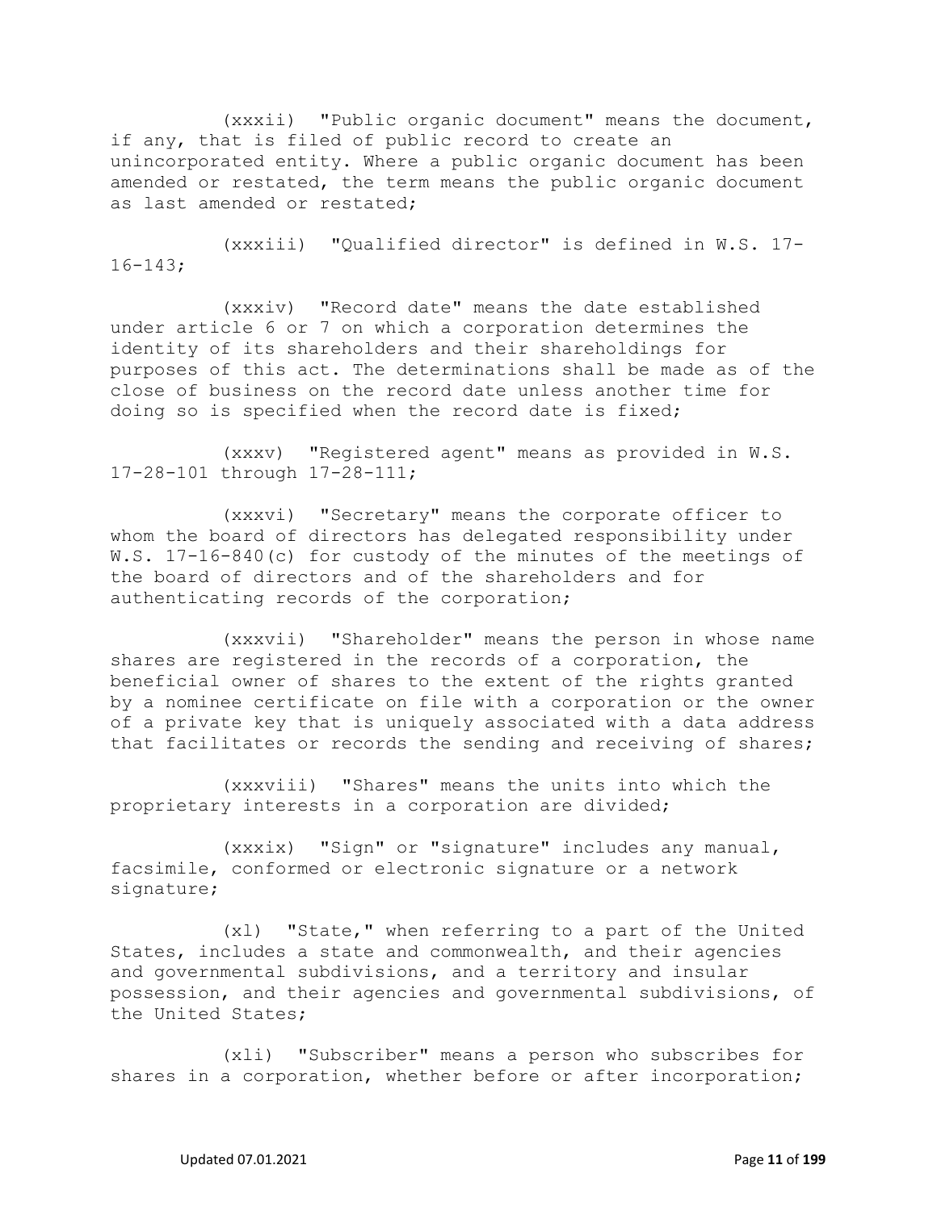(xxxii) "Public organic document" means the document, if any, that is filed of public record to create an unincorporated entity. Where a public organic document has been amended or restated, the term means the public organic document as last amended or restated;

(xxxiii) "Qualified director" is defined in W.S. 17-16-143;

(xxxiv) "Record date" means the date established under article 6 or 7 on which a corporation determines the identity of its shareholders and their shareholdings for purposes of this act. The determinations shall be made as of the close of business on the record date unless another time for doing so is specified when the record date is fixed;

(xxxv) "Registered agent" means as provided in W.S. 17-28-101 through 17-28-111;

(xxxvi) "Secretary" means the corporate officer to whom the board of directors has delegated responsibility under W.S. 17-16-840(c) for custody of the minutes of the meetings of the board of directors and of the shareholders and for authenticating records of the corporation;

(xxxvii) "Shareholder" means the person in whose name shares are registered in the records of a corporation, the beneficial owner of shares to the extent of the rights granted by a nominee certificate on file with a corporation or the owner of a private key that is uniquely associated with a data address that facilitates or records the sending and receiving of shares;

(xxxviii) "Shares" means the units into which the proprietary interests in a corporation are divided;

(xxxix) "Sign" or "signature" includes any manual, facsimile, conformed or electronic signature or a network signature;

(xl) "State," when referring to a part of the United States, includes a state and commonwealth, and their agencies and governmental subdivisions, and a territory and insular possession, and their agencies and governmental subdivisions, of the United States;

(xli) "Subscriber" means a person who subscribes for shares in a corporation, whether before or after incorporation;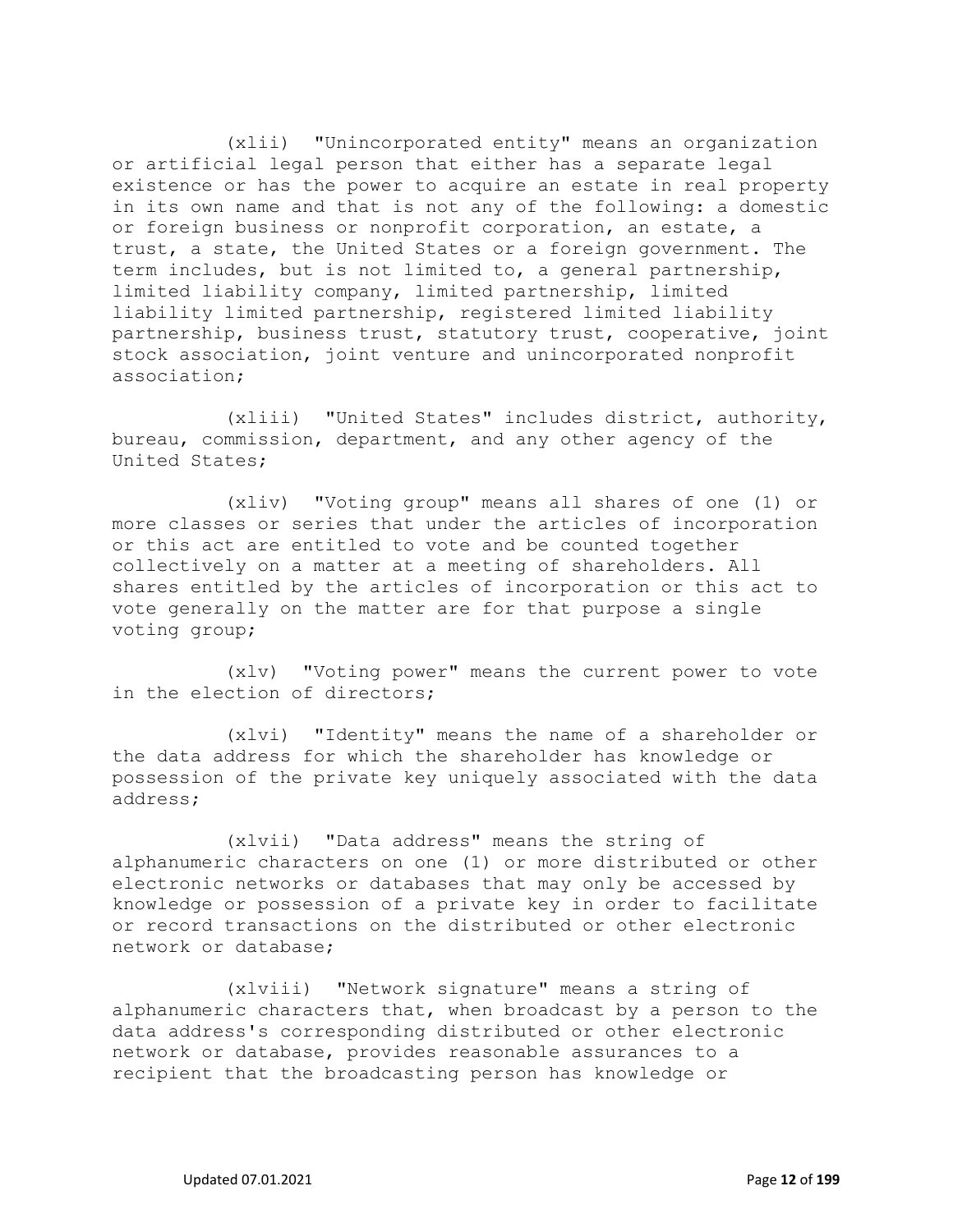(xlii) "Unincorporated entity" means an organization or artificial legal person that either has a separate legal existence or has the power to acquire an estate in real property in its own name and that is not any of the following: a domestic or foreign business or nonprofit corporation, an estate, a trust, a state, the United States or a foreign government. The term includes, but is not limited to, a general partnership, limited liability company, limited partnership, limited liability limited partnership, registered limited liability partnership, business trust, statutory trust, cooperative, joint stock association, joint venture and unincorporated nonprofit association;

(xliii) "United States" includes district, authority, bureau, commission, department, and any other agency of the United States;

(xliv) "Voting group" means all shares of one (1) or more classes or series that under the articles of incorporation or this act are entitled to vote and be counted together collectively on a matter at a meeting of shareholders. All shares entitled by the articles of incorporation or this act to vote generally on the matter are for that purpose a single voting group;

(xlv) "Voting power" means the current power to vote in the election of directors;

(xlvi) "Identity" means the name of a shareholder or the data address for which the shareholder has knowledge or possession of the private key uniquely associated with the data address;

(xlvii) "Data address" means the string of alphanumeric characters on one (1) or more distributed or other electronic networks or databases that may only be accessed by knowledge or possession of a private key in order to facilitate or record transactions on the distributed or other electronic network or database;

(xlviii) "Network signature" means a string of alphanumeric characters that, when broadcast by a person to the data address's corresponding distributed or other electronic network or database, provides reasonable assurances to a recipient that the broadcasting person has knowledge or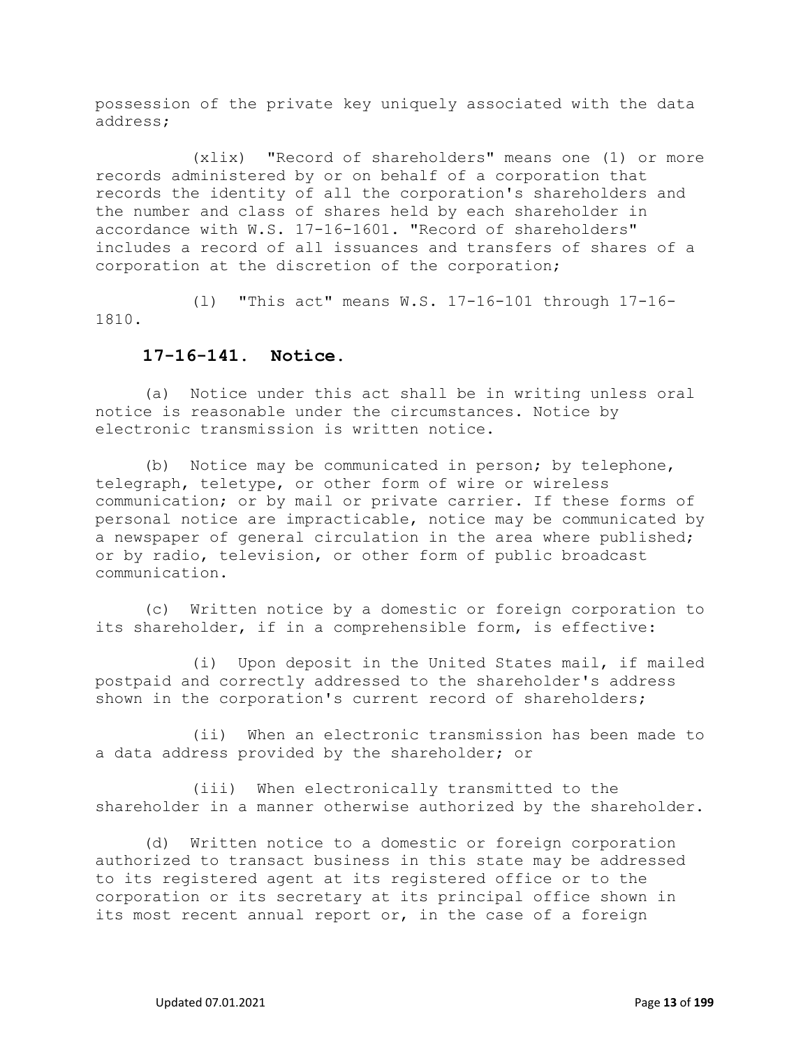possession of the private key uniquely associated with the data address;

(xlix) "Record of shareholders" means one (1) or more records administered by or on behalf of a corporation that records the identity of all the corporation's shareholders and the number and class of shares held by each shareholder in accordance with W.S. 17-16-1601. "Record of shareholders" includes a record of all issuances and transfers of shares of a corporation at the discretion of the corporation;

(l) "This act" means W.S. 17-16-101 through 17-16-1810.

**17-16-141. Notice.**

(a) Notice under this act shall be in writing unless oral notice is reasonable under the circumstances. Notice by electronic transmission is written notice.

(b) Notice may be communicated in person; by telephone, telegraph, teletype, or other form of wire or wireless communication; or by mail or private carrier. If these forms of personal notice are impracticable, notice may be communicated by a newspaper of general circulation in the area where published; or by radio, television, or other form of public broadcast communication.

(c) Written notice by a domestic or foreign corporation to its shareholder, if in a comprehensible form, is effective:

(i) Upon deposit in the United States mail, if mailed postpaid and correctly addressed to the shareholder's address shown in the corporation's current record of shareholders;

(ii) When an electronic transmission has been made to a data address provided by the shareholder; or

(iii) When electronically transmitted to the shareholder in a manner otherwise authorized by the shareholder.

(d) Written notice to a domestic or foreign corporation authorized to transact business in this state may be addressed to its registered agent at its registered office or to the corporation or its secretary at its principal office shown in its most recent annual report or, in the case of a foreign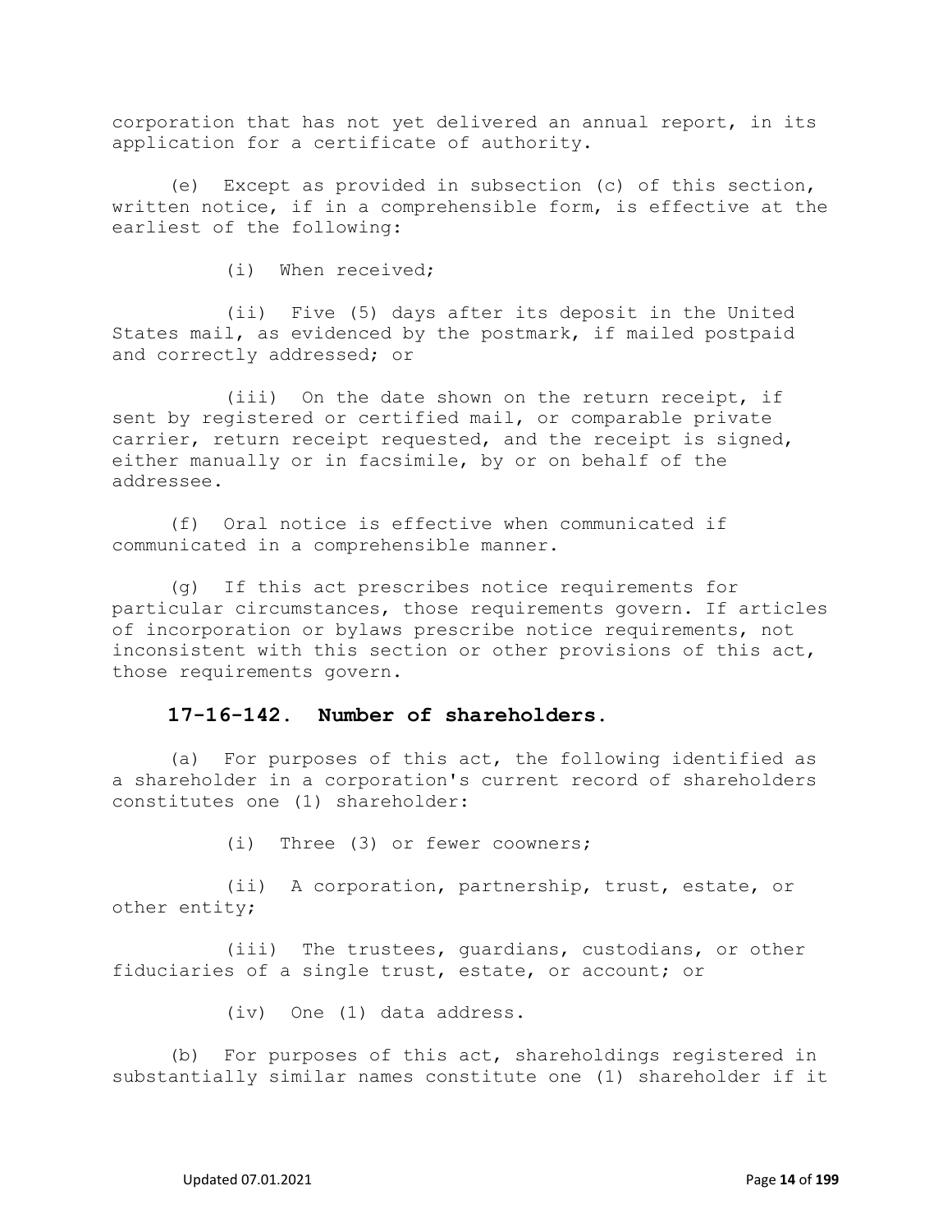corporation that has not yet delivered an annual report, in its application for a certificate of authority.

(e) Except as provided in subsection (c) of this section, written notice, if in a comprehensible form, is effective at the earliest of the following:

(i) When received;

(ii) Five (5) days after its deposit in the United States mail, as evidenced by the postmark, if mailed postpaid and correctly addressed; or

(iii) On the date shown on the return receipt, if sent by registered or certified mail, or comparable private carrier, return receipt requested, and the receipt is signed, either manually or in facsimile, by or on behalf of the addressee.

(f) Oral notice is effective when communicated if communicated in a comprehensible manner.

(g) If this act prescribes notice requirements for particular circumstances, those requirements govern. If articles of incorporation or bylaws prescribe notice requirements, not inconsistent with this section or other provisions of this act, those requirements govern.

### 17-16-142. Number of shareholders.

(a) For purposes of this act, the following identified as a shareholder in a corporation's current record of shareholders constitutes one (1) shareholder:

(i) Three (3) or fewer coowners;

(ii) A corporation, partnership, trust, estate, or other entity;

(iii) The trustees, guardians, custodians, or other fiduciaries of a single trust, estate, or account; or

(iv) One (1) data address.

(b) For purposes of this act, shareholdings registered in substantially similar names constitute one (1) shareholder if it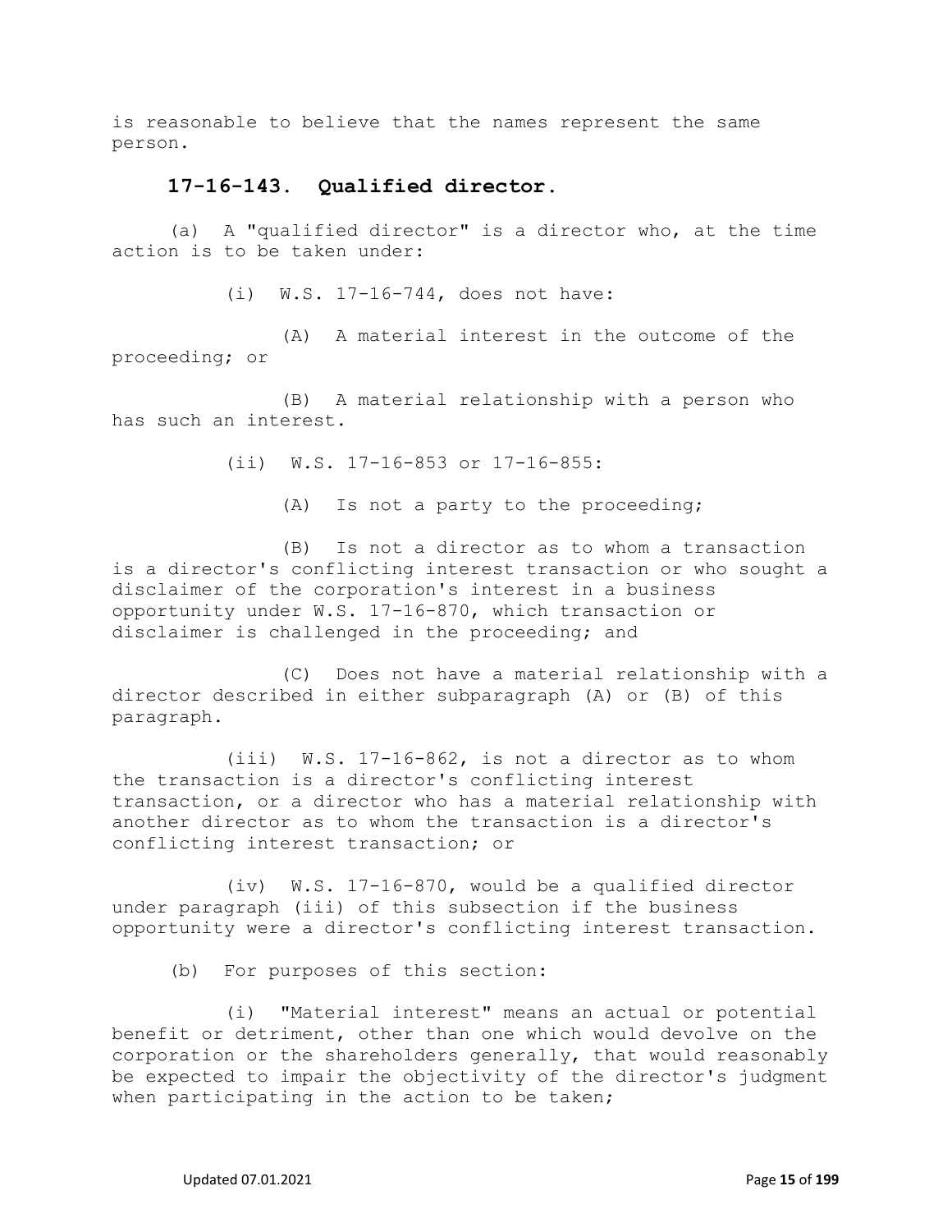is reasonable to believe that the names represent the same person.

### 17-16-143. Qualified director.

(a) A "qualified director" is a director who, at the time action is to be taken under:

(i) W.S. 17-16-744, does not have:

(A) A material interest in the outcome of the proceeding; or

(B) A material relationship with a person who has such an interest.

(ii) W.S. 17-16-853 or 17-16-855:

(A) Is not a party to the proceeding;

(B) Is not a director as to whom a transaction is a director's conflicting interest transaction or who sought a disclaimer of the corporation's interest in a business opportunity under W.S. 17-16-870, which transaction or disclaimer is challenged in the proceeding; and

(C) Does not have a material relationship with a director described in either subparagraph (A) or (B) of this paragraph.

(iii) W.S. 17-16-862, is not a director as to whom the transaction is a director's conflicting interest transaction, or a director who has a material relationship with another director as to whom the transaction is a director's conflicting interest transaction; or

(iv) W.S. 17-16-870, would be a qualified director under paragraph (iii) of this subsection if the business opportunity were a director's conflicting interest transaction.

(b) For purposes of this section:

(i) "Material interest" means an actual or potential benefit or detriment, other than one which would devolve on the corporation or the shareholders generally, that would reasonably be expected to impair the objectivity of the director's judgment when participating in the action to be taken;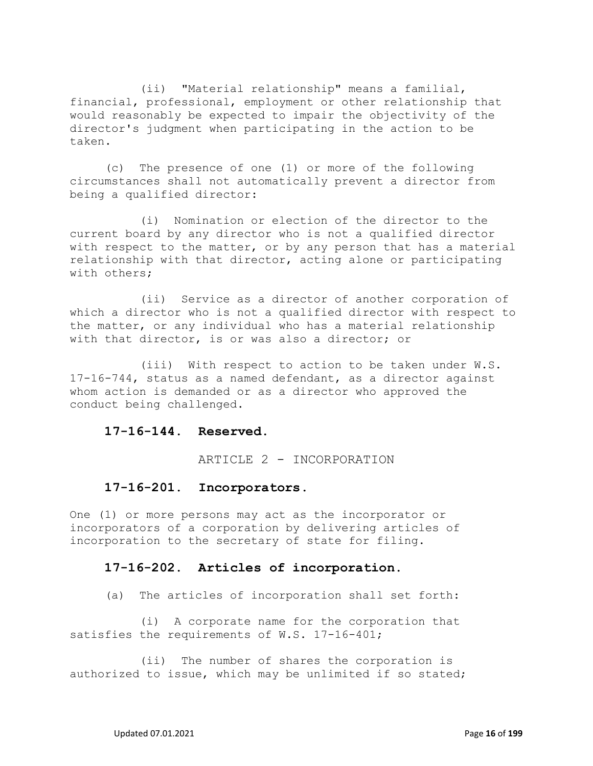(ii) "Material relationship" means a familial, financial, professional, employment or other relationship that would reasonably be expected to impair the objectivity of the director's judgment when participating in the action to be taken.

(c) The presence of one (1) or more of the following circumstances shall not automatically prevent a director from being a qualified director:

(i) Nomination or election of the director to the current board by any director who is not a qualified director with respect to the matter, or by any person that has a material relationship with that director, acting alone or participating with others;

(ii) Service as a director of another corporation of which a director who is not a qualified director with respect to the matter, or any individual who has a material relationship with that director, is or was also a director; or

(iii) With respect to action to be taken under W.S. 17-16-744, status as a named defendant, as a director against whom action is demanded or as a director who approved the conduct being challenged.

**17-16-144. Reserved.**

ARTICLE 2 - INCORPORATION

**17-16-201. Incorporators.**

One (1) or more persons may act as the incorporator or incorporators of a corporation by delivering articles of incorporation to the secretary of state for filing.

**17-16-202. Articles of incorporation.**

(a) The articles of incorporation shall set forth:

(i) A corporate name for the corporation that satisfies the requirements of W.S. 17-16-401;

(ii) The number of shares the corporation is authorized to issue, which may be unlimited if so stated;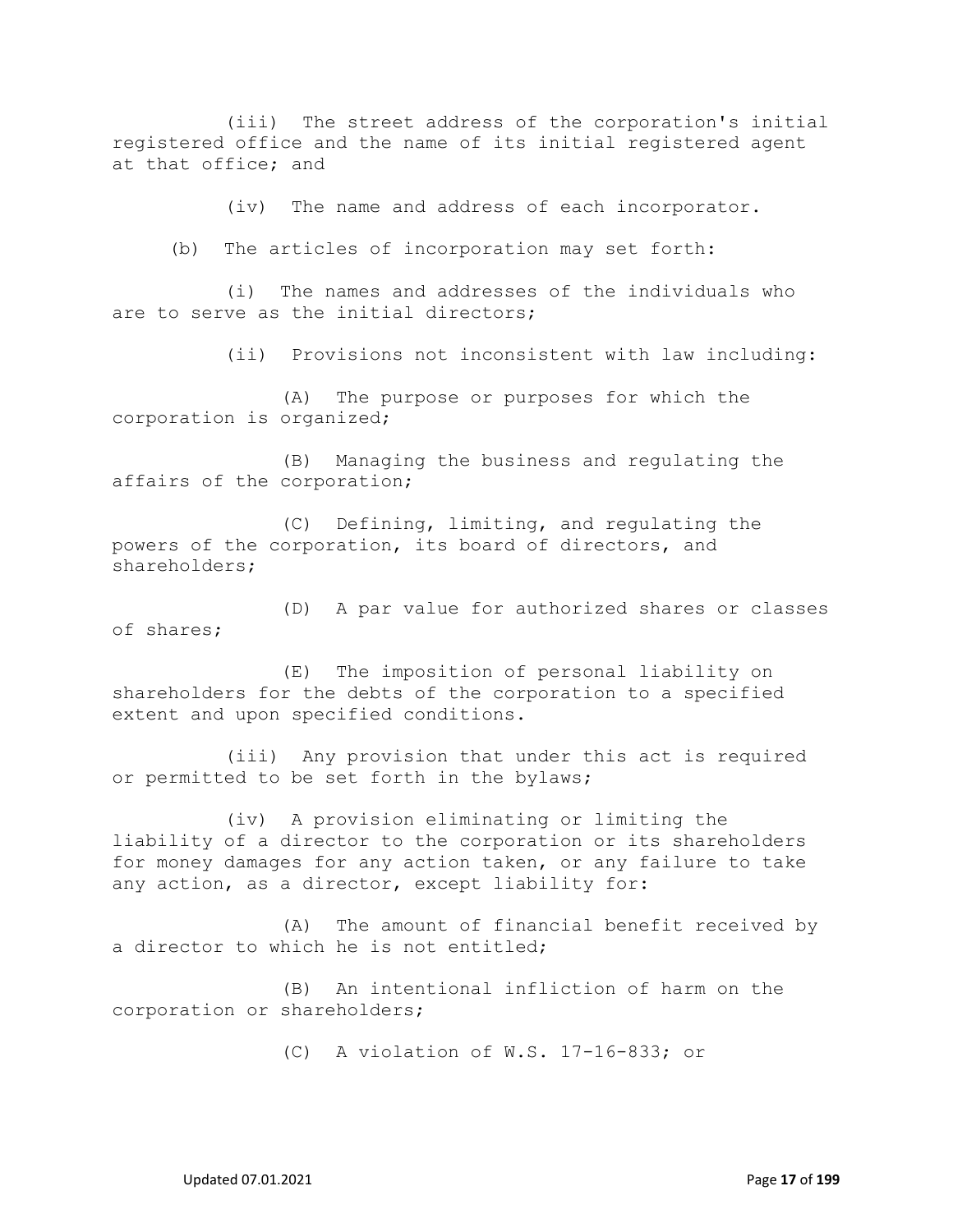(iii) The street address of the corporation's initial registered office and the name of its initial registered agent at that office; and

(iv) The name and address of each incorporator.

(b) The articles of incorporation may set forth:

(i) The names and addresses of the individuals who are to serve as the initial directors;

(ii) Provisions not inconsistent with law including:

(A) The purpose or purposes for which the corporation is organized;

(B) Managing the business and regulating the affairs of the corporation;

(C) Defining, limiting, and regulating the powers of the corporation, its board of directors, and shareholders;

(D) A par value for authorized shares or classes of shares;

(E) The imposition of personal liability on shareholders for the debts of the corporation to a specified extent and upon specified conditions.

(iii) Any provision that under this act is required or permitted to be set forth in the bylaws;

(iv) A provision eliminating or limiting the liability of a director to the corporation or its shareholders for money damages for any action taken, or any failure to take any action, as a director, except liability for:

(A) The amount of financial benefit received by a director to which he is not entitled;

(B) An intentional infliction of harm on the corporation or shareholders;

(C) A violation of W.S. 17-16-833; or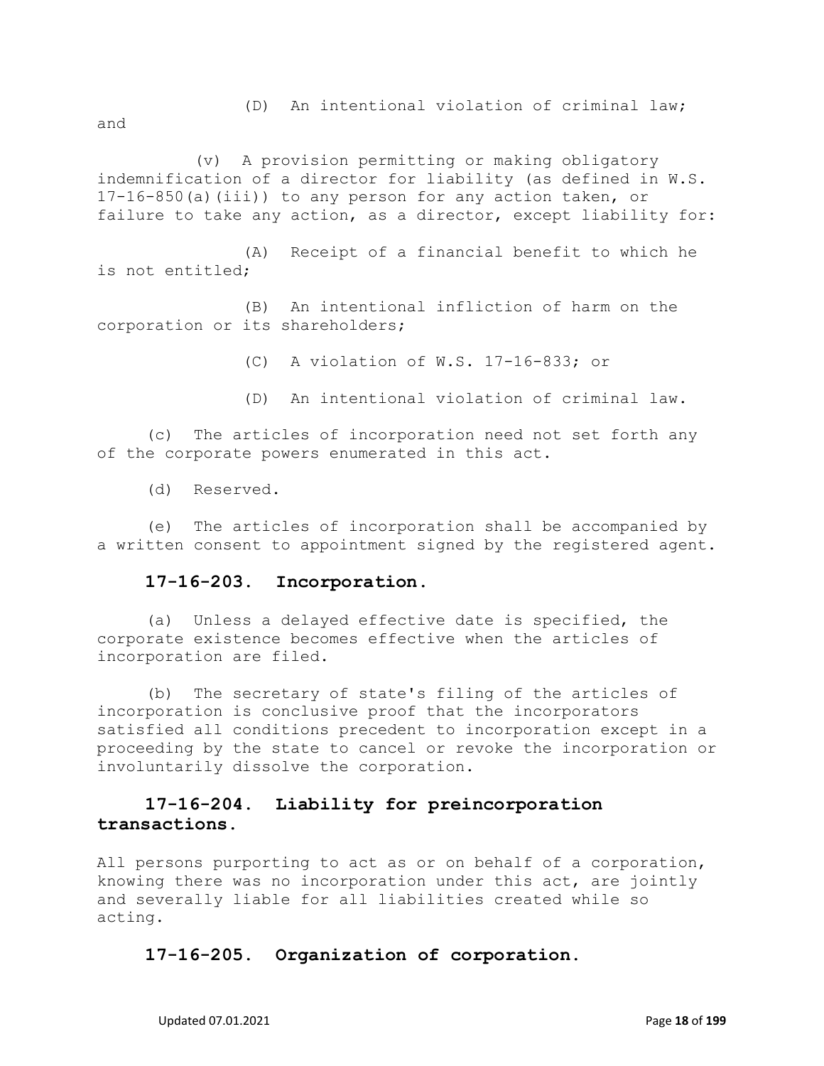(D) An intentional violation of criminal law; and

(v) A provision permitting or making obligatory indemnification of a director for liability (as defined in W.S. 17-16-850(a)(iii)) to any person for any action taken, or failure to take any action, as a director, except liability for:

(A) Receipt of a financial benefit to which he is not entitled;

(B) An intentional infliction of harm on the corporation or its shareholders;

(C) A violation of W.S. 17-16-833; or

(D) An intentional violation of criminal law.

(c) The articles of incorporation need not set forth any of the corporate powers enumerated in this act.

(d) Reserved.

(e) The articles of incorporation shall be accompanied by a written consent to appointment signed by the registered agent.

### 17-16-203. Incorporation.

(a) Unless a delayed effective date is specified, the corporate existence becomes effective when the articles of incorporation are filed.

(b) The secretary of state's filing of the articles of incorporation is conclusive proof that the incorporators satisfied all conditions precedent to incorporation except in a proceeding by the state to cancel or revoke the incorporation or involuntarily dissolve the corporation.

### 17-16-204. Liability for preincorporation transactions.

All persons purporting to act as or on behalf of a corporation, knowing there was no incorporation under this act, are jointly and severally liable for all liabilities created while so acting.

### 17-16-205. Organization of corporation.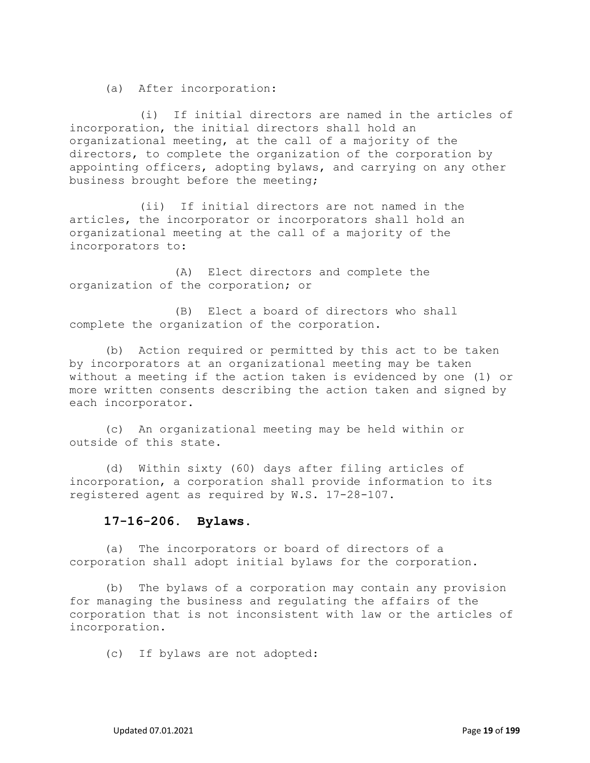(a) After incorporation:

(i) If initial directors are named in the articles of incorporation, the initial directors shall hold an organizational meeting, at the call of a majority of the directors, to complete the organization of the corporation by appointing officers, adopting bylaws, and carrying on any other business brought before the meeting;

(ii) If initial directors are not named in the articles, the incorporator or incorporators shall hold an organizational meeting at the call of a majority of the incorporators to:

(A) Elect directors and complete the organization of the corporation; or

(B) Elect a board of directors who shall complete the organization of the corporation.

(b) Action required or permitted by this act to be taken by incorporators at an organizational meeting may be taken without a meeting if the action taken is evidenced by one (1) or more written consents describing the action taken and signed by each incorporator.

(c) An organizational meeting may be held within or outside of this state.

(d) Within sixty (60) days after filing articles of incorporation, a corporation shall provide information to its registered agent as required by W.S. 17-28-107.

### 17-16-206. Bylaws.

(a) The incorporators or board of directors of a corporation shall adopt initial bylaws for the corporation.

(b) The bylaws of a corporation may contain any provision for managing the business and regulating the affairs of the corporation that is not inconsistent with law or the articles of incorporation.

(c) If bylaws are not adopted: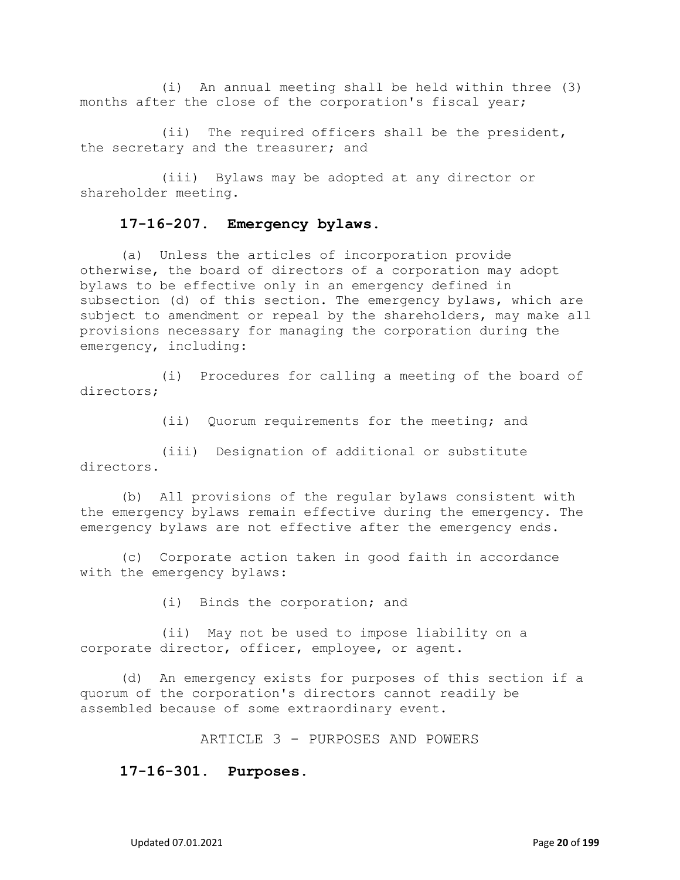(i) An annual meeting shall be held within three (3) months after the close of the corporation's fiscal year;

(ii) The required officers shall be the president, the secretary and the treasurer; and

(iii) Bylaws may be adopted at any director or shareholder meeting.

**17-16-207. Emergency bylaws.**

(a) Unless the articles of incorporation provide otherwise, the board of directors of a corporation may adopt bylaws to be effective only in an emergency defined in subsection (d) of this section. The emergency bylaws, which are subject to amendment or repeal by the shareholders, may make all provisions necessary for managing the corporation during the emergency, including:

(i) Procedures for calling a meeting of the board of directors;

(ii) Quorum requirements for the meeting; and

(iii) Designation of additional or substitute directors.

(b) All provisions of the regular bylaws consistent with the emergency bylaws remain effective during the emergency. The emergency bylaws are not effective after the emergency ends.

(c) Corporate action taken in good faith in accordance with the emergency bylaws:

(i) Binds the corporation; and

(ii) May not be used to impose liability on a corporate director, officer, employee, or agent.

(d) An emergency exists for purposes of this section if a quorum of the corporation's directors cannot readily be assembled because of some extraordinary event.

ARTICLE 3 - PURPOSES AND POWERS

**17-16-301. Purposes.**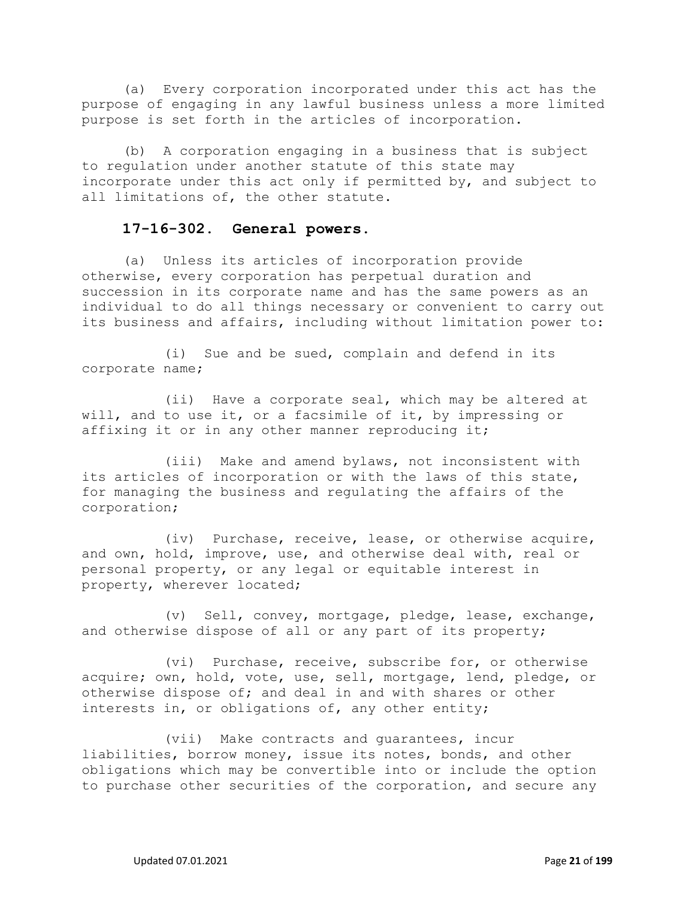(a) Every corporation incorporated under this act has the purpose of engaging in any lawful business unless a more limited purpose is set forth in the articles of incorporation.

(b) A corporation engaging in a business that is subject to regulation under another statute of this state may incorporate under this act only if permitted by, and subject to all limitations of, the other statute.

### 17-16-302. General powers.

(a) Unless its articles of incorporation provide otherwise, every corporation has perpetual duration and succession in its corporate name and has the same powers as an individual to do all things necessary or convenient to carry out its business and affairs, including without limitation power to:

(i) Sue and be sued, complain and defend in its corporate name;

(ii) Have a corporate seal, which may be altered at will, and to use it, or a facsimile of it, by impressing or affixing it or in any other manner reproducing it;

(iii) Make and amend bylaws, not inconsistent with its articles of incorporation or with the laws of this state, for managing the business and regulating the affairs of the corporation;

(iv) Purchase, receive, lease, or otherwise acquire, and own, hold, improve, use, and otherwise deal with, real or personal property, or any legal or equitable interest in property, wherever located;

(v) Sell, convey, mortgage, pledge, lease, exchange, and otherwise dispose of all or any part of its property;

(vi) Purchase, receive, subscribe for, or otherwise acquire; own, hold, vote, use, sell, mortgage, lend, pledge, or otherwise dispose of; and deal in and with shares or other interests in, or obligations of, any other entity;

(vii) Make contracts and guarantees, incur liabilities, borrow money, issue its notes, bonds, and other obligations which may be convertible into or include the option to purchase other securities of the corporation, and secure any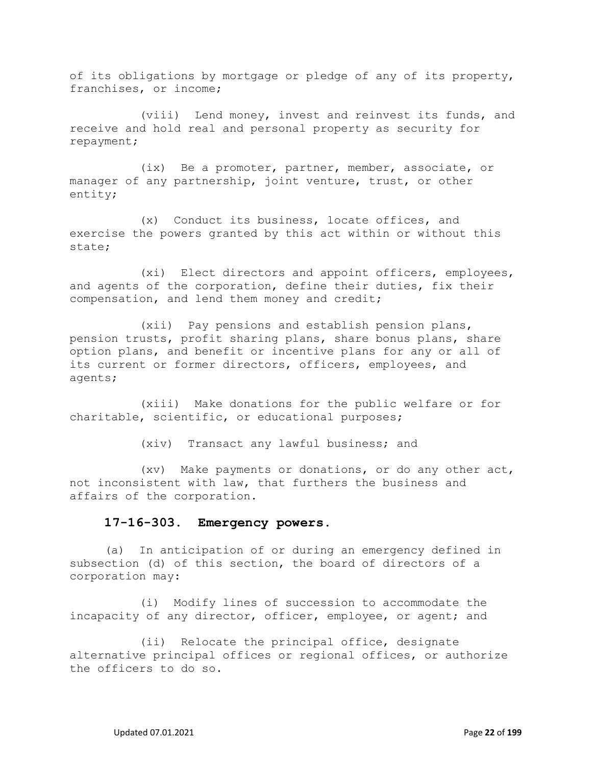of its obligations by mortgage or pledge of any of its property, franchises, or income;

(viii) Lend money, invest and reinvest its funds, and receive and hold real and personal property as security for repayment;

(ix) Be a promoter, partner, member, associate, or manager of any partnership, joint venture, trust, or other entity;

(x) Conduct its business, locate offices, and exercise the powers granted by this act within or without this state;

(xi) Elect directors and appoint officers, employees, and agents of the corporation, define their duties, fix their compensation, and lend them money and credit;

(xii) Pay pensions and establish pension plans, pension trusts, profit sharing plans, share bonus plans, share option plans, and benefit or incentive plans for any or all of its current or former directors, officers, employees, and agents;

(xiii) Make donations for the public welfare or for charitable, scientific, or educational purposes;

(xiv) Transact any lawful business; and

(xv) Make payments or donations, or do any other act, not inconsistent with law, that furthers the business and affairs of the corporation.

### 17-16-303. Emergency powers.

(a) In anticipation of or during an emergency defined in subsection (d) of this section, the board of directors of a corporation may:

(i) Modify lines of succession to accommodate the incapacity of any director, officer, employee, or agent; and

(ii) Relocate the principal office, designate alternative principal offices or regional offices, or authorize the officers to do so.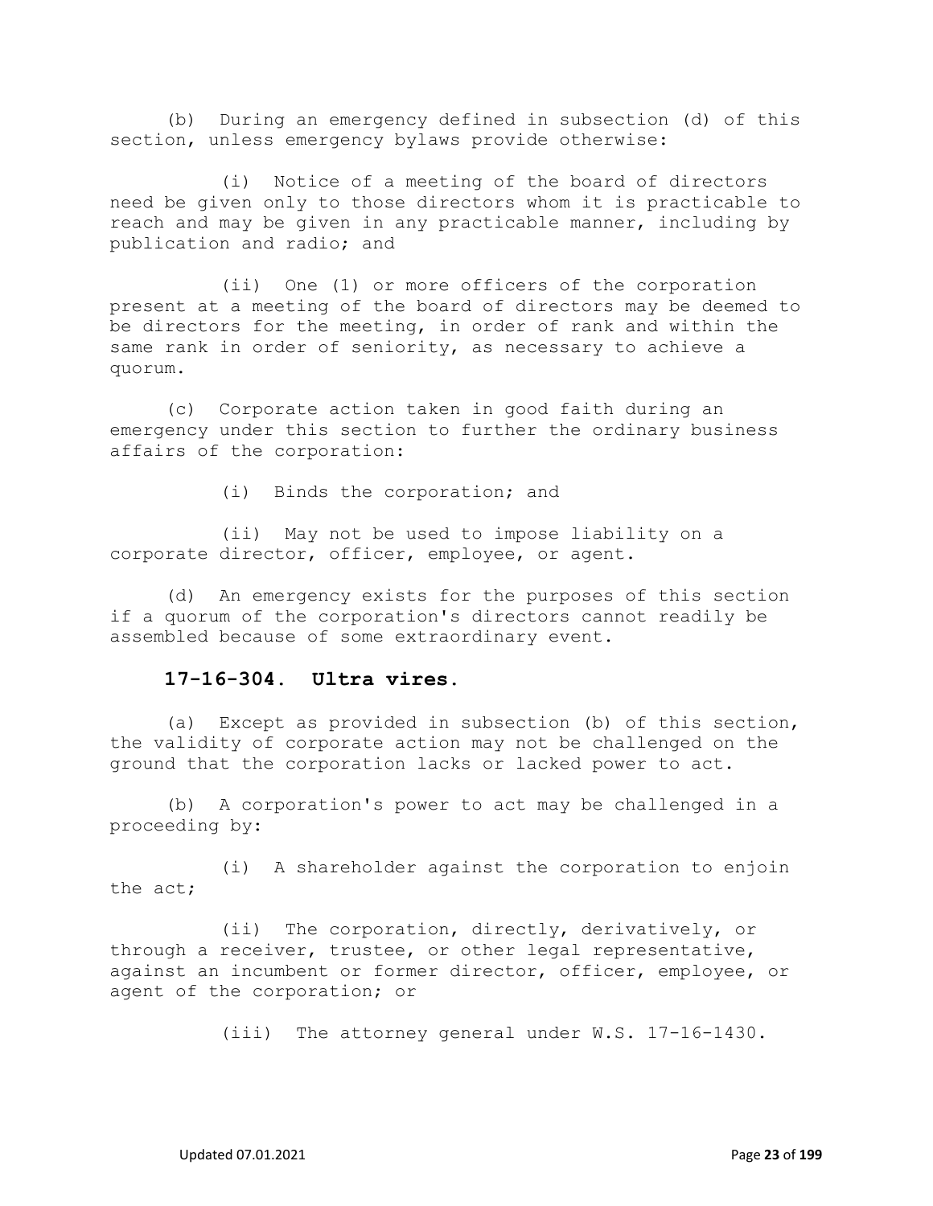(b) During an emergency defined in subsection (d) of this section, unless emergency bylaws provide otherwise:

(i) Notice of a meeting of the board of directors need be given only to those directors whom it is practicable to reach and may be given in any practicable manner, including by publication and radio; and

(ii) One (1) or more officers of the corporation present at a meeting of the board of directors may be deemed to be directors for the meeting, in order of rank and within the same rank in order of seniority, as necessary to achieve a quorum.

(c) Corporate action taken in good faith during an emergency under this section to further the ordinary business affairs of the corporation:

(i) Binds the corporation; and

(ii) May not be used to impose liability on a corporate director, officer, employee, or agent.

(d) An emergency exists for the purposes of this section if a quorum of the corporation's directors cannot readily be assembled because of some extraordinary event.

**17-16-304. Ultra vires.**

(a) Except as provided in subsection (b) of this section, the validity of corporate action may not be challenged on the ground that the corporation lacks or lacked power to act.

(b) A corporation's power to act may be challenged in a proceeding by:

(i) A shareholder against the corporation to enjoin the act;

(ii) The corporation, directly, derivatively, or through a receiver, trustee, or other legal representative, against an incumbent or former director, officer, employee, or agent of the corporation; or

(iii) The attorney general under W.S. 17-16-1430.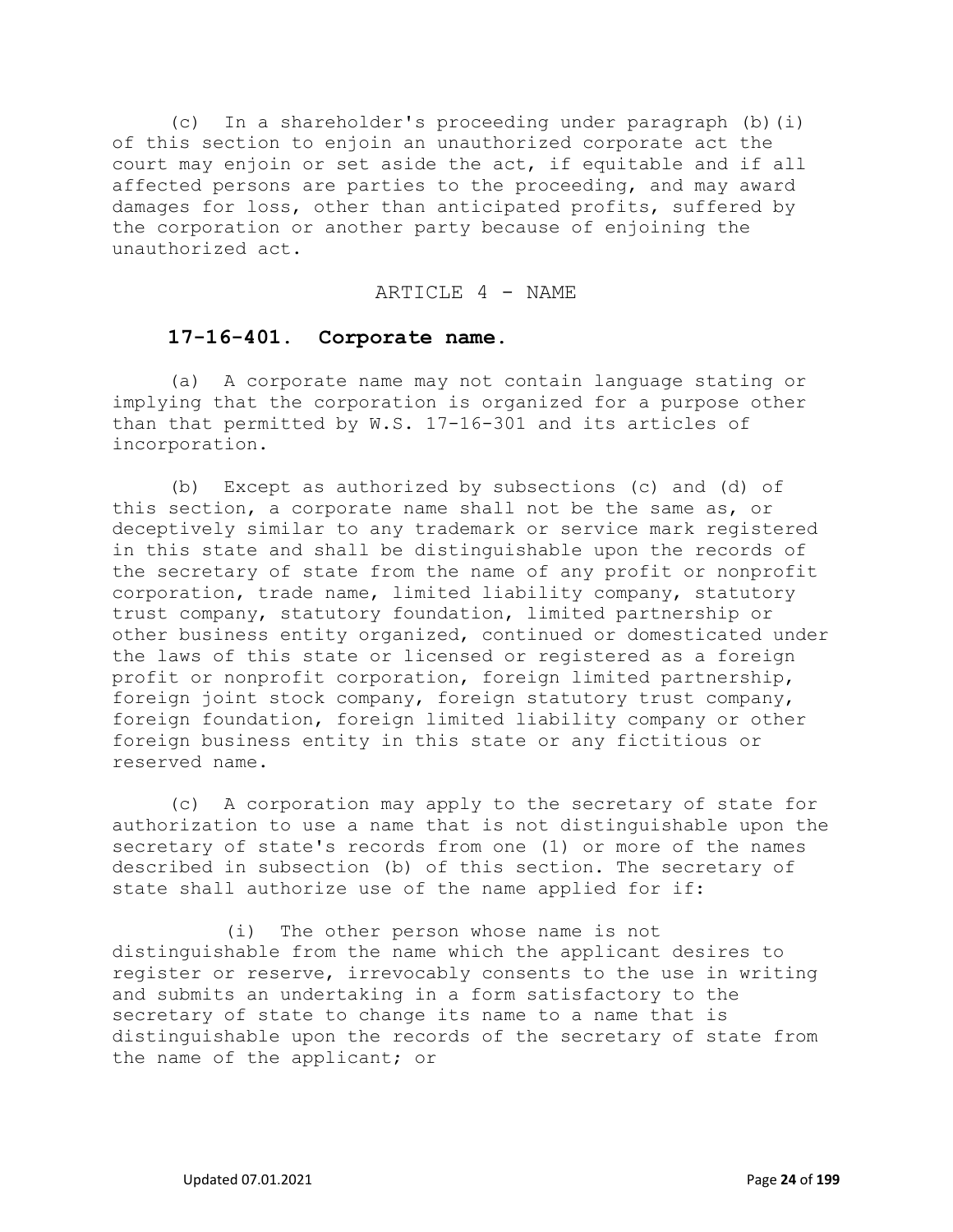(c) In a shareholder's proceeding under paragraph (b)(i) of this section to enjoin an unauthorized corporate act the court may enjoin or set aside the act, if equitable and if all affected persons are parties to the proceeding, and may award damages for loss, other than anticipated profits, suffered by the corporation or another party because of enjoining the unauthorized act.

## ARTICLE 4 - NAME

### 17-16-401. Corporate name.

(a) A corporate name may not contain language stating or implying that the corporation is organized for a purpose other than that permitted by W.S. 17-16-301 and its articles of incorporation.

(b) Except as authorized by subsections (c) and (d) of this section, a corporate name shall not be the same as, or deceptively similar to any trademark or service mark registered in this state and shall be distinguishable upon the records of the secretary of state from the name of any profit or nonprofit corporation, trade name, limited liability company, statutory trust company, statutory foundation, limited partnership or other business entity organized, continued or domesticated under the laws of this state or licensed or registered as a foreign profit or nonprofit corporation, foreign limited partnership, foreign joint stock company, foreign statutory trust company, foreign foundation, foreign limited liability company or other foreign business entity in this state or any fictitious or reserved name.

(c) A corporation may apply to the secretary of state for authorization to use a name that is not distinguishable upon the secretary of state's records from one (1) or more of the names described in subsection (b) of this section. The secretary of state shall authorize use of the name applied for if:

(i) The other person whose name is not distinguishable from the name which the applicant desires to register or reserve, irrevocably consents to the use in writing and submits an undertaking in a form satisfactory to the secretary of state to change its name to a name that is distinguishable upon the records of the secretary of state from the name of the applicant; or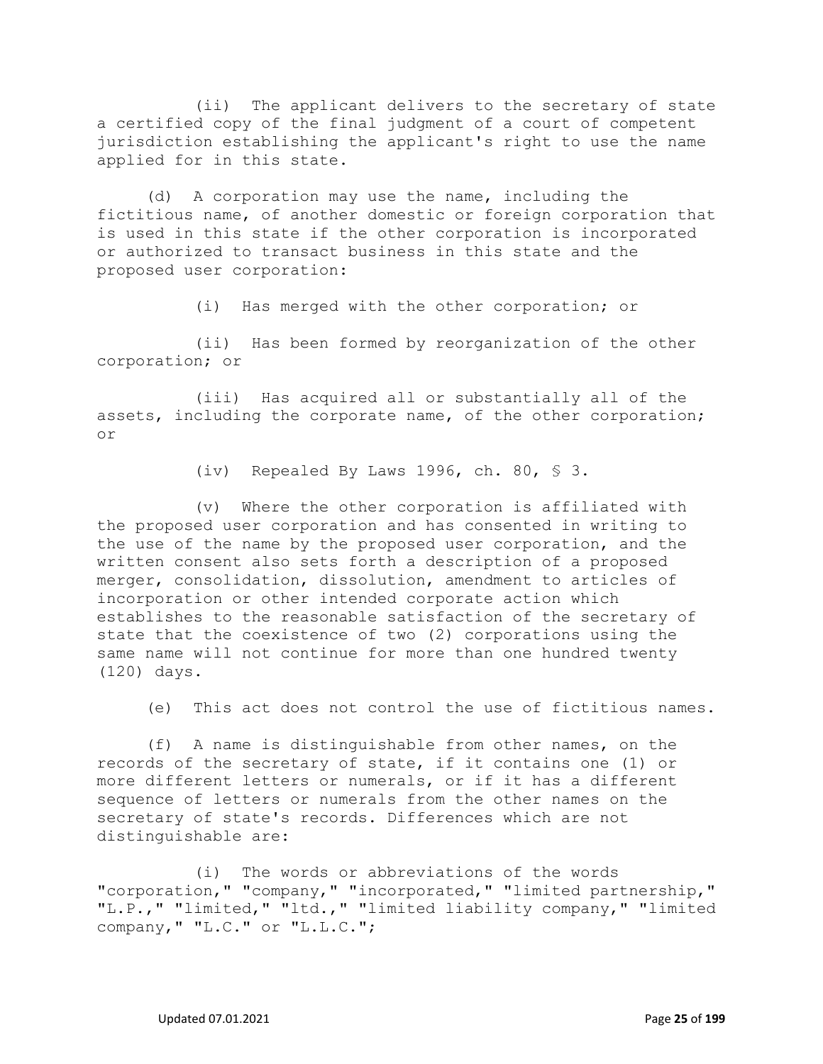(ii) The applicant delivers to the secretary of state a certified copy of the final judgment of a court of competent jurisdiction establishing the applicant's right to use the name applied for in this state.

(d) A corporation may use the name, including the fictitious name, of another domestic or foreign corporation that is used in this state if the other corporation is incorporated or authorized to transact business in this state and the proposed user corporation:

(i) Has merged with the other corporation; or

(ii) Has been formed by reorganization of the other corporation; or

(iii) Has acquired all or substantially all of the assets, including the corporate name, of the other corporation; or

(iv) Repealed By Laws 1996, ch. 80, § 3.

(v) Where the other corporation is affiliated with the proposed user corporation and has consented in writing to the use of the name by the proposed user corporation, and the written consent also sets forth a description of a proposed merger, consolidation, dissolution, amendment to articles of incorporation or other intended corporate action which establishes to the reasonable satisfaction of the secretary of state that the coexistence of two (2) corporations using the same name will not continue for more than one hundred twenty (120) days.

(e) This act does not control the use of fictitious names.

(f) A name is distinguishable from other names, on the records of the secretary of state, if it contains one (1) or more different letters or numerals, or if it has a different sequence of letters or numerals from the other names on the secretary of state's records. Differences which are not distinguishable are:

(i) The words or abbreviations of the words "corporation," "company," "incorporated," "limited partnership," "L.P.," "limited," "ltd.," "limited liability company," "limited company," "L.C." or "L.L.C.";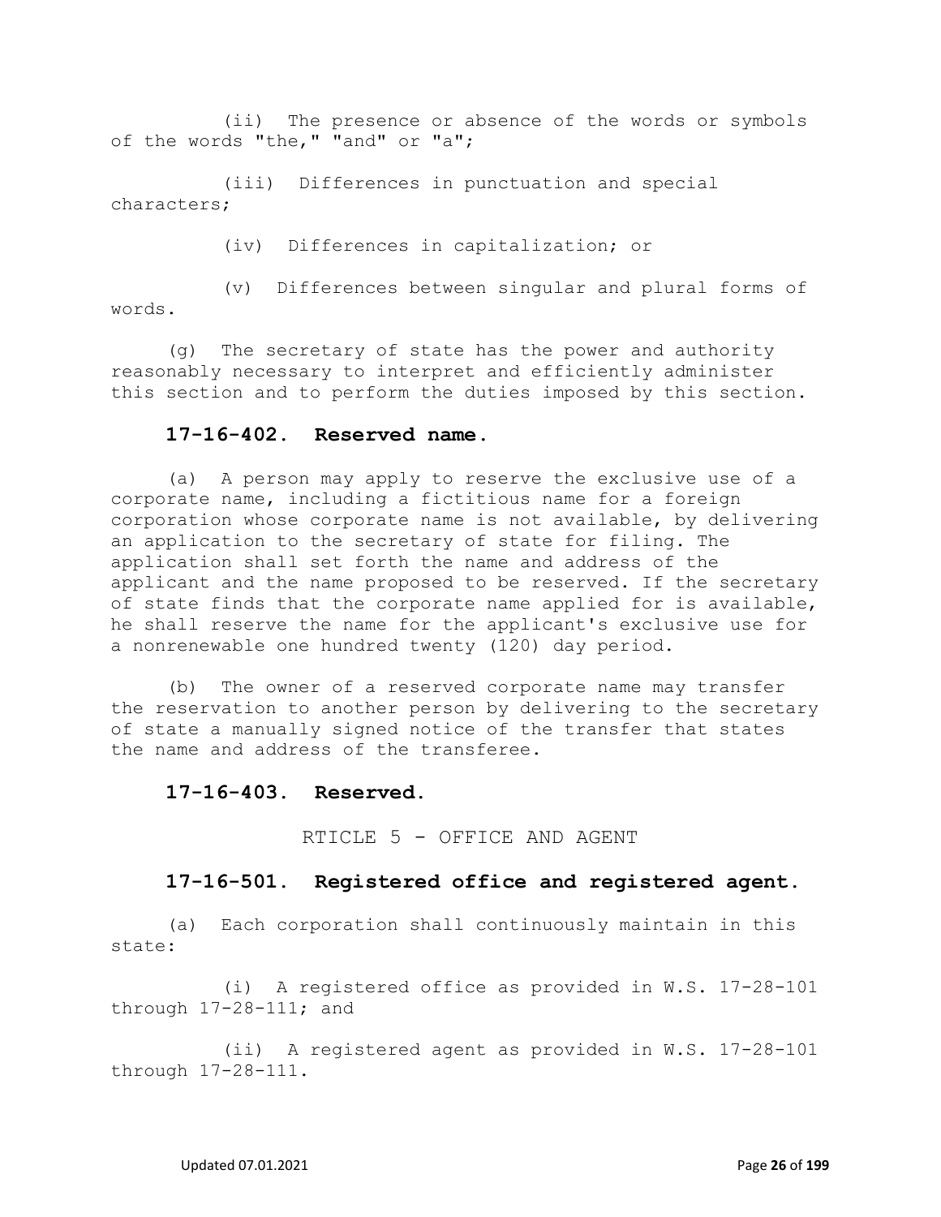(ii) The presence or absence of the words or symbols of the words "the," "and" or "a";

(iii) Differences in punctuation and special characters;

(iv) Differences in capitalization; or

(v) Differences between singular and plural forms of words.

(g) The secretary of state has the power and authority reasonably necessary to interpret and efficiently administer this section and to perform the duties imposed by this section.

### 17-16-402. Reserved name.

(a) A person may apply to reserve the exclusive use of a corporate name, including a fictitious name for a foreign corporation whose corporate name is not available, by delivering an application to the secretary of state for filing. The application shall set forth the name and address of the applicant and the name proposed to be reserved. If the secretary of state finds that the corporate name applied for is available, he shall reserve the name for the applicant's exclusive use for a nonrenewable one hundred twenty (120) day period.

(b) The owner of a reserved corporate name may transfer the reservation to another person by delivering to the secretary of state a manually signed notice of the transfer that states the name and address of the transferee.

### 17-16-403. Reserved.

RTICLE 5 - OFFICE AND AGENT

### 17-16-501. Registered office and registered agent.

(a) Each corporation shall continuously maintain in this state:

(i) A registered office as provided in W.S. 17-28-101 through 17-28-111; and

(ii) A registered agent as provided in W.S. 17-28-101 through 17-28-111.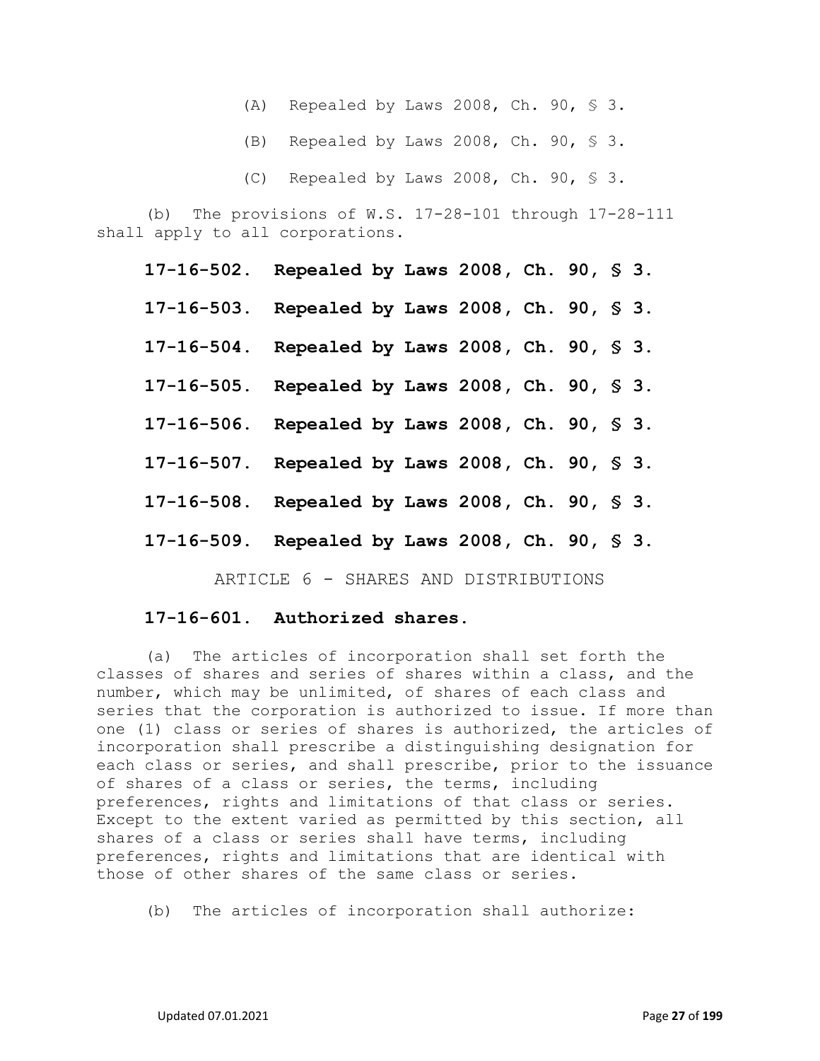(A) Repealed by Laws 2008, Ch. 90, § 3.

(B) Repealed by Laws 2008, Ch. 90, § 3.

(C) Repealed by Laws 2008, Ch. 90, § 3.

(b) The provisions of W.S. 17-28-101 through 17-28-111 shall apply to all corporations.

**17-16-502. Repealed by Laws 2008, Ch. 90, § 3.**

**17-16-503. Repealed by Laws 2008, Ch. 90, § 3.**

**17-16-504. Repealed by Laws 2008, Ch. 90, § 3.**

**17-16-505. Repealed by Laws 2008, Ch. 90, § 3.**

**17-16-506. Repealed by Laws 2008, Ch. 90, § 3.**

**17-16-507. Repealed by Laws 2008, Ch. 90, § 3.**

**17-16-508. Repealed by Laws 2008, Ch. 90, § 3.**

**17-16-509. Repealed by Laws 2008, Ch. 90, § 3.**

ARTICLE 6 - SHARES AND DISTRIBUTIONS

**17-16-601. Authorized shares.**

(a) The articles of incorporation shall set forth the classes of shares and series of shares within a class, and the number, which may be unlimited, of shares of each class and series that the corporation is authorized to issue. If more than one (1) class or series of shares is authorized, the articles of incorporation shall prescribe a distinguishing designation for each class or series, and shall prescribe, prior to the issuance of shares of a class or series, the terms, including preferences, rights and limitations of that class or series. Except to the extent varied as permitted by this section, all shares of a class or series shall have terms, including preferences, rights and limitations that are identical with those of other shares of the same class or series.

(b) The articles of incorporation shall authorize: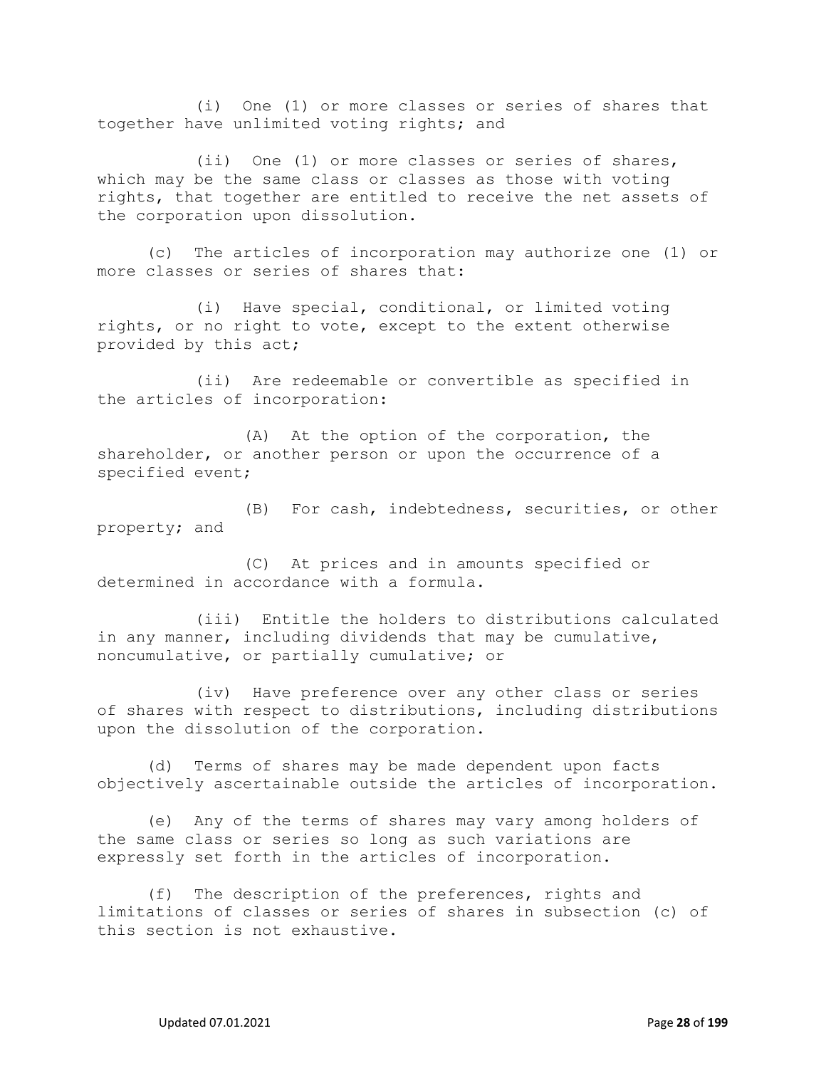(i) One (1) or more classes or series of shares that together have unlimited voting rights; and

(ii) One (1) or more classes or series of shares, which may be the same class or classes as those with voting rights, that together are entitled to receive the net assets of the corporation upon dissolution.

(c) The articles of incorporation may authorize one (1) or more classes or series of shares that:

(i) Have special, conditional, or limited voting rights, or no right to vote, except to the extent otherwise provided by this act;

(ii) Are redeemable or convertible as specified in the articles of incorporation:

(A) At the option of the corporation, the shareholder, or another person or upon the occurrence of a specified event;

(B) For cash, indebtedness, securities, or other property; and

(C) At prices and in amounts specified or determined in accordance with a formula.

(iii) Entitle the holders to distributions calculated in any manner, including dividends that may be cumulative, noncumulative, or partially cumulative; or

(iv) Have preference over any other class or series of shares with respect to distributions, including distributions upon the dissolution of the corporation.

(d) Terms of shares may be made dependent upon facts objectively ascertainable outside the articles of incorporation.

(e) Any of the terms of shares may vary among holders of the same class or series so long as such variations are expressly set forth in the articles of incorporation.

(f) The description of the preferences, rights and limitations of classes or series of shares in subsection (c) of this section is not exhaustive.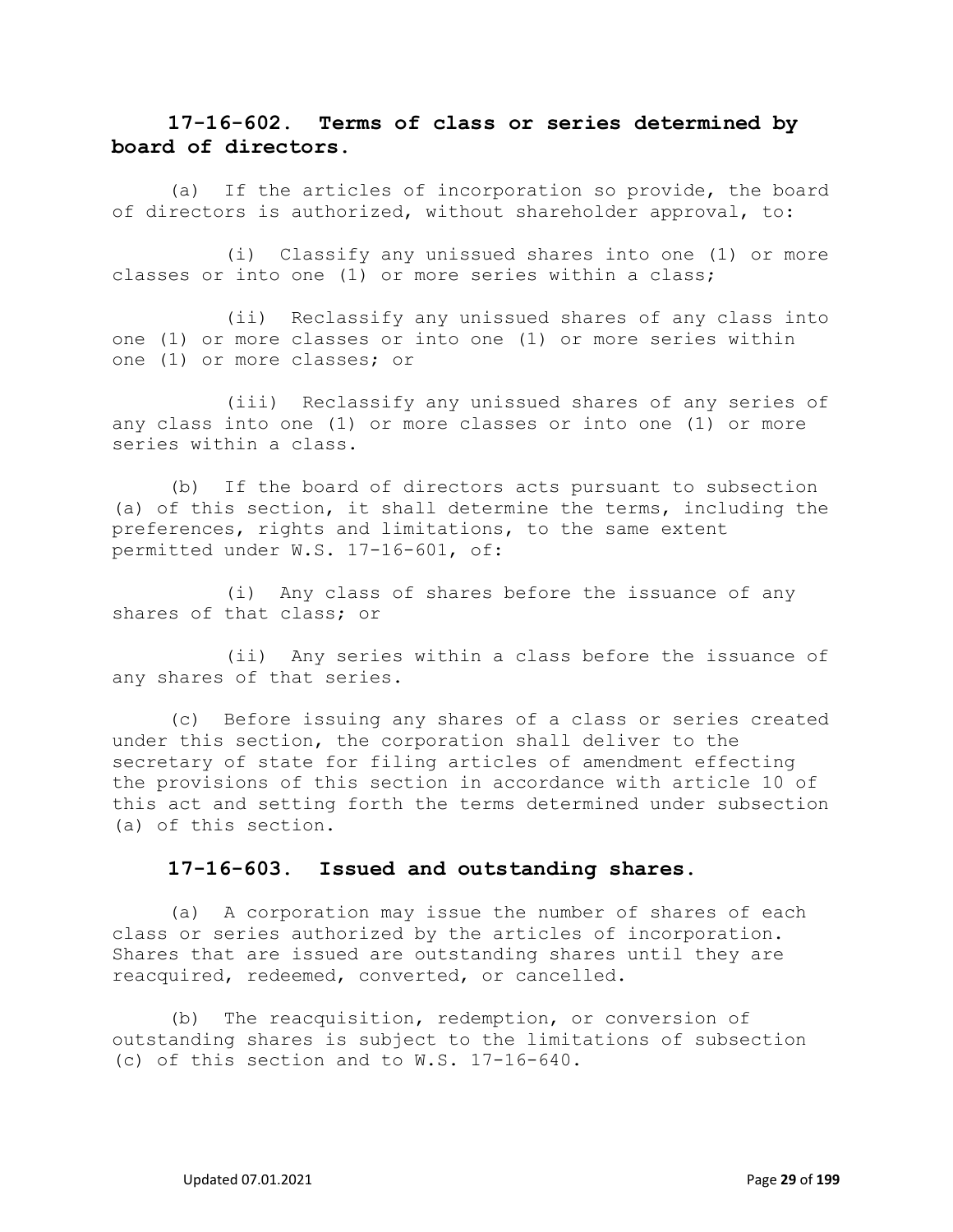**17-16-602. Terms of class or series determined by board of directors.**

(a) If the articles of incorporation so provide, the board of directors is authorized, without shareholder approval, to:

(i) Classify any unissued shares into one (1) or more classes or into one (1) or more series within a class;

(ii) Reclassify any unissued shares of any class into one (1) or more classes or into one (1) or more series within one (1) or more classes; or

(iii) Reclassify any unissued shares of any series of any class into one (1) or more classes or into one (1) or more series within a class.

(b) If the board of directors acts pursuant to subsection (a) of this section, it shall determine the terms, including the preferences, rights and limitations, to the same extent permitted under W.S. 17-16-601, of:

(i) Any class of shares before the issuance of any shares of that class; or

(ii) Any series within a class before the issuance of any shares of that series.

(c) Before issuing any shares of a class or series created under this section, the corporation shall deliver to the secretary of state for filing articles of amendment effecting the provisions of this section in accordance with article 10 of this act and setting forth the terms determined under subsection (a) of this section.

**17-16-603. Issued and outstanding shares.**

(a) A corporation may issue the number of shares of each class or series authorized by the articles of incorporation. Shares that are issued are outstanding shares until they are reacquired, redeemed, converted, or cancelled.

(b) The reacquisition, redemption, or conversion of outstanding shares is subject to the limitations of subsection (c) of this section and to W.S. 17-16-640.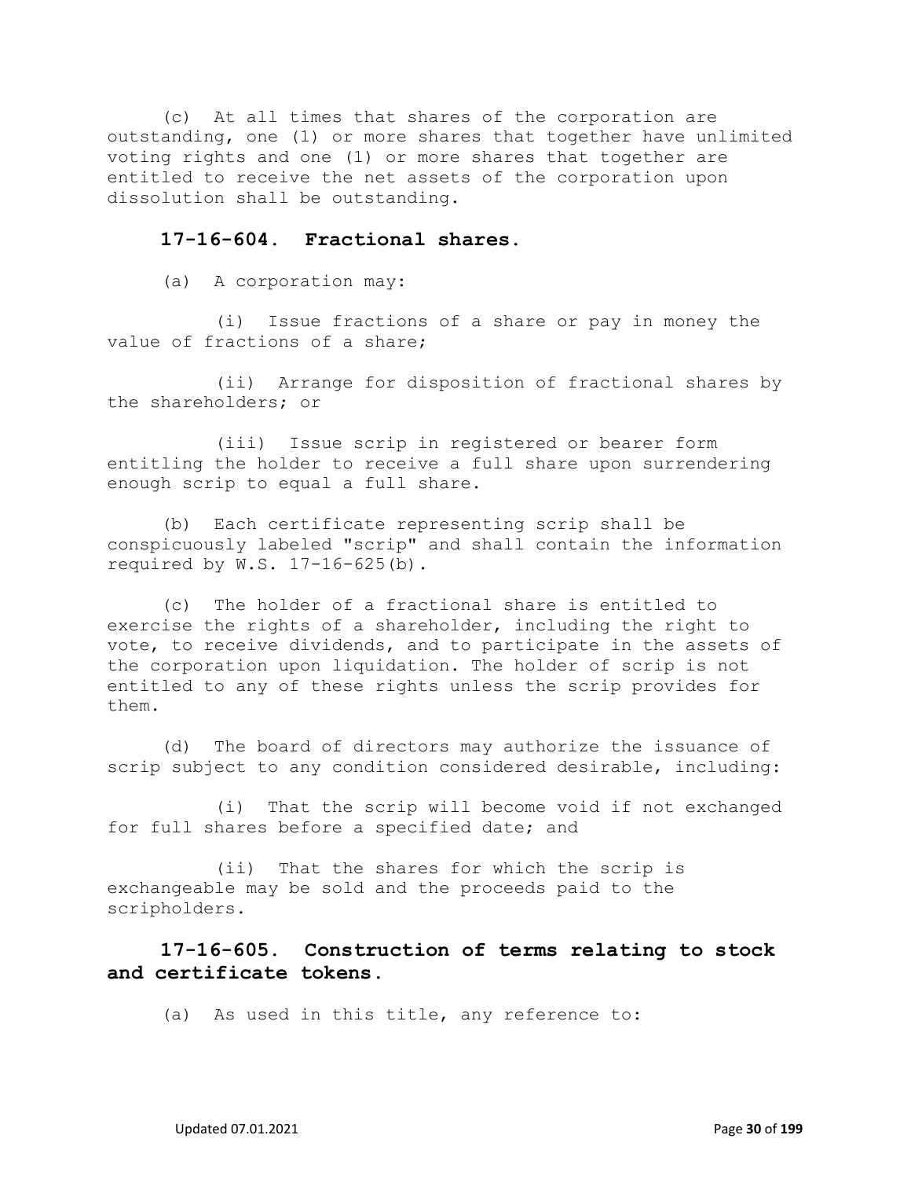(c) At all times that shares of the corporation are outstanding, one (1) or more shares that together have unlimited voting rights and one (1) or more shares that together are entitled to receive the net assets of the corporation upon dissolution shall be outstanding.

## 17-16-604. Fractional shares.

(a) A corporation may:

(i) Issue fractions of a share or pay in money the value of fractions of a share;

(ii) Arrange for disposition of fractional shares by the shareholders; or

(iii) Issue scrip in registered or bearer form entitling the holder to receive a full share upon surrendering enough scrip to equal a full share.

(b) Each certificate representing scrip shall be conspicuously labeled "scrip" and shall contain the information required by W.S. 17-16-625(b).

(c) The holder of a fractional share is entitled to exercise the rights of a shareholder, including the right to vote, to receive dividends, and to participate in the assets of the corporation upon liquidation. The holder of scrip is not entitled to any of these rights unless the scrip provides for them.

(d) The board of directors may authorize the issuance of scrip subject to any condition considered desirable, including:

(i) That the scrip will become void if not exchanged for full shares before a specified date; and

(ii) That the shares for which the scrip is exchangeable may be sold and the proceeds paid to the scripholders.

## 17-16-605. Construction of terms relating to stock and certificate tokens.

(a) As used in this title, any reference to: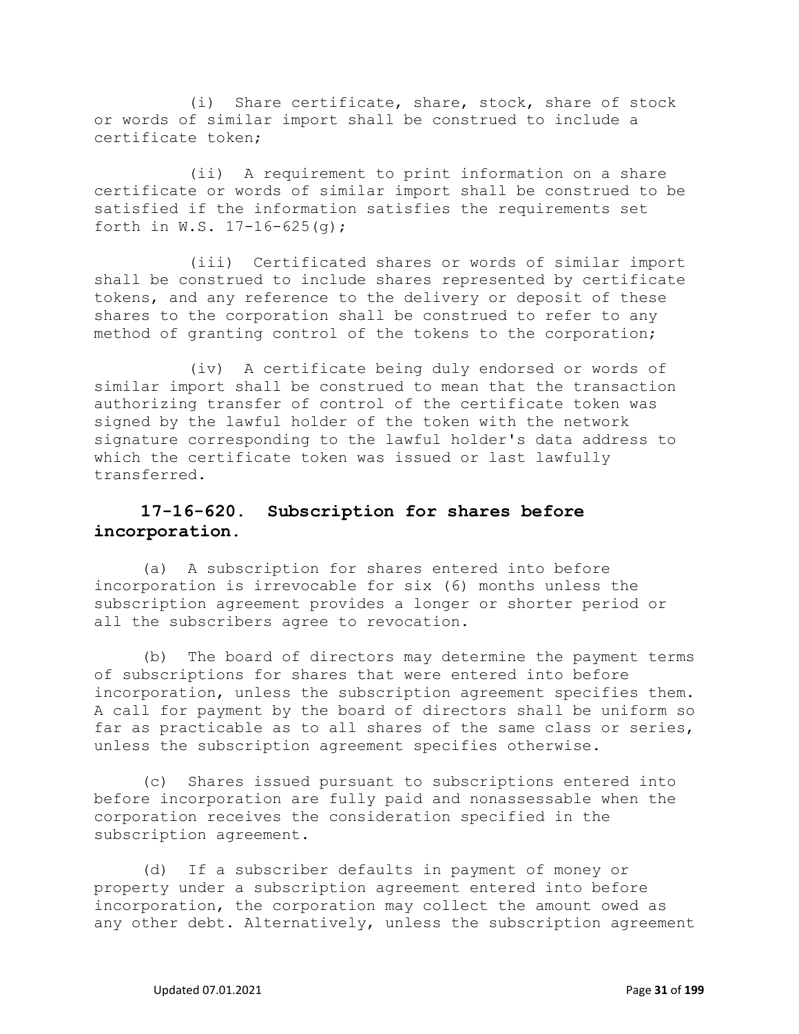(i) Share certificate, share, stock, share of stock or words of similar import shall be construed to include a certificate token;

(ii) A requirement to print information on a share certificate or words of similar import shall be construed to be satisfied if the information satisfies the requirements set forth in W.S. 17-16-625(g);

(iii) Certificated shares or words of similar import shall be construed to include shares represented by certificate tokens, and any reference to the delivery or deposit of these shares to the corporation shall be construed to refer to any method of granting control of the tokens to the corporation;

(iv) A certificate being duly endorsed or words of similar import shall be construed to mean that the transaction authorizing transfer of control of the certificate token was signed by the lawful holder of the token with the network signature corresponding to the lawful holder's data address to which the certificate token was issued or last lawfully transferred.

## 17-16-620. Subscription for shares before incorporation.

(a) A subscription for shares entered into before incorporation is irrevocable for six (6) months unless the subscription agreement provides a longer or shorter period or all the subscribers agree to revocation.

(b) The board of directors may determine the payment terms of subscriptions for shares that were entered into before incorporation, unless the subscription agreement specifies them. A call for payment by the board of directors shall be uniform so far as practicable as to all shares of the same class or series, unless the subscription agreement specifies otherwise.

(c) Shares issued pursuant to subscriptions entered into before incorporation are fully paid and nonassessable when the corporation receives the consideration specified in the subscription agreement.

(d) If a subscriber defaults in payment of money or property under a subscription agreement entered into before incorporation, the corporation may collect the amount owed as any other debt. Alternatively, unless the subscription agreement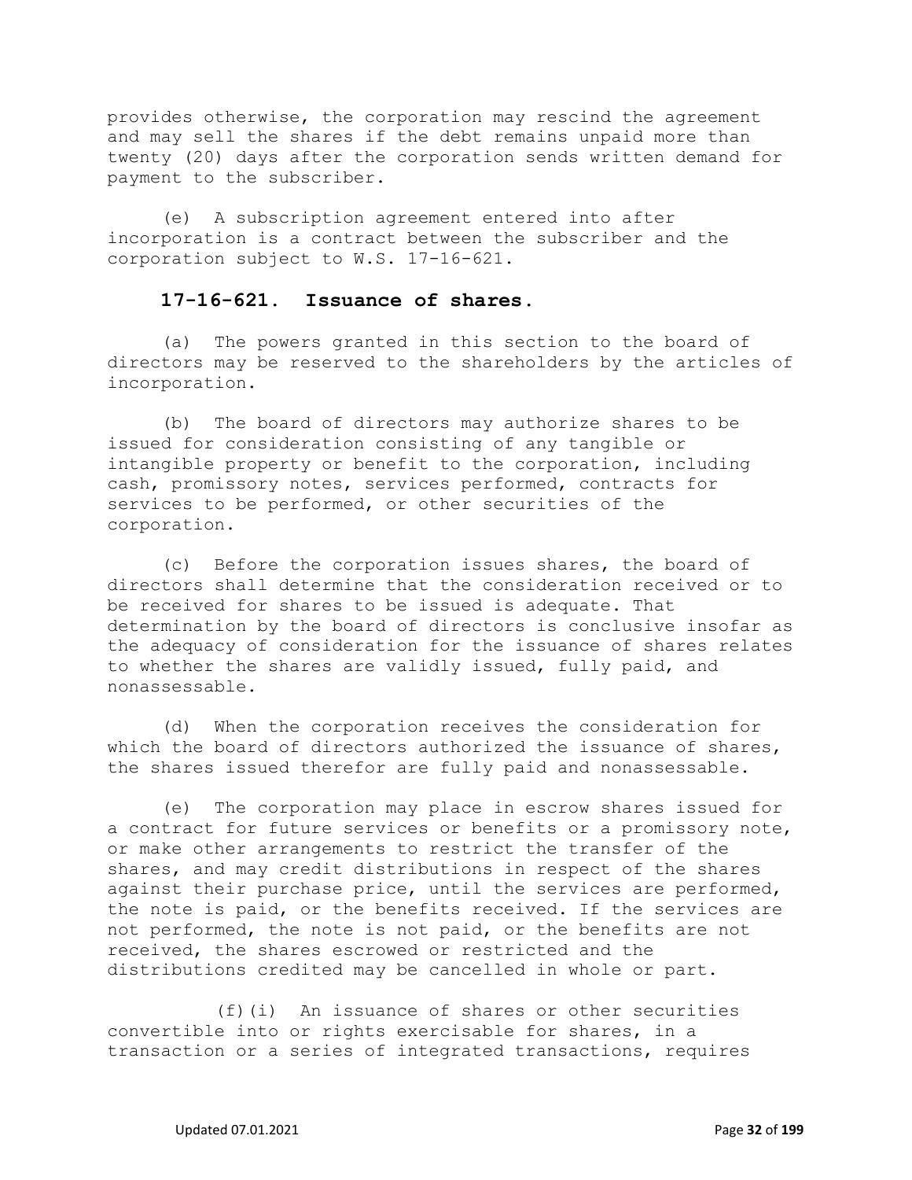provides otherwise, the corporation may rescind the agreement and may sell the shares if the debt remains unpaid more than twenty (20) days after the corporation sends written demand for payment to the subscriber.

(e) A subscription agreement entered into after incorporation is a contract between the subscriber and the corporation subject to W.S. 17-16-621.

### 17-16-621. Issuance of shares.

(a) The powers granted in this section to the board of directors may be reserved to the shareholders by the articles of incorporation.

(b) The board of directors may authorize shares to be issued for consideration consisting of any tangible or intangible property or benefit to the corporation, including cash, promissory notes, services performed, contracts for services to be performed, or other securities of the corporation.

(c) Before the corporation issues shares, the board of directors shall determine that the consideration received or to be received for shares to be issued is adequate. That determination by the board of directors is conclusive insofar as the adequacy of consideration for the issuance of shares relates to whether the shares are validly issued, fully paid, and nonassessable.

(d) When the corporation receives the consideration for which the board of directors authorized the issuance of shares, the shares issued therefor are fully paid and nonassessable.

(e) The corporation may place in escrow shares issued for a contract for future services or benefits or a promissory note, or make other arrangements to restrict the transfer of the shares, and may credit distributions in respect of the shares against their purchase price, until the services are performed, the note is paid, or the benefits received. If the services are not performed, the note is not paid, or the benefits are not received, the shares escrowed or restricted and the distributions credited may be cancelled in whole or part.

(f)(i) An issuance of shares or other securities convertible into or rights exercisable for shares, in a transaction or a series of integrated transactions, requires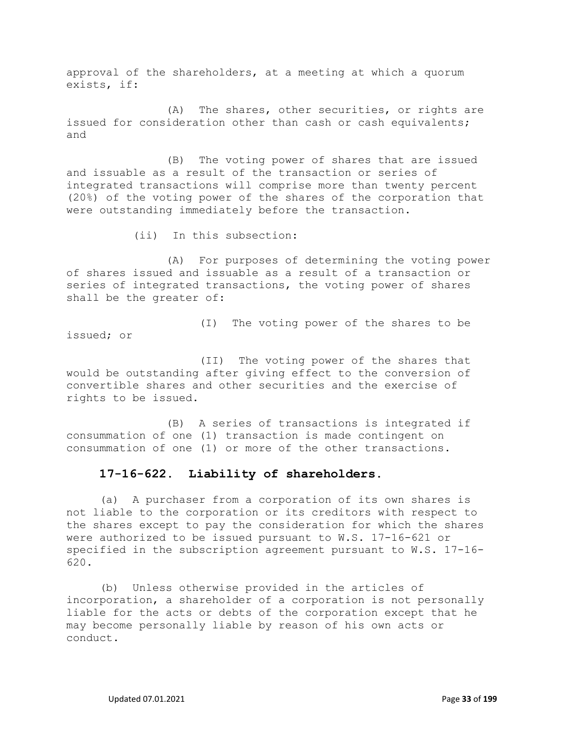approval of the shareholders, at a meeting at which a quorum exists, if:

(A) The shares, other securities, or rights are issued for consideration other than cash or cash equivalents; and

(B) The voting power of shares that are issued and issuable as a result of the transaction or series of integrated transactions will comprise more than twenty percent (20%) of the voting power of the shares of the corporation that were outstanding immediately before the transaction.

(ii) In this subsection:

(A) For purposes of determining the voting power of shares issued and issuable as a result of a transaction or series of integrated transactions, the voting power of shares shall be the greater of:

(I) The voting power of the shares to be issued; or

(II) The voting power of the shares that would be outstanding after giving effect to the conversion of convertible shares and other securities and the exercise of rights to be issued.

(B) A series of transactions is integrated if consummation of one (1) transaction is made contingent on consummation of one (1) or more of the other transactions.

## 17-16-622. Liability of shareholders.

(a) A purchaser from a corporation of its own shares is not liable to the corporation or its creditors with respect to the shares except to pay the consideration for which the shares were authorized to be issued pursuant to W.S. 17-16-621 or specified in the subscription agreement pursuant to W.S. 17-16-620.

(b) Unless otherwise provided in the articles of incorporation, a shareholder of a corporation is not personally liable for the acts or debts of the corporation except that he may become personally liable by reason of his own acts or conduct.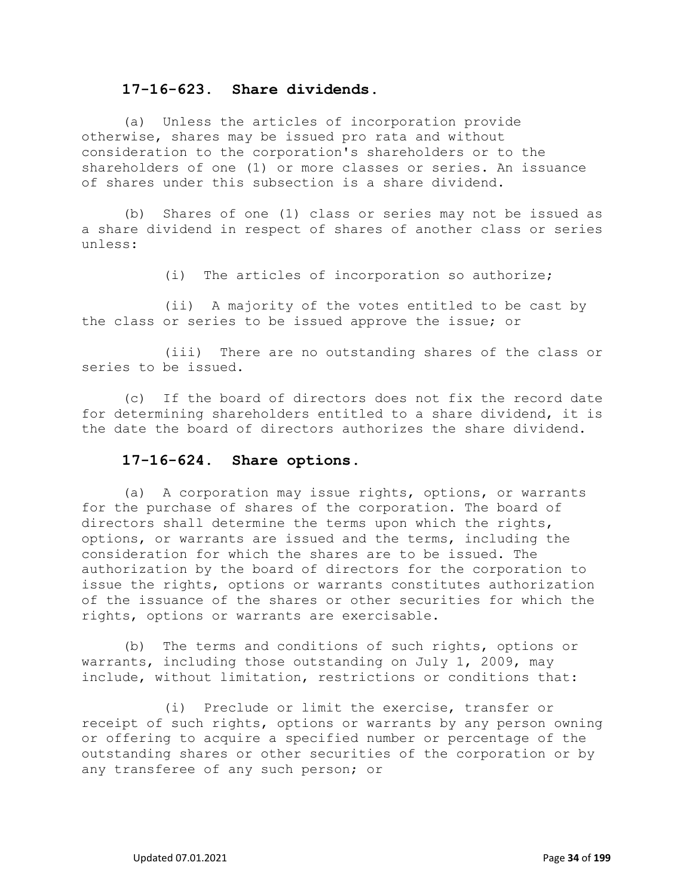### 17-16-623. Share dividends.

(a) Unless the articles of incorporation provide otherwise, shares may be issued pro rata and without consideration to the corporation's shareholders or to the shareholders of one (1) or more classes or series. An issuance of shares under this subsection is a share dividend.

(b) Shares of one (1) class or series may not be issued as a share dividend in respect of shares of another class or series unless:

(i) The articles of incorporation so authorize;

(ii) A majority of the votes entitled to be cast by the class or series to be issued approve the issue; or

(iii) There are no outstanding shares of the class or series to be issued.

(c) If the board of directors does not fix the record date for determining shareholders entitled to a share dividend, it is the date the board of directors authorizes the share dividend.

### 17-16-624. Share options.

(a) A corporation may issue rights, options, or warrants for the purchase of shares of the corporation. The board of directors shall determine the terms upon which the rights, options, or warrants are issued and the terms, including the consideration for which the shares are to be issued. The authorization by the board of directors for the corporation to issue the rights, options or warrants constitutes authorization of the issuance of the shares or other securities for which the rights, options or warrants are exercisable.

(b) The terms and conditions of such rights, options or warrants, including those outstanding on July 1, 2009, may include, without limitation, restrictions or conditions that:

(i) Preclude or limit the exercise, transfer or receipt of such rights, options or warrants by any person owning or offering to acquire a specified number or percentage of the outstanding shares or other securities of the corporation or by any transferee of any such person; or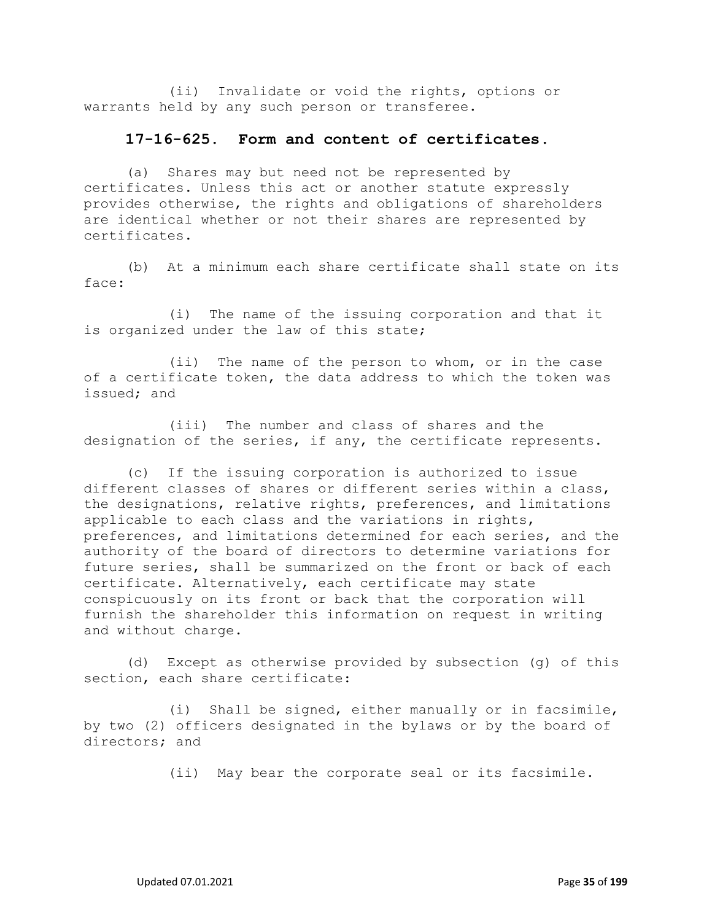(ii) Invalidate or void the rights, options or warrants held by any such person or transferee.

### 17-16-625. Form and content of certificates.

(a) Shares may but need not be represented by certificates. Unless this act or another statute expressly provides otherwise, the rights and obligations of shareholders are identical whether or not their shares are represented by certificates.

(b) At a minimum each share certificate shall state on its face:

(i) The name of the issuing corporation and that it is organized under the law of this state;

(ii) The name of the person to whom, or in the case of a certificate token, the data address to which the token was issued; and

(iii) The number and class of shares and the designation of the series, if any, the certificate represents.

(c) If the issuing corporation is authorized to issue different classes of shares or different series within a class, the designations, relative rights, preferences, and limitations applicable to each class and the variations in rights, preferences, and limitations determined for each series, and the authority of the board of directors to determine variations for future series, shall be summarized on the front or back of each certificate. Alternatively, each certificate may state conspicuously on its front or back that the corporation will furnish the shareholder this information on request in writing and without charge.

(d) Except as otherwise provided by subsection (g) of this section, each share certificate:

(i) Shall be signed, either manually or in facsimile, by two (2) officers designated in the bylaws or by the board of directors; and

(ii) May bear the corporate seal or its facsimile.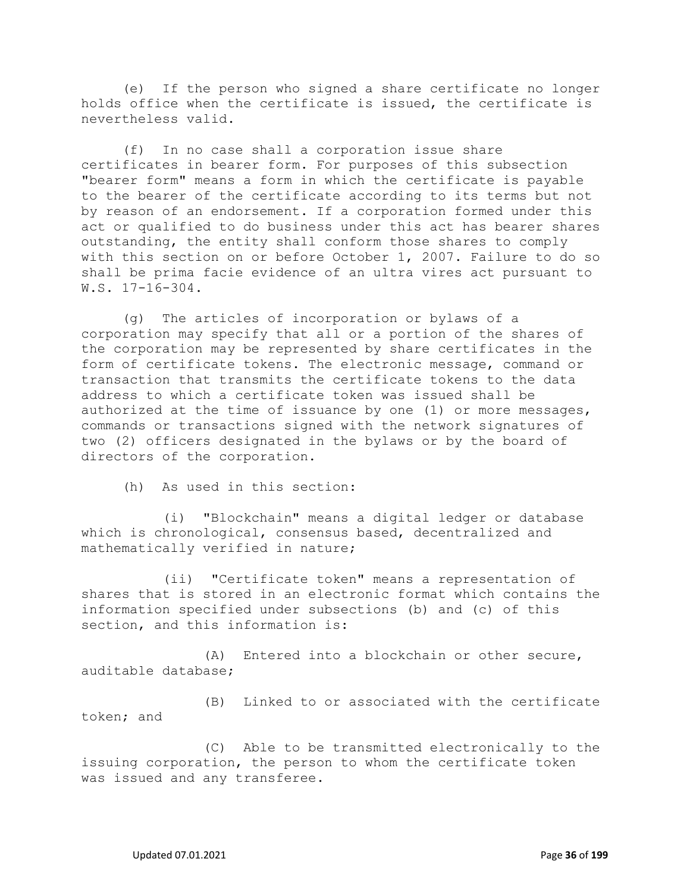(e) If the person who signed a share certificate no longer holds office when the certificate is issued, the certificate is nevertheless valid.

(f) In no case shall a corporation issue share certificates in bearer form. For purposes of this subsection "bearer form" means a form in which the certificate is payable to the bearer of the certificate according to its terms but not by reason of an endorsement. If a corporation formed under this act or qualified to do business under this act has bearer shares outstanding, the entity shall conform those shares to comply with this section on or before October 1, 2007. Failure to do so shall be prima facie evidence of an ultra vires act pursuant to W.S. 17-16-304.

(g) The articles of incorporation or bylaws of a corporation may specify that all or a portion of the shares of the corporation may be represented by share certificates in the form of certificate tokens. The electronic message, command or transaction that transmits the certificate tokens to the data address to which a certificate token was issued shall be authorized at the time of issuance by one (1) or more messages, commands or transactions signed with the network signatures of two (2) officers designated in the bylaws or by the board of directors of the corporation.

(h) As used in this section:

(i) "Blockchain" means a digital ledger or database which is chronological, consensus based, decentralized and mathematically verified in nature;

(ii) "Certificate token" means a representation of shares that is stored in an electronic format which contains the information specified under subsections (b) and (c) of this section, and this information is:

(A) Entered into a blockchain or other secure, auditable database;

(B) Linked to or associated with the certificate token; and

(C) Able to be transmitted electronically to the issuing corporation, the person to whom the certificate token was issued and any transferee.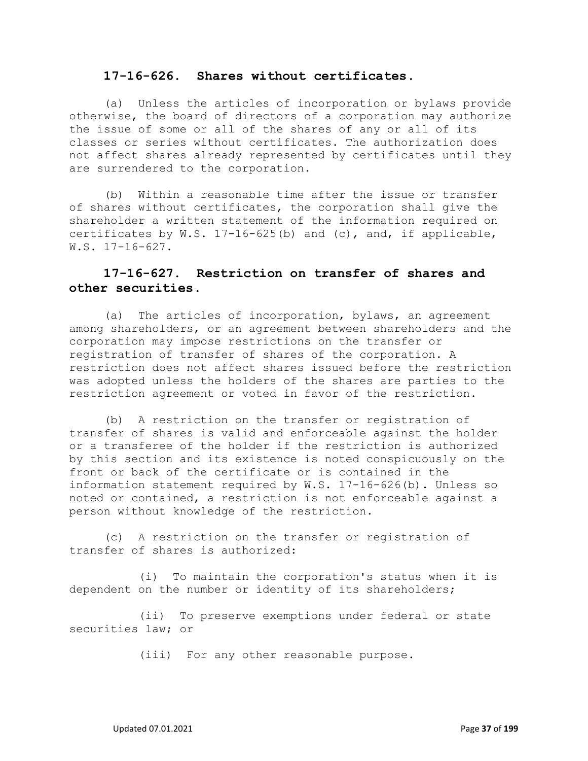**17-16-626. Shares without certificates.**

(a) Unless the articles of incorporation or bylaws provide otherwise, the board of directors of a corporation may authorize the issue of some or all of the shares of any or all of its classes or series without certificates. The authorization does not affect shares already represented by certificates until they are surrendered to the corporation.

(b) Within a reasonable time after the issue or transfer of shares without certificates, the corporation shall give the shareholder a written statement of the information required on certificates by W.S. 17-16-625(b) and (c), and, if applicable, W.S. 17-16-627.

**17-16-627. Restriction on transfer of shares and other securities.**

(a) The articles of incorporation, bylaws, an agreement among shareholders, or an agreement between shareholders and the corporation may impose restrictions on the transfer or registration of transfer of shares of the corporation. A restriction does not affect shares issued before the restriction was adopted unless the holders of the shares are parties to the restriction agreement or voted in favor of the restriction.

(b) A restriction on the transfer or registration of transfer of shares is valid and enforceable against the holder or a transferee of the holder if the restriction is authorized by this section and its existence is noted conspicuously on the front or back of the certificate or is contained in the information statement required by W.S. 17-16-626(b). Unless so noted or contained, a restriction is not enforceable against a person without knowledge of the restriction.

(c) A restriction on the transfer or registration of transfer of shares is authorized:

(i) To maintain the corporation's status when it is dependent on the number or identity of its shareholders;

(ii) To preserve exemptions under federal or state securities law; or

(iii) For any other reasonable purpose.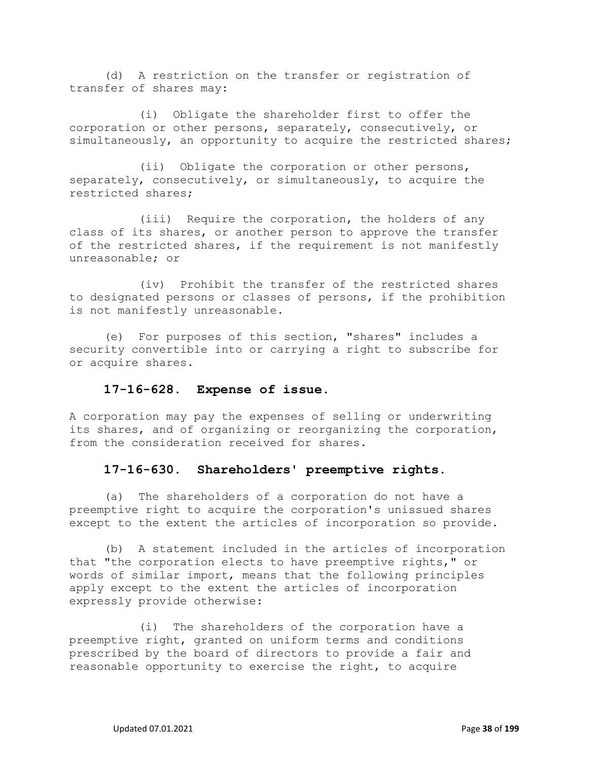(d) A restriction on the transfer or registration of transfer of shares may:

(i) Obligate the shareholder first to offer the corporation or other persons, separately, consecutively, or simultaneously, an opportunity to acquire the restricted shares;

(ii) Obligate the corporation or other persons, separately, consecutively, or simultaneously, to acquire the restricted shares;

(iii) Require the corporation, the holders of any class of its shares, or another person to approve the transfer of the restricted shares, if the requirement is not manifestly unreasonable; or

(iv) Prohibit the transfer of the restricted shares to designated persons or classes of persons, if the prohibition is not manifestly unreasonable.

(e) For purposes of this section, "shares" includes a security convertible into or carrying a right to subscribe for or acquire shares.

### 17-16-628. Expense of issue.

A corporation may pay the expenses of selling or underwriting its shares, and of organizing or reorganizing the corporation, from the consideration received for shares.

### 17-16-630. Shareholders' preemptive rights.

(a) The shareholders of a corporation do not have a preemptive right to acquire the corporation's unissued shares except to the extent the articles of incorporation so provide.

(b) A statement included in the articles of incorporation that "the corporation elects to have preemptive rights," or words of similar import, means that the following principles apply except to the extent the articles of incorporation expressly provide otherwise:

(i) The shareholders of the corporation have a preemptive right, granted on uniform terms and conditions prescribed by the board of directors to provide a fair and reasonable opportunity to exercise the right, to acquire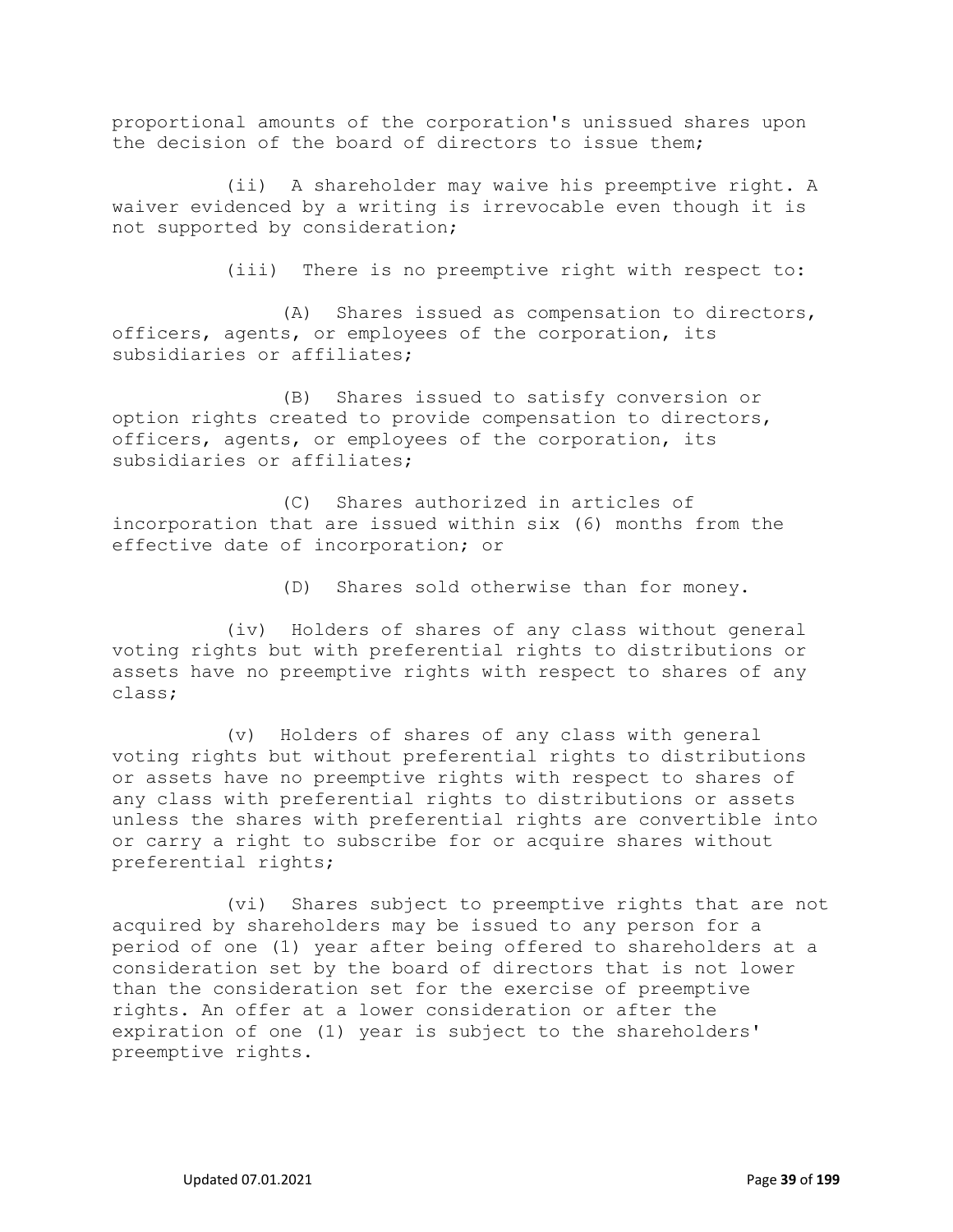proportional amounts of the corporation's unissued shares upon the decision of the board of directors to issue them;

(ii) A shareholder may waive his preemptive right. A waiver evidenced by a writing is irrevocable even though it is not supported by consideration;

(iii) There is no preemptive right with respect to:

(A) Shares issued as compensation to directors, officers, agents, or employees of the corporation, its subsidiaries or affiliates;

(B) Shares issued to satisfy conversion or option rights created to provide compensation to directors, officers, agents, or employees of the corporation, its subsidiaries or affiliates;

(C) Shares authorized in articles of incorporation that are issued within six (6) months from the effective date of incorporation; or

(D) Shares sold otherwise than for money.

(iv) Holders of shares of any class without general voting rights but with preferential rights to distributions or assets have no preemptive rights with respect to shares of any class;

(v) Holders of shares of any class with general voting rights but without preferential rights to distributions or assets have no preemptive rights with respect to shares of any class with preferential rights to distributions or assets unless the shares with preferential rights are convertible into or carry a right to subscribe for or acquire shares without preferential rights;

(vi) Shares subject to preemptive rights that are not acquired by shareholders may be issued to any person for a period of one (1) year after being offered to shareholders at a consideration set by the board of directors that is not lower than the consideration set for the exercise of preemptive rights. An offer at a lower consideration or after the expiration of one (1) year is subject to the shareholders' preemptive rights.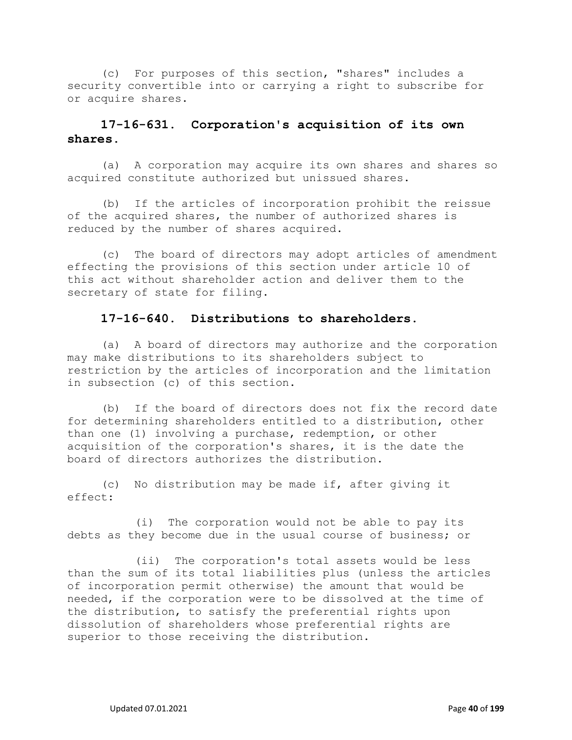(c) For purposes of this section, "shares" includes a security convertible into or carrying a right to subscribe for or acquire shares.

### 17-16-631. Corporation's acquisition of its own shares.

(a) A corporation may acquire its own shares and shares so acquired constitute authorized but unissued shares.

(b) If the articles of incorporation prohibit the reissue of the acquired shares, the number of authorized shares is reduced by the number of shares acquired.

(c) The board of directors may adopt articles of amendment effecting the provisions of this section under article 10 of this act without shareholder action and deliver them to the secretary of state for filing.

### 17-16-640. Distributions to shareholders.

(a) A board of directors may authorize and the corporation may make distributions to its shareholders subject to restriction by the articles of incorporation and the limitation in subsection (c) of this section.

(b) If the board of directors does not fix the record date for determining shareholders entitled to a distribution, other than one (1) involving a purchase, redemption, or other acquisition of the corporation's shares, it is the date the board of directors authorizes the distribution.

(c) No distribution may be made if, after giving it effect:

(i) The corporation would not be able to pay its debts as they become due in the usual course of business; or

(ii) The corporation's total assets would be less than the sum of its total liabilities plus (unless the articles of incorporation permit otherwise) the amount that would be needed, if the corporation were to be dissolved at the time of the distribution, to satisfy the preferential rights upon dissolution of shareholders whose preferential rights are superior to those receiving the distribution.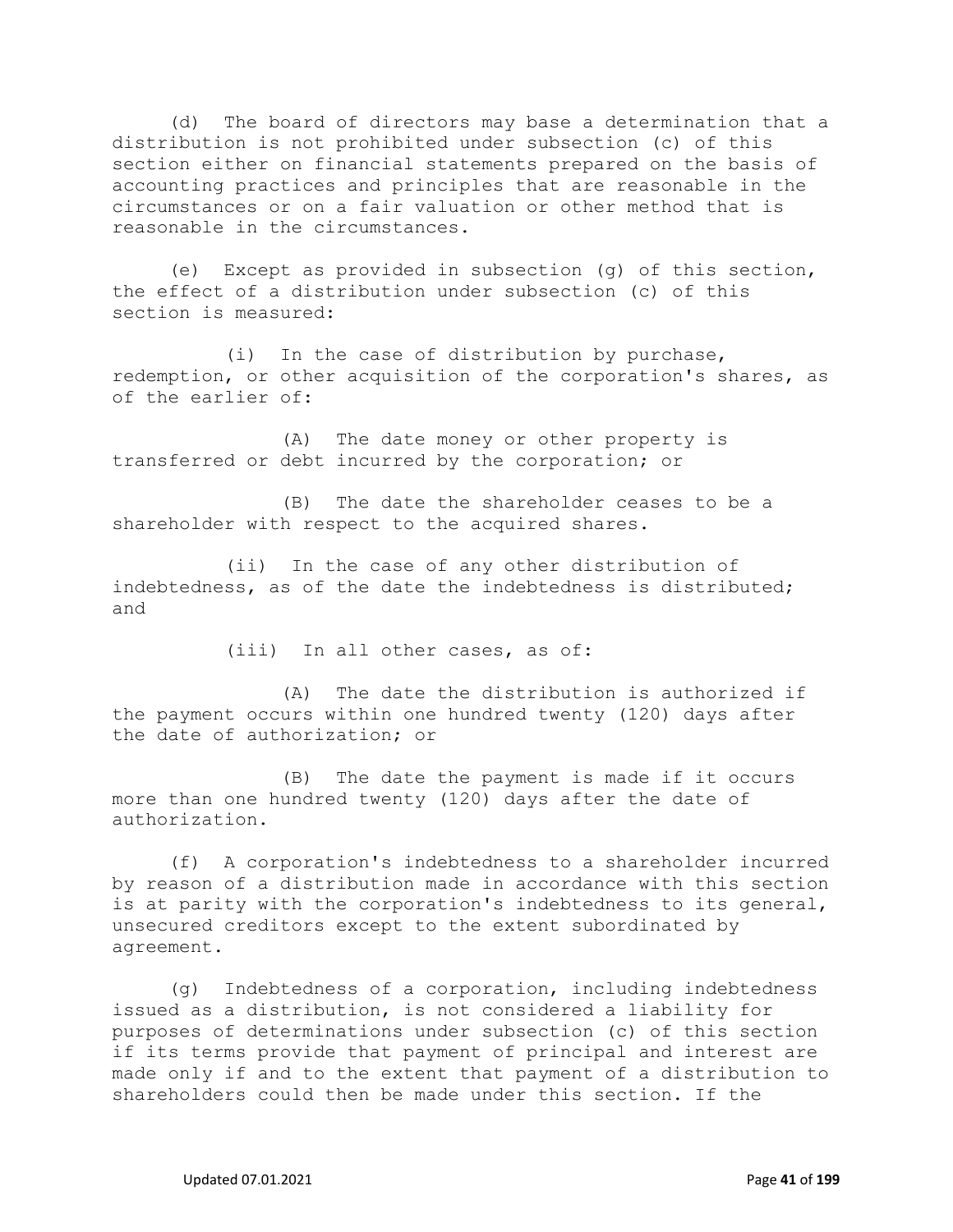(d) The board of directors may base a determination that a distribution is not prohibited under subsection (c) of this section either on financial statements prepared on the basis of accounting practices and principles that are reasonable in the circumstances or on a fair valuation or other method that is reasonable in the circumstances.

(e) Except as provided in subsection (g) of this section, the effect of a distribution under subsection (c) of this section is measured:

(i) In the case of distribution by purchase, redemption, or other acquisition of the corporation's shares, as of the earlier of:

(A) The date money or other property is transferred or debt incurred by the corporation; or

(B) The date the shareholder ceases to be a shareholder with respect to the acquired shares.

(ii) In the case of any other distribution of indebtedness, as of the date the indebtedness is distributed; and

(iii) In all other cases, as of:

(A) The date the distribution is authorized if the payment occurs within one hundred twenty (120) days after the date of authorization; or

(B) The date the payment is made if it occurs more than one hundred twenty (120) days after the date of authorization.

(f) A corporation's indebtedness to a shareholder incurred by reason of a distribution made in accordance with this section is at parity with the corporation's indebtedness to its general, unsecured creditors except to the extent subordinated by agreement.

(g) Indebtedness of a corporation, including indebtedness issued as a distribution, is not considered a liability for purposes of determinations under subsection (c) of this section if its terms provide that payment of principal and interest are made only if and to the extent that payment of a distribution to shareholders could then be made under this section. If the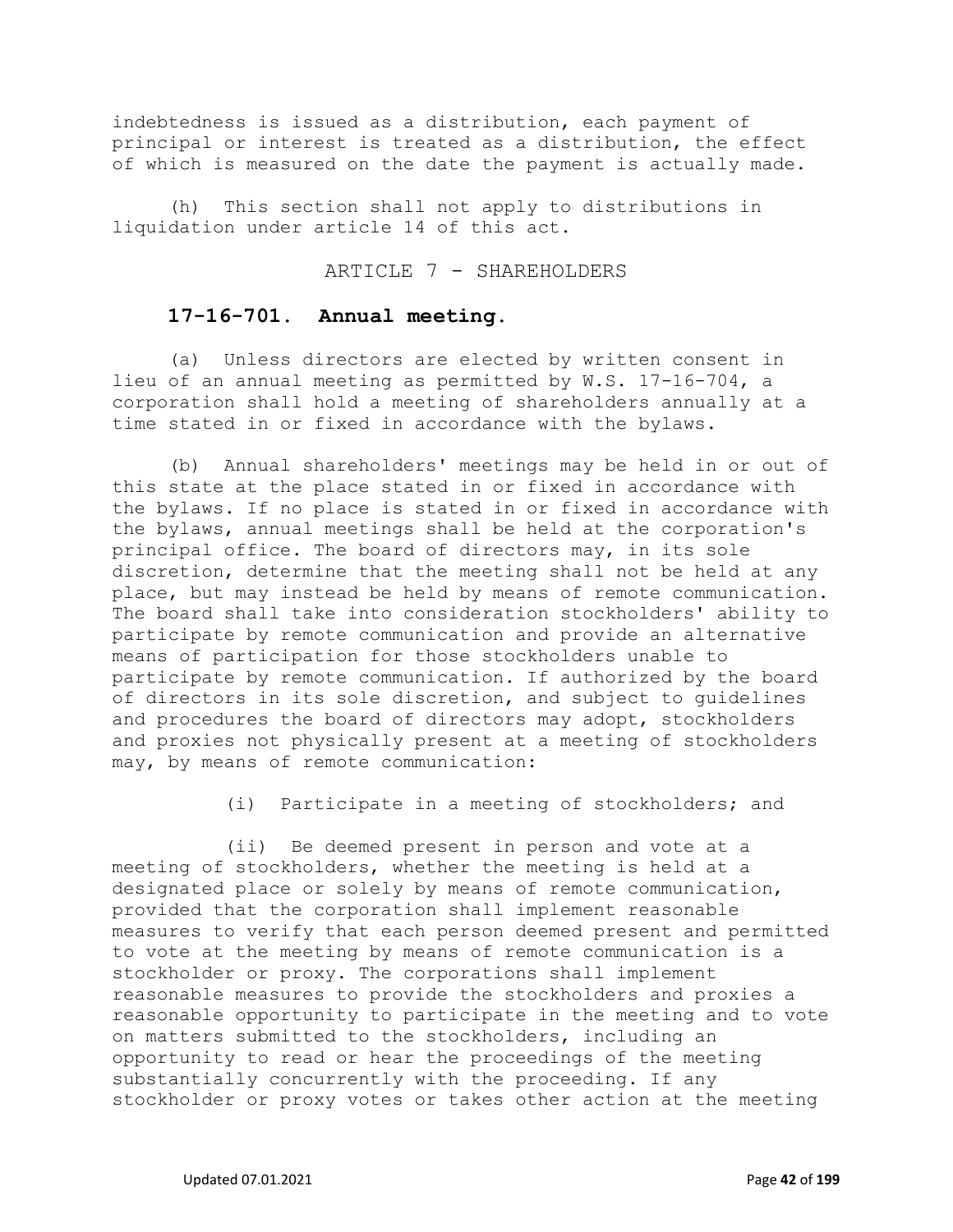indebtedness is issued as a distribution, each payment of principal or interest is treated as a distribution, the effect of which is measured on the date the payment is actually made.

(h) This section shall not apply to distributions in liquidation under article 14 of this act.

ARTICLE 7 - SHAREHOLDERS

**17-16-701. Annual meeting.**

(a) Unless directors are elected by written consent in lieu of an annual meeting as permitted by W.S. 17-16-704, a corporation shall hold a meeting of shareholders annually at a time stated in or fixed in accordance with the bylaws.

(b) Annual shareholders' meetings may be held in or out of this state at the place stated in or fixed in accordance with the bylaws. If no place is stated in or fixed in accordance with the bylaws, annual meetings shall be held at the corporation's principal office. The board of directors may, in its sole discretion, determine that the meeting shall not be held at any place, but may instead be held by means of remote communication. The board shall take into consideration stockholders' ability to participate by remote communication and provide an alternative means of participation for those stockholders unable to participate by remote communication. If authorized by the board of directors in its sole discretion, and subject to guidelines and procedures the board of directors may adopt, stockholders and proxies not physically present at a meeting of stockholders may, by means of remote communication:

(i) Participate in a meeting of stockholders; and

(ii) Be deemed present in person and vote at a meeting of stockholders, whether the meeting is held at a designated place or solely by means of remote communication, provided that the corporation shall implement reasonable measures to verify that each person deemed present and permitted to vote at the meeting by means of remote communication is a stockholder or proxy. The corporations shall implement reasonable measures to provide the stockholders and proxies a reasonable opportunity to participate in the meeting and to vote on matters submitted to the stockholders, including an opportunity to read or hear the proceedings of the meeting substantially concurrently with the proceeding. If any stockholder or proxy votes or takes other action at the meeting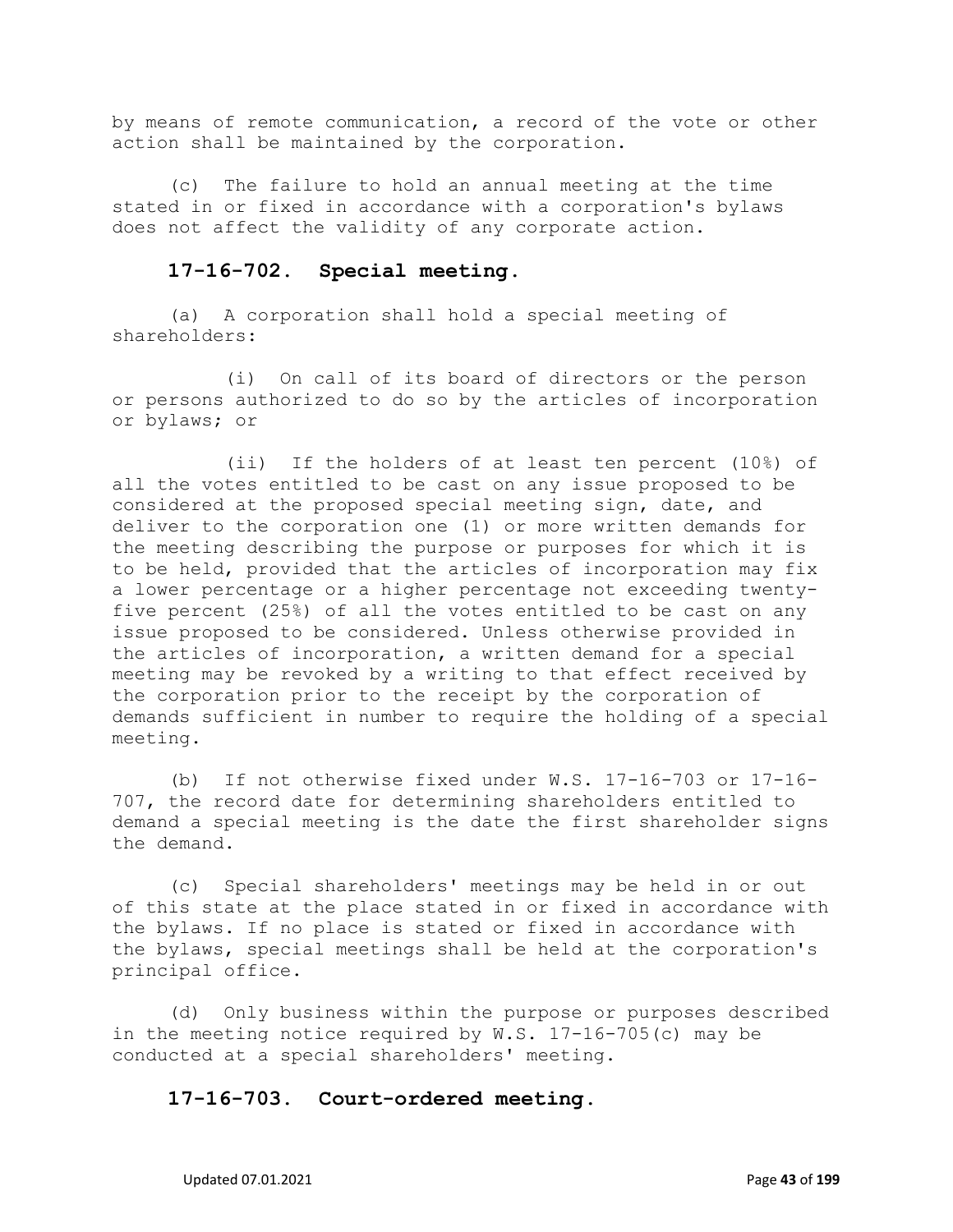by means of remote communication, a record of the vote or other action shall be maintained by the corporation.

(c) The failure to hold an annual meeting at the time stated in or fixed in accordance with a corporation's bylaws does not affect the validity of any corporate action.

### 17-16-702. Special meeting.

(a) A corporation shall hold a special meeting of shareholders:

(i) On call of its board of directors or the person or persons authorized to do so by the articles of incorporation or bylaws; or

(ii) If the holders of at least ten percent (10%) of all the votes entitled to be cast on any issue proposed to be considered at the proposed special meeting sign, date, and deliver to the corporation one (1) or more written demands for the meeting describing the purpose or purposes for which it is to be held, provided that the articles of incorporation may fix a lower percentage or a higher percentage not exceeding twenty-five percent (25%) of all the votes entitled to be cast on any issue proposed to be considered. Unless otherwise provided in the articles of incorporation, a written demand for a special meeting may be revoked by a writing to that effect received by the corporation prior to the receipt by the corporation of demands sufficient in number to require the holding of a special meeting.

(b) If not otherwise fixed under W.S. 17-16-703 or 17-16-707, the record date for determining shareholders entitled to demand a special meeting is the date the first shareholder signs the demand.

(c) Special shareholders' meetings may be held in or out of this state at the place stated in or fixed in accordance with the bylaws. If no place is stated or fixed in accordance with the bylaws, special meetings shall be held at the corporation's principal office.

(d) Only business within the purpose or purposes described in the meeting notice required by W.S. 17-16-705(c) may be conducted at a special shareholders' meeting.

### 17-16-703. Court-ordered meeting.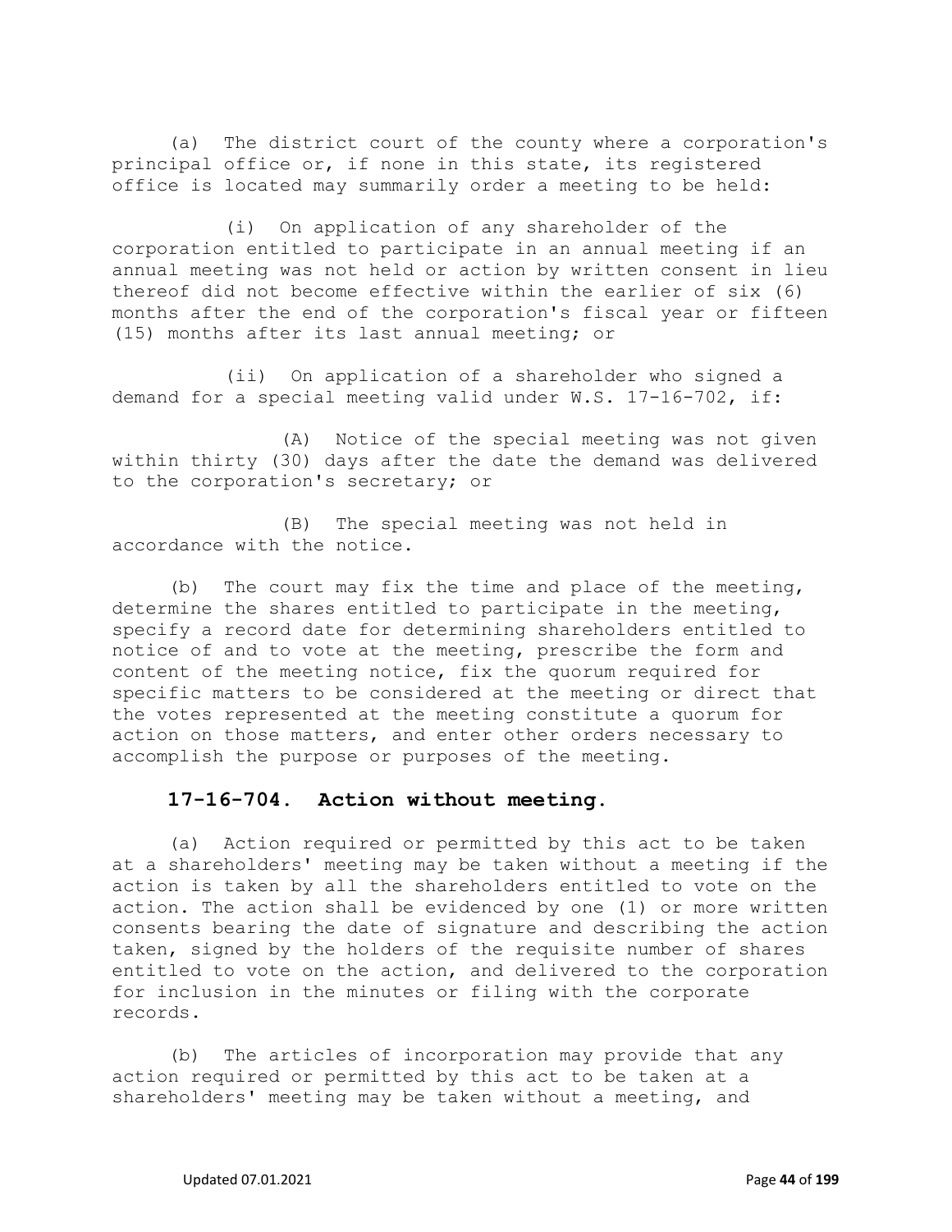(a) The district court of the county where a corporation's principal office or, if none in this state, its registered office is located may summarily order a meeting to be held:

(i) On application of any shareholder of the corporation entitled to participate in an annual meeting if an annual meeting was not held or action by written consent in lieu thereof did not become effective within the earlier of six (6) months after the end of the corporation's fiscal year or fifteen (15) months after its last annual meeting; or

(ii) On application of a shareholder who signed a demand for a special meeting valid under W.S. 17-16-702, if:

(A) Notice of the special meeting was not given within thirty (30) days after the date the demand was delivered to the corporation's secretary; or

(B) The special meeting was not held in accordance with the notice.

(b) The court may fix the time and place of the meeting, determine the shares entitled to participate in the meeting, specify a record date for determining shareholders entitled to notice of and to vote at the meeting, prescribe the form and content of the meeting notice, fix the quorum required for specific matters to be considered at the meeting or direct that the votes represented at the meeting constitute a quorum for action on those matters, and enter other orders necessary to accomplish the purpose or purposes of the meeting.

**17-16-704. Action without meeting.**

(a) Action required or permitted by this act to be taken at a shareholders' meeting may be taken without a meeting if the action is taken by all the shareholders entitled to vote on the action. The action shall be evidenced by one (1) or more written consents bearing the date of signature and describing the action taken, signed by the holders of the requisite number of shares entitled to vote on the action, and delivered to the corporation for inclusion in the minutes or filing with the corporate records.

(b) The articles of incorporation may provide that any action required or permitted by this act to be taken at a shareholders' meeting may be taken without a meeting, and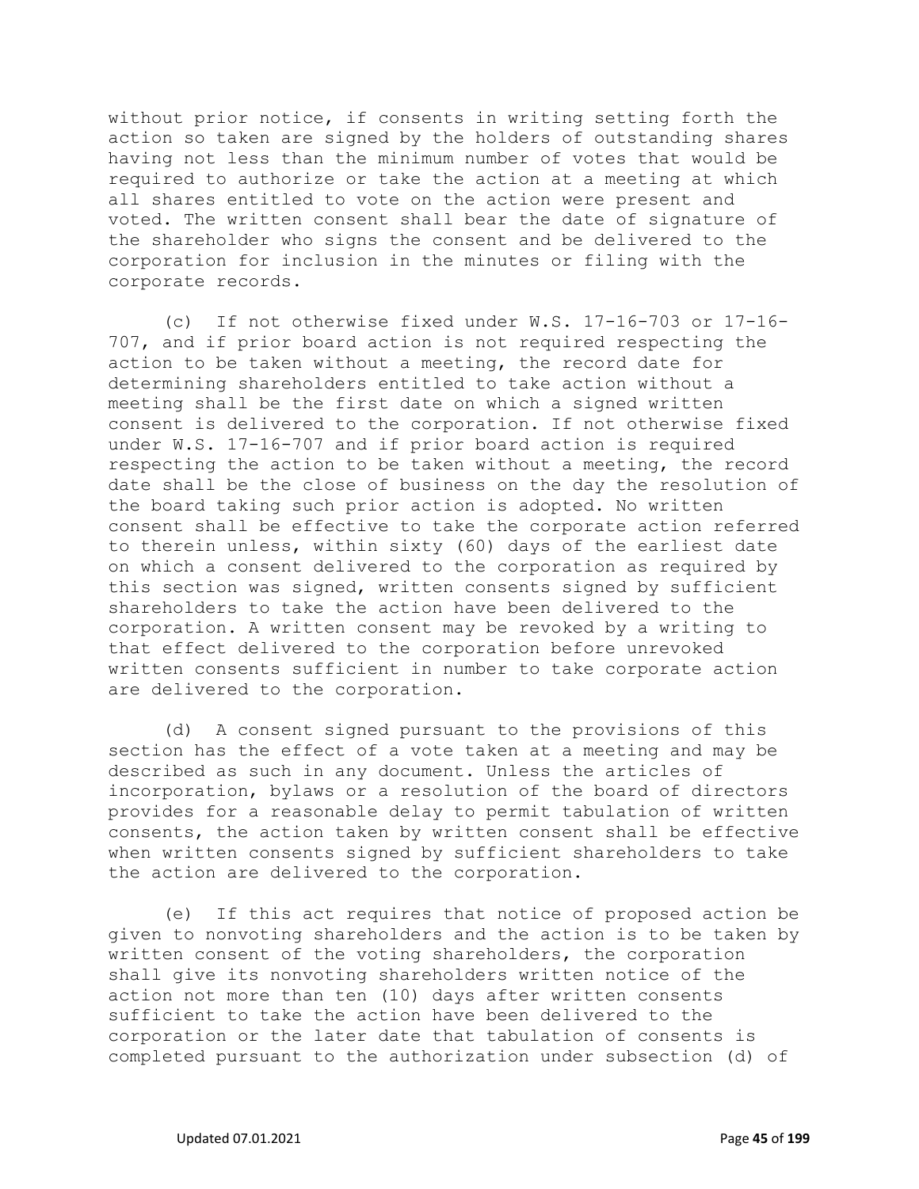without prior notice, if consents in writing setting forth the action so taken are signed by the holders of outstanding shares having not less than the minimum number of votes that would be required to authorize or take the action at a meeting at which all shares entitled to vote on the action were present and voted. The written consent shall bear the date of signature of the shareholder who signs the consent and be delivered to the corporation for inclusion in the minutes or filing with the corporate records.

(c) If not otherwise fixed under W.S. 17-16-703 or 17-16-707, and if prior board action is not required respecting the action to be taken without a meeting, the record date for determining shareholders entitled to take action without a meeting shall be the first date on which a signed written consent is delivered to the corporation. If not otherwise fixed under W.S. 17-16-707 and if prior board action is required respecting the action to be taken without a meeting, the record date shall be the close of business on the day the resolution of the board taking such prior action is adopted. No written consent shall be effective to take the corporate action referred to therein unless, within sixty (60) days of the earliest date on which a consent delivered to the corporation as required by this section was signed, written consents signed by sufficient shareholders to take the action have been delivered to the corporation. A written consent may be revoked by a writing to that effect delivered to the corporation before unrevoked written consents sufficient in number to take corporate action are delivered to the corporation.

(d) A consent signed pursuant to the provisions of this section has the effect of a vote taken at a meeting and may be described as such in any document. Unless the articles of incorporation, bylaws or a resolution of the board of directors provides for a reasonable delay to permit tabulation of written consents, the action taken by written consent shall be effective when written consents signed by sufficient shareholders to take the action are delivered to the corporation.

(e) If this act requires that notice of proposed action be given to nonvoting shareholders and the action is to be taken by written consent of the voting shareholders, the corporation shall give its nonvoting shareholders written notice of the action not more than ten (10) days after written consents sufficient to take the action have been delivered to the corporation or the later date that tabulation of consents is completed pursuant to the authorization under subsection (d) of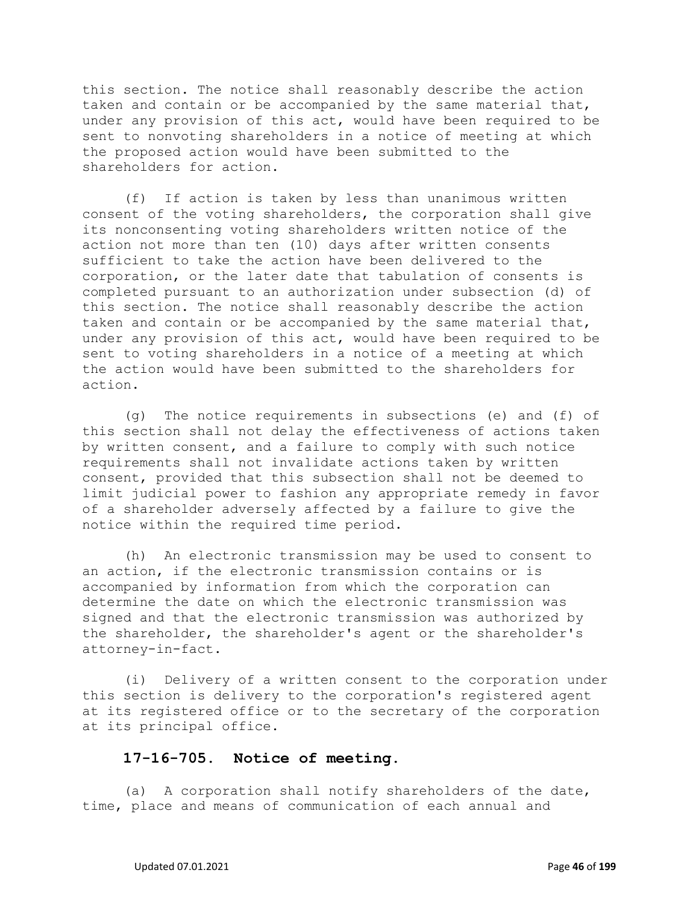this section. The notice shall reasonably describe the action taken and contain or be accompanied by the same material that, under any provision of this act, would have been required to be sent to nonvoting shareholders in a notice of meeting at which the proposed action would have been submitted to the shareholders for action.

(f) If action is taken by less than unanimous written consent of the voting shareholders, the corporation shall give its nonconsenting voting shareholders written notice of the action not more than ten (10) days after written consents sufficient to take the action have been delivered to the corporation, or the later date that tabulation of consents is completed pursuant to an authorization under subsection (d) of this section. The notice shall reasonably describe the action taken and contain or be accompanied by the same material that, under any provision of this act, would have been required to be sent to voting shareholders in a notice of a meeting at which the action would have been submitted to the shareholders for action.

(g) The notice requirements in subsections (e) and (f) of this section shall not delay the effectiveness of actions taken by written consent, and a failure to comply with such notice requirements shall not invalidate actions taken by written consent, provided that this subsection shall not be deemed to limit judicial power to fashion any appropriate remedy in favor of a shareholder adversely affected by a failure to give the notice within the required time period.

(h) An electronic transmission may be used to consent to an action, if the electronic transmission contains or is accompanied by information from which the corporation can determine the date on which the electronic transmission was signed and that the electronic transmission was authorized by the shareholder, the shareholder's agent or the shareholder's attorney-in-fact.

(i) Delivery of a written consent to the corporation under this section is delivery to the corporation's registered agent at its registered office or to the secretary of the corporation at its principal office.

**17-16-705. Notice of meeting.**

(a) A corporation shall notify shareholders of the date, time, place and means of communication of each annual and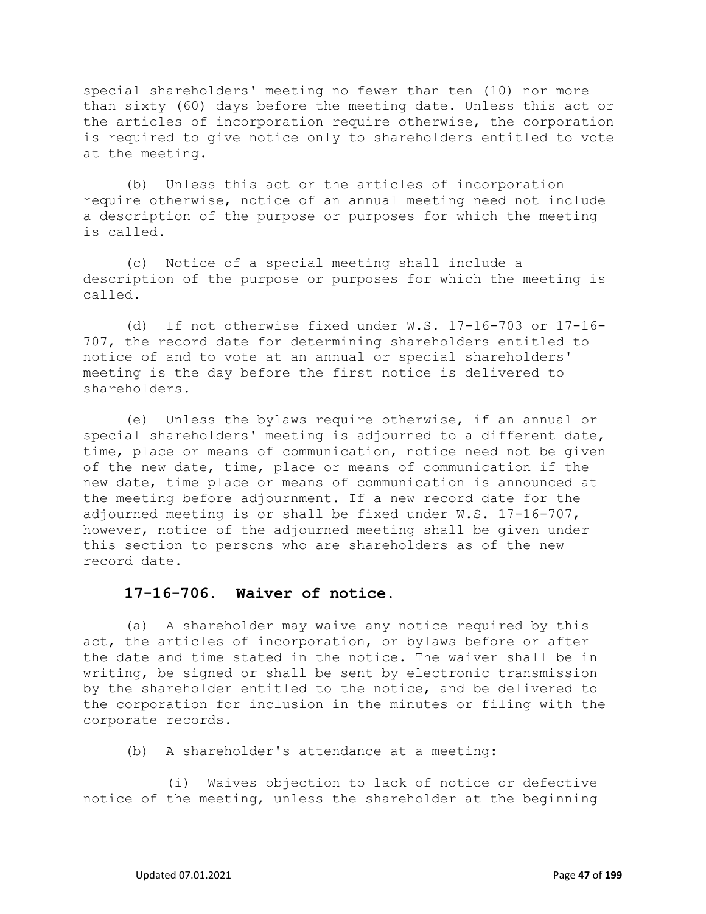special shareholders' meeting no fewer than ten (10) nor more than sixty (60) days before the meeting date. Unless this act or the articles of incorporation require otherwise, the corporation is required to give notice only to shareholders entitled to vote at the meeting.

(b) Unless this act or the articles of incorporation require otherwise, notice of an annual meeting need not include a description of the purpose or purposes for which the meeting is called.

(c) Notice of a special meeting shall include a description of the purpose or purposes for which the meeting is called.

(d) If not otherwise fixed under W.S. 17-16-703 or 17-16-707, the record date for determining shareholders entitled to notice of and to vote at an annual or special shareholders' meeting is the day before the first notice is delivered to shareholders.

(e) Unless the bylaws require otherwise, if an annual or special shareholders' meeting is adjourned to a different date, time, place or means of communication, notice need not be given of the new date, time, place or means of communication if the new date, time place or means of communication is announced at the meeting before adjournment. If a new record date for the adjourned meeting is or shall be fixed under W.S. 17-16-707, however, notice of the adjourned meeting shall be given under this section to persons who are shareholders as of the new record date.

### 17-16-706. Waiver of notice.

(a) A shareholder may waive any notice required by this act, the articles of incorporation, or bylaws before or after the date and time stated in the notice. The waiver shall be in writing, be signed or shall be sent by electronic transmission by the shareholder entitled to the notice, and be delivered to the corporation for inclusion in the minutes or filing with the corporate records.

(b) A shareholder's attendance at a meeting:

(i) Waives objection to lack of notice or defective notice of the meeting, unless the shareholder at the beginning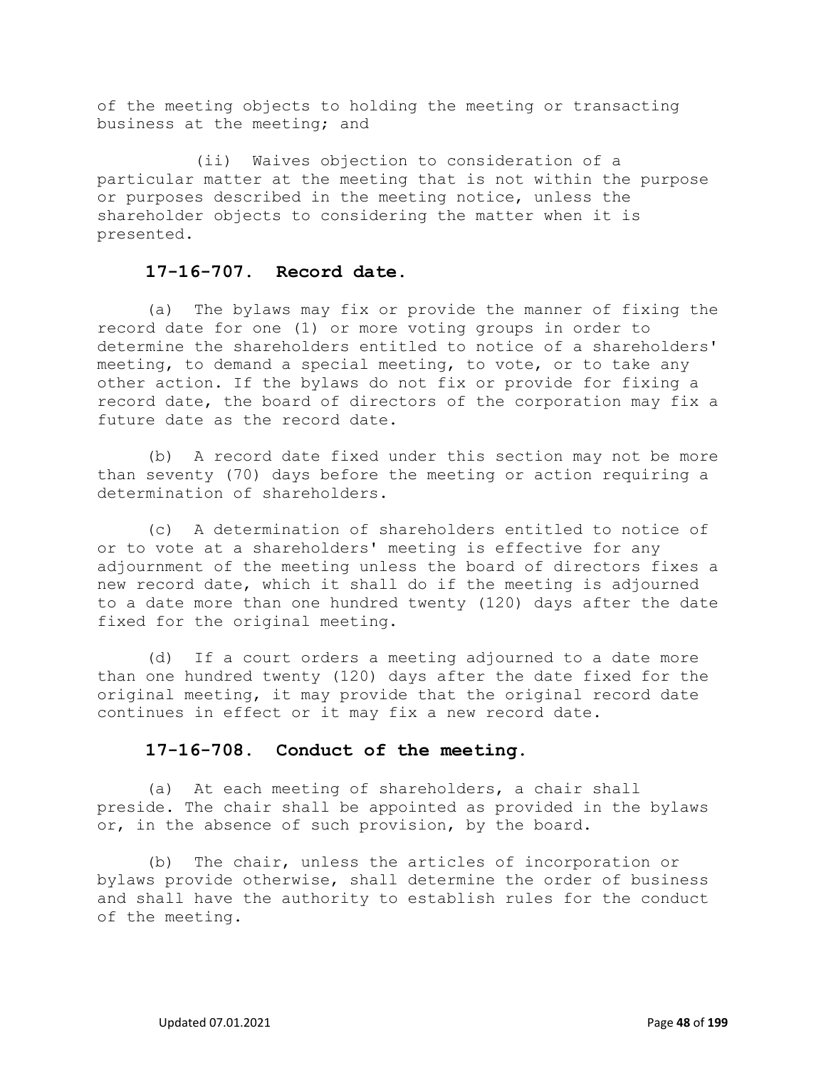of the meeting objects to holding the meeting or transacting business at the meeting; and

(ii) Waives objection to consideration of a particular matter at the meeting that is not within the purpose or purposes described in the meeting notice, unless the shareholder objects to considering the matter when it is presented.

### 17-16-707. Record date.

(a) The bylaws may fix or provide the manner of fixing the record date for one (1) or more voting groups in order to determine the shareholders entitled to notice of a shareholders' meeting, to demand a special meeting, to vote, or to take any other action. If the bylaws do not fix or provide for fixing a record date, the board of directors of the corporation may fix a future date as the record date.

(b) A record date fixed under this section may not be more than seventy (70) days before the meeting or action requiring a determination of shareholders.

(c) A determination of shareholders entitled to notice of or to vote at a shareholders' meeting is effective for any adjournment of the meeting unless the board of directors fixes a new record date, which it shall do if the meeting is adjourned to a date more than one hundred twenty (120) days after the date fixed for the original meeting.

(d) If a court orders a meeting adjourned to a date more than one hundred twenty (120) days after the date fixed for the original meeting, it may provide that the original record date continues in effect or it may fix a new record date.

### 17-16-708. Conduct of the meeting.

(a) At each meeting of shareholders, a chair shall preside. The chair shall be appointed as provided in the bylaws or, in the absence of such provision, by the board.

(b) The chair, unless the articles of incorporation or bylaws provide otherwise, shall determine the order of business and shall have the authority to establish rules for the conduct of the meeting.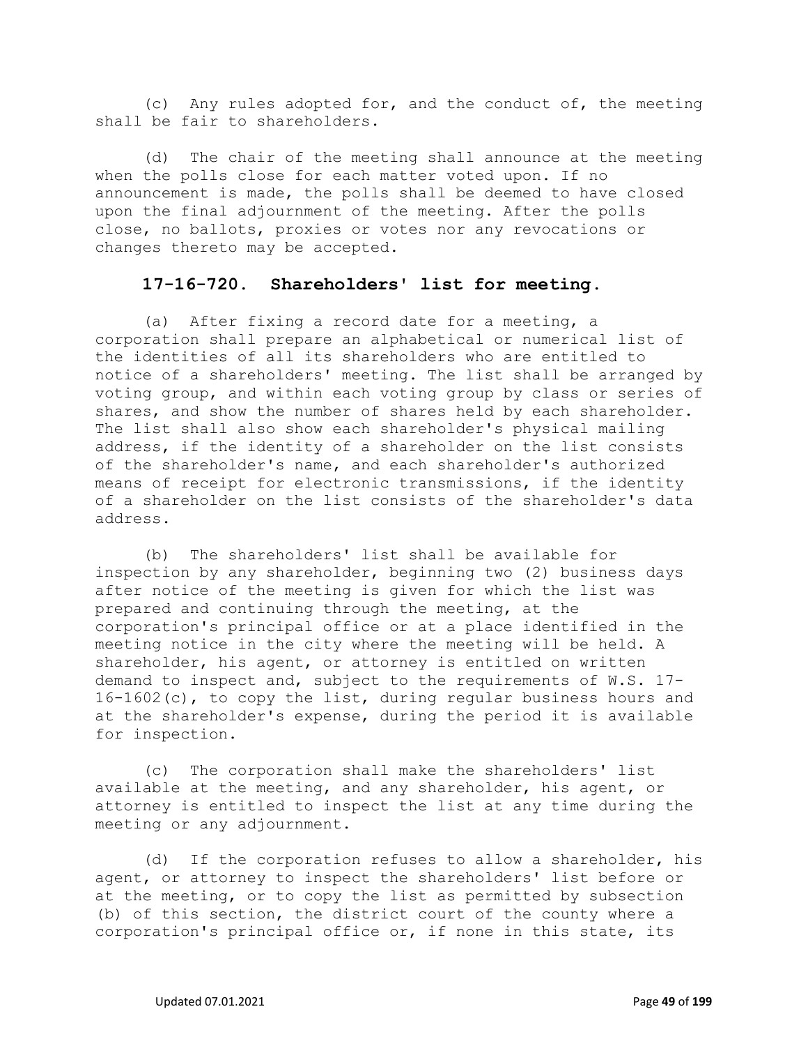(c) Any rules adopted for, and the conduct of, the meeting shall be fair to shareholders.

(d) The chair of the meeting shall announce at the meeting when the polls close for each matter voted upon. If no announcement is made, the polls shall be deemed to have closed upon the final adjournment of the meeting. After the polls close, no ballots, proxies or votes nor any revocations or changes thereto may be accepted.

**17-16-720. Shareholders' list for meeting.**

(a) After fixing a record date for a meeting, a corporation shall prepare an alphabetical or numerical list of the identities of all its shareholders who are entitled to notice of a shareholders' meeting. The list shall be arranged by voting group, and within each voting group by class or series of shares, and show the number of shares held by each shareholder. The list shall also show each shareholder's physical mailing address, if the identity of a shareholder on the list consists of the shareholder's name, and each shareholder's authorized means of receipt for electronic transmissions, if the identity of a shareholder on the list consists of the shareholder's data address.

(b) The shareholders' list shall be available for inspection by any shareholder, beginning two (2) business days after notice of the meeting is given for which the list was prepared and continuing through the meeting, at the corporation's principal office or at a place identified in the meeting notice in the city where the meeting will be held. A shareholder, his agent, or attorney is entitled on written demand to inspect and, subject to the requirements of W.S. 17-16-1602(c), to copy the list, during regular business hours and at the shareholder's expense, during the period it is available for inspection.

(c) The corporation shall make the shareholders' list available at the meeting, and any shareholder, his agent, or attorney is entitled to inspect the list at any time during the meeting or any adjournment.

(d) If the corporation refuses to allow a shareholder, his agent, or attorney to inspect the shareholders' list before or at the meeting, or to copy the list as permitted by subsection (b) of this section, the district court of the county where a corporation's principal office or, if none in this state, its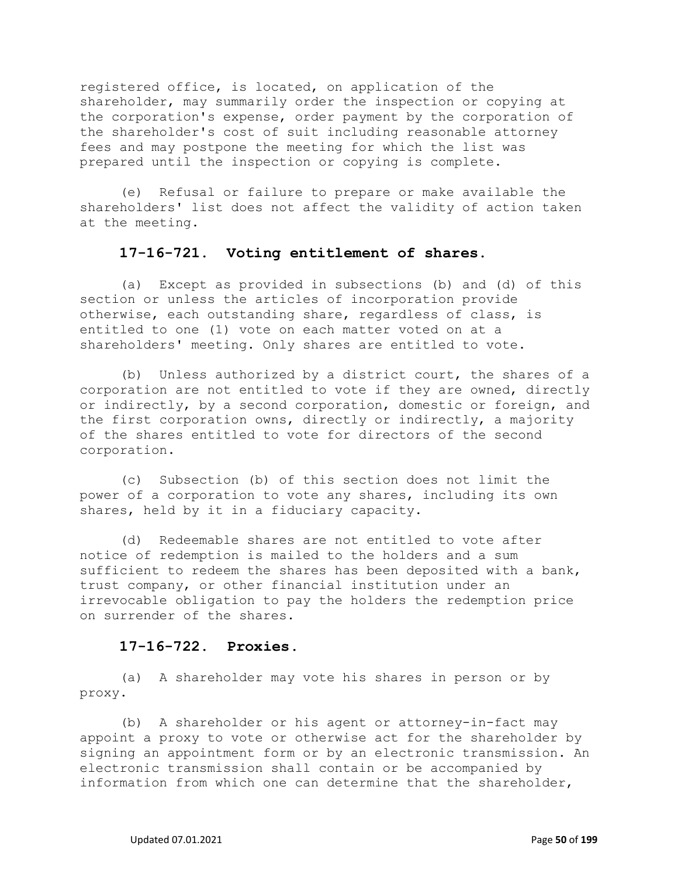registered office, is located, on application of the shareholder, may summarily order the inspection or copying at the corporation's expense, order payment by the corporation of the shareholder's cost of suit including reasonable attorney fees and may postpone the meeting for which the list was prepared until the inspection or copying is complete.

(e) Refusal or failure to prepare or make available the shareholders' list does not affect the validity of action taken at the meeting.

### 17-16-721. Voting entitlement of shares.

(a) Except as provided in subsections (b) and (d) of this section or unless the articles of incorporation provide otherwise, each outstanding share, regardless of class, is entitled to one (1) vote on each matter voted on at a shareholders' meeting. Only shares are entitled to vote.

(b) Unless authorized by a district court, the shares of a corporation are not entitled to vote if they are owned, directly or indirectly, by a second corporation, domestic or foreign, and the first corporation owns, directly or indirectly, a majority of the shares entitled to vote for directors of the second corporation.

(c) Subsection (b) of this section does not limit the power of a corporation to vote any shares, including its own shares, held by it in a fiduciary capacity.

(d) Redeemable shares are not entitled to vote after notice of redemption is mailed to the holders and a sum sufficient to redeem the shares has been deposited with a bank, trust company, or other financial institution under an irrevocable obligation to pay the holders the redemption price on surrender of the shares.

### 17-16-722. Proxies.

(a) A shareholder may vote his shares in person or by proxy.

(b) A shareholder or his agent or attorney-in-fact may appoint a proxy to vote or otherwise act for the shareholder by signing an appointment form or by an electronic transmission. An electronic transmission shall contain or be accompanied by information from which one can determine that the shareholder,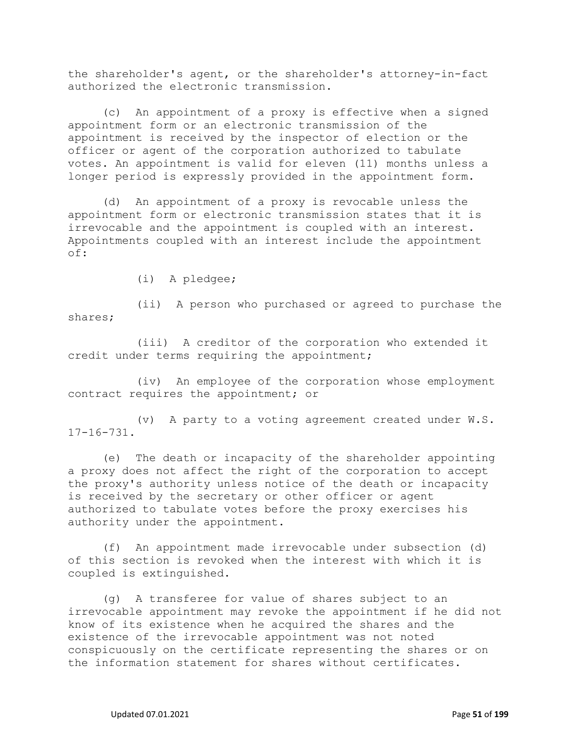the shareholder's agent, or the shareholder's attorney-in-fact authorized the electronic transmission.

(c) An appointment of a proxy is effective when a signed appointment form or an electronic transmission of the appointment is received by the inspector of election or the officer or agent of the corporation authorized to tabulate votes. An appointment is valid for eleven (11) months unless a longer period is expressly provided in the appointment form.

(d) An appointment of a proxy is revocable unless the appointment form or electronic transmission states that it is irrevocable and the appointment is coupled with an interest. Appointments coupled with an interest include the appointment of:

(i) A pledgee;

(ii) A person who purchased or agreed to purchase the shares;

(iii) A creditor of the corporation who extended it credit under terms requiring the appointment;

(iv) An employee of the corporation whose employment contract requires the appointment; or

(v) A party to a voting agreement created under W.S. 17-16-731.

(e) The death or incapacity of the shareholder appointing a proxy does not affect the right of the corporation to accept the proxy's authority unless notice of the death or incapacity is received by the secretary or other officer or agent authorized to tabulate votes before the proxy exercises his authority under the appointment.

(f) An appointment made irrevocable under subsection (d) of this section is revoked when the interest with which it is coupled is extinguished.

(g) A transferee for value of shares subject to an irrevocable appointment may revoke the appointment if he did not know of its existence when he acquired the shares and the existence of the irrevocable appointment was not noted conspicuously on the certificate representing the shares or on the information statement for shares without certificates.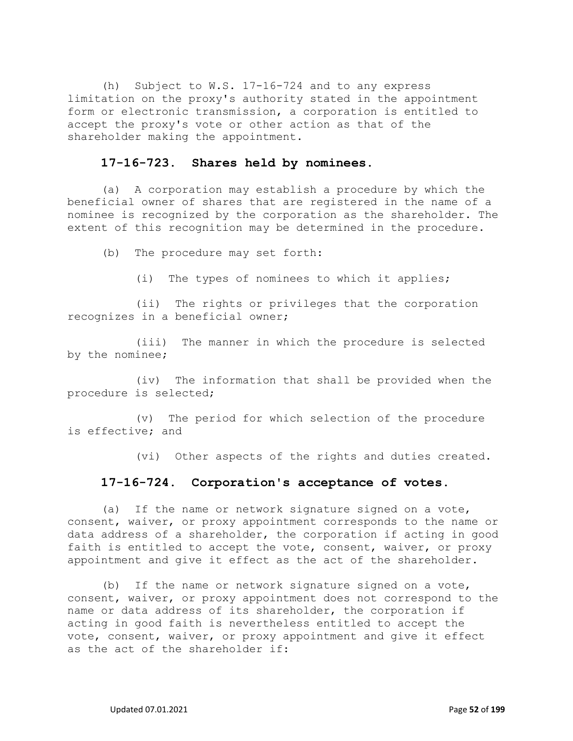(h) Subject to W.S. 17-16-724 and to any express limitation on the proxy's authority stated in the appointment form or electronic transmission, a corporation is entitled to accept the proxy's vote or other action as that of the shareholder making the appointment.

### 17-16-723. Shares held by nominees.

(a) A corporation may establish a procedure by which the beneficial owner of shares that are registered in the name of a nominee is recognized by the corporation as the shareholder. The extent of this recognition may be determined in the procedure.

(b) The procedure may set forth:

(i) The types of nominees to which it applies;

(ii) The rights or privileges that the corporation recognizes in a beneficial owner;

(iii) The manner in which the procedure is selected by the nominee;

(iv) The information that shall be provided when the procedure is selected;

(v) The period for which selection of the procedure is effective; and

(vi) Other aspects of the rights and duties created.

### 17-16-724. Corporation's acceptance of votes.

(a) If the name or network signature signed on a vote, consent, waiver, or proxy appointment corresponds to the name or data address of a shareholder, the corporation if acting in good faith is entitled to accept the vote, consent, waiver, or proxy appointment and give it effect as the act of the shareholder.

(b) If the name or network signature signed on a vote, consent, waiver, or proxy appointment does not correspond to the name or data address of its shareholder, the corporation if acting in good faith is nevertheless entitled to accept the vote, consent, waiver, or proxy appointment and give it effect as the act of the shareholder if: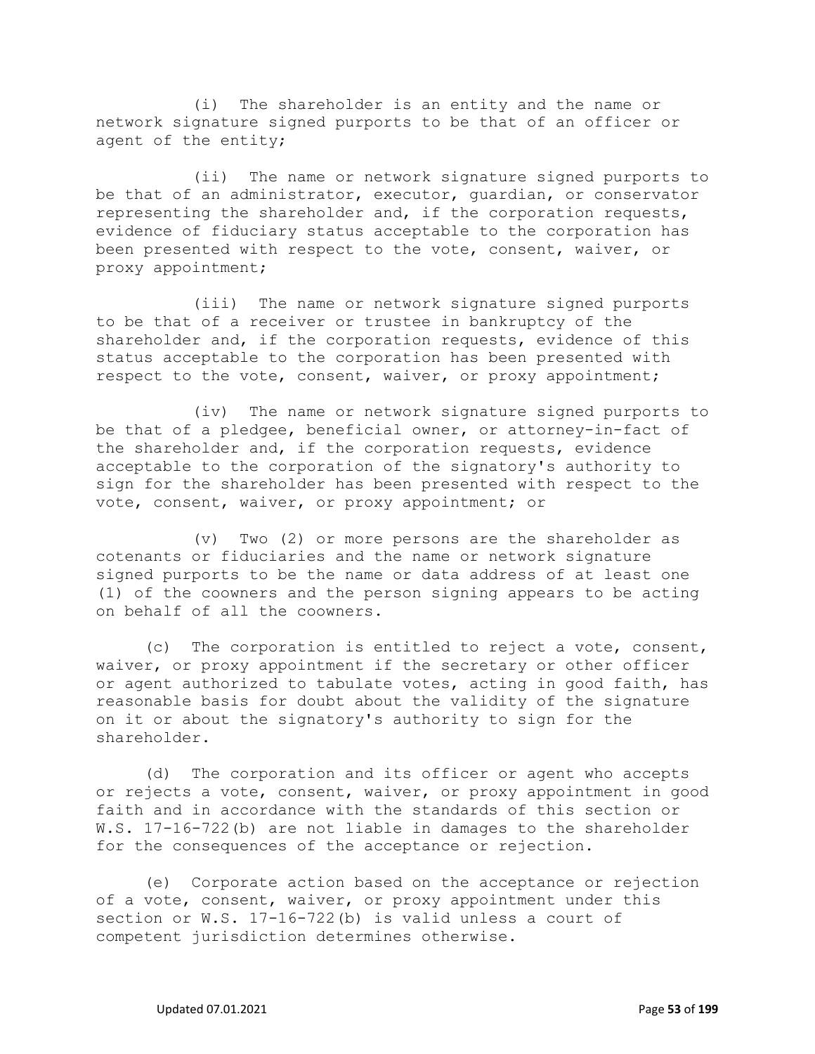(i) The shareholder is an entity and the name or network signature signed purports to be that of an officer or agent of the entity;

(ii) The name or network signature signed purports to be that of an administrator, executor, guardian, or conservator representing the shareholder and, if the corporation requests, evidence of fiduciary status acceptable to the corporation has been presented with respect to the vote, consent, waiver, or proxy appointment;

(iii) The name or network signature signed purports to be that of a receiver or trustee in bankruptcy of the shareholder and, if the corporation requests, evidence of this status acceptable to the corporation has been presented with respect to the vote, consent, waiver, or proxy appointment;

(iv) The name or network signature signed purports to be that of a pledgee, beneficial owner, or attorney-in-fact of the shareholder and, if the corporation requests, evidence acceptable to the corporation of the signatory's authority to sign for the shareholder has been presented with respect to the vote, consent, waiver, or proxy appointment; or

(v) Two (2) or more persons are the shareholder as cotenants or fiduciaries and the name or network signature signed purports to be the name or data address of at least one (1) of the coowners and the person signing appears to be acting on behalf of all the coowners.

(c) The corporation is entitled to reject a vote, consent, waiver, or proxy appointment if the secretary or other officer or agent authorized to tabulate votes, acting in good faith, has reasonable basis for doubt about the validity of the signature on it or about the signatory's authority to sign for the shareholder.

(d) The corporation and its officer or agent who accepts or rejects a vote, consent, waiver, or proxy appointment in good faith and in accordance with the standards of this section or W.S. 17-16-722(b) are not liable in damages to the shareholder for the consequences of the acceptance or rejection.

(e) Corporate action based on the acceptance or rejection of a vote, consent, waiver, or proxy appointment under this section or W.S. 17-16-722(b) is valid unless a court of competent jurisdiction determines otherwise.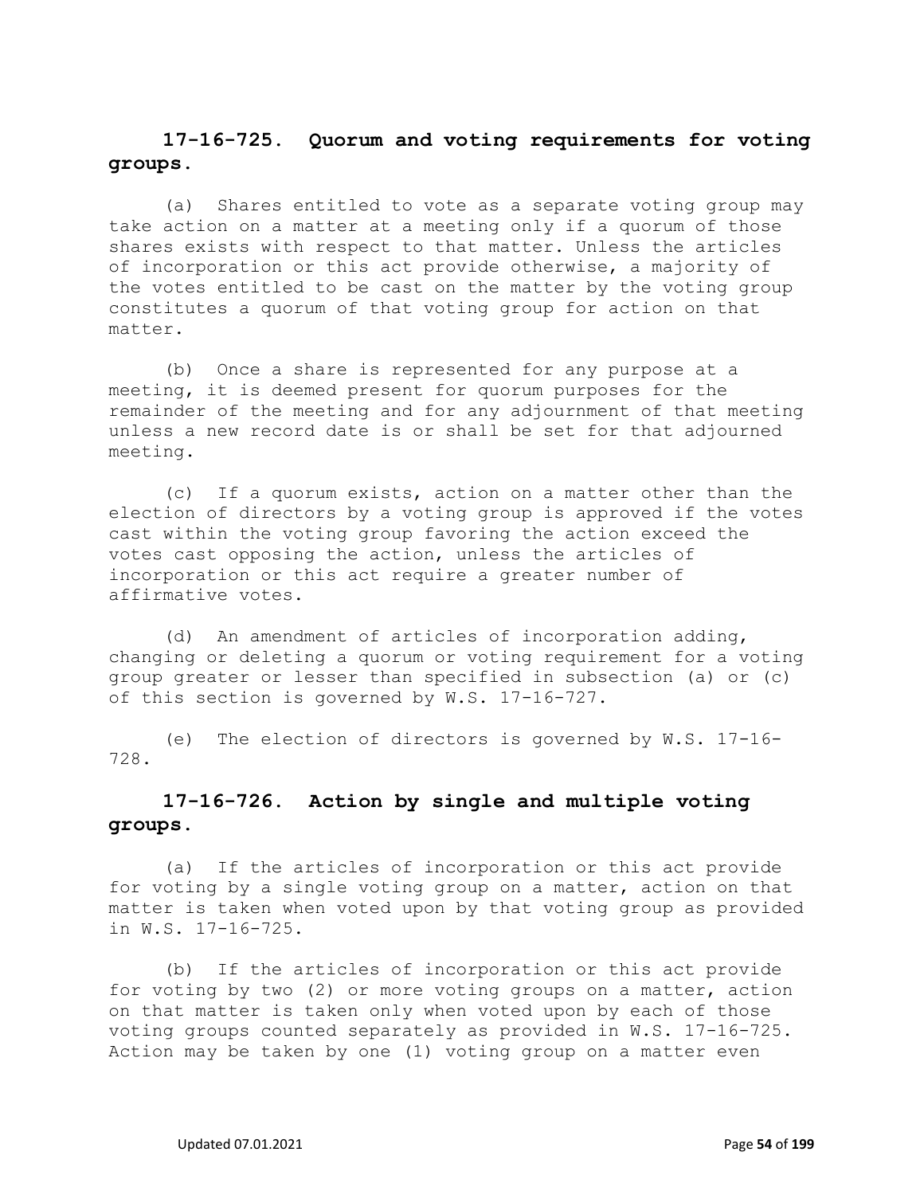## 17-16-725. Quorum and voting requirements for voting groups.

(a) Shares entitled to vote as a separate voting group may take action on a matter at a meeting only if a quorum of those shares exists with respect to that matter. Unless the articles of incorporation or this act provide otherwise, a majority of the votes entitled to be cast on the matter by the voting group constitutes a quorum of that voting group for action on that matter.

(b) Once a share is represented for any purpose at a meeting, it is deemed present for quorum purposes for the remainder of the meeting and for any adjournment of that meeting unless a new record date is or shall be set for that adjourned meeting.

(c) If a quorum exists, action on a matter other than the election of directors by a voting group is approved if the votes cast within the voting group favoring the action exceed the votes cast opposing the action, unless the articles of incorporation or this act require a greater number of affirmative votes.

(d) An amendment of articles of incorporation adding, changing or deleting a quorum or voting requirement for a voting group greater or lesser than specified in subsection (a) or (c) of this section is governed by W.S. 17-16-727.

(e) The election of directors is governed by W.S. 17-16-728.

## 17-16-726. Action by single and multiple voting groups.

(a) If the articles of incorporation or this act provide for voting by a single voting group on a matter, action on that matter is taken when voted upon by that voting group as provided in W.S. 17-16-725.

(b) If the articles of incorporation or this act provide for voting by two (2) or more voting groups on a matter, action on that matter is taken only when voted upon by each of those voting groups counted separately as provided in W.S. 17-16-725. Action may be taken by one (1) voting group on a matter even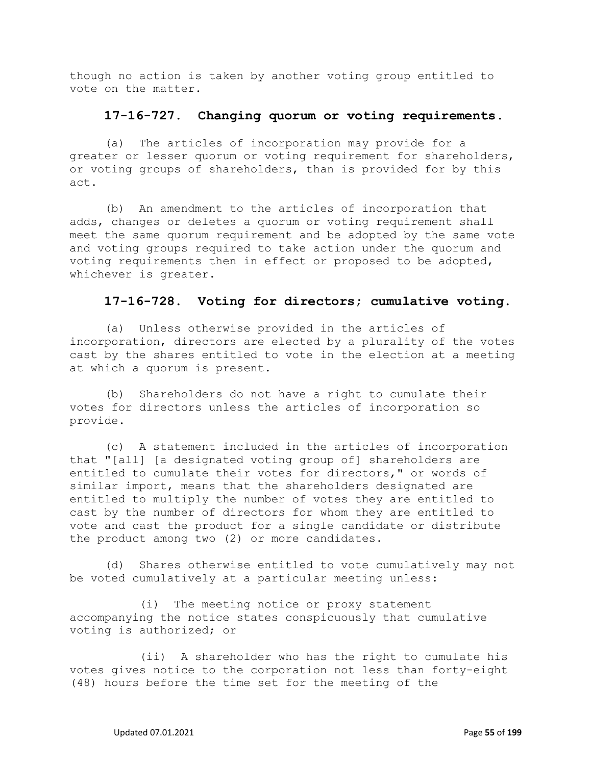though no action is taken by another voting group entitled to vote on the matter.

### 17-16-727. Changing quorum or voting requirements.

(a) The articles of incorporation may provide for a greater or lesser quorum or voting requirement for shareholders, or voting groups of shareholders, than is provided for by this act.

(b) An amendment to the articles of incorporation that adds, changes or deletes a quorum or voting requirement shall meet the same quorum requirement and be adopted by the same vote and voting groups required to take action under the quorum and voting requirements then in effect or proposed to be adopted, whichever is greater.

### 17-16-728. Voting for directors; cumulative voting.

(a) Unless otherwise provided in the articles of incorporation, directors are elected by a plurality of the votes cast by the shares entitled to vote in the election at a meeting at which a quorum is present.

(b) Shareholders do not have a right to cumulate their votes for directors unless the articles of incorporation so provide.

(c) A statement included in the articles of incorporation that "[all] [a designated voting group of] shareholders are entitled to cumulate their votes for directors," or words of similar import, means that the shareholders designated are entitled to multiply the number of votes they are entitled to cast by the number of directors for whom they are entitled to vote and cast the product for a single candidate or distribute the product among two (2) or more candidates.

(d) Shares otherwise entitled to vote cumulatively may not be voted cumulatively at a particular meeting unless:

(i) The meeting notice or proxy statement accompanying the notice states conspicuously that cumulative voting is authorized; or

(ii) A shareholder who has the right to cumulate his votes gives notice to the corporation not less than forty-eight (48) hours before the time set for the meeting of the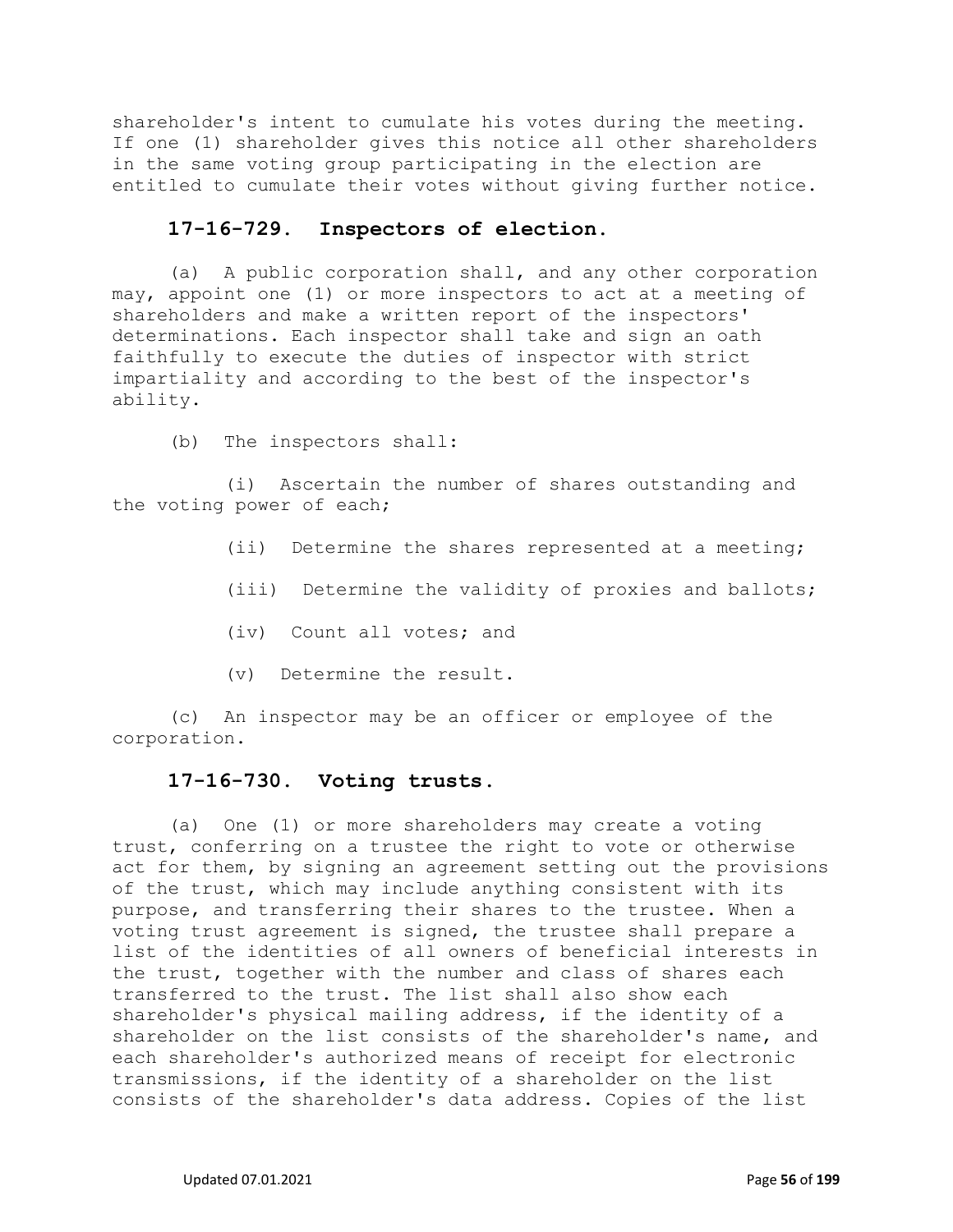shareholder's intent to cumulate his votes during the meeting. If one (1) shareholder gives this notice all other shareholders in the same voting group participating in the election are entitled to cumulate their votes without giving further notice.

### 17-16-729. Inspectors of election.

(a) A public corporation shall, and any other corporation may, appoint one (1) or more inspectors to act at a meeting of shareholders and make a written report of the inspectors' determinations. Each inspector shall take and sign an oath faithfully to execute the duties of inspector with strict impartiality and according to the best of the inspector's ability.

(b) The inspectors shall:

(i) Ascertain the number of shares outstanding and the voting power of each;

(ii) Determine the shares represented at a meeting;

(iii) Determine the validity of proxies and ballots;

(iv) Count all votes; and

(v) Determine the result.

(c) An inspector may be an officer or employee of the corporation.

### 17-16-730. Voting trusts.

(a) One (1) or more shareholders may create a voting trust, conferring on a trustee the right to vote or otherwise act for them, by signing an agreement setting out the provisions of the trust, which may include anything consistent with its purpose, and transferring their shares to the trustee. When a voting trust agreement is signed, the trustee shall prepare a list of the identities of all owners of beneficial interests in the trust, together with the number and class of shares each transferred to the trust. The list shall also show each shareholder's physical mailing address, if the identity of a shareholder on the list consists of the shareholder's name, and each shareholder's authorized means of receipt for electronic transmissions, if the identity of a shareholder on the list consists of the shareholder's data address. Copies of the list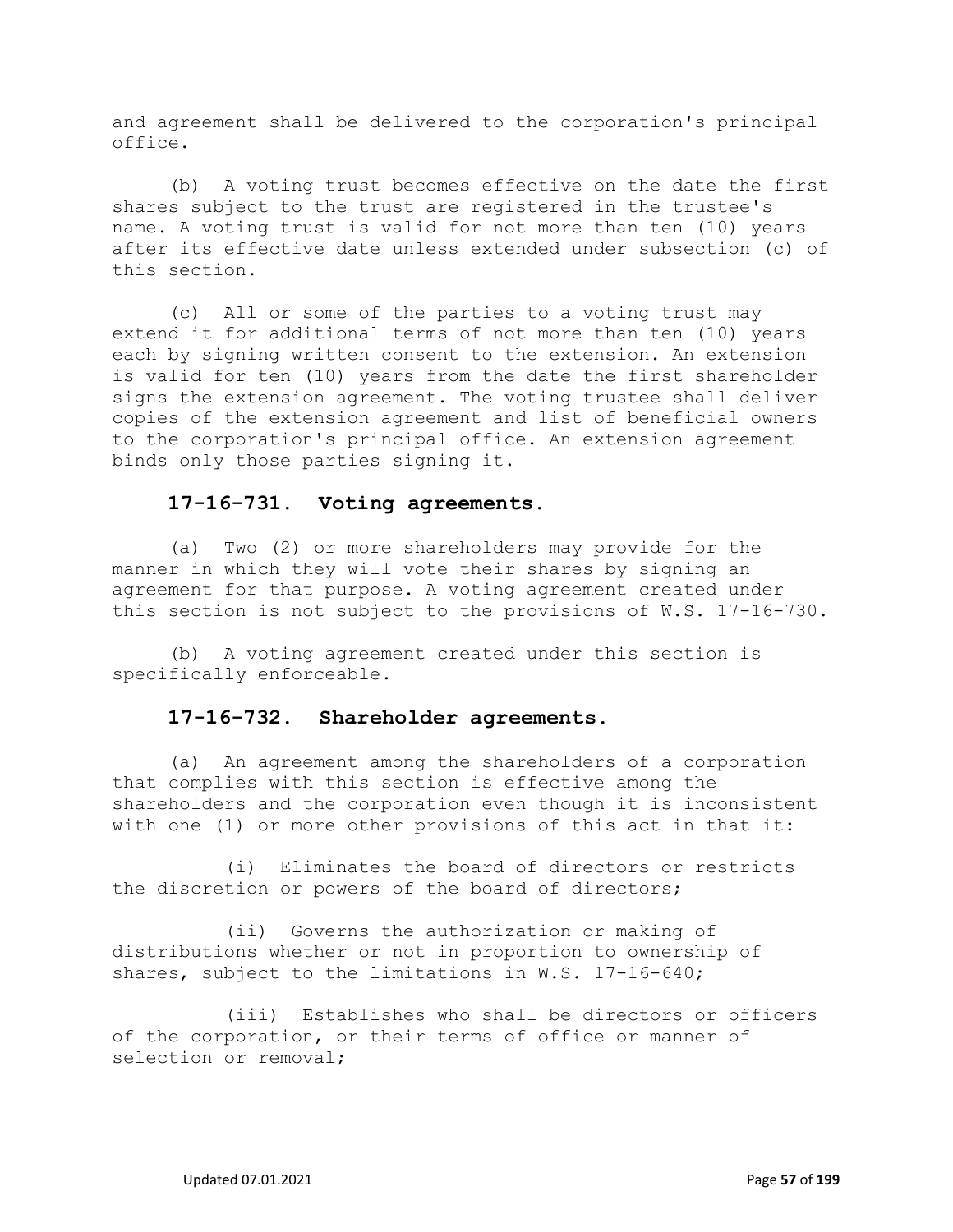and agreement shall be delivered to the corporation's principal office.

(b) A voting trust becomes effective on the date the first shares subject to the trust are registered in the trustee's name. A voting trust is valid for not more than ten (10) years after its effective date unless extended under subsection (c) of this section.

(c) All or some of the parties to a voting trust may extend it for additional terms of not more than ten (10) years each by signing written consent to the extension. An extension is valid for ten (10) years from the date the first shareholder signs the extension agreement. The voting trustee shall deliver copies of the extension agreement and list of beneficial owners to the corporation's principal office. An extension agreement binds only those parties signing it.

**17-16-731. Voting agreements.**

(a) Two (2) or more shareholders may provide for the manner in which they will vote their shares by signing an agreement for that purpose. A voting agreement created under this section is not subject to the provisions of W.S. 17-16-730.

(b) A voting agreement created under this section is specifically enforceable.

**17-16-732. Shareholder agreements.**

(a) An agreement among the shareholders of a corporation that complies with this section is effective among the shareholders and the corporation even though it is inconsistent with one (1) or more other provisions of this act in that it:

(i) Eliminates the board of directors or restricts the discretion or powers of the board of directors;

(ii) Governs the authorization or making of distributions whether or not in proportion to ownership of shares, subject to the limitations in W.S. 17-16-640;

(iii) Establishes who shall be directors or officers of the corporation, or their terms of office or manner of selection or removal;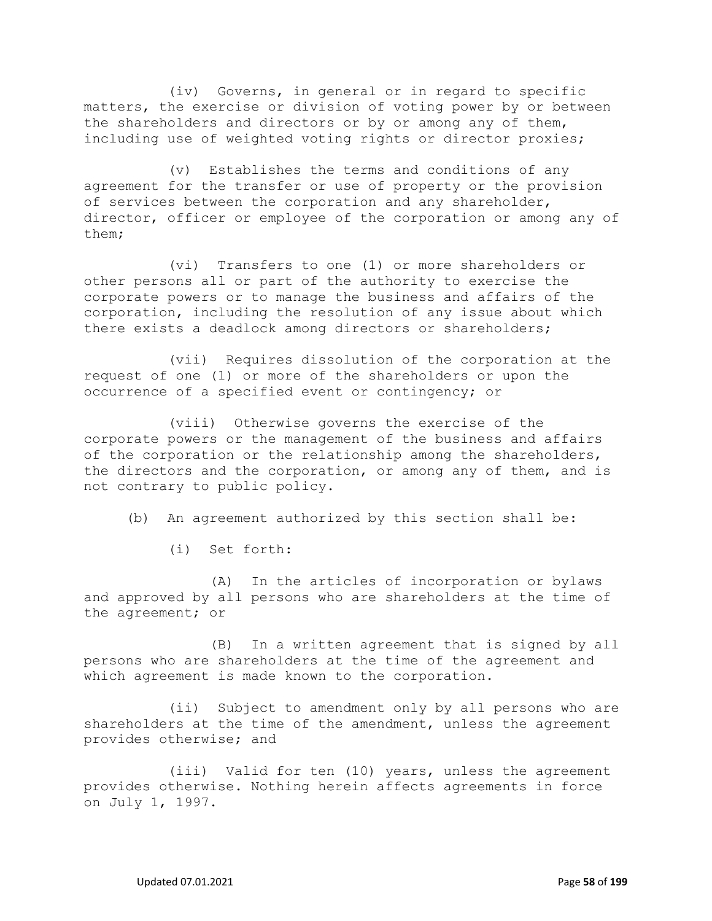(iv) Governs, in general or in regard to specific matters, the exercise or division of voting power by or between the shareholders and directors or by or among any of them, including use of weighted voting rights or director proxies;

(v) Establishes the terms and conditions of any agreement for the transfer or use of property or the provision of services between the corporation and any shareholder, director, officer or employee of the corporation or among any of them;

(vi) Transfers to one (1) or more shareholders or other persons all or part of the authority to exercise the corporate powers or to manage the business and affairs of the corporation, including the resolution of any issue about which there exists a deadlock among directors or shareholders;

(vii) Requires dissolution of the corporation at the request of one (1) or more of the shareholders or upon the occurrence of a specified event or contingency; or

(viii) Otherwise governs the exercise of the corporate powers or the management of the business and affairs of the corporation or the relationship among the shareholders, the directors and the corporation, or among any of them, and is not contrary to public policy.

(b) An agreement authorized by this section shall be:

(i) Set forth:

(A) In the articles of incorporation or bylaws and approved by all persons who are shareholders at the time of the agreement; or

(B) In a written agreement that is signed by all persons who are shareholders at the time of the agreement and which agreement is made known to the corporation.

(ii) Subject to amendment only by all persons who are shareholders at the time of the amendment, unless the agreement provides otherwise; and

(iii) Valid for ten (10) years, unless the agreement provides otherwise. Nothing herein affects agreements in force on July 1, 1997.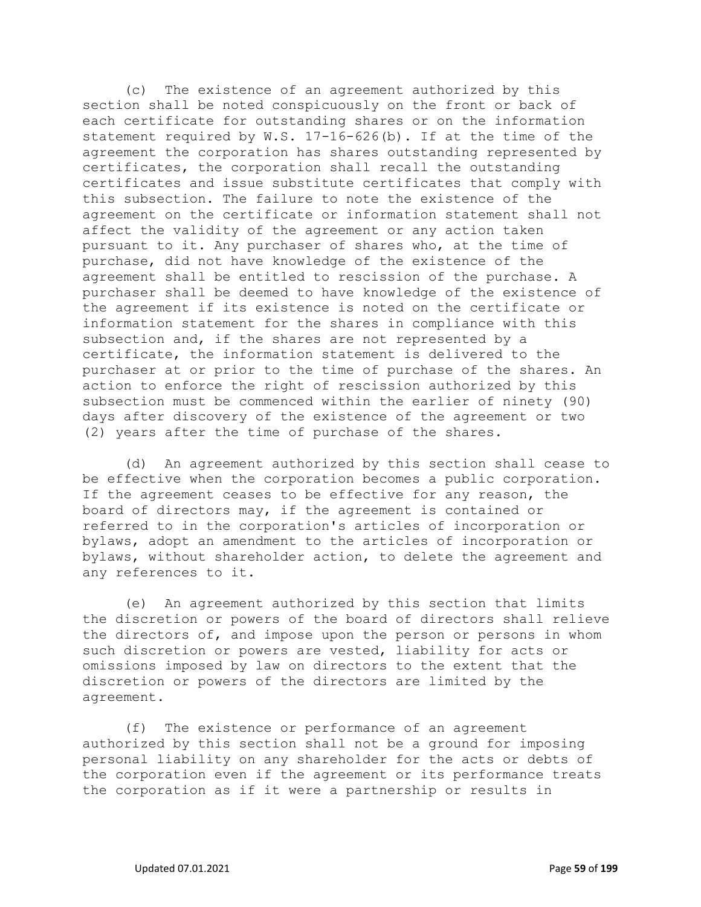(c) The existence of an agreement authorized by this section shall be noted conspicuously on the front or back of each certificate for outstanding shares or on the information statement required by W.S. 17-16-626(b). If at the time of the agreement the corporation has shares outstanding represented by certificates, the corporation shall recall the outstanding certificates and issue substitute certificates that comply with this subsection. The failure to note the existence of the agreement on the certificate or information statement shall not affect the validity of the agreement or any action taken pursuant to it. Any purchaser of shares who, at the time of purchase, did not have knowledge of the existence of the agreement shall be entitled to rescission of the purchase. A purchaser shall be deemed to have knowledge of the existence of the agreement if its existence is noted on the certificate or information statement for the shares in compliance with this subsection and, if the shares are not represented by a certificate, the information statement is delivered to the purchaser at or prior to the time of purchase of the shares. An action to enforce the right of rescission authorized by this subsection must be commenced within the earlier of ninety (90) days after discovery of the existence of the agreement or two (2) years after the time of purchase of the shares.

(d) An agreement authorized by this section shall cease to be effective when the corporation becomes a public corporation. If the agreement ceases to be effective for any reason, the board of directors may, if the agreement is contained or referred to in the corporation's articles of incorporation or bylaws, adopt an amendment to the articles of incorporation or bylaws, without shareholder action, to delete the agreement and any references to it.

(e) An agreement authorized by this section that limits the discretion or powers of the board of directors shall relieve the directors of, and impose upon the person or persons in whom such discretion or powers are vested, liability for acts or omissions imposed by law on directors to the extent that the discretion or powers of the directors are limited by the agreement.

(f) The existence or performance of an agreement authorized by this section shall not be a ground for imposing personal liability on any shareholder for the acts or debts of the corporation even if the agreement or its performance treats the corporation as if it were a partnership or results in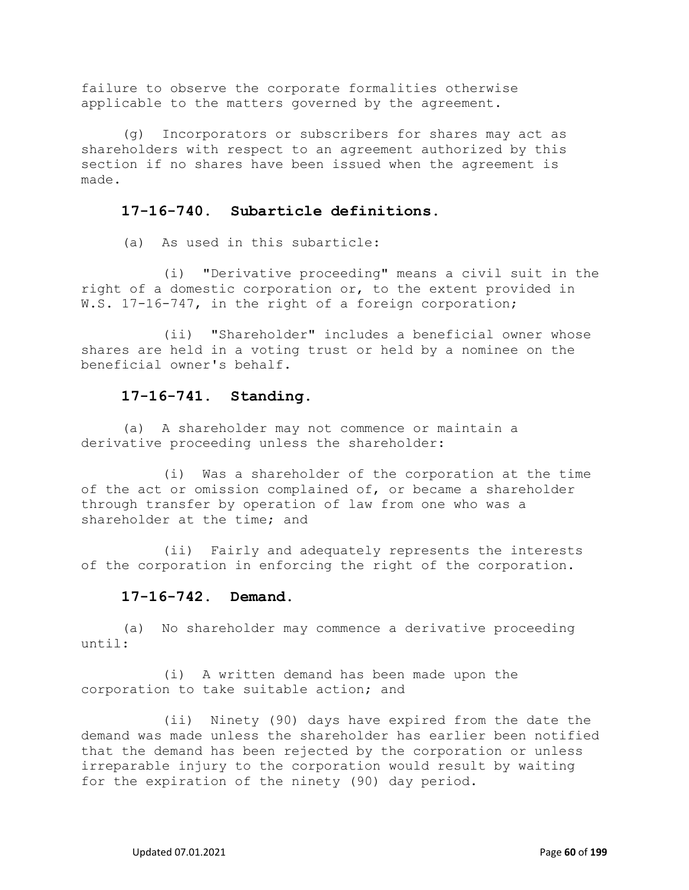failure to observe the corporate formalities otherwise applicable to the matters governed by the agreement.

(g) Incorporators or subscribers for shares may act as shareholders with respect to an agreement authorized by this section if no shares have been issued when the agreement is made.

### 17-16-740. Subarticle definitions.

(a) As used in this subarticle:

(i) "Derivative proceeding" means a civil suit in the right of a domestic corporation or, to the extent provided in W.S. 17-16-747, in the right of a foreign corporation;

(ii) "Shareholder" includes a beneficial owner whose shares are held in a voting trust or held by a nominee on the beneficial owner's behalf.

### 17-16-741. Standing.

(a) A shareholder may not commence or maintain a derivative proceeding unless the shareholder:

(i) Was a shareholder of the corporation at the time of the act or omission complained of, or became a shareholder through transfer by operation of law from one who was a shareholder at the time; and

(ii) Fairly and adequately represents the interests of the corporation in enforcing the right of the corporation.

### 17-16-742. Demand.

(a) No shareholder may commence a derivative proceeding until:

(i) A written demand has been made upon the corporation to take suitable action; and

(ii) Ninety (90) days have expired from the date the demand was made unless the shareholder has earlier been notified that the demand has been rejected by the corporation or unless irreparable injury to the corporation would result by waiting for the expiration of the ninety (90) day period.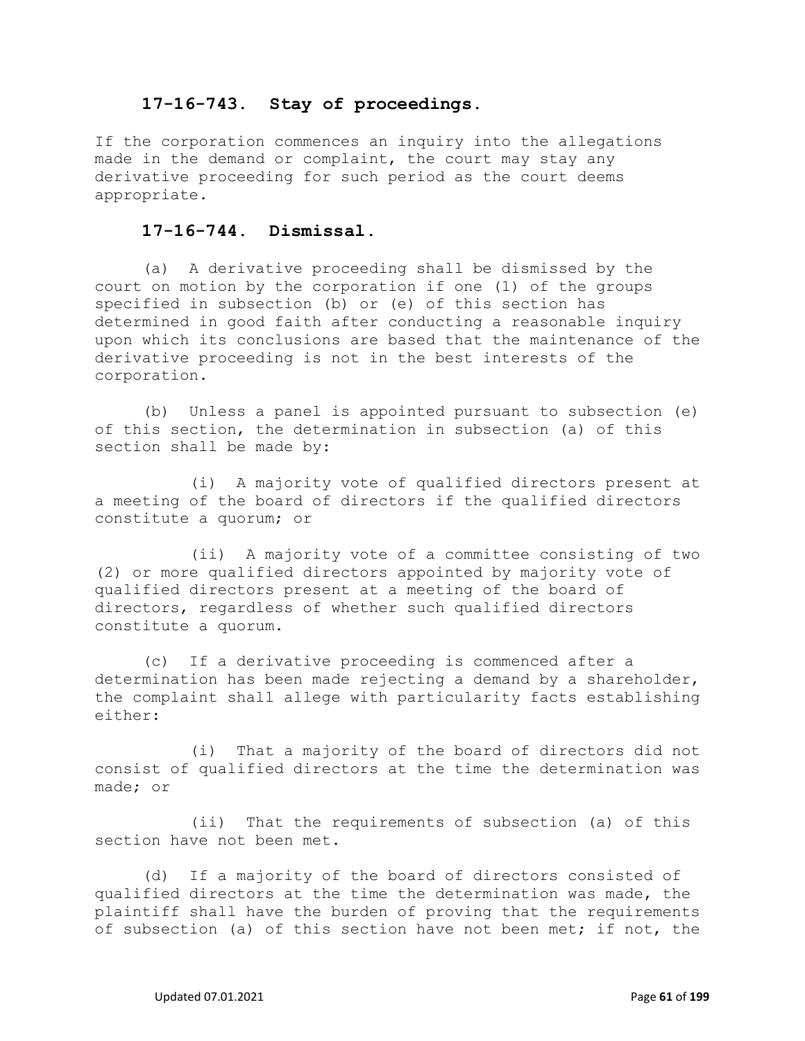## 17-16-743. Stay of proceedings.

If the corporation commences an inquiry into the allegations made in the demand or complaint, the court may stay any derivative proceeding for such period as the court deems appropriate.

## 17-16-744. Dismissal.

(a) A derivative proceeding shall be dismissed by the court on motion by the corporation if one (1) of the groups specified in subsection (b) or (e) of this section has determined in good faith after conducting a reasonable inquiry upon which its conclusions are based that the maintenance of the derivative proceeding is not in the best interests of the corporation.

(b) Unless a panel is appointed pursuant to subsection (e) of this section, the determination in subsection (a) of this section shall be made by:

(i) A majority vote of qualified directors present at a meeting of the board of directors if the qualified directors constitute a quorum; or

(ii) A majority vote of a committee consisting of two (2) or more qualified directors appointed by majority vote of qualified directors present at a meeting of the board of directors, regardless of whether such qualified directors constitute a quorum.

(c) If a derivative proceeding is commenced after a determination has been made rejecting a demand by a shareholder, the complaint shall allege with particularity facts establishing either:

(i) That a majority of the board of directors did not consist of qualified directors at the time the determination was made; or

(ii) That the requirements of subsection (a) of this section have not been met.

(d) If a majority of the board of directors consisted of qualified directors at the time the determination was made, the plaintiff shall have the burden of proving that the requirements of subsection (a) of this section have not been met; if not, the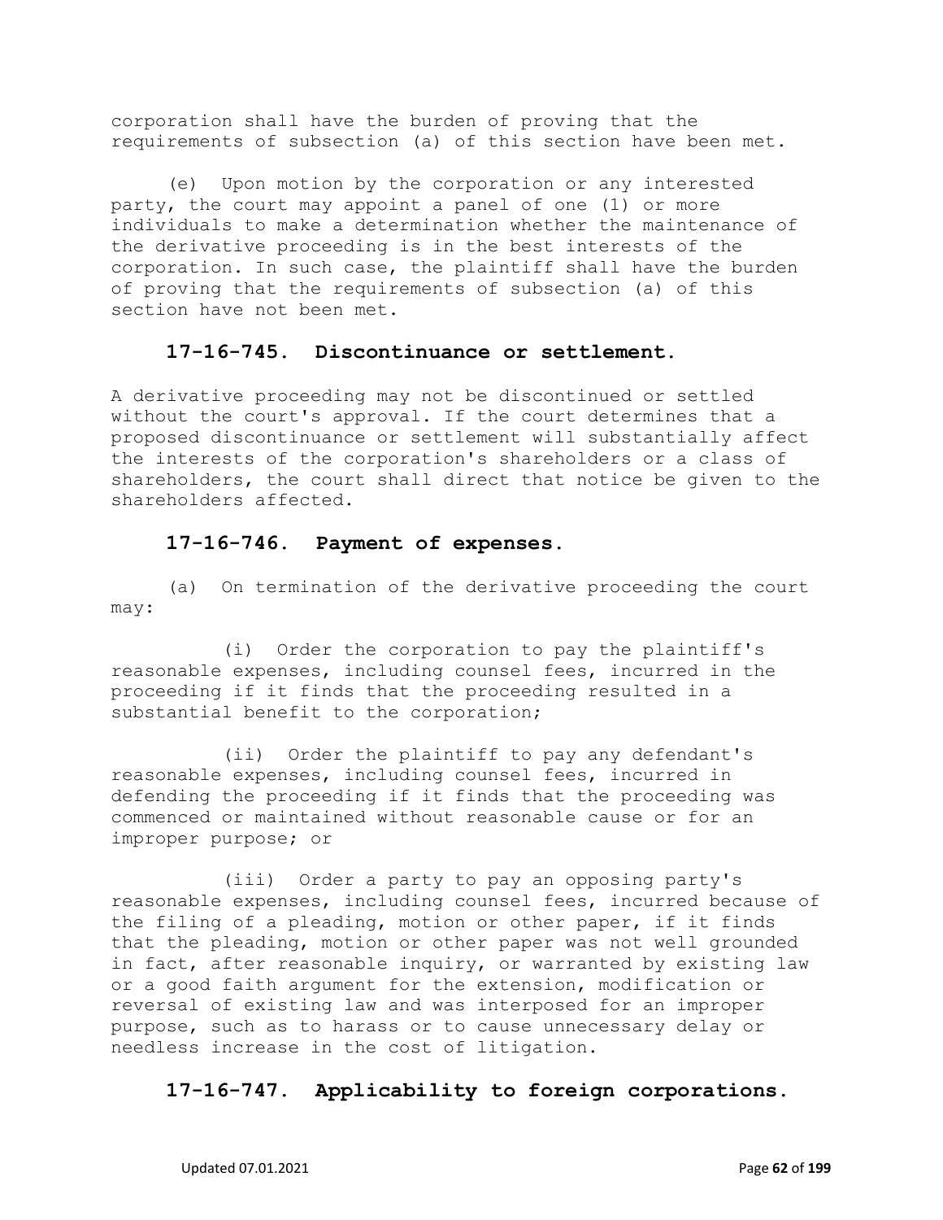corporation shall have the burden of proving that the requirements of subsection (a) of this section have been met.

(e) Upon motion by the corporation or any interested party, the court may appoint a panel of one (1) or more individuals to make a determination whether the maintenance of the derivative proceeding is in the best interests of the corporation. In such case, the plaintiff shall have the burden of proving that the requirements of subsection (a) of this section have not been met.

### 17-16-745. Discontinuance or settlement.

A derivative proceeding may not be discontinued or settled without the court's approval. If the court determines that a proposed discontinuance or settlement will substantially affect the interests of the corporation's shareholders or a class of shareholders, the court shall direct that notice be given to the shareholders affected.

### 17-16-746. Payment of expenses.

(a) On termination of the derivative proceeding the court may:

(i) Order the corporation to pay the plaintiff's reasonable expenses, including counsel fees, incurred in the proceeding if it finds that the proceeding resulted in a substantial benefit to the corporation;

(ii) Order the plaintiff to pay any defendant's reasonable expenses, including counsel fees, incurred in defending the proceeding if it finds that the proceeding was commenced or maintained without reasonable cause or for an improper purpose; or

(iii) Order a party to pay an opposing party's reasonable expenses, including counsel fees, incurred because of the filing of a pleading, motion or other paper, if it finds that the pleading, motion or other paper was not well grounded in fact, after reasonable inquiry, or warranted by existing law or a good faith argument for the extension, modification or reversal of existing law and was interposed for an improper purpose, such as to harass or to cause unnecessary delay or needless increase in the cost of litigation.

### 17-16-747. Applicability to foreign corporations.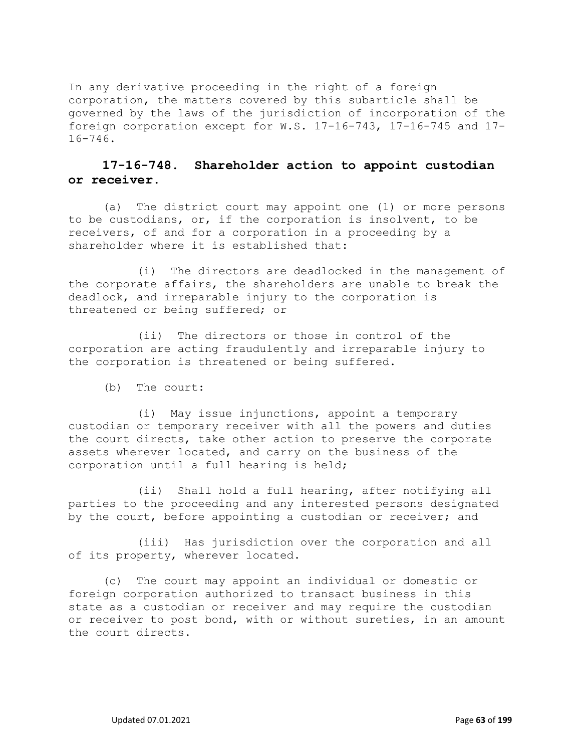In any derivative proceeding in the right of a foreign corporation, the matters covered by this subarticle shall be governed by the laws of the jurisdiction of incorporation of the foreign corporation except for W.S. 17-16-743, 17-16-745 and 17-16-746.

### 17-16-748. Shareholder action to appoint custodian or receiver.

(a) The district court may appoint one (1) or more persons to be custodians, or, if the corporation is insolvent, to be receivers, of and for a corporation in a proceeding by a shareholder where it is established that:

(i) The directors are deadlocked in the management of the corporate affairs, the shareholders are unable to break the deadlock, and irreparable injury to the corporation is threatened or being suffered; or

(ii) The directors or those in control of the corporation are acting fraudulently and irreparable injury to the corporation is threatened or being suffered.

(b) The court:

(i) May issue injunctions, appoint a temporary custodian or temporary receiver with all the powers and duties the court directs, take other action to preserve the corporate assets wherever located, and carry on the business of the corporation until a full hearing is held;

(ii) Shall hold a full hearing, after notifying all parties to the proceeding and any interested persons designated by the court, before appointing a custodian or receiver; and

(iii) Has jurisdiction over the corporation and all of its property, wherever located.

(c) The court may appoint an individual or domestic or foreign corporation authorized to transact business in this state as a custodian or receiver and may require the custodian or receiver to post bond, with or without sureties, in an amount the court directs.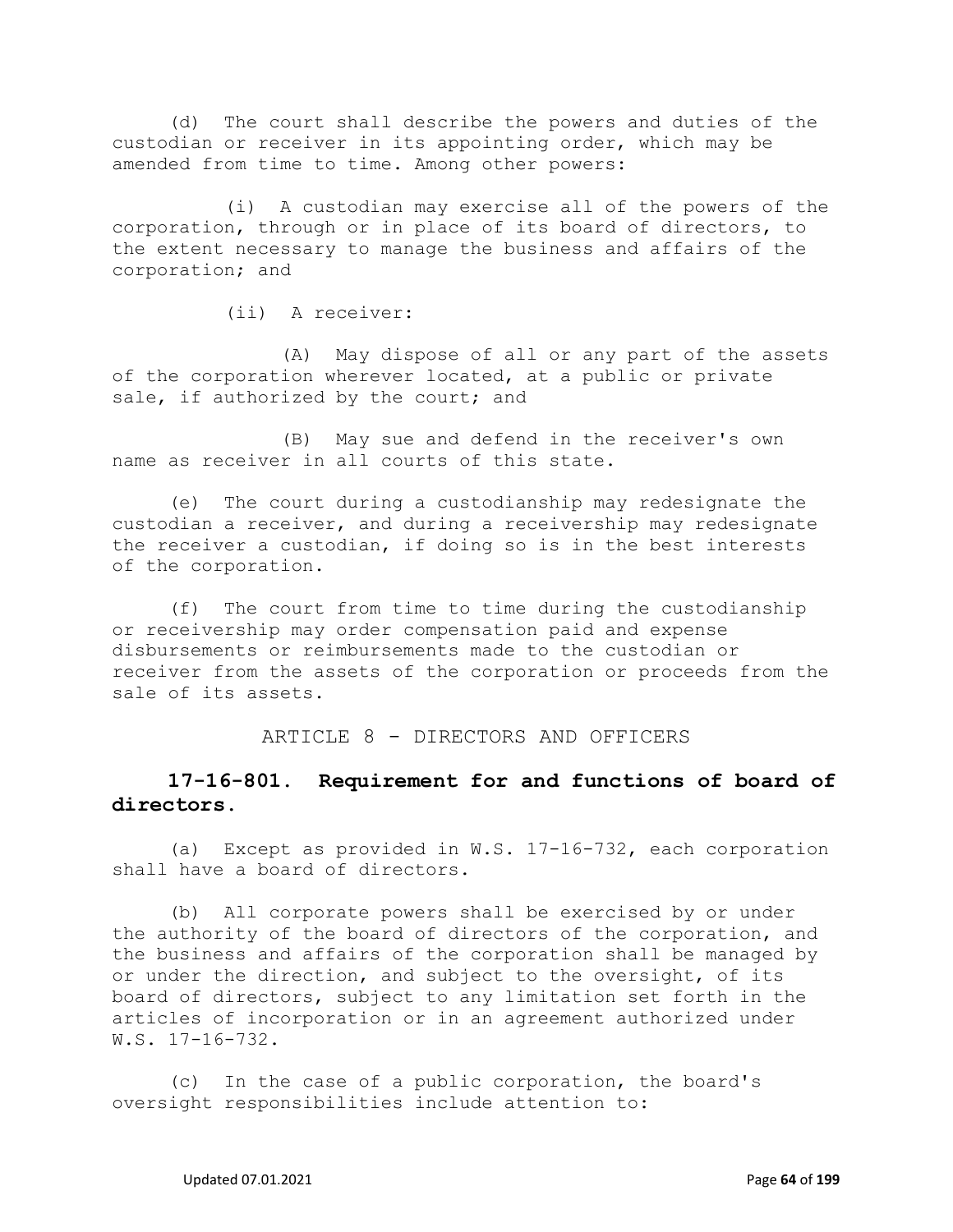(d) The court shall describe the powers and duties of the custodian or receiver in its appointing order, which may be amended from time to time. Among other powers:

(i) A custodian may exercise all of the powers of the corporation, through or in place of its board of directors, to the extent necessary to manage the business and affairs of the corporation; and

(ii) A receiver:

(A) May dispose of all or any part of the assets of the corporation wherever located, at a public or private sale, if authorized by the court; and

(B) May sue and defend in the receiver's own name as receiver in all courts of this state.

(e) The court during a custodianship may redesignate the custodian a receiver, and during a receivership may redesignate the receiver a custodian, if doing so is in the best interests of the corporation.

(f) The court from time to time during the custodianship or receivership may order compensation paid and expense disbursements or reimbursements made to the custodian or receiver from the assets of the corporation or proceeds from the sale of its assets.

ARTICLE 8 - DIRECTORS AND OFFICERS

## 17-16-801. Requirement for and functions of board of directors.

(a) Except as provided in W.S. 17-16-732, each corporation shall have a board of directors.

(b) All corporate powers shall be exercised by or under the authority of the board of directors of the corporation, and the business and affairs of the corporation shall be managed by or under the direction, and subject to the oversight, of its board of directors, subject to any limitation set forth in the articles of incorporation or in an agreement authorized under W.S. 17-16-732.

(c) In the case of a public corporation, the board's oversight responsibilities include attention to: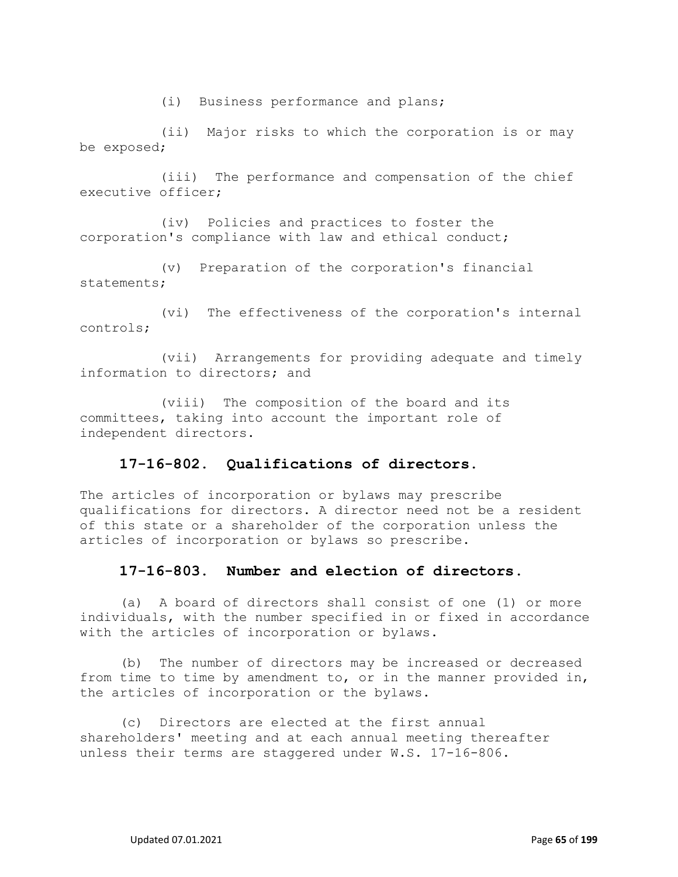(i) Business performance and plans;

(ii) Major risks to which the corporation is or may be exposed;

(iii) The performance and compensation of the chief executive officer;

(iv) Policies and practices to foster the corporation's compliance with law and ethical conduct;

(v) Preparation of the corporation's financial statements;

(vi) The effectiveness of the corporation's internal controls;

(vii) Arrangements for providing adequate and timely information to directors; and

(viii) The composition of the board and its committees, taking into account the important role of independent directors.

## 17-16-802. Qualifications of directors.

The articles of incorporation or bylaws may prescribe qualifications for directors. A director need not be a resident of this state or a shareholder of the corporation unless the articles of incorporation or bylaws so prescribe.

## 17-16-803. Number and election of directors.

(a) A board of directors shall consist of one (1) or more individuals, with the number specified in or fixed in accordance with the articles of incorporation or bylaws.

(b) The number of directors may be increased or decreased from time to time by amendment to, or in the manner provided in, the articles of incorporation or the bylaws.

(c) Directors are elected at the first annual shareholders' meeting and at each annual meeting thereafter unless their terms are staggered under W.S. 17-16-806.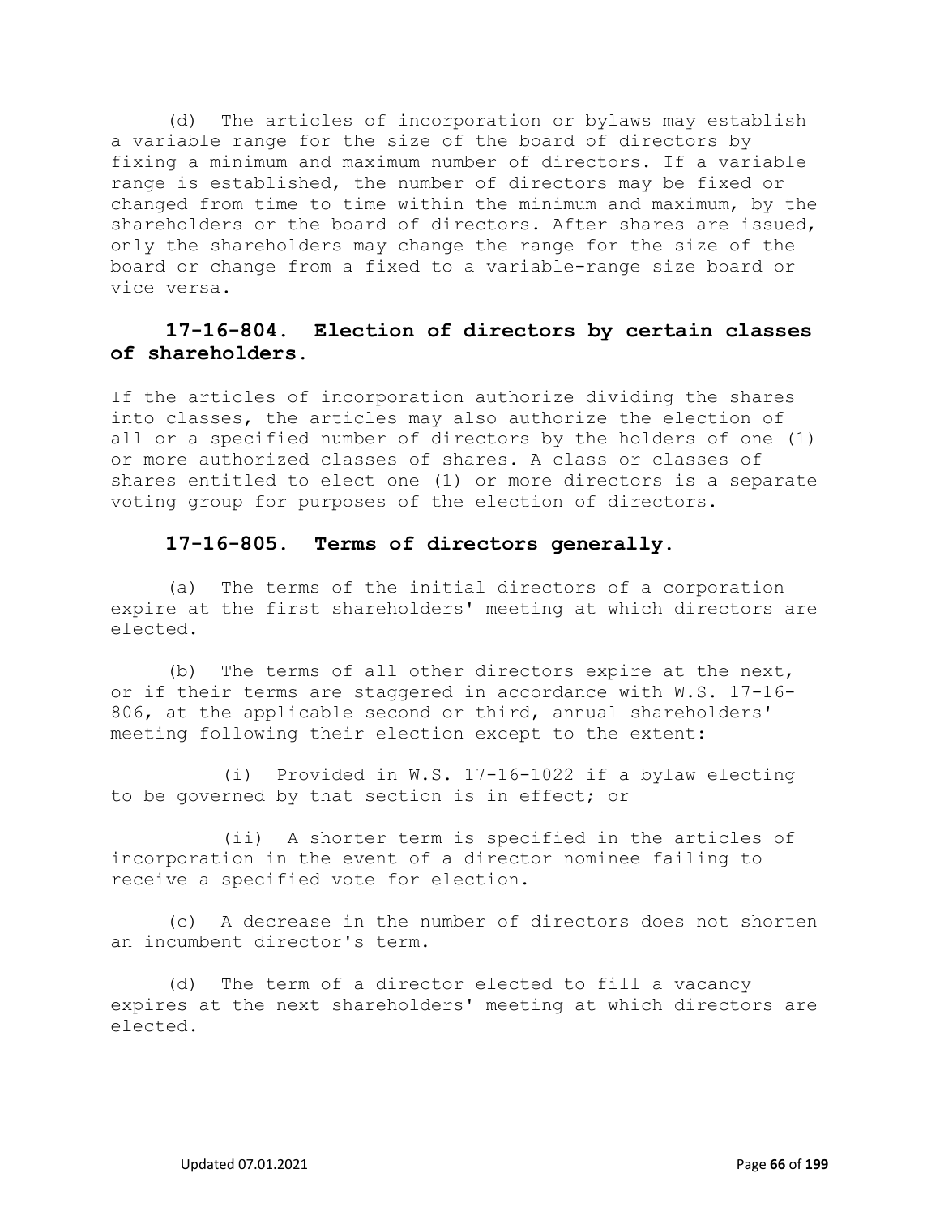(d) The articles of incorporation or bylaws may establish a variable range for the size of the board of directors by fixing a minimum and maximum number of directors. If a variable range is established, the number of directors may be fixed or changed from time to time within the minimum and maximum, by the shareholders or the board of directors. After shares are issued, only the shareholders may change the range for the size of the board or change from a fixed to a variable-range size board or vice versa.

### 17-16-804. Election of directors by certain classes of shareholders.

If the articles of incorporation authorize dividing the shares into classes, the articles may also authorize the election of all or a specified number of directors by the holders of one (1) or more authorized classes of shares. A class or classes of shares entitled to elect one (1) or more directors is a separate voting group for purposes of the election of directors.

### 17-16-805. Terms of directors generally.

(a) The terms of the initial directors of a corporation expire at the first shareholders' meeting at which directors are elected.

(b) The terms of all other directors expire at the next, or if their terms are staggered in accordance with W.S. 17-16-806, at the applicable second or third, annual shareholders' meeting following their election except to the extent:

(i) Provided in W.S. 17-16-1022 if a bylaw electing to be governed by that section is in effect; or

(ii) A shorter term is specified in the articles of incorporation in the event of a director nominee failing to receive a specified vote for election.

(c) A decrease in the number of directors does not shorten an incumbent director's term.

(d) The term of a director elected to fill a vacancy expires at the next shareholders' meeting at which directors are elected.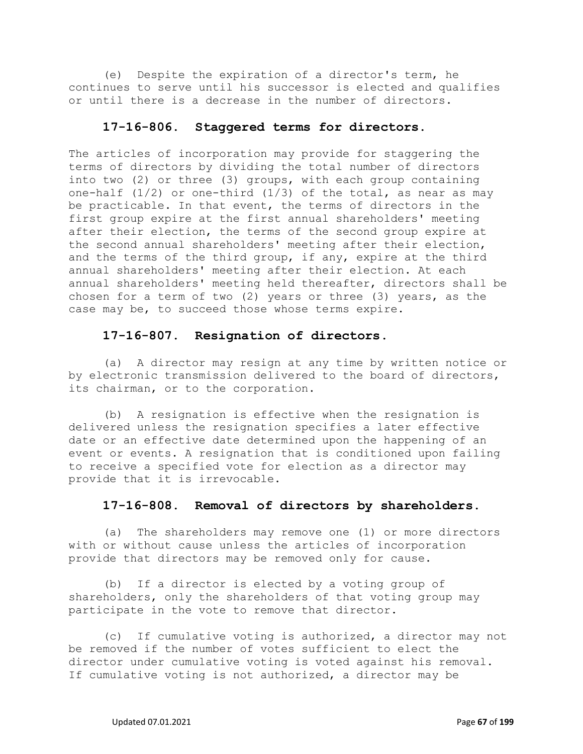(e) Despite the expiration of a director's term, he continues to serve until his successor is elected and qualifies or until there is a decrease in the number of directors.

### 17-16-806. Staggered terms for directors.

The articles of incorporation may provide for staggering the terms of directors by dividing the total number of directors into two (2) or three (3) groups, with each group containing one-half (1/2) or one-third (1/3) of the total, as near as may be practicable. In that event, the terms of directors in the first group expire at the first annual shareholders' meeting after their election, the terms of the second group expire at the second annual shareholders' meeting after their election, and the terms of the third group, if any, expire at the third annual shareholders' meeting after their election. At each annual shareholders' meeting held thereafter, directors shall be chosen for a term of two (2) years or three (3) years, as the case may be, to succeed those whose terms expire.

### 17-16-807. Resignation of directors.

(a) A director may resign at any time by written notice or by electronic transmission delivered to the board of directors, its chairman, or to the corporation.

(b) A resignation is effective when the resignation is delivered unless the resignation specifies a later effective date or an effective date determined upon the happening of an event or events. A resignation that is conditioned upon failing to receive a specified vote for election as a director may provide that it is irrevocable.

### 17-16-808. Removal of directors by shareholders.

(a) The shareholders may remove one (1) or more directors with or without cause unless the articles of incorporation provide that directors may be removed only for cause.

(b) If a director is elected by a voting group of shareholders, only the shareholders of that voting group may participate in the vote to remove that director.

(c) If cumulative voting is authorized, a director may not be removed if the number of votes sufficient to elect the director under cumulative voting is voted against his removal. If cumulative voting is not authorized, a director may be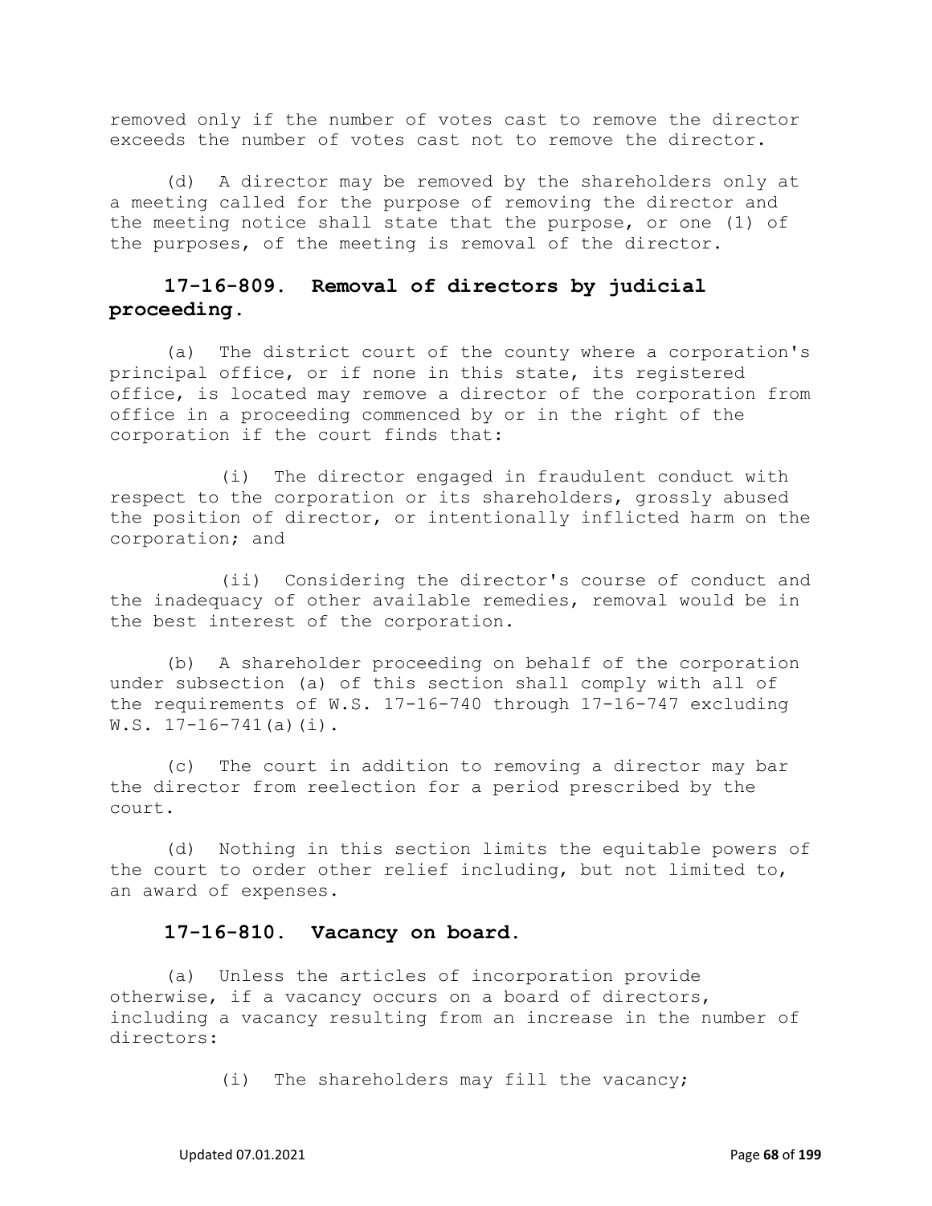removed only if the number of votes cast to remove the director exceeds the number of votes cast not to remove the director.

(d) A director may be removed by the shareholders only at a meeting called for the purpose of removing the director and the meeting notice shall state that the purpose, or one (1) of the purposes, of the meeting is removal of the director.

### 17-16-809. Removal of directors by judicial proceeding.

(a) The district court of the county where a corporation's principal office, or if none in this state, its registered office, is located may remove a director of the corporation from office in a proceeding commenced by or in the right of the corporation if the court finds that:

(i) The director engaged in fraudulent conduct with respect to the corporation or its shareholders, grossly abused the position of director, or intentionally inflicted harm on the corporation; and

(ii) Considering the director's course of conduct and the inadequacy of other available remedies, removal would be in the best interest of the corporation.

(b) A shareholder proceeding on behalf of the corporation under subsection (a) of this section shall comply with all of the requirements of W.S. 17-16-740 through 17-16-747 excluding W.S. 17-16-741(a)(i).

(c) The court in addition to removing a director may bar the director from reelection for a period prescribed by the court.

(d) Nothing in this section limits the equitable powers of the court to order other relief including, but not limited to, an award of expenses.

### 17-16-810. Vacancy on board.

(a) Unless the articles of incorporation provide otherwise, if a vacancy occurs on a board of directors, including a vacancy resulting from an increase in the number of directors:

(i) The shareholders may fill the vacancy;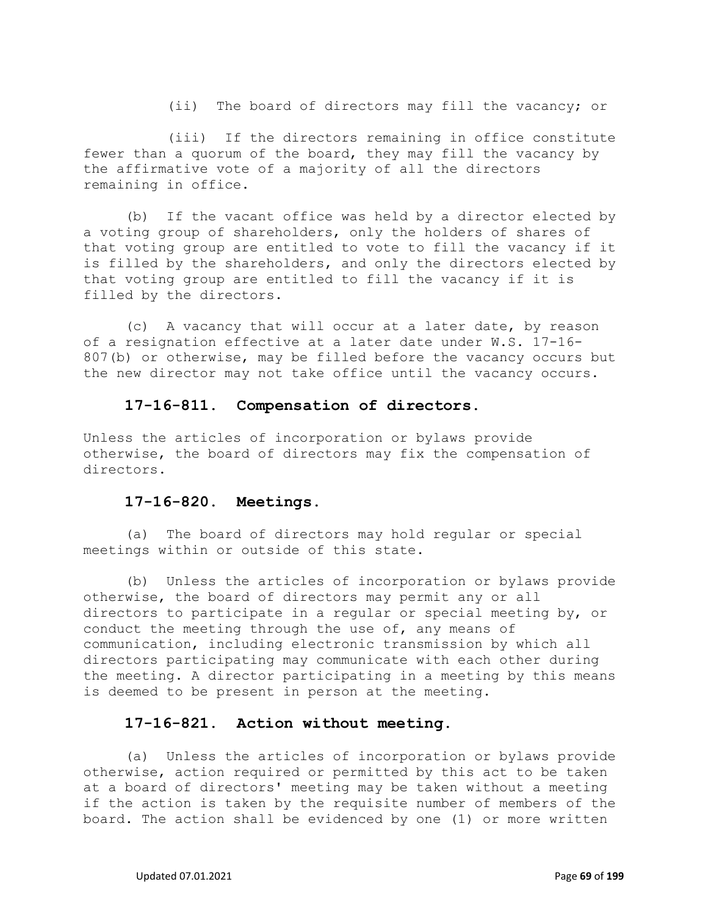(ii) The board of directors may fill the vacancy; or

(iii) If the directors remaining in office constitute fewer than a quorum of the board, they may fill the vacancy by the affirmative vote of a majority of all the directors remaining in office.

(b) If the vacant office was held by a director elected by a voting group of shareholders, only the holders of shares of that voting group are entitled to vote to fill the vacancy if it is filled by the shareholders, and only the directors elected by that voting group are entitled to fill the vacancy if it is filled by the directors.

(c) A vacancy that will occur at a later date, by reason of a resignation effective at a later date under W.S. 17-16-807(b) or otherwise, may be filled before the vacancy occurs but the new director may not take office until the vacancy occurs.

### 17-16-811. Compensation of directors.

Unless the articles of incorporation or bylaws provide otherwise, the board of directors may fix the compensation of directors.

### 17-16-820. Meetings.

(a) The board of directors may hold regular or special meetings within or outside of this state.

(b) Unless the articles of incorporation or bylaws provide otherwise, the board of directors may permit any or all directors to participate in a regular or special meeting by, or conduct the meeting through the use of, any means of communication, including electronic transmission by which all directors participating may communicate with each other during the meeting. A director participating in a meeting by this means is deemed to be present in person at the meeting.

### 17-16-821. Action without meeting.

(a) Unless the articles of incorporation or bylaws provide otherwise, action required or permitted by this act to be taken at a board of directors' meeting may be taken without a meeting if the action is taken by the requisite number of members of the board. The action shall be evidenced by one (1) or more written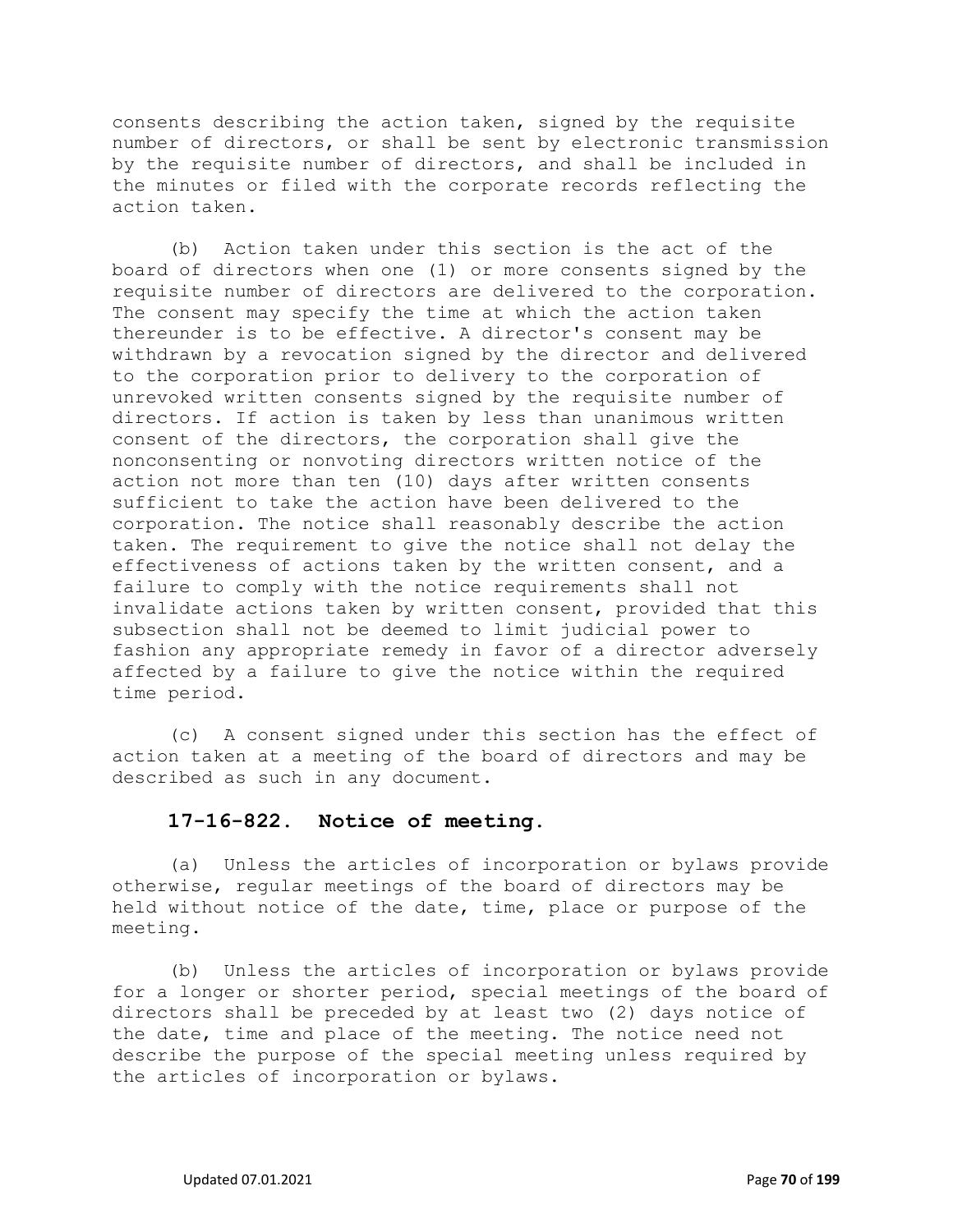consents describing the action taken, signed by the requisite number of directors, or shall be sent by electronic transmission by the requisite number of directors, and shall be included in the minutes or filed with the corporate records reflecting the action taken.

(b) Action taken under this section is the act of the board of directors when one (1) or more consents signed by the requisite number of directors are delivered to the corporation. The consent may specify the time at which the action taken thereunder is to be effective. A director's consent may be withdrawn by a revocation signed by the director and delivered to the corporation prior to delivery to the corporation of unrevoked written consents signed by the requisite number of directors. If action is taken by less than unanimous written consent of the directors, the corporation shall give the nonconsenting or nonvoting directors written notice of the action not more than ten (10) days after written consents sufficient to take the action have been delivered to the corporation. The notice shall reasonably describe the action taken. The requirement to give the notice shall not delay the effectiveness of actions taken by the written consent, and a failure to comply with the notice requirements shall not invalidate actions taken by written consent, provided that this subsection shall not be deemed to limit judicial power to fashion any appropriate remedy in favor of a director adversely affected by a failure to give the notice within the required time period.

(c) A consent signed under this section has the effect of action taken at a meeting of the board of directors and may be described as such in any document.

## 17-16-822. Notice of meeting.

(a) Unless the articles of incorporation or bylaws provide otherwise, regular meetings of the board of directors may be held without notice of the date, time, place or purpose of the meeting.

(b) Unless the articles of incorporation or bylaws provide for a longer or shorter period, special meetings of the board of directors shall be preceded by at least two (2) days notice of the date, time and place of the meeting. The notice need not describe the purpose of the special meeting unless required by the articles of incorporation or bylaws.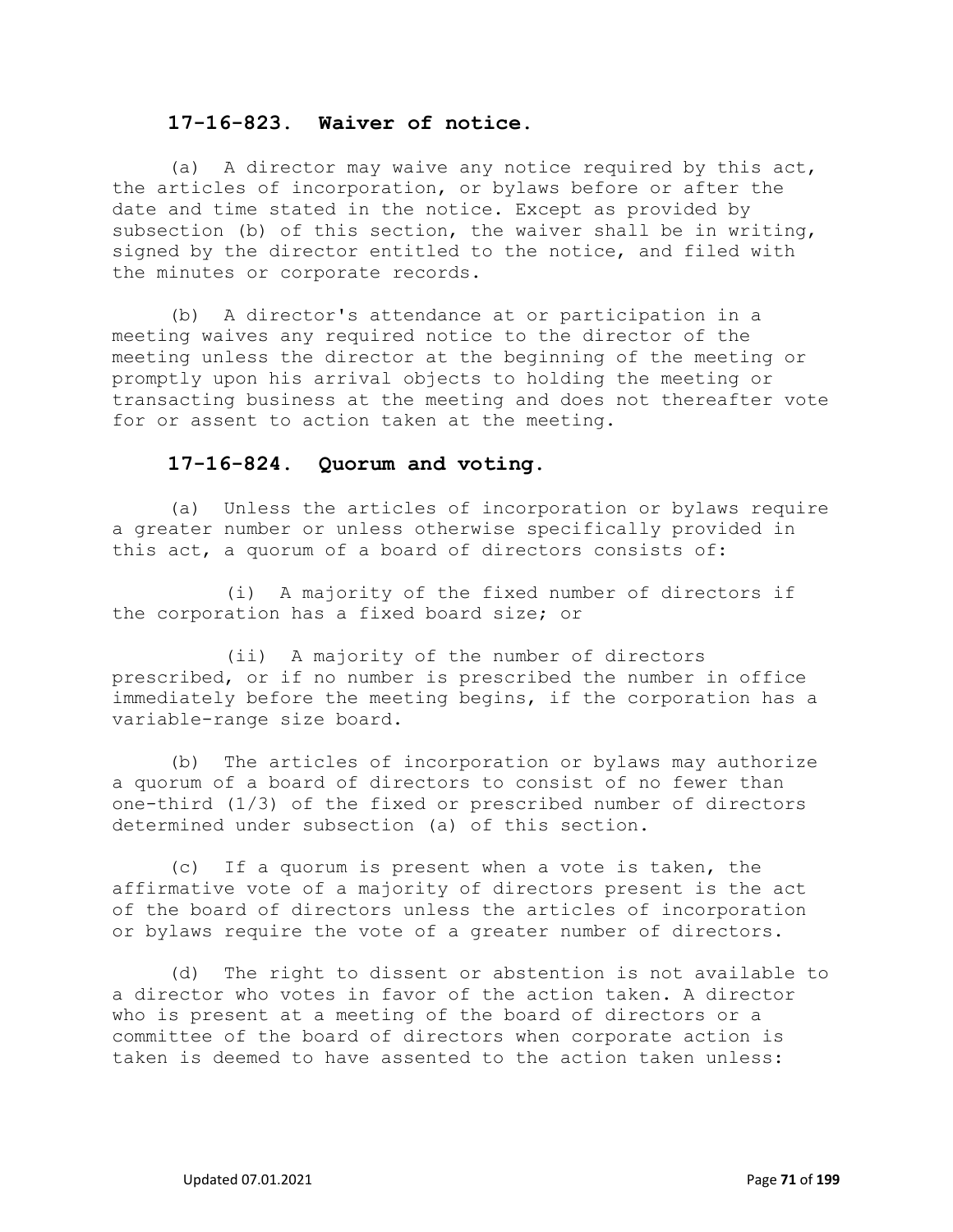### 17-16-823. Waiver of notice.

(a) A director may waive any notice required by this act, the articles of incorporation, or bylaws before or after the date and time stated in the notice. Except as provided by subsection (b) of this section, the waiver shall be in writing, signed by the director entitled to the notice, and filed with the minutes or corporate records.

(b) A director's attendance at or participation in a meeting waives any required notice to the director of the meeting unless the director at the beginning of the meeting or promptly upon his arrival objects to holding the meeting or transacting business at the meeting and does not thereafter vote for or assent to action taken at the meeting.

### 17-16-824. Quorum and voting.

(a) Unless the articles of incorporation or bylaws require a greater number or unless otherwise specifically provided in this act, a quorum of a board of directors consists of:

(i) A majority of the fixed number of directors if the corporation has a fixed board size; or

(ii) A majority of the number of directors prescribed, or if no number is prescribed the number in office immediately before the meeting begins, if the corporation has a variable-range size board.

(b) The articles of incorporation or bylaws may authorize a quorum of a board of directors to consist of no fewer than one-third (1/3) of the fixed or prescribed number of directors determined under subsection (a) of this section.

(c) If a quorum is present when a vote is taken, the affirmative vote of a majority of directors present is the act of the board of directors unless the articles of incorporation or bylaws require the vote of a greater number of directors.

(d) The right to dissent or abstention is not available to a director who votes in favor of the action taken. A director who is present at a meeting of the board of directors or a committee of the board of directors when corporate action is taken is deemed to have assented to the action taken unless: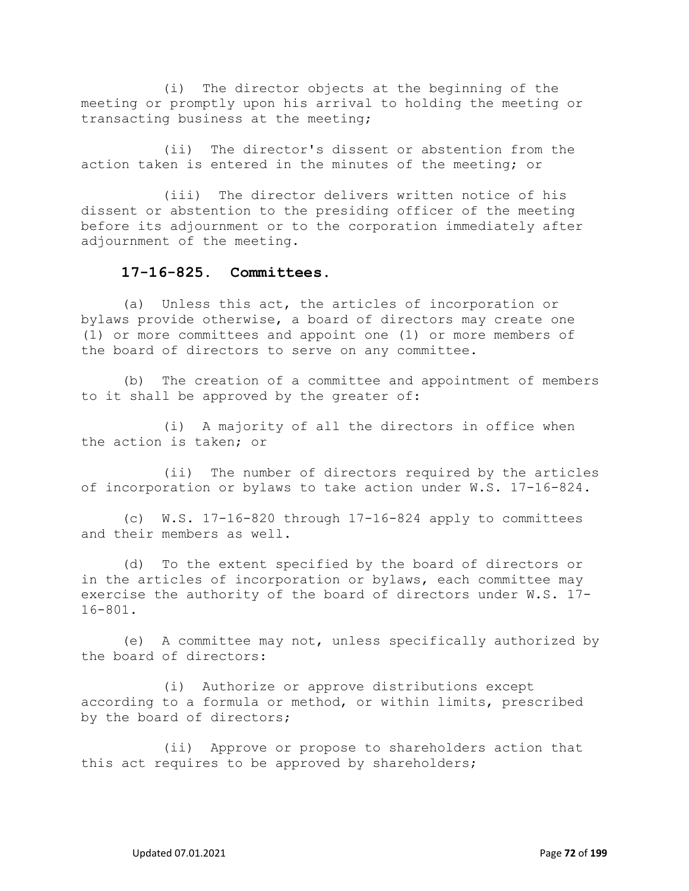(i) The director objects at the beginning of the meeting or promptly upon his arrival to holding the meeting or transacting business at the meeting;

(ii) The director's dissent or abstention from the action taken is entered in the minutes of the meeting; or

(iii) The director delivers written notice of his dissent or abstention to the presiding officer of the meeting before its adjournment or to the corporation immediately after adjournment of the meeting.

### 17-16-825. Committees.

(a) Unless this act, the articles of incorporation or bylaws provide otherwise, a board of directors may create one (1) or more committees and appoint one (1) or more members of the board of directors to serve on any committee.

(b) The creation of a committee and appointment of members to it shall be approved by the greater of:

(i) A majority of all the directors in office when the action is taken; or

(ii) The number of directors required by the articles of incorporation or bylaws to take action under W.S. 17-16-824.

(c) W.S. 17-16-820 through 17-16-824 apply to committees and their members as well.

(d) To the extent specified by the board of directors or in the articles of incorporation or bylaws, each committee may exercise the authority of the board of directors under W.S. 17-16-801.

(e) A committee may not, unless specifically authorized by the board of directors:

(i) Authorize or approve distributions except according to a formula or method, or within limits, prescribed by the board of directors;

(ii) Approve or propose to shareholders action that this act requires to be approved by shareholders;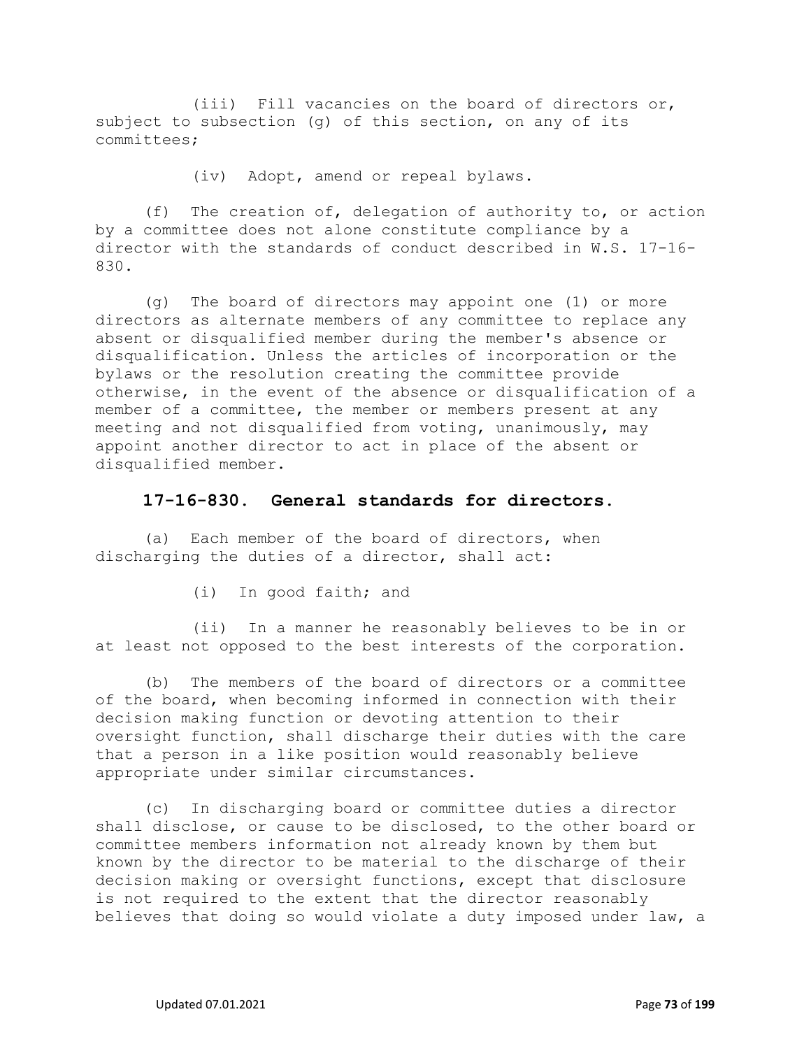(iii) Fill vacancies on the board of directors or, subject to subsection (g) of this section, on any of its committees;

(iv) Adopt, amend or repeal bylaws.

(f) The creation of, delegation of authority to, or action by a committee does not alone constitute compliance by a director with the standards of conduct described in W.S. 17-16-830.

(g) The board of directors may appoint one (1) or more directors as alternate members of any committee to replace any absent or disqualified member during the member's absence or disqualification. Unless the articles of incorporation or the bylaws or the resolution creating the committee provide otherwise, in the event of the absence or disqualification of a member of a committee, the member or members present at any meeting and not disqualified from voting, unanimously, may appoint another director to act in place of the absent or disqualified member.

## 17-16-830. General standards for directors.

(a) Each member of the board of directors, when discharging the duties of a director, shall act:

(i) In good faith; and

(ii) In a manner he reasonably believes to be in or at least not opposed to the best interests of the corporation.

(b) The members of the board of directors or a committee of the board, when becoming informed in connection with their decision making function or devoting attention to their oversight function, shall discharge their duties with the care that a person in a like position would reasonably believe appropriate under similar circumstances.

(c) In discharging board or committee duties a director shall disclose, or cause to be disclosed, to the other board or committee members information not already known by them but known by the director to be material to the discharge of their decision making or oversight functions, except that disclosure is not required to the extent that the director reasonably believes that doing so would violate a duty imposed under law, a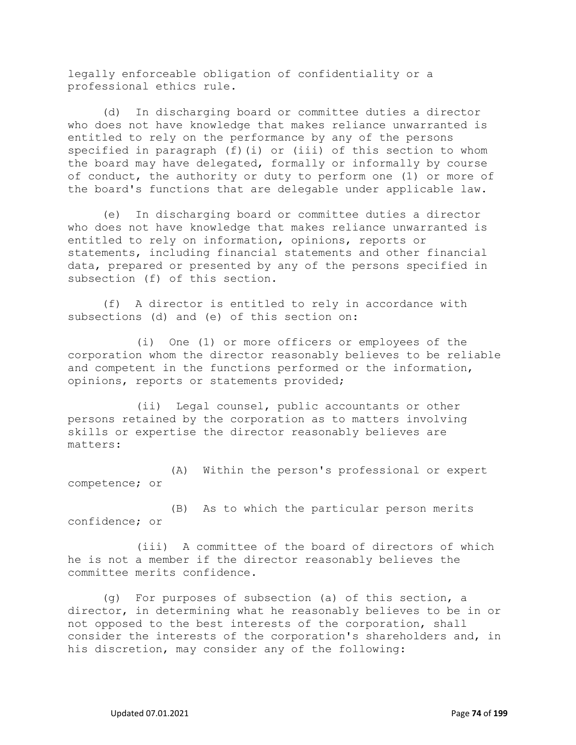legally enforceable obligation of confidentiality or a professional ethics rule.

(d) In discharging board or committee duties a director who does not have knowledge that makes reliance unwarranted is entitled to rely on the performance by any of the persons specified in paragraph (f)(i) or (iii) of this section to whom the board may have delegated, formally or informally by course of conduct, the authority or duty to perform one (1) or more of the board's functions that are delegable under applicable law.

(e) In discharging board or committee duties a director who does not have knowledge that makes reliance unwarranted is entitled to rely on information, opinions, reports or statements, including financial statements and other financial data, prepared or presented by any of the persons specified in subsection (f) of this section.

(f) A director is entitled to rely in accordance with subsections (d) and (e) of this section on:

(i) One (1) or more officers or employees of the corporation whom the director reasonably believes to be reliable and competent in the functions performed or the information, opinions, reports or statements provided;

(ii) Legal counsel, public accountants or other persons retained by the corporation as to matters involving skills or expertise the director reasonably believes are matters:

(A) Within the person's professional or expert competence; or

(B) As to which the particular person merits confidence; or

(iii) A committee of the board of directors of which he is not a member if the director reasonably believes the committee merits confidence.

(g) For purposes of subsection (a) of this section, a director, in determining what he reasonably believes to be in or not opposed to the best interests of the corporation, shall consider the interests of the corporation's shareholders and, in his discretion, may consider any of the following: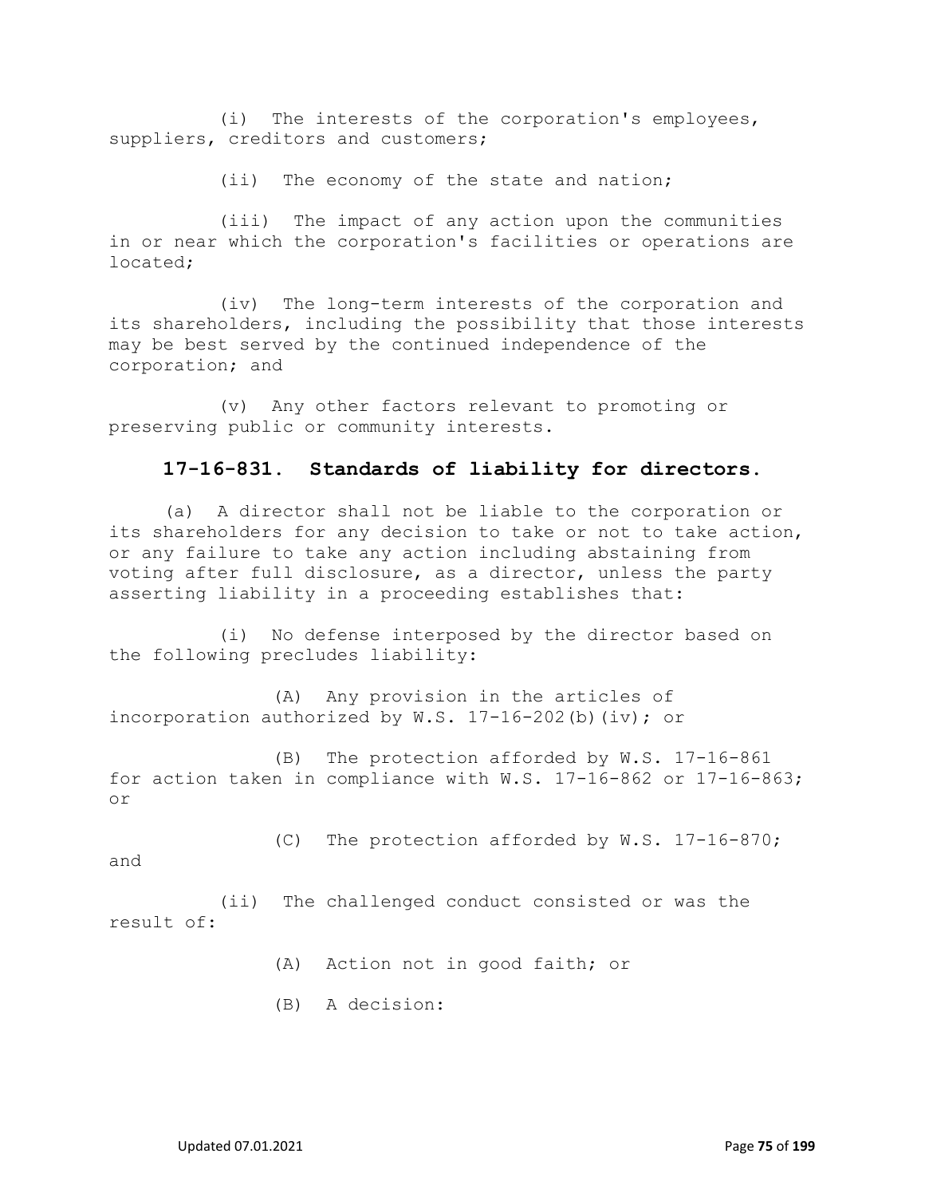(i) The interests of the corporation's employees, suppliers, creditors and customers;

(ii) The economy of the state and nation;

(iii) The impact of any action upon the communities in or near which the corporation's facilities or operations are located;

(iv) The long-term interests of the corporation and its shareholders, including the possibility that those interests may be best served by the continued independence of the corporation; and

(v) Any other factors relevant to promoting or preserving public or community interests.

## 17-16-831. Standards of liability for directors.

(a) A director shall not be liable to the corporation or its shareholders for any decision to take or not to take action, or any failure to take any action including abstaining from voting after full disclosure, as a director, unless the party asserting liability in a proceeding establishes that:

(i) No defense interposed by the director based on the following precludes liability:

(A) Any provision in the articles of incorporation authorized by W.S. 17-16-202(b)(iv); or

(B) The protection afforded by W.S. 17-16-861 for action taken in compliance with W.S. 17-16-862 or 17-16-863; or

(C) The protection afforded by W.S. 17-16-870; and

(ii) The challenged conduct consisted or was the result of:

(A) Action not in good faith; or

(B) A decision: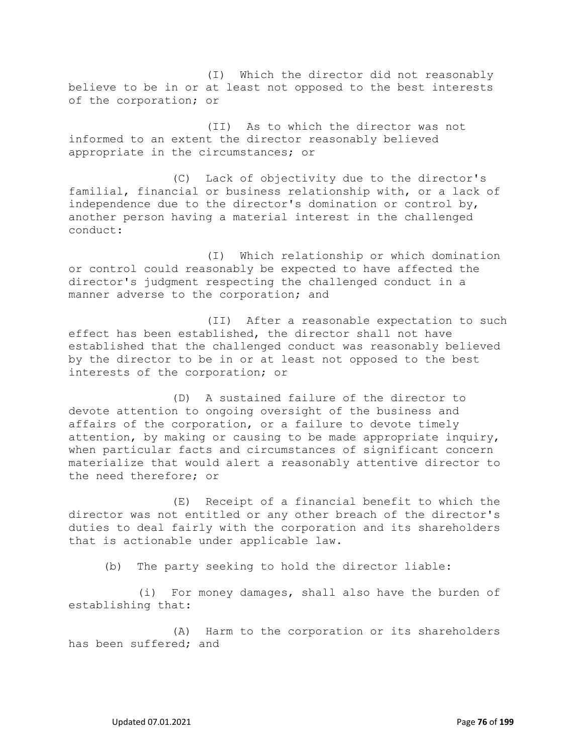(I) Which the director did not reasonably believe to be in or at least not opposed to the best interests of the corporation; or

(II) As to which the director was not informed to an extent the director reasonably believed appropriate in the circumstances; or

(C) Lack of objectivity due to the director's familial, financial or business relationship with, or a lack of independence due to the director's domination or control by, another person having a material interest in the challenged conduct:

(I) Which relationship or which domination or control could reasonably be expected to have affected the director's judgment respecting the challenged conduct in a manner adverse to the corporation; and

(II) After a reasonable expectation to such effect has been established, the director shall not have established that the challenged conduct was reasonably believed by the director to be in or at least not opposed to the best interests of the corporation; or

(D) A sustained failure of the director to devote attention to ongoing oversight of the business and affairs of the corporation, or a failure to devote timely attention, by making or causing to be made appropriate inquiry, when particular facts and circumstances of significant concern materialize that would alert a reasonably attentive director to the need therefore; or

(E) Receipt of a financial benefit to which the director was not entitled or any other breach of the director's duties to deal fairly with the corporation and its shareholders that is actionable under applicable law.

(b) The party seeking to hold the director liable:

(i) For money damages, shall also have the burden of establishing that:

(A) Harm to the corporation or its shareholders has been suffered; and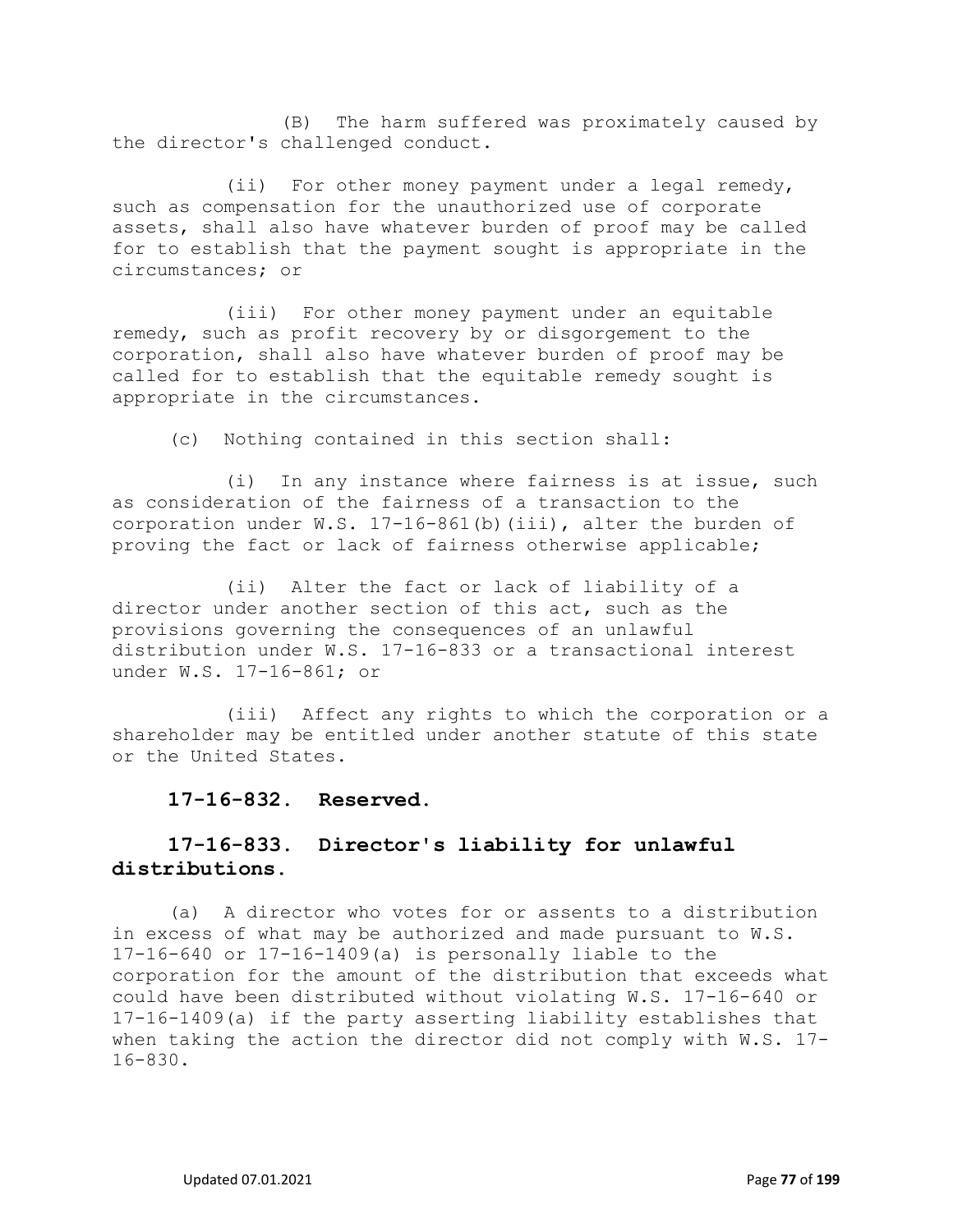(B) The harm suffered was proximately caused by the director's challenged conduct.

(ii) For other money payment under a legal remedy, such as compensation for the unauthorized use of corporate assets, shall also have whatever burden of proof may be called for to establish that the payment sought is appropriate in the circumstances; or

(iii) For other money payment under an equitable remedy, such as profit recovery by or disgorgement to the corporation, shall also have whatever burden of proof may be called for to establish that the equitable remedy sought is appropriate in the circumstances.

(c) Nothing contained in this section shall:

(i) In any instance where fairness is at issue, such as consideration of the fairness of a transaction to the corporation under W.S. 17-16-861(b)(iii), alter the burden of proving the fact or lack of fairness otherwise applicable;

(ii) Alter the fact or lack of liability of a director under another section of this act, such as the provisions governing the consequences of an unlawful distribution under W.S. 17-16-833 or a transactional interest under W.S. 17-16-861; or

(iii) Affect any rights to which the corporation or a shareholder may be entitled under another statute of this state or the United States.

**17-16-832. Reserved.**

**17-16-833. Director's liability for unlawful distributions.**

(a) A director who votes for or assents to a distribution in excess of what may be authorized and made pursuant to W.S. 17-16-640 or 17-16-1409(a) is personally liable to the corporation for the amount of the distribution that exceeds what could have been distributed without violating W.S. 17-16-640 or 17-16-1409(a) if the party asserting liability establishes that when taking the action the director did not comply with W.S. 17-16-830.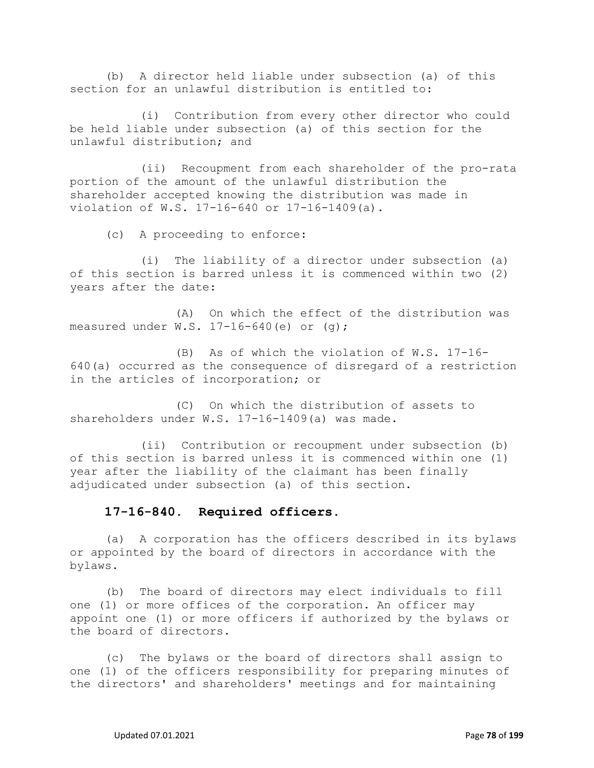(b) A director held liable under subsection (a) of this section for an unlawful distribution is entitled to:

(i) Contribution from every other director who could be held liable under subsection (a) of this section for the unlawful distribution; and

(ii) Recoupment from each shareholder of the pro-rata portion of the amount of the unlawful distribution the shareholder accepted knowing the distribution was made in violation of W.S. 17-16-640 or 17-16-1409(a).

(c) A proceeding to enforce:

(i) The liability of a director under subsection (a) of this section is barred unless it is commenced within two (2) years after the date:

(A) On which the effect of the distribution was measured under W.S. 17-16-640(e) or (g);

(B) As of which the violation of W.S. 17-16-640(a) occurred as the consequence of disregard of a restriction in the articles of incorporation; or

(C) On which the distribution of assets to shareholders under W.S. 17-16-1409(a) was made.

(ii) Contribution or recoupment under subsection (b) of this section is barred unless it is commenced within one (1) year after the liability of the claimant has been finally adjudicated under subsection (a) of this section.

### 17-16-840. Required officers.

(a) A corporation has the officers described in its bylaws or appointed by the board of directors in accordance with the bylaws.

(b) The board of directors may elect individuals to fill one (1) or more offices of the corporation. An officer may appoint one (1) or more officers if authorized by the bylaws or the board of directors.

(c) The bylaws or the board of directors shall assign to one (1) of the officers responsibility for preparing minutes of the directors' and shareholders' meetings and for maintaining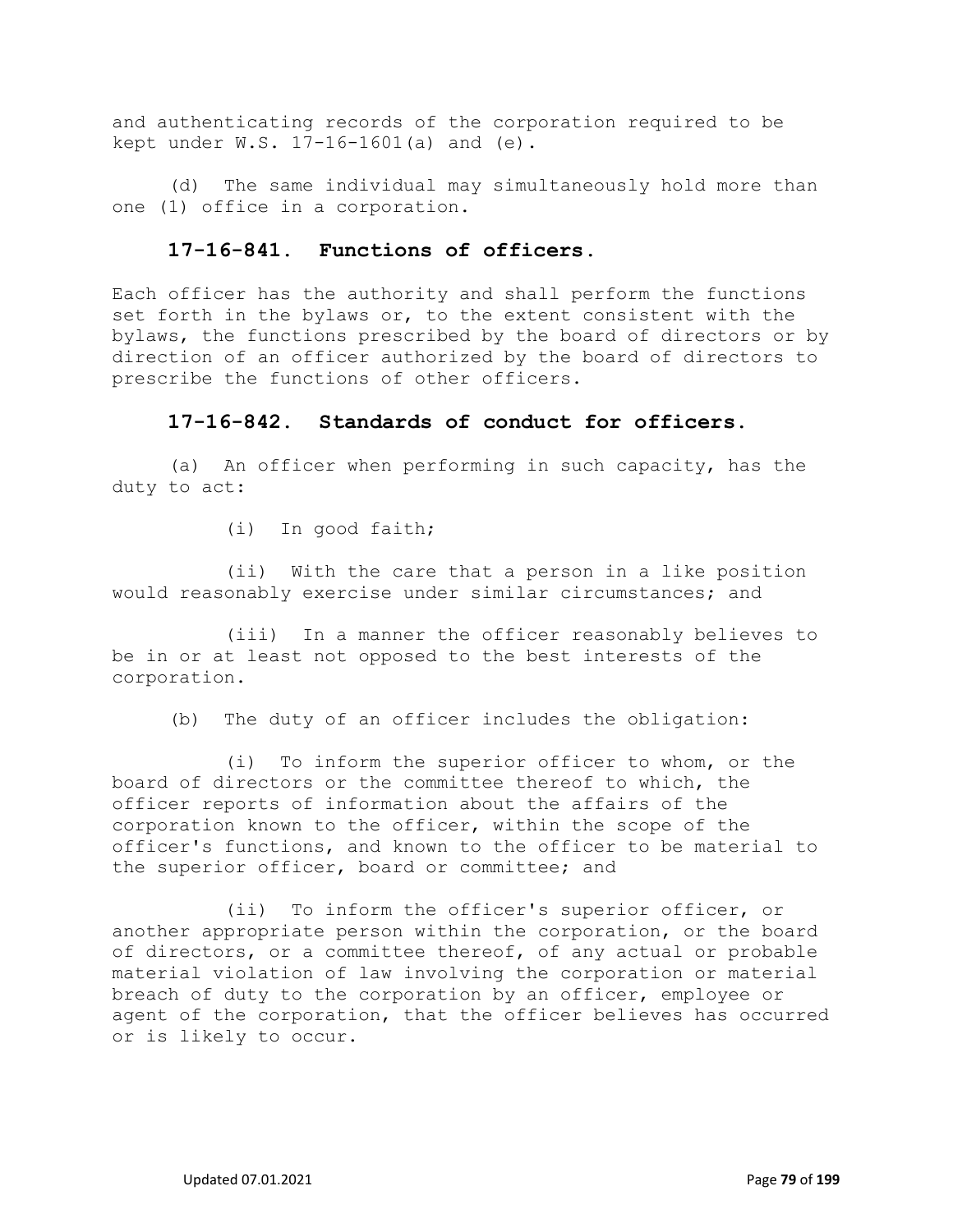and authenticating records of the corporation required to be kept under W.S. 17-16-1601(a) and (e).

(d) The same individual may simultaneously hold more than one (1) office in a corporation.

### 17-16-841. Functions of officers.

Each officer has the authority and shall perform the functions set forth in the bylaws or, to the extent consistent with the bylaws, the functions prescribed by the board of directors or by direction of an officer authorized by the board of directors to prescribe the functions of other officers.

### 17-16-842. Standards of conduct for officers.

(a) An officer when performing in such capacity, has the duty to act:

(i) In good faith;

(ii) With the care that a person in a like position would reasonably exercise under similar circumstances; and

(iii) In a manner the officer reasonably believes to be in or at least not opposed to the best interests of the corporation.

(b) The duty of an officer includes the obligation:

(i) To inform the superior officer to whom, or the board of directors or the committee thereof to which, the officer reports of information about the affairs of the corporation known to the officer, within the scope of the officer's functions, and known to the officer to be material to the superior officer, board or committee; and

(ii) To inform the officer's superior officer, or another appropriate person within the corporation, or the board of directors, or a committee thereof, of any actual or probable material violation of law involving the corporation or material breach of duty to the corporation by an officer, employee or agent of the corporation, that the officer believes has occurred or is likely to occur.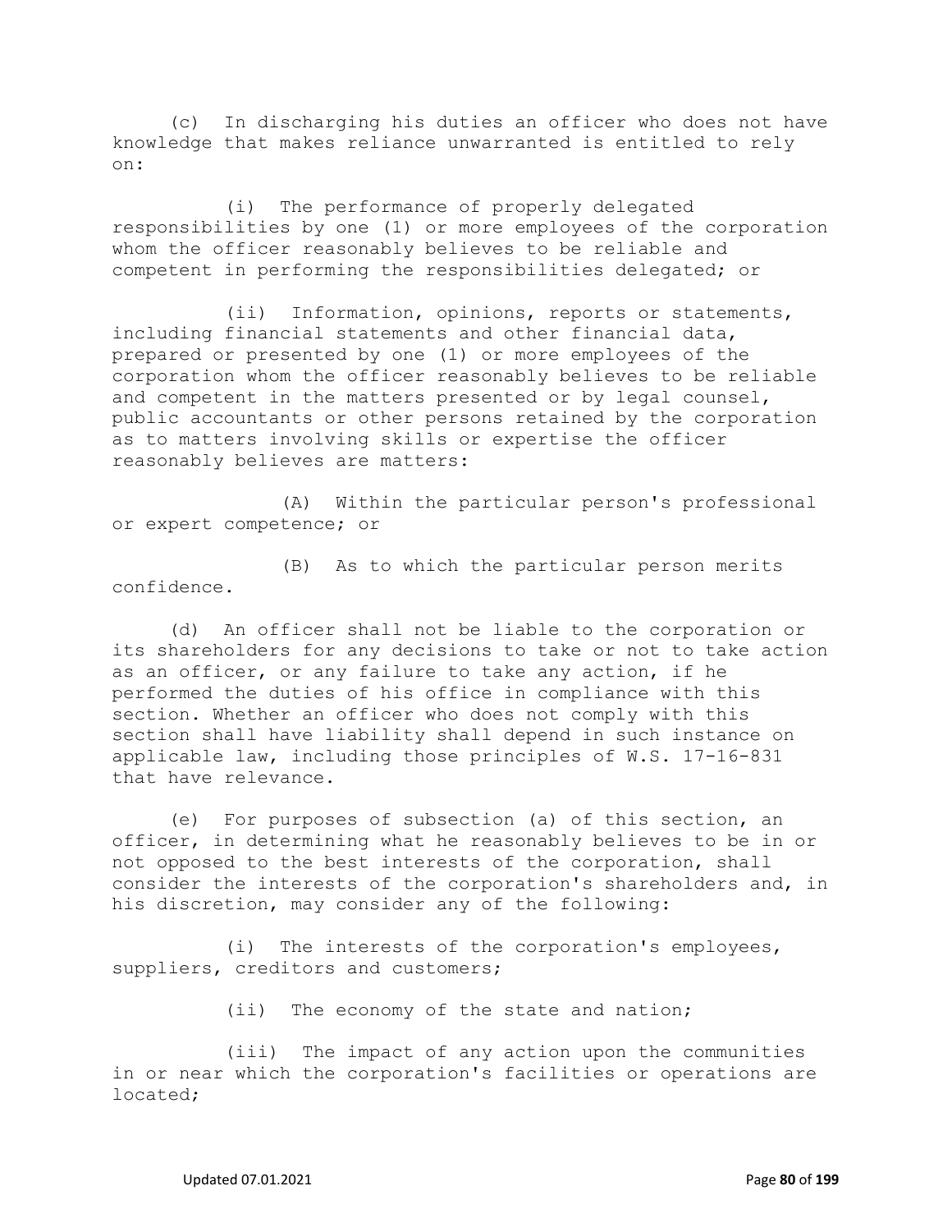(c) In discharging his duties an officer who does not have knowledge that makes reliance unwarranted is entitled to rely on:

(i) The performance of properly delegated responsibilities by one (1) or more employees of the corporation whom the officer reasonably believes to be reliable and competent in performing the responsibilities delegated; or

(ii) Information, opinions, reports or statements, including financial statements and other financial data, prepared or presented by one (1) or more employees of the corporation whom the officer reasonably believes to be reliable and competent in the matters presented or by legal counsel, public accountants or other persons retained by the corporation as to matters involving skills or expertise the officer reasonably believes are matters:

(A) Within the particular person's professional or expert competence; or

(B) As to which the particular person merits confidence.

(d) An officer shall not be liable to the corporation or its shareholders for any decisions to take or not to take action as an officer, or any failure to take any action, if he performed the duties of his office in compliance with this section. Whether an officer who does not comply with this section shall have liability shall depend in such instance on applicable law, including those principles of W.S. 17-16-831 that have relevance.

(e) For purposes of subsection (a) of this section, an officer, in determining what he reasonably believes to be in or not opposed to the best interests of the corporation, shall consider the interests of the corporation's shareholders and, in his discretion, may consider any of the following:

(i) The interests of the corporation's employees, suppliers, creditors and customers;

(ii) The economy of the state and nation;

(iii) The impact of any action upon the communities in or near which the corporation's facilities or operations are located;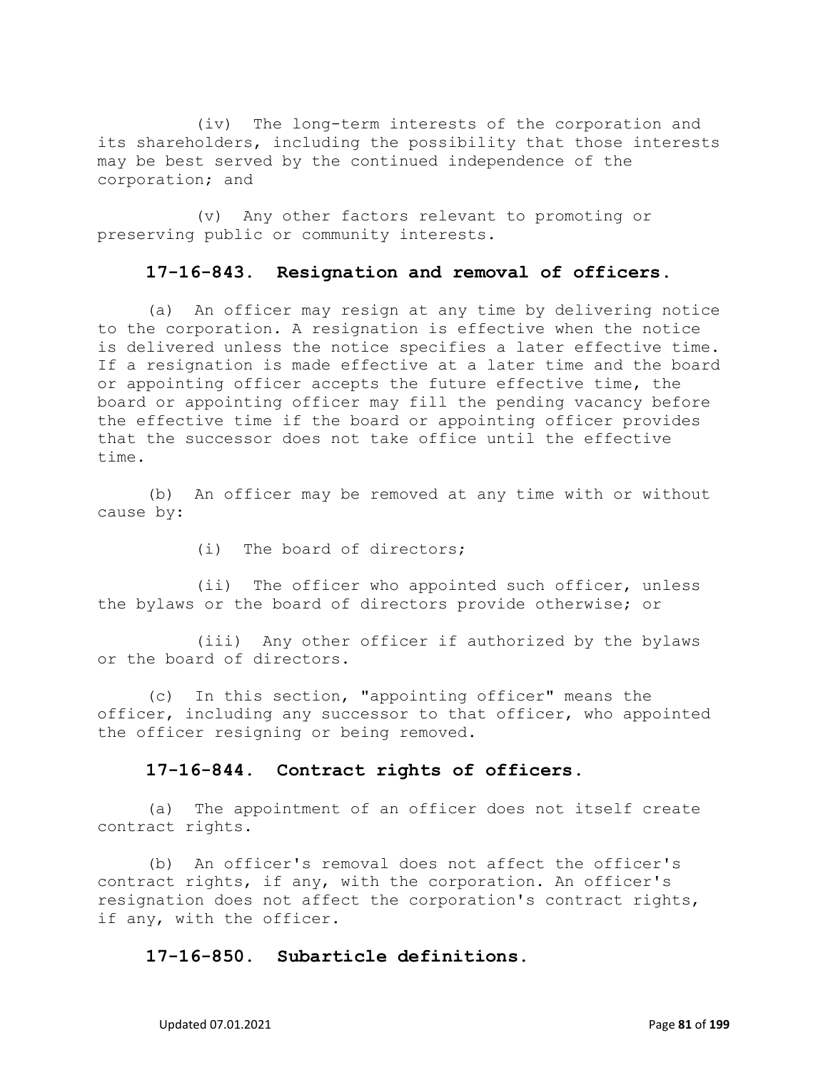(iv) The long-term interests of the corporation and its shareholders, including the possibility that those interests may be best served by the continued independence of the corporation; and

(v) Any other factors relevant to promoting or preserving public or community interests.

### 17-16-843. Resignation and removal of officers.

(a) An officer may resign at any time by delivering notice to the corporation. A resignation is effective when the notice is delivered unless the notice specifies a later effective time. If a resignation is made effective at a later time and the board or appointing officer accepts the future effective time, the board or appointing officer may fill the pending vacancy before the effective time if the board or appointing officer provides that the successor does not take office until the effective time.

(b) An officer may be removed at any time with or without cause by:

(i) The board of directors;

(ii) The officer who appointed such officer, unless the bylaws or the board of directors provide otherwise; or

(iii) Any other officer if authorized by the bylaws or the board of directors.

(c) In this section, "appointing officer" means the officer, including any successor to that officer, who appointed the officer resigning or being removed.

### 17-16-844. Contract rights of officers.

(a) The appointment of an officer does not itself create contract rights.

(b) An officer's removal does not affect the officer's contract rights, if any, with the corporation. An officer's resignation does not affect the corporation's contract rights, if any, with the officer.

### 17-16-850. Subarticle definitions.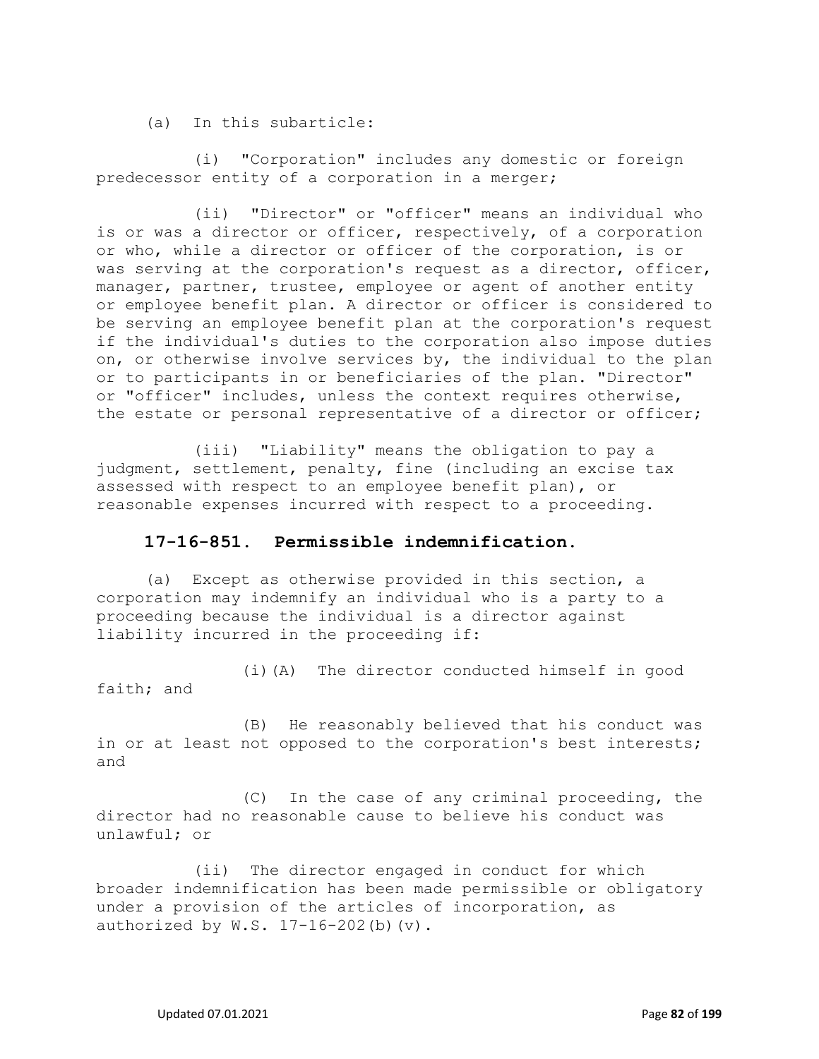(a) In this subarticle:

(i) "Corporation" includes any domestic or foreign predecessor entity of a corporation in a merger;

(ii) "Director" or "officer" means an individual who is or was a director or officer, respectively, of a corporation or who, while a director or officer of the corporation, is or was serving at the corporation's request as a director, officer, manager, partner, trustee, employee or agent of another entity or employee benefit plan. A director or officer is considered to be serving an employee benefit plan at the corporation's request if the individual's duties to the corporation also impose duties on, or otherwise involve services by, the individual to the plan or to participants in or beneficiaries of the plan. "Director" or "officer" includes, unless the context requires otherwise, the estate or personal representative of a director or officer;

(iii) "Liability" means the obligation to pay a judgment, settlement, penalty, fine (including an excise tax assessed with respect to an employee benefit plan), or reasonable expenses incurred with respect to a proceeding.

## 17-16-851. Permissible indemnification.

(a) Except as otherwise provided in this section, a corporation may indemnify an individual who is a party to a proceeding because the individual is a director against liability incurred in the proceeding if:

(i)(A) The director conducted himself in good faith; and

(B) He reasonably believed that his conduct was in or at least not opposed to the corporation's best interests; and

(C) In the case of any criminal proceeding, the director had no reasonable cause to believe his conduct was unlawful; or

(ii) The director engaged in conduct for which broader indemnification has been made permissible or obligatory under a provision of the articles of incorporation, as authorized by W.S. 17-16-202(b)(v).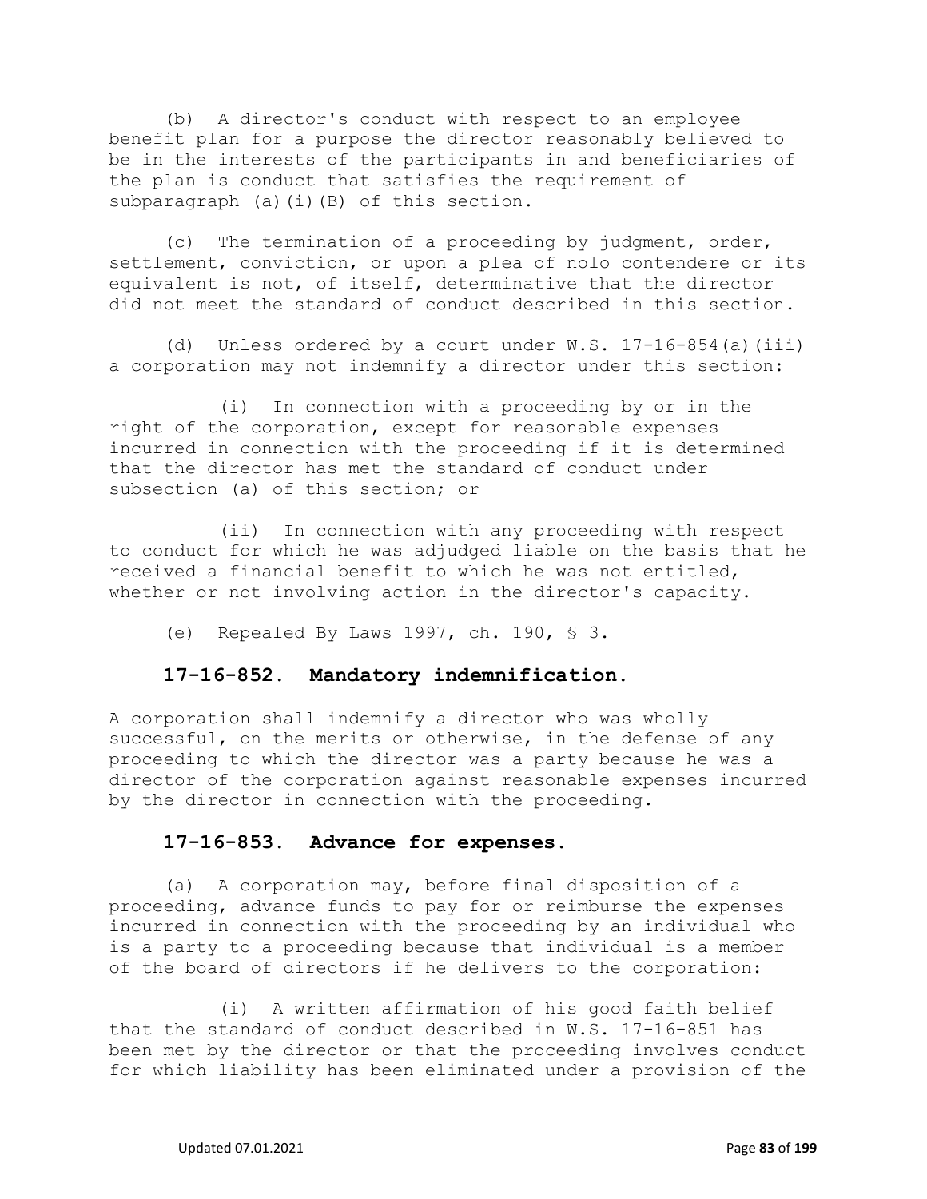(b) A director's conduct with respect to an employee benefit plan for a purpose the director reasonably believed to be in the interests of the participants in and beneficiaries of the plan is conduct that satisfies the requirement of subparagraph (a)(i)(B) of this section.

(c) The termination of a proceeding by judgment, order, settlement, conviction, or upon a plea of nolo contendere or its equivalent is not, of itself, determinative that the director did not meet the standard of conduct described in this section.

(d) Unless ordered by a court under W.S. 17-16-854(a)(iii) a corporation may not indemnify a director under this section:

(i) In connection with a proceeding by or in the right of the corporation, except for reasonable expenses incurred in connection with the proceeding if it is determined that the director has met the standard of conduct under subsection (a) of this section; or

(ii) In connection with any proceeding with respect to conduct for which he was adjudged liable on the basis that he received a financial benefit to which he was not entitled, whether or not involving action in the director's capacity.

(e) Repealed By Laws 1997, ch. 190, § 3.

### 17-16-852. Mandatory indemnification.

A corporation shall indemnify a director who was wholly successful, on the merits or otherwise, in the defense of any proceeding to which the director was a party because he was a director of the corporation against reasonable expenses incurred by the director in connection with the proceeding.

### 17-16-853. Advance for expenses.

(a) A corporation may, before final disposition of a proceeding, advance funds to pay for or reimburse the expenses incurred in connection with the proceeding by an individual who is a party to a proceeding because that individual is a member of the board of directors if he delivers to the corporation:

(i) A written affirmation of his good faith belief that the standard of conduct described in W.S. 17-16-851 has been met by the director or that the proceeding involves conduct for which liability has been eliminated under a provision of the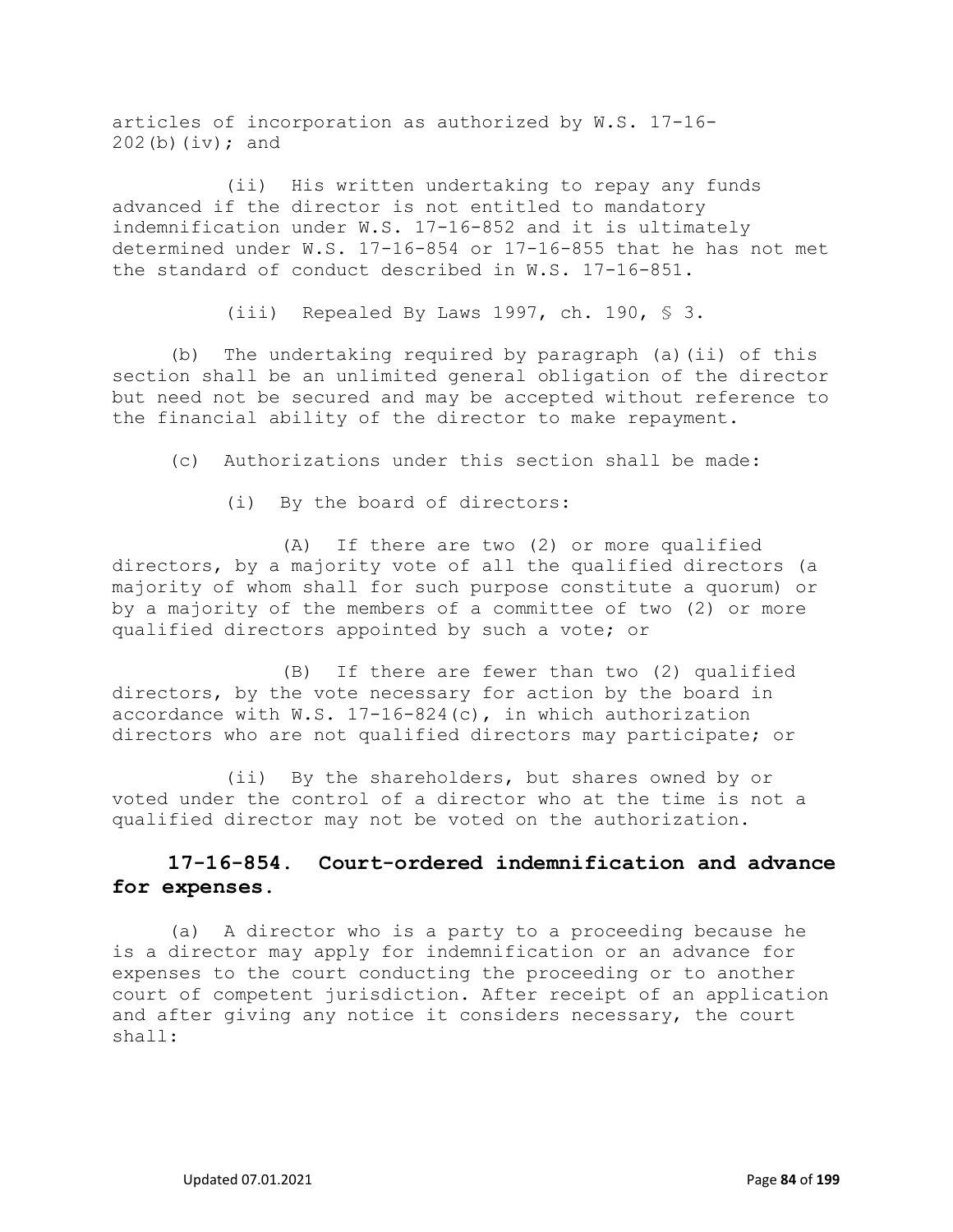articles of incorporation as authorized by W.S. 17-16-202(b)(iv); and

(ii) His written undertaking to repay any funds advanced if the director is not entitled to mandatory indemnification under W.S. 17-16-852 and it is ultimately determined under W.S. 17-16-854 or 17-16-855 that he has not met the standard of conduct described in W.S. 17-16-851.

(iii) Repealed By Laws 1997, ch. 190, § 3.

(b) The undertaking required by paragraph (a)(ii) of this section shall be an unlimited general obligation of the director but need not be secured and may be accepted without reference to the financial ability of the director to make repayment.

(c) Authorizations under this section shall be made:

(i) By the board of directors:

(A) If there are two (2) or more qualified directors, by a majority vote of all the qualified directors (a majority of whom shall for such purpose constitute a quorum) or by a majority of the members of a committee of two (2) or more qualified directors appointed by such a vote; or

(B) If there are fewer than two (2) qualified directors, by the vote necessary for action by the board in accordance with W.S. 17-16-824(c), in which authorization directors who are not qualified directors may participate; or

(ii) By the shareholders, but shares owned by or voted under the control of a director who at the time is not a qualified director may not be voted on the authorization.

## 17-16-854. Court-ordered indemnification and advance for expenses.

(a) A director who is a party to a proceeding because he is a director may apply for indemnification or an advance for expenses to the court conducting the proceeding or to another court of competent jurisdiction. After receipt of an application and after giving any notice it considers necessary, the court shall: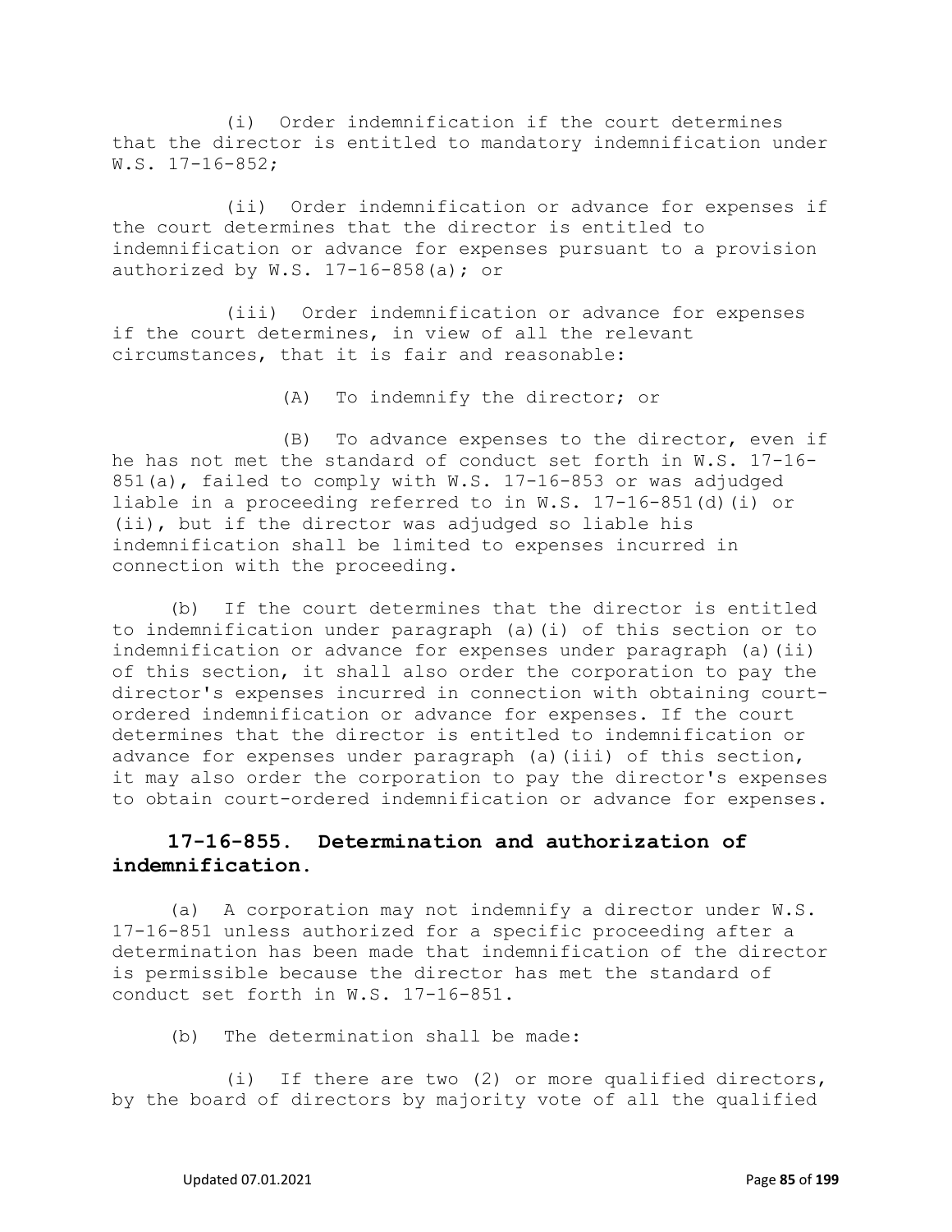(i) Order indemnification if the court determines that the director is entitled to mandatory indemnification under W.S. 17-16-852;

(ii) Order indemnification or advance for expenses if the court determines that the director is entitled to indemnification or advance for expenses pursuant to a provision authorized by W.S. 17-16-858(a); or

(iii) Order indemnification or advance for expenses if the court determines, in view of all the relevant circumstances, that it is fair and reasonable:

(A) To indemnify the director; or

(B) To advance expenses to the director, even if he has not met the standard of conduct set forth in W.S. 17-16-851(a), failed to comply with W.S. 17-16-853 or was adjudged liable in a proceeding referred to in W.S. 17-16-851(d)(i) or (ii), but if the director was adjudged so liable his indemnification shall be limited to expenses incurred in connection with the proceeding.

(b) If the court determines that the director is entitled to indemnification under paragraph (a)(i) of this section or to indemnification or advance for expenses under paragraph (a)(ii) of this section, it shall also order the corporation to pay the director's expenses incurred in connection with obtaining court-ordered indemnification or advance for expenses. If the court determines that the director is entitled to indemnification or advance for expenses under paragraph (a)(iii) of this section, it may also order the corporation to pay the director's expenses to obtain court-ordered indemnification or advance for expenses.

## 17-16-855. Determination and authorization of indemnification.

(a) A corporation may not indemnify a director under W.S. 17-16-851 unless authorized for a specific proceeding after a determination has been made that indemnification of the director is permissible because the director has met the standard of conduct set forth in W.S. 17-16-851.

(b) The determination shall be made:

(i) If there are two (2) or more qualified directors, by the board of directors by majority vote of all the qualified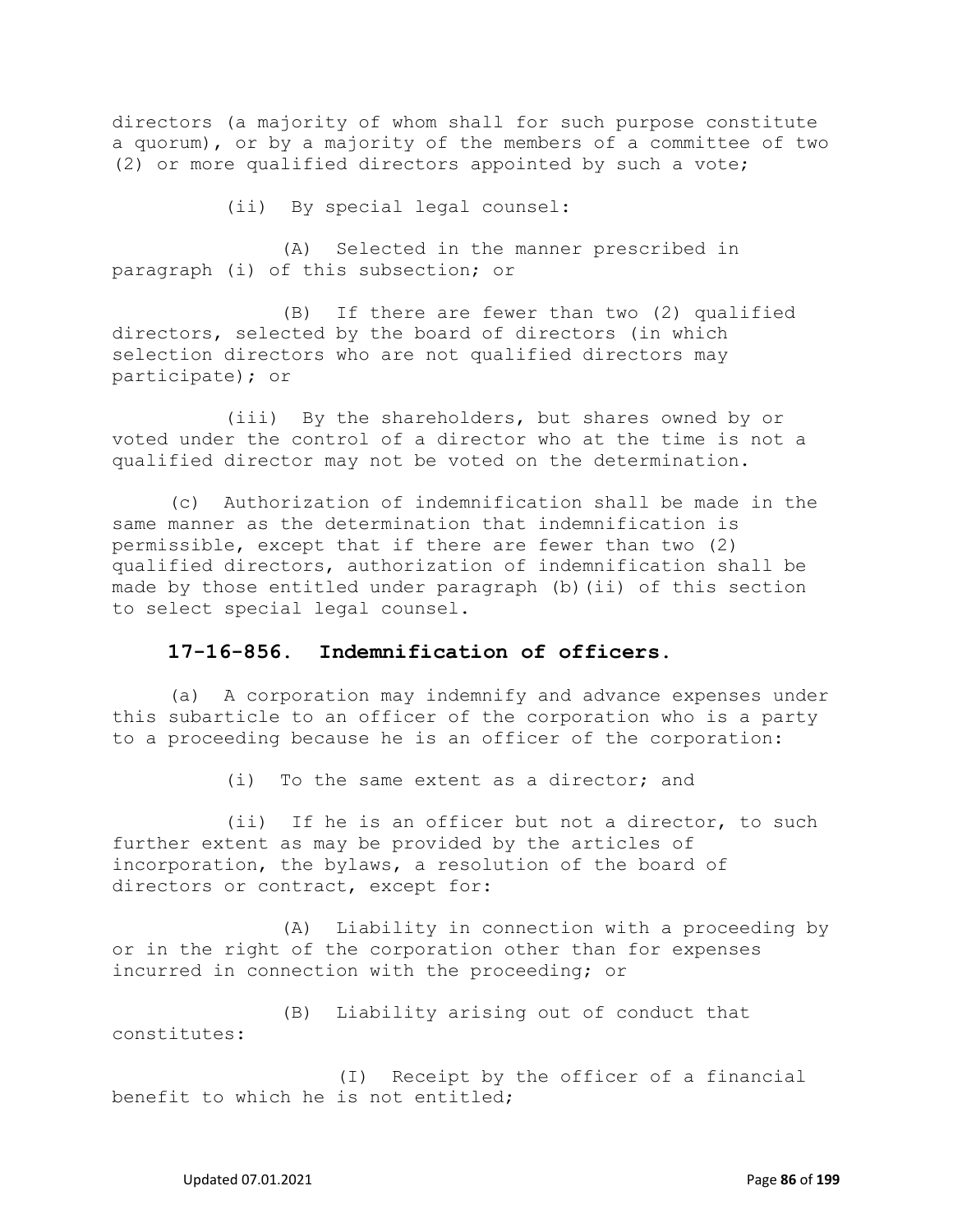directors (a majority of whom shall for such purpose constitute a quorum), or by a majority of the members of a committee of two (2) or more qualified directors appointed by such a vote;

(ii) By special legal counsel:

(A) Selected in the manner prescribed in paragraph (i) of this subsection; or

(B) If there are fewer than two (2) qualified directors, selected by the board of directors (in which selection directors who are not qualified directors may participate); or

(iii) By the shareholders, but shares owned by or voted under the control of a director who at the time is not a qualified director may not be voted on the determination.

(c) Authorization of indemnification shall be made in the same manner as the determination that indemnification is permissible, except that if there are fewer than two (2) qualified directors, authorization of indemnification shall be made by those entitled under paragraph (b)(ii) of this section to select special legal counsel.

### 17-16-856. Indemnification of officers.

(a) A corporation may indemnify and advance expenses under this subarticle to an officer of the corporation who is a party to a proceeding because he is an officer of the corporation:

(i) To the same extent as a director; and

(ii) If he is an officer but not a director, to such further extent as may be provided by the articles of incorporation, the bylaws, a resolution of the board of directors or contract, except for:

(A) Liability in connection with a proceeding by or in the right of the corporation other than for expenses incurred in connection with the proceeding; or

(B) Liability arising out of conduct that constitutes:

(I) Receipt by the officer of a financial benefit to which he is not entitled;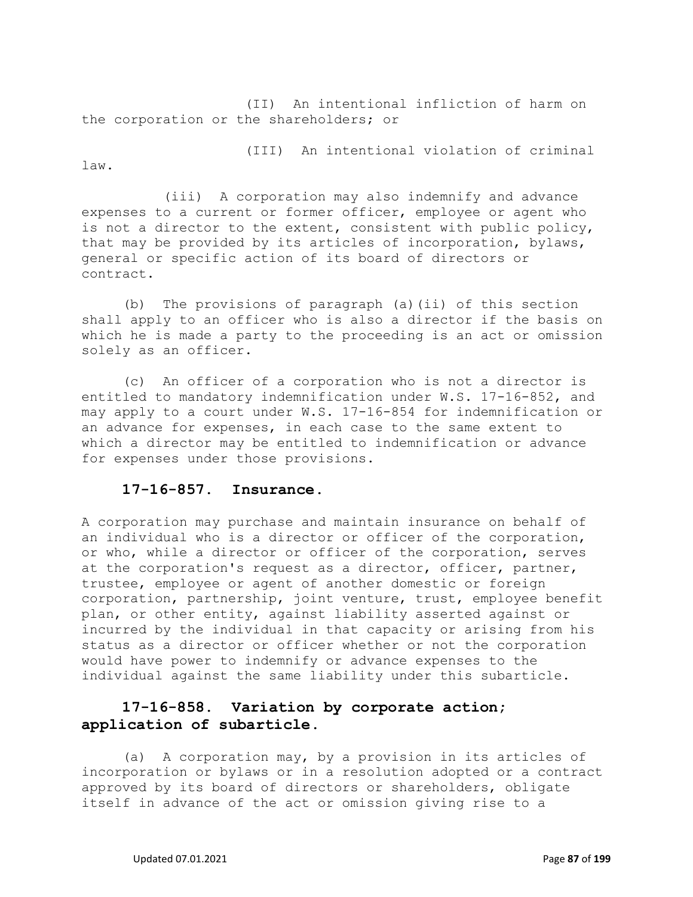(II) An intentional infliction of harm on the corporation or the shareholders; or

(III) An intentional violation of criminal law.

(iii) A corporation may also indemnify and advance expenses to a current or former officer, employee or agent who is not a director to the extent, consistent with public policy, that may be provided by its articles of incorporation, bylaws, general or specific action of its board of directors or contract.

(b) The provisions of paragraph (a)(ii) of this section shall apply to an officer who is also a director if the basis on which he is made a party to the proceeding is an act or omission solely as an officer.

(c) An officer of a corporation who is not a director is entitled to mandatory indemnification under W.S. 17-16-852, and may apply to a court under W.S. 17-16-854 for indemnification or an advance for expenses, in each case to the same extent to which a director may be entitled to indemnification or advance for expenses under those provisions.

**17-16-857. Insurance.**

A corporation may purchase and maintain insurance on behalf of an individual who is a director or officer of the corporation, or who, while a director or officer of the corporation, serves at the corporation's request as a director, officer, partner, trustee, employee or agent of another domestic or foreign corporation, partnership, joint venture, trust, employee benefit plan, or other entity, against liability asserted against or incurred by the individual in that capacity or arising from his status as a director or officer whether or not the corporation would have power to indemnify or advance expenses to the individual against the same liability under this subarticle.

**17-16-858. Variation by corporate action; application of subarticle.**

(a) A corporation may, by a provision in its articles of incorporation or bylaws or in a resolution adopted or a contract approved by its board of directors or shareholders, obligate itself in advance of the act or omission giving rise to a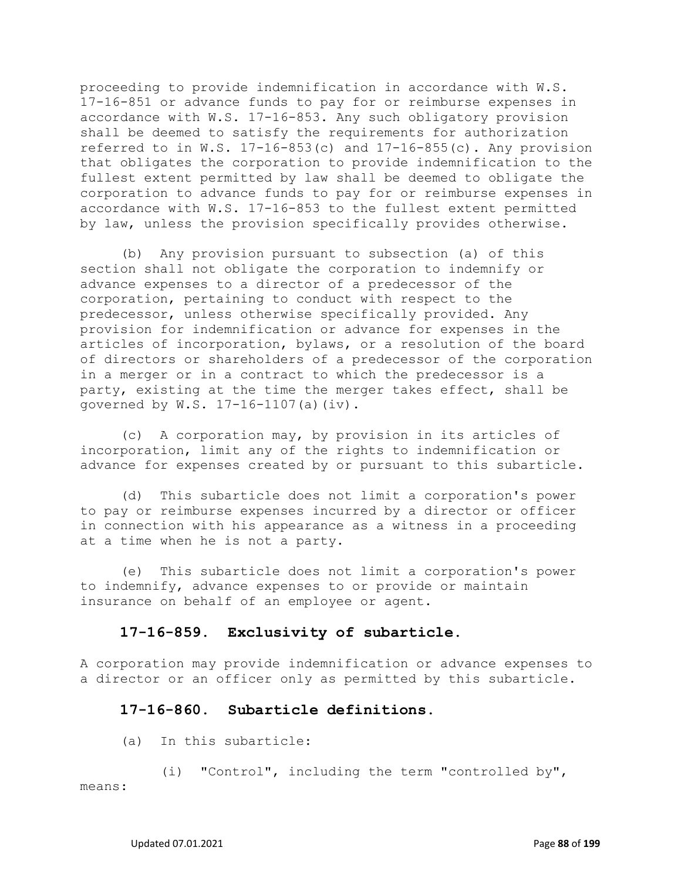proceeding to provide indemnification in accordance with W.S. 17-16-851 or advance funds to pay for or reimburse expenses in accordance with W.S. 17-16-853. Any such obligatory provision shall be deemed to satisfy the requirements for authorization referred to in W.S. 17-16-853(c) and 17-16-855(c). Any provision that obligates the corporation to provide indemnification to the fullest extent permitted by law shall be deemed to obligate the corporation to advance funds to pay for or reimburse expenses in accordance with W.S. 17-16-853 to the fullest extent permitted by law, unless the provision specifically provides otherwise.

(b) Any provision pursuant to subsection (a) of this section shall not obligate the corporation to indemnify or advance expenses to a director of a predecessor of the corporation, pertaining to conduct with respect to the predecessor, unless otherwise specifically provided. Any provision for indemnification or advance for expenses in the articles of incorporation, bylaws, or a resolution of the board of directors or shareholders of a predecessor of the corporation in a merger or in a contract to which the predecessor is a party, existing at the time the merger takes effect, shall be governed by W.S. 17-16-1107(a)(iv).

(c) A corporation may, by provision in its articles of incorporation, limit any of the rights to indemnification or advance for expenses created by or pursuant to this subarticle.

(d) This subarticle does not limit a corporation's power to pay or reimburse expenses incurred by a director or officer in connection with his appearance as a witness in a proceeding at a time when he is not a party.

(e) This subarticle does not limit a corporation's power to indemnify, advance expenses to or provide or maintain insurance on behalf of an employee or agent.

### 17-16-859. Exclusivity of subarticle.

A corporation may provide indemnification or advance expenses to a director or an officer only as permitted by this subarticle.

### 17-16-860. Subarticle definitions.

(a) In this subarticle:

(i) "Control", including the term "controlled by", means: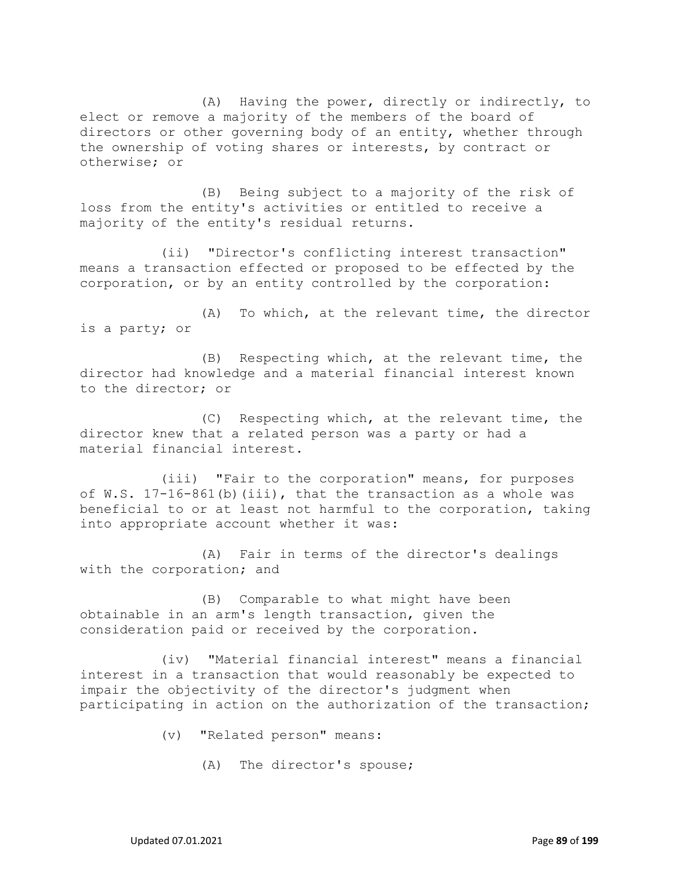(A) Having the power, directly or indirectly, to elect or remove a majority of the members of the board of directors or other governing body of an entity, whether through the ownership of voting shares or interests, by contract or otherwise; or

(B) Being subject to a majority of the risk of loss from the entity's activities or entitled to receive a majority of the entity's residual returns.

(ii) "Director's conflicting interest transaction" means a transaction effected or proposed to be effected by the corporation, or by an entity controlled by the corporation:

(A) To which, at the relevant time, the director is a party; or

(B) Respecting which, at the relevant time, the director had knowledge and a material financial interest known to the director; or

(C) Respecting which, at the relevant time, the director knew that a related person was a party or had a material financial interest.

(iii) "Fair to the corporation" means, for purposes of W.S. 17-16-861(b)(iii), that the transaction as a whole was beneficial to or at least not harmful to the corporation, taking into appropriate account whether it was:

(A) Fair in terms of the director's dealings with the corporation; and

(B) Comparable to what might have been obtainable in an arm's length transaction, given the consideration paid or received by the corporation.

(iv) "Material financial interest" means a financial interest in a transaction that would reasonably be expected to impair the objectivity of the director's judgment when participating in action on the authorization of the transaction;

(v) "Related person" means:

(A) The director's spouse;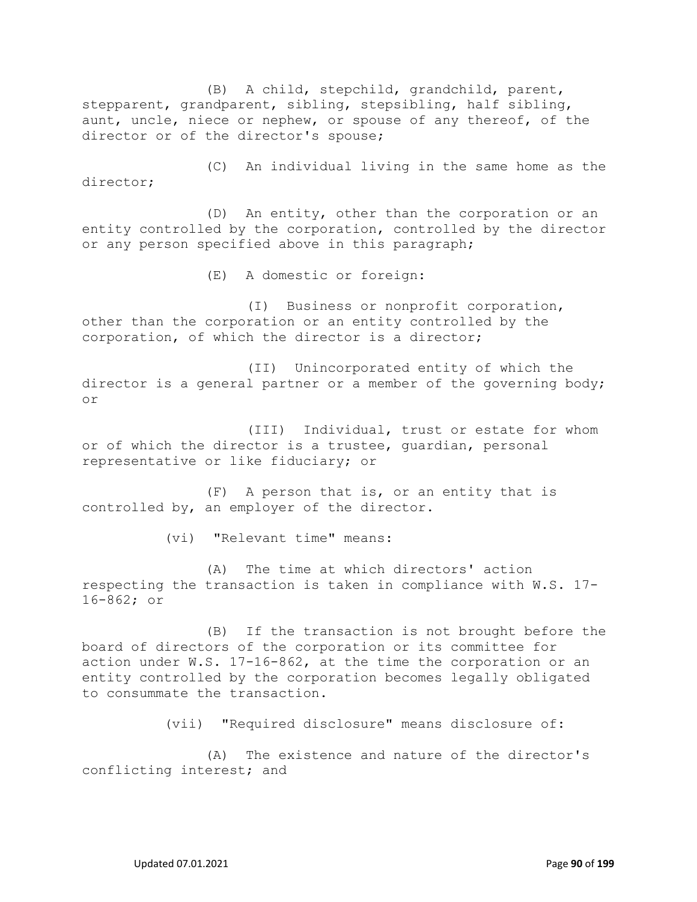(B) A child, stepchild, grandchild, parent, stepparent, grandparent, sibling, stepsibling, half sibling, aunt, uncle, niece or nephew, or spouse of any thereof, of the director or of the director's spouse;

(C) An individual living in the same home as the director;

(D) An entity, other than the corporation or an entity controlled by the corporation, controlled by the director or any person specified above in this paragraph;

(E) A domestic or foreign:

(I) Business or nonprofit corporation, other than the corporation or an entity controlled by the corporation, of which the director is a director;

(II) Unincorporated entity of which the director is a general partner or a member of the governing body; or

(III) Individual, trust or estate for whom or of which the director is a trustee, guardian, personal representative or like fiduciary; or

(F) A person that is, or an entity that is controlled by, an employer of the director.

(vi) "Relevant time" means:

(A) The time at which directors' action respecting the transaction is taken in compliance with W.S. 17-16-862; or

(B) If the transaction is not brought before the board of directors of the corporation or its committee for action under W.S. 17-16-862, at the time the corporation or an entity controlled by the corporation becomes legally obligated to consummate the transaction.

(vii) "Required disclosure" means disclosure of:

(A) The existence and nature of the director's conflicting interest; and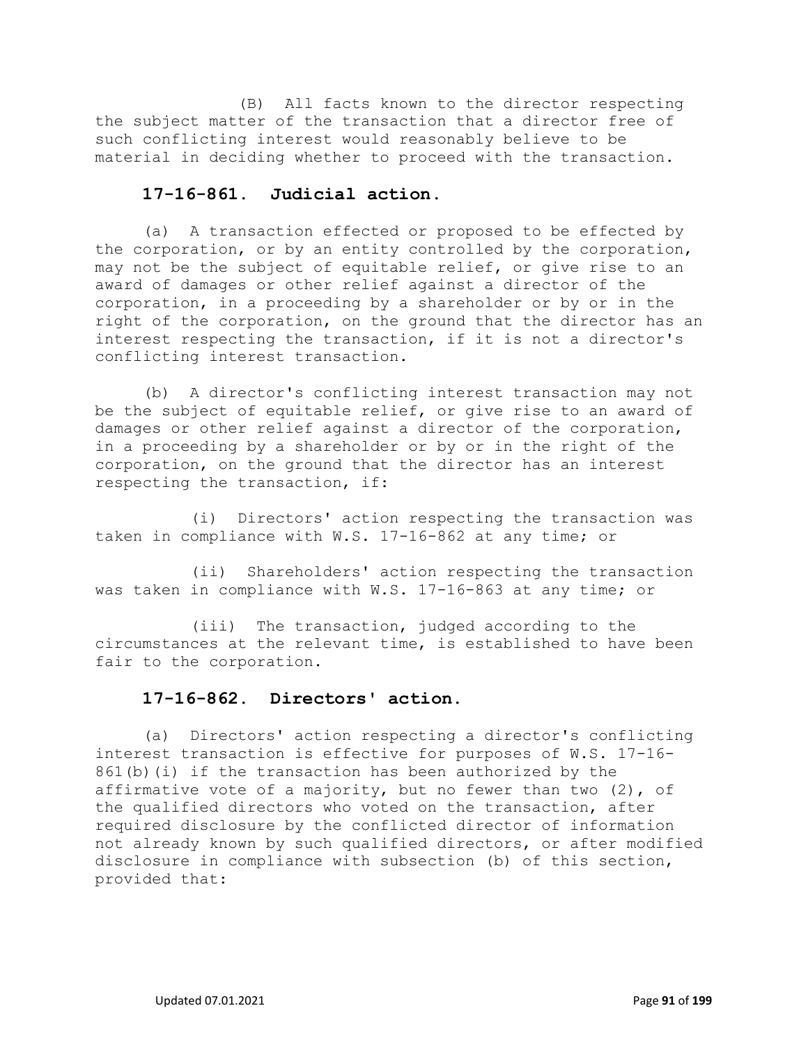(B) All facts known to the director respecting the subject matter of the transaction that a director free of such conflicting interest would reasonably believe to be material in deciding whether to proceed with the transaction.

### 17-16-861. Judicial action.

(a) A transaction effected or proposed to be effected by the corporation, or by an entity controlled by the corporation, may not be the subject of equitable relief, or give rise to an award of damages or other relief against a director of the corporation, in a proceeding by a shareholder or by or in the right of the corporation, on the ground that the director has an interest respecting the transaction, if it is not a director's conflicting interest transaction.

(b) A director's conflicting interest transaction may not be the subject of equitable relief, or give rise to an award of damages or other relief against a director of the corporation, in a proceeding by a shareholder or by or in the right of the corporation, on the ground that the director has an interest respecting the transaction, if:

(i) Directors' action respecting the transaction was taken in compliance with W.S. 17-16-862 at any time; or

(ii) Shareholders' action respecting the transaction was taken in compliance with W.S. 17-16-863 at any time; or

(iii) The transaction, judged according to the circumstances at the relevant time, is established to have been fair to the corporation.

### 17-16-862. Directors' action.

(a) Directors' action respecting a director's conflicting interest transaction is effective for purposes of W.S. 17-16-861(b)(i) if the transaction has been authorized by the affirmative vote of a majority, but no fewer than two (2), of the qualified directors who voted on the transaction, after required disclosure by the conflicted director of information not already known by such qualified directors, or after modified disclosure in compliance with subsection (b) of this section, provided that: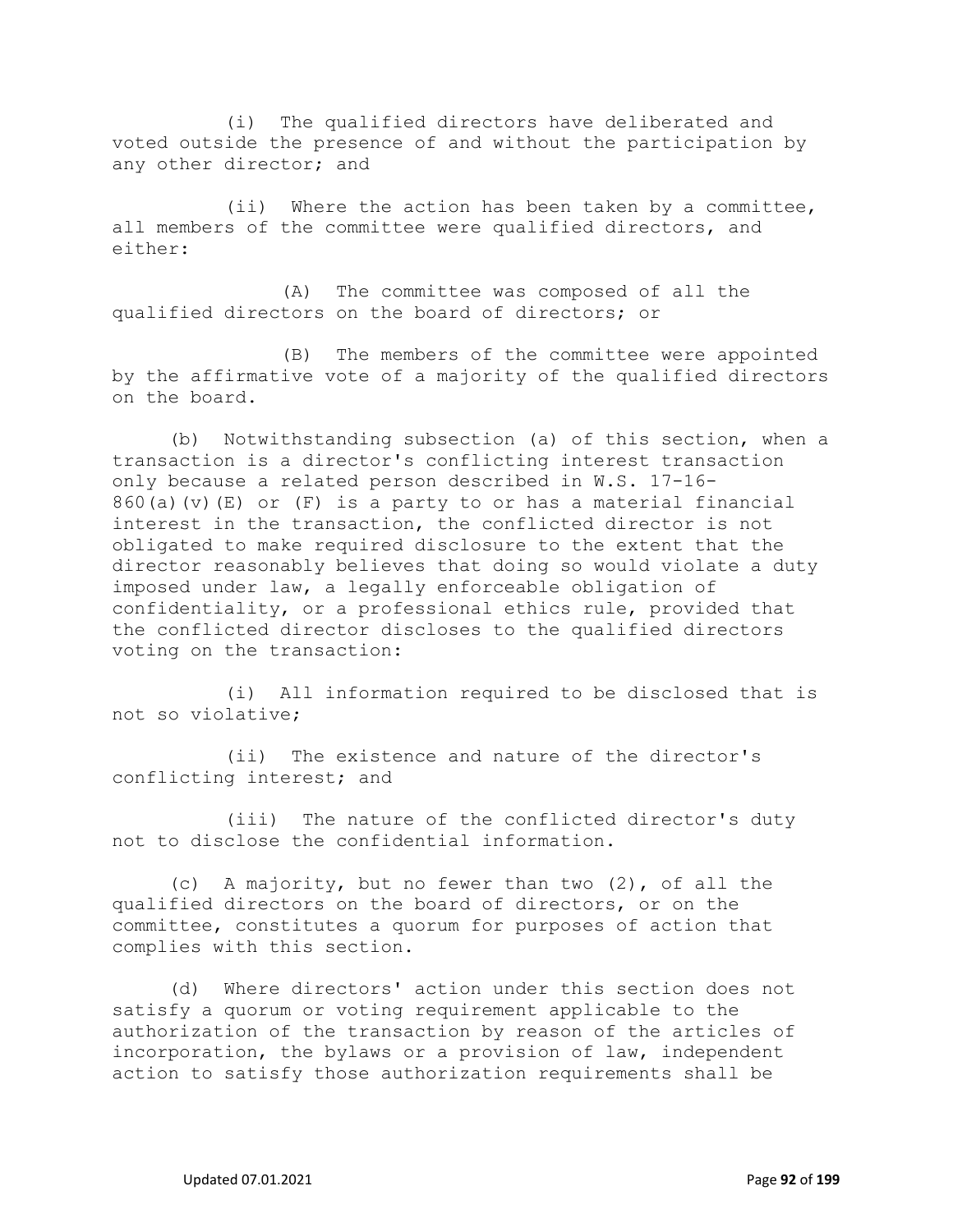(i) The qualified directors have deliberated and voted outside the presence of and without the participation by any other director; and

(ii) Where the action has been taken by a committee, all members of the committee were qualified directors, and either:

(A) The committee was composed of all the qualified directors on the board of directors; or

(B) The members of the committee were appointed by the affirmative vote of a majority of the qualified directors on the board.

(b) Notwithstanding subsection (a) of this section, when a transaction is a director's conflicting interest transaction only because a related person described in W.S. 17-16-860(a)(v)(E) or (F) is a party to or has a material financial interest in the transaction, the conflicted director is not obligated to make required disclosure to the extent that the director reasonably believes that doing so would violate a duty imposed under law, a legally enforceable obligation of confidentiality, or a professional ethics rule, provided that the conflicted director discloses to the qualified directors voting on the transaction:

(i) All information required to be disclosed that is not so violative;

(ii) The existence and nature of the director's conflicting interest; and

(iii) The nature of the conflicted director's duty not to disclose the confidential information.

(c) A majority, but no fewer than two (2), of all the qualified directors on the board of directors, or on the committee, constitutes a quorum for purposes of action that complies with this section.

(d) Where directors' action under this section does not satisfy a quorum or voting requirement applicable to the authorization of the transaction by reason of the articles of incorporation, the bylaws or a provision of law, independent action to satisfy those authorization requirements shall be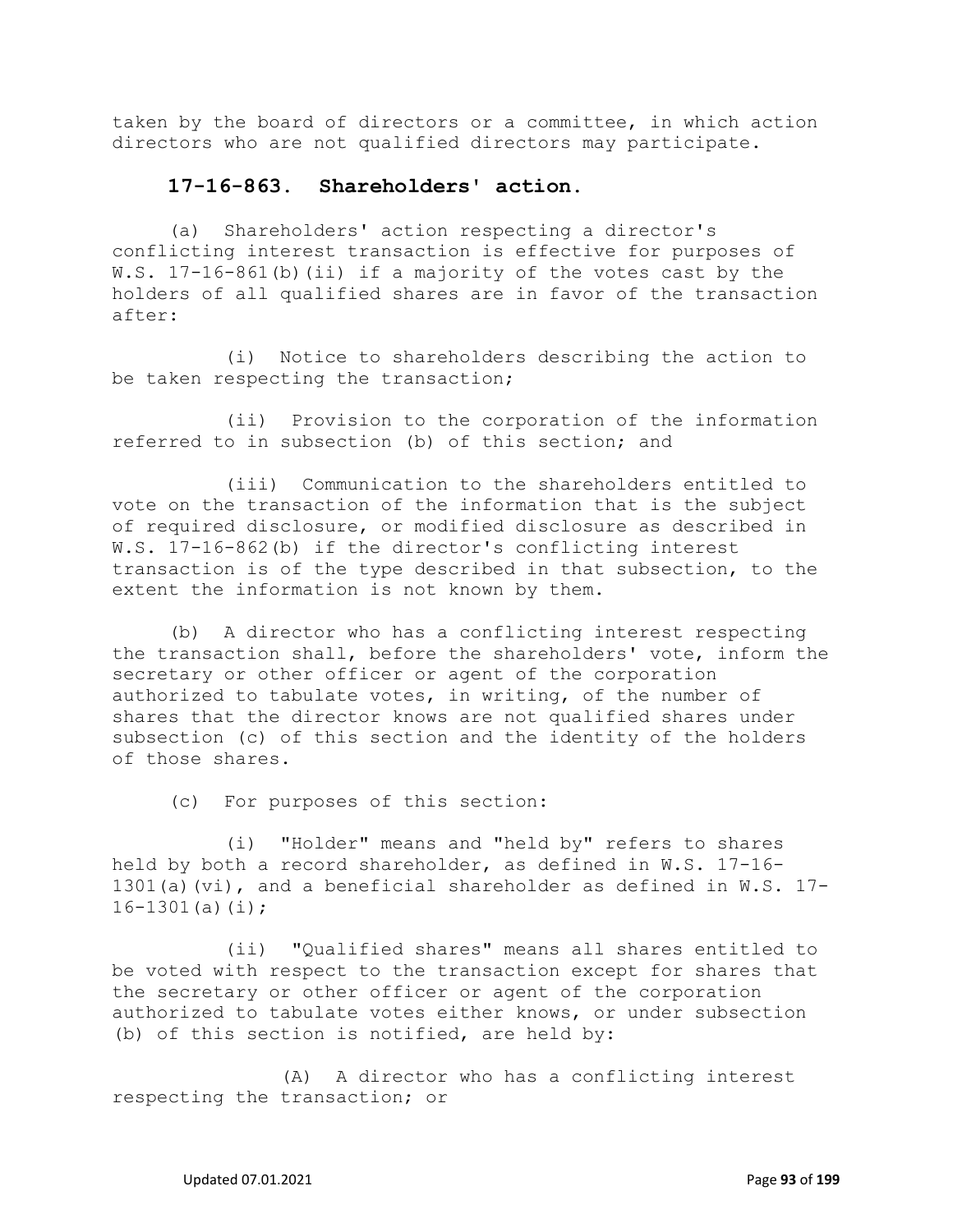taken by the board of directors or a committee, in which action directors who are not qualified directors may participate.

### 17-16-863. Shareholders' action.

(a) Shareholders' action respecting a director's conflicting interest transaction is effective for purposes of W.S. 17-16-861(b)(ii) if a majority of the votes cast by the holders of all qualified shares are in favor of the transaction after:

(i) Notice to shareholders describing the action to be taken respecting the transaction;

(ii) Provision to the corporation of the information referred to in subsection (b) of this section; and

(iii) Communication to the shareholders entitled to vote on the transaction of the information that is the subject of required disclosure, or modified disclosure as described in W.S. 17-16-862(b) if the director's conflicting interest transaction is of the type described in that subsection, to the extent the information is not known by them.

(b) A director who has a conflicting interest respecting the transaction shall, before the shareholders' vote, inform the secretary or other officer or agent of the corporation authorized to tabulate votes, in writing, of the number of shares that the director knows are not qualified shares under subsection (c) of this section and the identity of the holders of those shares.

(c) For purposes of this section:

(i) "Holder" means and "held by" refers to shares held by both a record shareholder, as defined in W.S. 17-16-1301(a)(vi), and a beneficial shareholder as defined in W.S. 17-16-1301(a)(i);

(ii) "Qualified shares" means all shares entitled to be voted with respect to the transaction except for shares that the secretary or other officer or agent of the corporation authorized to tabulate votes either knows, or under subsection (b) of this section is notified, are held by:

(A) A director who has a conflicting interest respecting the transaction; or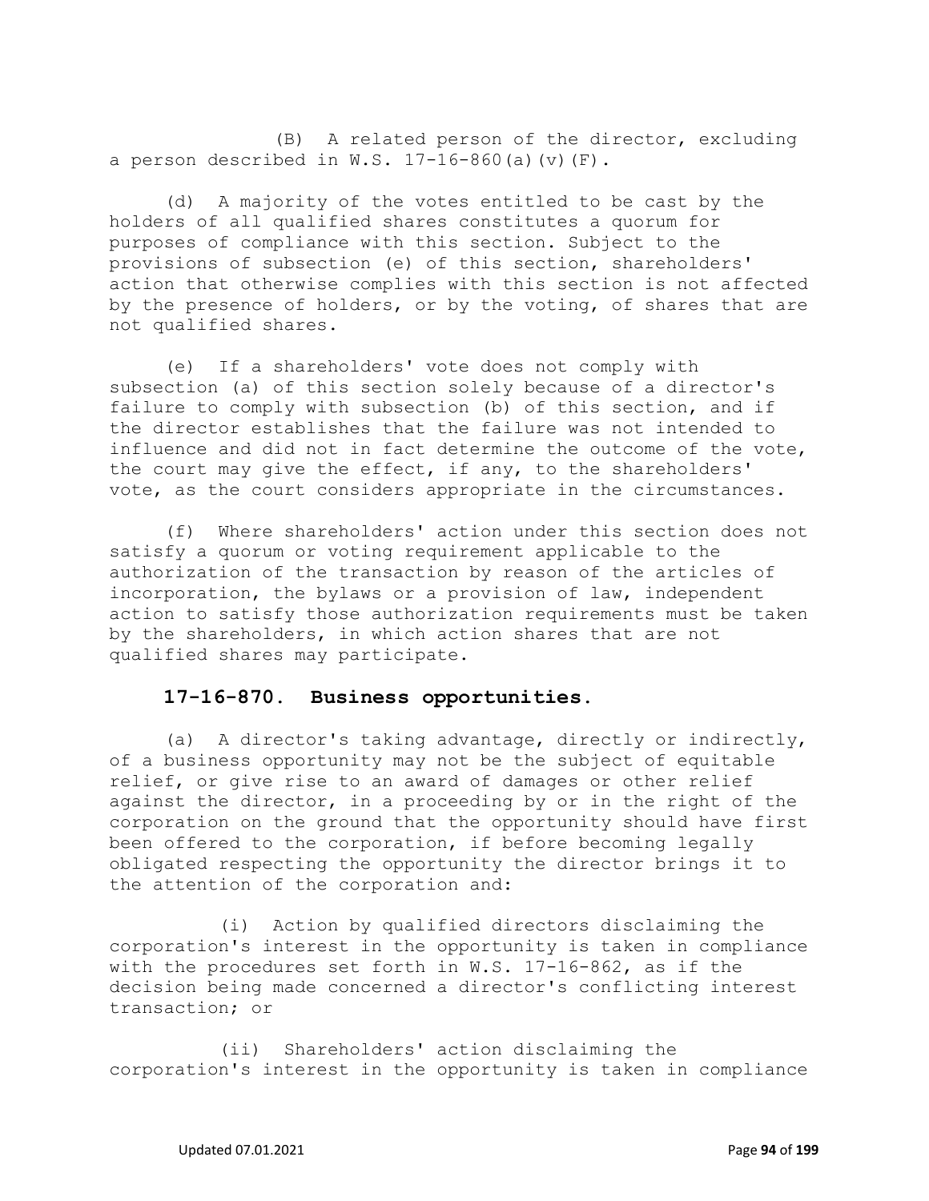(B) A related person of the director, excluding a person described in W.S. 17-16-860(a)(v)(F).

(d) A majority of the votes entitled to be cast by the holders of all qualified shares constitutes a quorum for purposes of compliance with this section. Subject to the provisions of subsection (e) of this section, shareholders' action that otherwise complies with this section is not affected by the presence of holders, or by the voting, of shares that are not qualified shares.

(e) If a shareholders' vote does not comply with subsection (a) of this section solely because of a director's failure to comply with subsection (b) of this section, and if the director establishes that the failure was not intended to influence and did not in fact determine the outcome of the vote, the court may give the effect, if any, to the shareholders' vote, as the court considers appropriate in the circumstances.

(f) Where shareholders' action under this section does not satisfy a quorum or voting requirement applicable to the authorization of the transaction by reason of the articles of incorporation, the bylaws or a provision of law, independent action to satisfy those authorization requirements must be taken by the shareholders, in which action shares that are not qualified shares may participate.

## 17-16-870. Business opportunities.

(a) A director's taking advantage, directly or indirectly, of a business opportunity may not be the subject of equitable relief, or give rise to an award of damages or other relief against the director, in a proceeding by or in the right of the corporation on the ground that the opportunity should have first been offered to the corporation, if before becoming legally obligated respecting the opportunity the director brings it to the attention of the corporation and:

(i) Action by qualified directors disclaiming the corporation's interest in the opportunity is taken in compliance with the procedures set forth in W.S. 17-16-862, as if the decision being made concerned a director's conflicting interest transaction; or

(ii) Shareholders' action disclaiming the corporation's interest in the opportunity is taken in compliance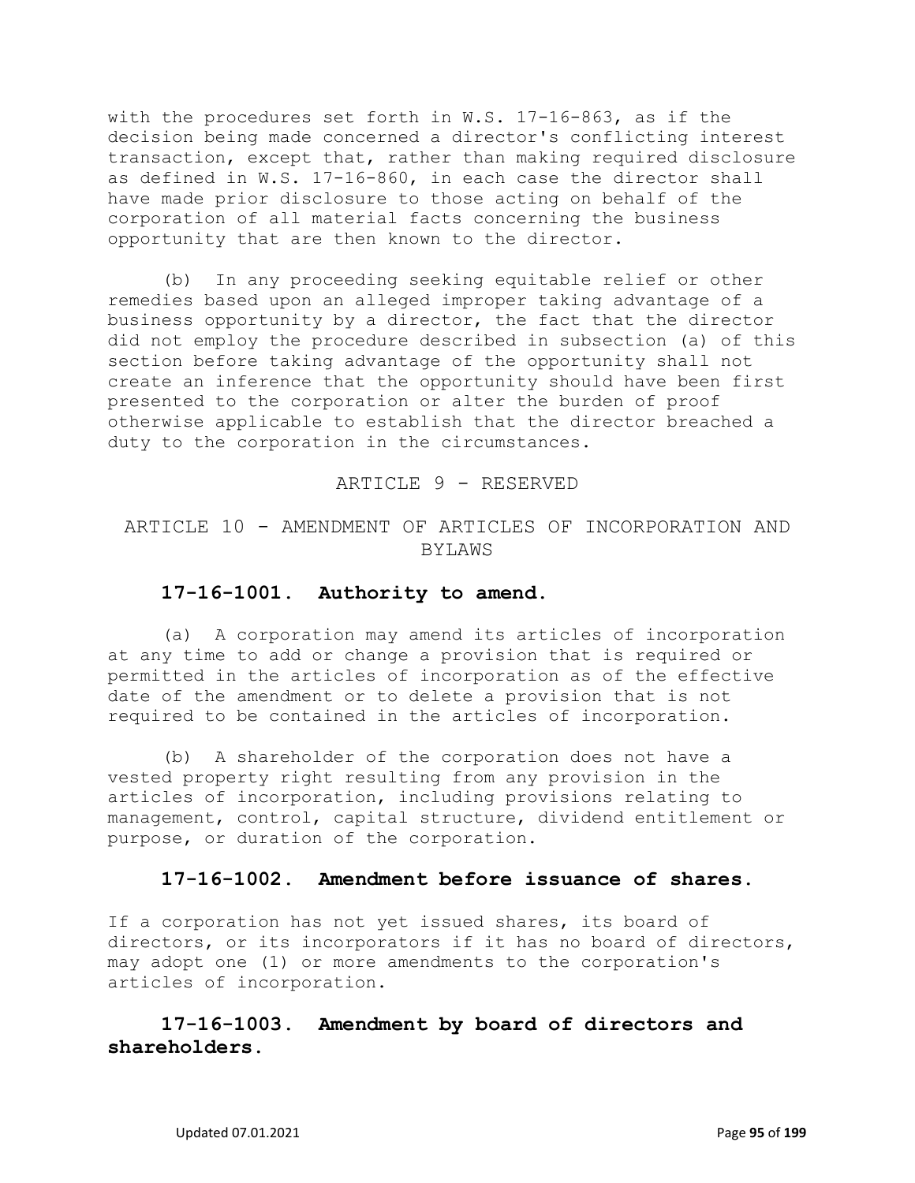with the procedures set forth in W.S. 17-16-863, as if the decision being made concerned a director's conflicting interest transaction, except that, rather than making required disclosure as defined in W.S. 17-16-860, in each case the director shall have made prior disclosure to those acting on behalf of the corporation of all material facts concerning the business opportunity that are then known to the director.

(b) In any proceeding seeking equitable relief or other remedies based upon an alleged improper taking advantage of a business opportunity by a director, the fact that the director did not employ the procedure described in subsection (a) of this section before taking advantage of the opportunity shall not create an inference that the opportunity should have been first presented to the corporation or alter the burden of proof otherwise applicable to establish that the director breached a duty to the corporation in the circumstances.

## ARTICLE 9 - RESERVED

## ARTICLE 10 - AMENDMENT OF ARTICLES OF INCORPORATION AND BYLAWS

### 17-16-1001. Authority to amend.

(a) A corporation may amend its articles of incorporation at any time to add or change a provision that is required or permitted in the articles of incorporation as of the effective date of the amendment or to delete a provision that is not required to be contained in the articles of incorporation.

(b) A shareholder of the corporation does not have a vested property right resulting from any provision in the articles of incorporation, including provisions relating to management, control, capital structure, dividend entitlement or purpose, or duration of the corporation.

### 17-16-1002. Amendment before issuance of shares.

If a corporation has not yet issued shares, its board of directors, or its incorporators if it has no board of directors, may adopt one (1) or more amendments to the corporation's articles of incorporation.

### 17-16-1003. Amendment by board of directors and shareholders.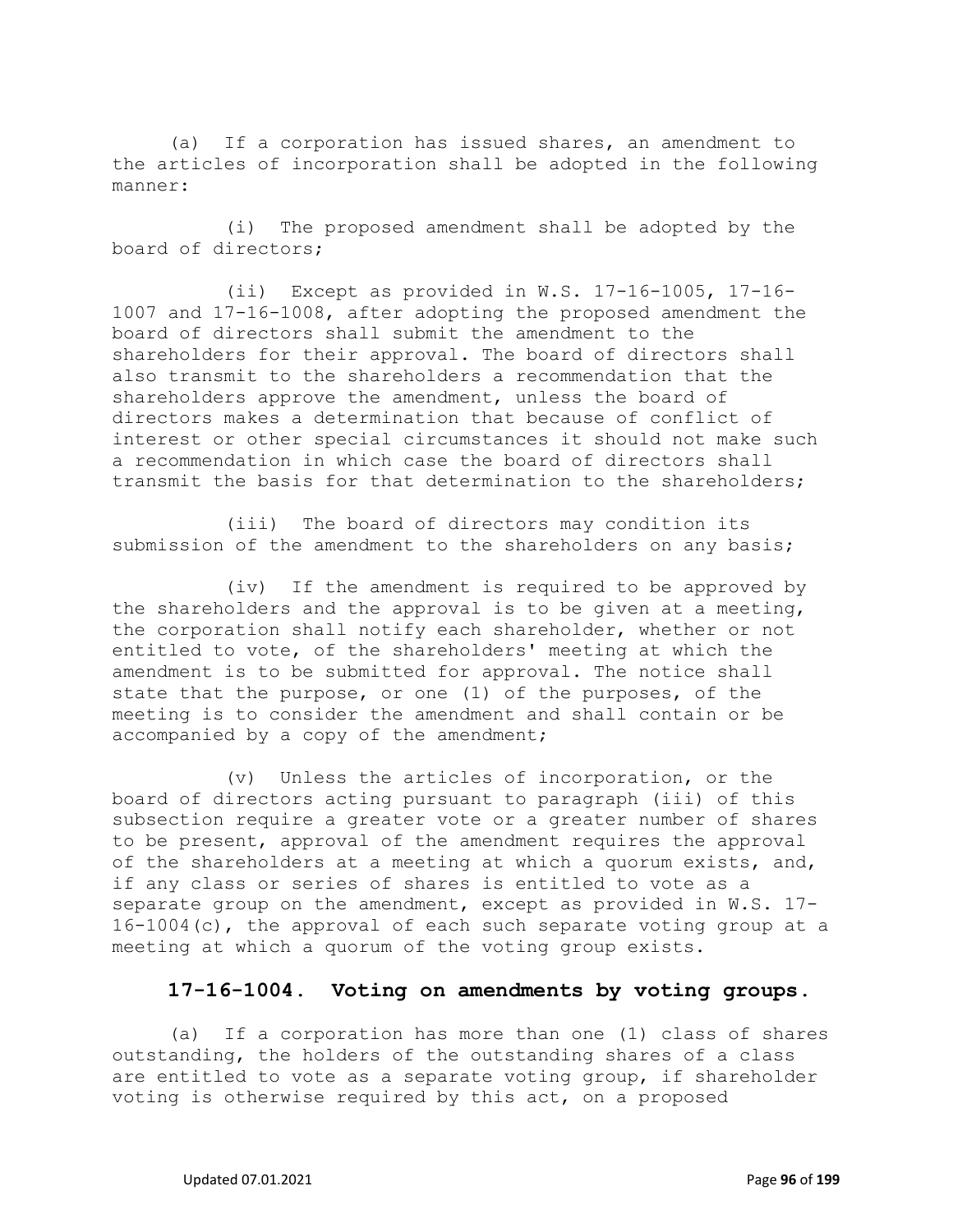(a) If a corporation has issued shares, an amendment to the articles of incorporation shall be adopted in the following manner:

(i) The proposed amendment shall be adopted by the board of directors;

(ii) Except as provided in W.S. 17-16-1005, 17-16-1007 and 17-16-1008, after adopting the proposed amendment the board of directors shall submit the amendment to the shareholders for their approval. The board of directors shall also transmit to the shareholders a recommendation that the shareholders approve the amendment, unless the board of directors makes a determination that because of conflict of interest or other special circumstances it should not make such a recommendation in which case the board of directors shall transmit the basis for that determination to the shareholders;

(iii) The board of directors may condition its submission of the amendment to the shareholders on any basis;

(iv) If the amendment is required to be approved by the shareholders and the approval is to be given at a meeting, the corporation shall notify each shareholder, whether or not entitled to vote, of the shareholders' meeting at which the amendment is to be submitted for approval. The notice shall state that the purpose, or one (1) of the purposes, of the meeting is to consider the amendment and shall contain or be accompanied by a copy of the amendment;

(v) Unless the articles of incorporation, or the board of directors acting pursuant to paragraph (iii) of this subsection require a greater vote or a greater number of shares to be present, approval of the amendment requires the approval of the shareholders at a meeting at which a quorum exists, and, if any class or series of shares is entitled to vote as a separate group on the amendment, except as provided in W.S. 17-16-1004(c), the approval of each such separate voting group at a meeting at which a quorum of the voting group exists.

## 17-16-1004. Voting on amendments by voting groups.

(a) If a corporation has more than one (1) class of shares outstanding, the holders of the outstanding shares of a class are entitled to vote as a separate voting group, if shareholder voting is otherwise required by this act, on a proposed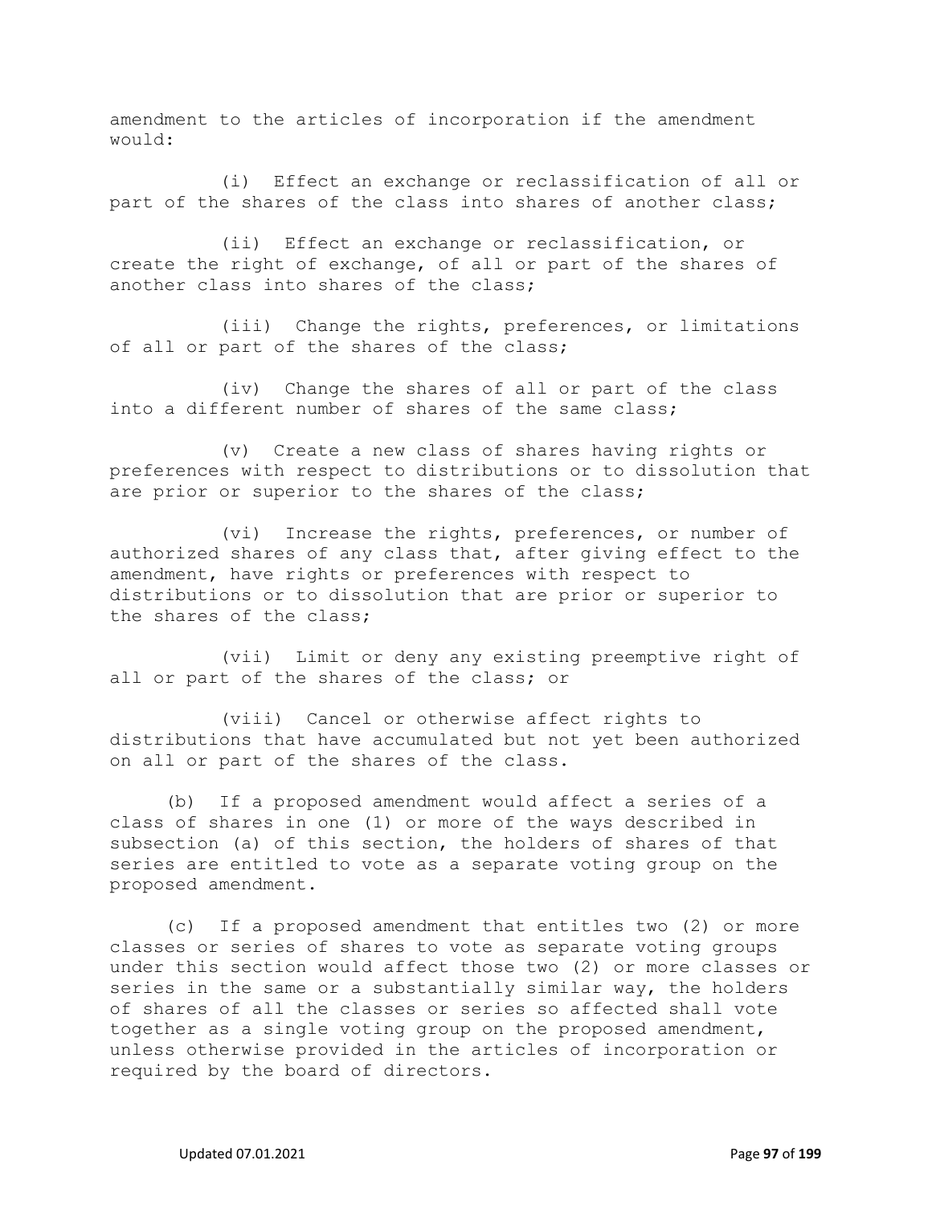amendment to the articles of incorporation if the amendment would:

(i) Effect an exchange or reclassification of all or part of the shares of the class into shares of another class;

(ii) Effect an exchange or reclassification, or create the right of exchange, of all or part of the shares of another class into shares of the class;

(iii) Change the rights, preferences, or limitations of all or part of the shares of the class;

(iv) Change the shares of all or part of the class into a different number of shares of the same class;

(v) Create a new class of shares having rights or preferences with respect to distributions or to dissolution that are prior or superior to the shares of the class;

(vi) Increase the rights, preferences, or number of authorized shares of any class that, after giving effect to the amendment, have rights or preferences with respect to distributions or to dissolution that are prior or superior to the shares of the class;

(vii) Limit or deny any existing preemptive right of all or part of the shares of the class; or

(viii) Cancel or otherwise affect rights to distributions that have accumulated but not yet been authorized on all or part of the shares of the class.

(b) If a proposed amendment would affect a series of a class of shares in one (1) or more of the ways described in subsection (a) of this section, the holders of shares of that series are entitled to vote as a separate voting group on the proposed amendment.

(c) If a proposed amendment that entitles two (2) or more classes or series of shares to vote as separate voting groups under this section would affect those two (2) or more classes or series in the same or a substantially similar way, the holders of shares of all the classes or series so affected shall vote together as a single voting group on the proposed amendment, unless otherwise provided in the articles of incorporation or required by the board of directors.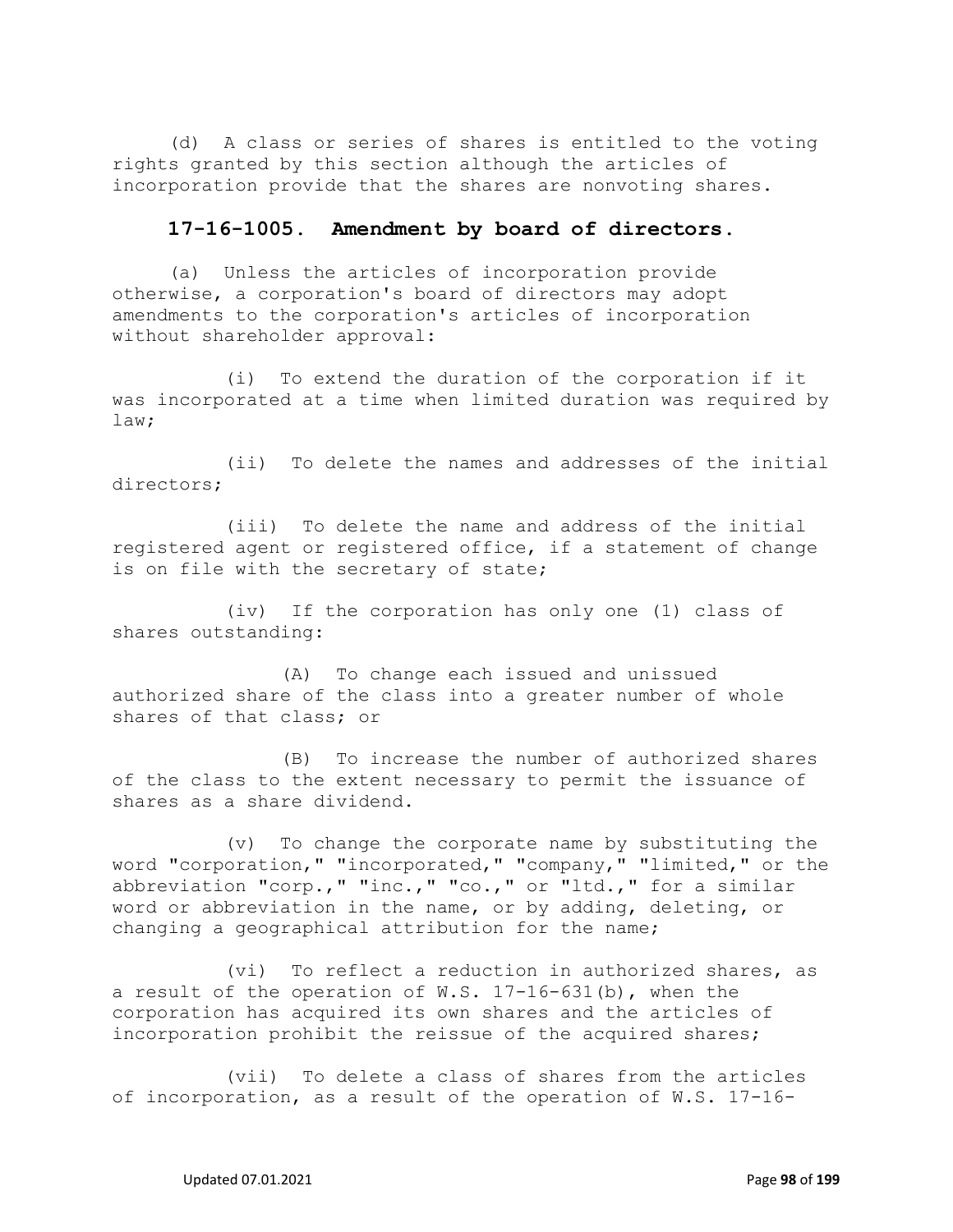(d) A class or series of shares is entitled to the voting rights granted by this section although the articles of incorporation provide that the shares are nonvoting shares.

### 17-16-1005. Amendment by board of directors.

(a) Unless the articles of incorporation provide otherwise, a corporation's board of directors may adopt amendments to the corporation's articles of incorporation without shareholder approval:

(i) To extend the duration of the corporation if it was incorporated at a time when limited duration was required by law;

(ii) To delete the names and addresses of the initial directors;

(iii) To delete the name and address of the initial registered agent or registered office, if a statement of change is on file with the secretary of state;

(iv) If the corporation has only one (1) class of shares outstanding:

(A) To change each issued and unissued authorized share of the class into a greater number of whole shares of that class; or

(B) To increase the number of authorized shares of the class to the extent necessary to permit the issuance of shares as a share dividend.

(v) To change the corporate name by substituting the word "corporation," "incorporated," "company," "limited," or the abbreviation "corp.," "inc.," "co.," or "ltd.," for a similar word or abbreviation in the name, or by adding, deleting, or changing a geographical attribution for the name;

(vi) To reflect a reduction in authorized shares, as a result of the operation of W.S. 17-16-631(b), when the corporation has acquired its own shares and the articles of incorporation prohibit the reissue of the acquired shares;

(vii) To delete a class of shares from the articles of incorporation, as a result of the operation of W.S. 17-16-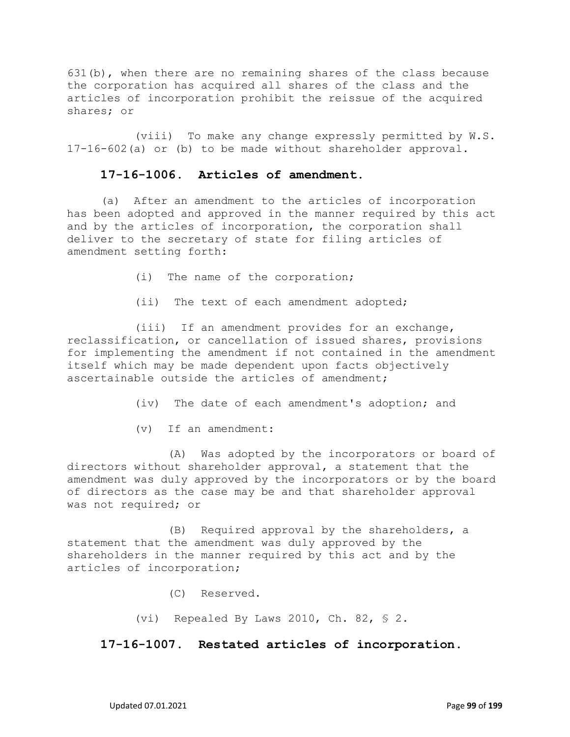631(b), when there are no remaining shares of the class because the corporation has acquired all shares of the class and the articles of incorporation prohibit the reissue of the acquired shares; or

(viii) To make any change expressly permitted by W.S. 17-16-602(a) or (b) to be made without shareholder approval.

### 17-16-1006. Articles of amendment.

(a) After an amendment to the articles of incorporation has been adopted and approved in the manner required by this act and by the articles of incorporation, the corporation shall deliver to the secretary of state for filing articles of amendment setting forth:

(i) The name of the corporation;

(ii) The text of each amendment adopted;

(iii) If an amendment provides for an exchange, reclassification, or cancellation of issued shares, provisions for implementing the amendment if not contained in the amendment itself which may be made dependent upon facts objectively ascertainable outside the articles of amendment;

(iv) The date of each amendment's adoption; and

(v) If an amendment:

(A) Was adopted by the incorporators or board of directors without shareholder approval, a statement that the amendment was duly approved by the incorporators or by the board of directors as the case may be and that shareholder approval was not required; or

(B) Required approval by the shareholders, a statement that the amendment was duly approved by the shareholders in the manner required by this act and by the articles of incorporation;

(C) Reserved.

(vi) Repealed By Laws 2010, Ch. 82, § 2.

### 17-16-1007. Restated articles of incorporation.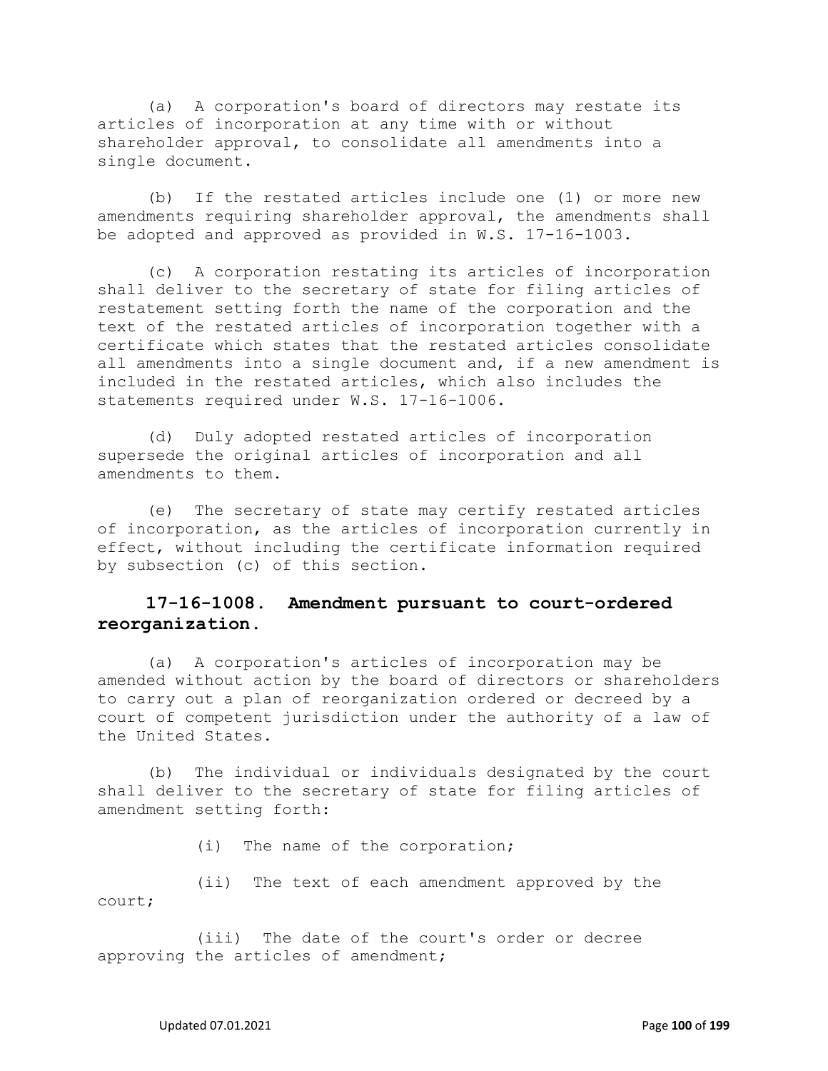(a) A corporation's board of directors may restate its articles of incorporation at any time with or without shareholder approval, to consolidate all amendments into a single document.

(b) If the restated articles include one (1) or more new amendments requiring shareholder approval, the amendments shall be adopted and approved as provided in W.S. 17-16-1003.

(c) A corporation restating its articles of incorporation shall deliver to the secretary of state for filing articles of restatement setting forth the name of the corporation and the text of the restated articles of incorporation together with a certificate which states that the restated articles consolidate all amendments into a single document and, if a new amendment is included in the restated articles, which also includes the statements required under W.S. 17-16-1006.

(d) Duly adopted restated articles of incorporation supersede the original articles of incorporation and all amendments to them.

(e) The secretary of state may certify restated articles of incorporation, as the articles of incorporation currently in effect, without including the certificate information required by subsection (c) of this section.

### 17-16-1008. Amendment pursuant to court-ordered reorganization.

(a) A corporation's articles of incorporation may be amended without action by the board of directors or shareholders to carry out a plan of reorganization ordered or decreed by a court of competent jurisdiction under the authority of a law of the United States.

(b) The individual or individuals designated by the court shall deliver to the secretary of state for filing articles of amendment setting forth:

(i) The name of the corporation;

(ii) The text of each amendment approved by the court;

(iii) The date of the court's order or decree approving the articles of amendment;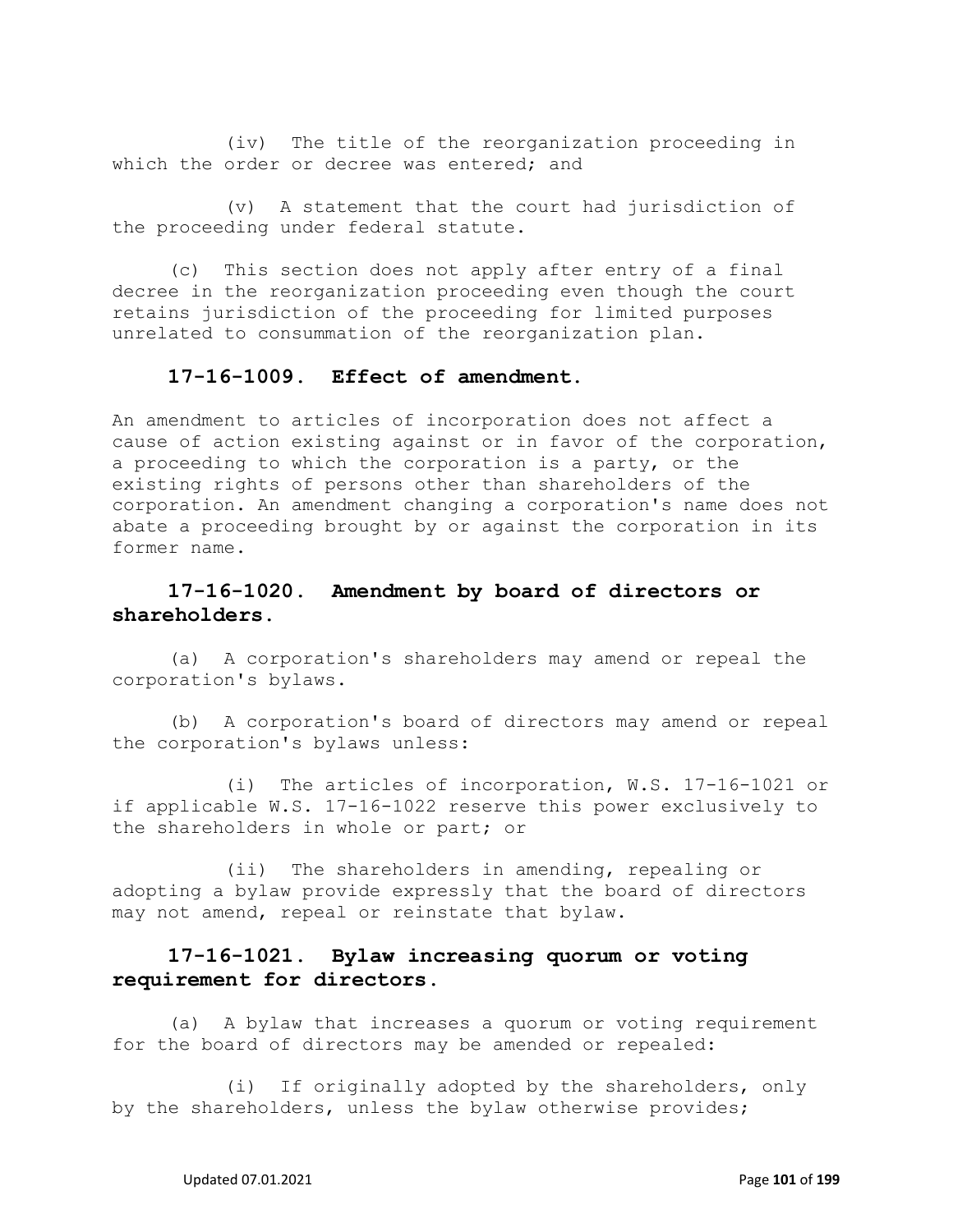(iv) The title of the reorganization proceeding in which the order or decree was entered; and

(v) A statement that the court had jurisdiction of the proceeding under federal statute.

(c) This section does not apply after entry of a final decree in the reorganization proceeding even though the court retains jurisdiction of the proceeding for limited purposes unrelated to consummation of the reorganization plan.

### 17-16-1009. Effect of amendment.

An amendment to articles of incorporation does not affect a cause of action existing against or in favor of the corporation, a proceeding to which the corporation is a party, or the existing rights of persons other than shareholders of the corporation. An amendment changing a corporation's name does not abate a proceeding brought by or against the corporation in its former name.

### 17-16-1020. Amendment by board of directors or shareholders.

(a) A corporation's shareholders may amend or repeal the corporation's bylaws.

(b) A corporation's board of directors may amend or repeal the corporation's bylaws unless:

(i) The articles of incorporation, W.S. 17-16-1021 or if applicable W.S. 17-16-1022 reserve this power exclusively to the shareholders in whole or part; or

(ii) The shareholders in amending, repealing or adopting a bylaw provide expressly that the board of directors may not amend, repeal or reinstate that bylaw.

### 17-16-1021. Bylaw increasing quorum or voting requirement for directors.

(a) A bylaw that increases a quorum or voting requirement for the board of directors may be amended or repealed:

(i) If originally adopted by the shareholders, only by the shareholders, unless the bylaw otherwise provides;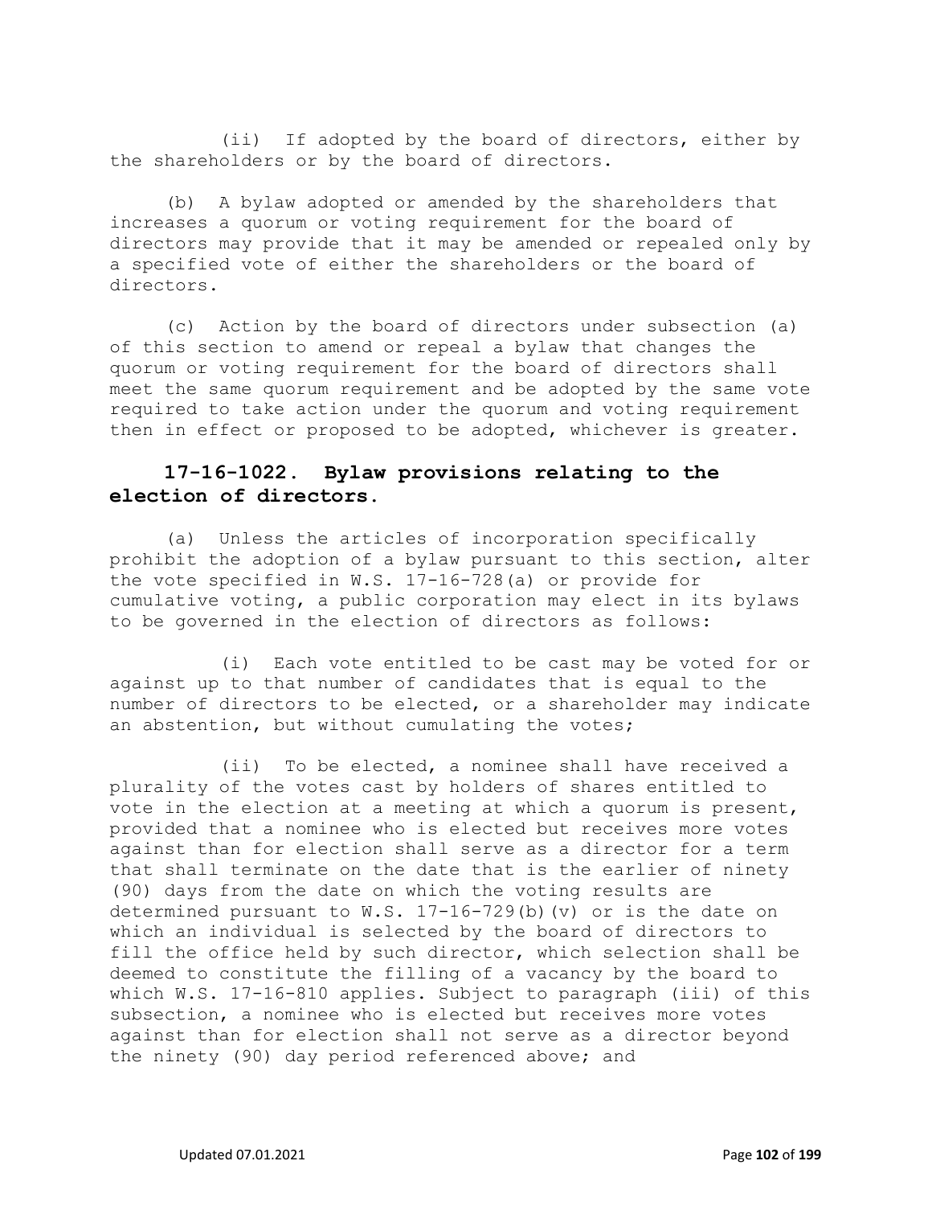(ii) If adopted by the board of directors, either by the shareholders or by the board of directors.

(b) A bylaw adopted or amended by the shareholders that increases a quorum or voting requirement for the board of directors may provide that it may be amended or repealed only by a specified vote of either the shareholders or the board of directors.

(c) Action by the board of directors under subsection (a) of this section to amend or repeal a bylaw that changes the quorum or voting requirement for the board of directors shall meet the same quorum requirement and be adopted by the same vote required to take action under the quorum and voting requirement then in effect or proposed to be adopted, whichever is greater.

### 17-16-1022. Bylaw provisions relating to the election of directors.

(a) Unless the articles of incorporation specifically prohibit the adoption of a bylaw pursuant to this section, alter the vote specified in W.S. 17-16-728(a) or provide for cumulative voting, a public corporation may elect in its bylaws to be governed in the election of directors as follows:

(i) Each vote entitled to be cast may be voted for or against up to that number of candidates that is equal to the number of directors to be elected, or a shareholder may indicate an abstention, but without cumulating the votes;

(ii) To be elected, a nominee shall have received a plurality of the votes cast by holders of shares entitled to vote in the election at a meeting at which a quorum is present, provided that a nominee who is elected but receives more votes against than for election shall serve as a director for a term that shall terminate on the date that is the earlier of ninety (90) days from the date on which the voting results are determined pursuant to W.S. 17-16-729(b)(v) or is the date on which an individual is selected by the board of directors to fill the office held by such director, which selection shall be deemed to constitute the filling of a vacancy by the board to which W.S. 17-16-810 applies. Subject to paragraph (iii) of this subsection, a nominee who is elected but receives more votes against than for election shall not serve as a director beyond the ninety (90) day period referenced above; and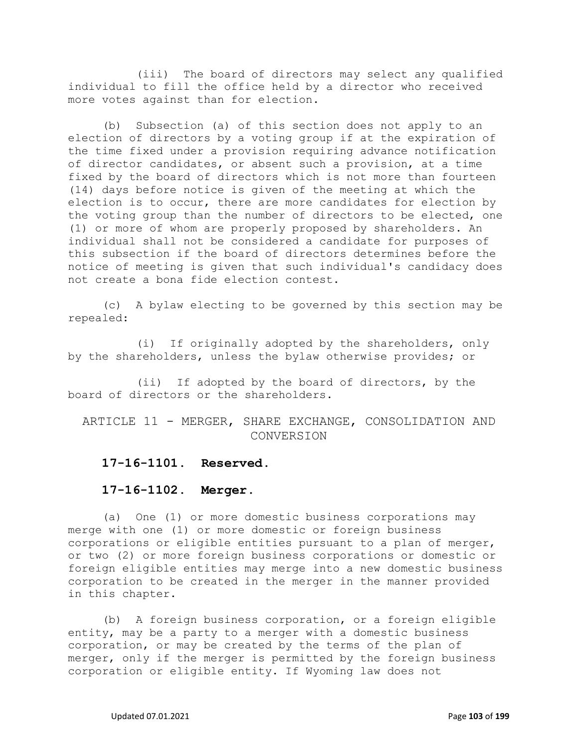(iii) The board of directors may select any qualified individual to fill the office held by a director who received more votes against than for election.

(b) Subsection (a) of this section does not apply to an election of directors by a voting group if at the expiration of the time fixed under a provision requiring advance notification of director candidates, or absent such a provision, at a time fixed by the board of directors which is not more than fourteen (14) days before notice is given of the meeting at which the election is to occur, there are more candidates for election by the voting group than the number of directors to be elected, one (1) or more of whom are properly proposed by shareholders. An individual shall not be considered a candidate for purposes of this subsection if the board of directors determines before the notice of meeting is given that such individual's candidacy does not create a bona fide election contest.

(c) A bylaw electing to be governed by this section may be repealed:

(i) If originally adopted by the shareholders, only by the shareholders, unless the bylaw otherwise provides; or

(ii) If adopted by the board of directors, by the board of directors or the shareholders.

## ARTICLE 11 - MERGER, SHARE EXCHANGE, CONSOLIDATION AND CONVERSION

### 17-16-1101. Reserved.

### 17-16-1102. Merger.

(a) One (1) or more domestic business corporations may merge with one (1) or more domestic or foreign business corporations or eligible entities pursuant to a plan of merger, or two (2) or more foreign business corporations or domestic or foreign eligible entities may merge into a new domestic business corporation to be created in the merger in the manner provided in this chapter.

(b) A foreign business corporation, or a foreign eligible entity, may be a party to a merger with a domestic business corporation, or may be created by the terms of the plan of merger, only if the merger is permitted by the foreign business corporation or eligible entity. If Wyoming law does not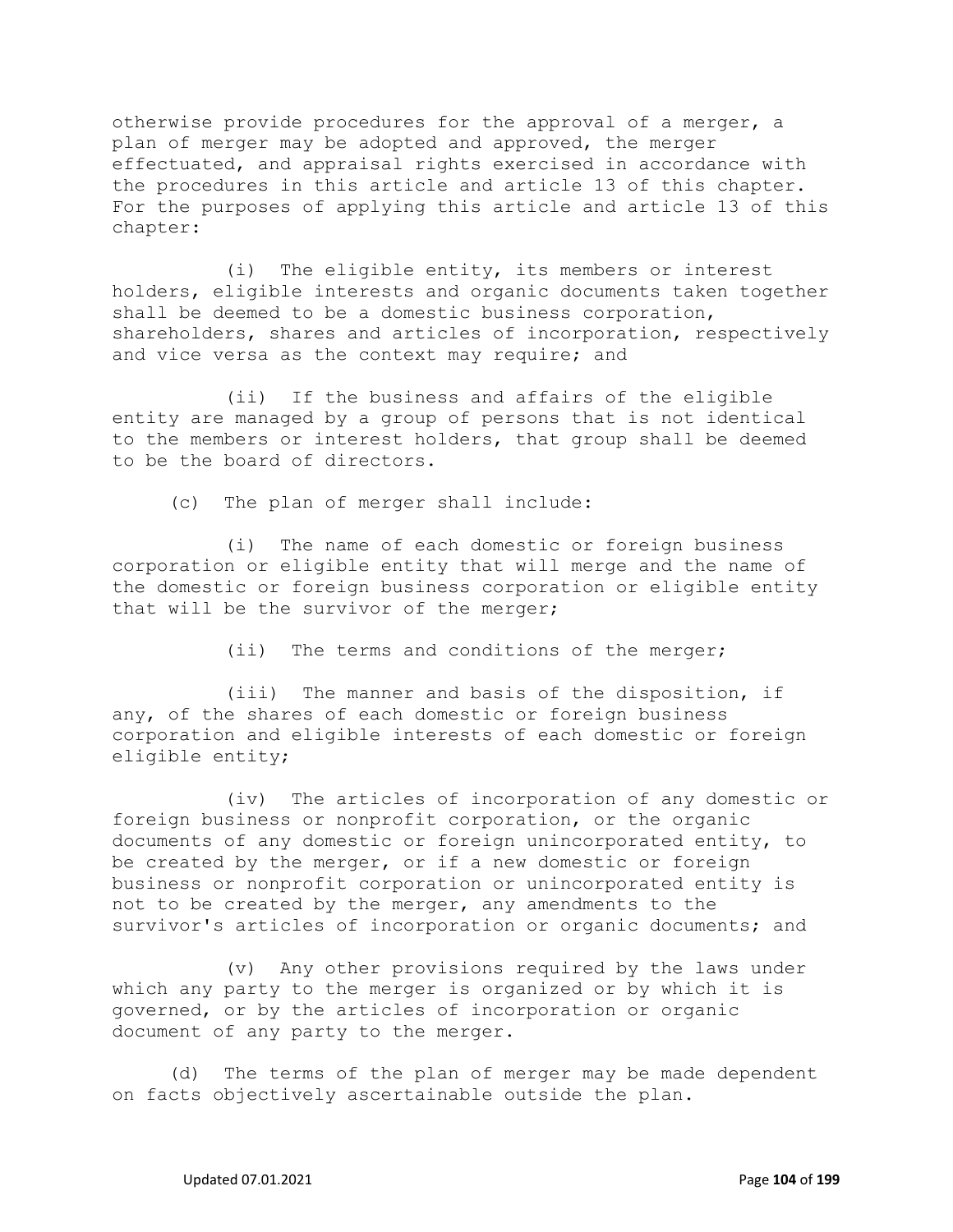otherwise provide procedures for the approval of a merger, a plan of merger may be adopted and approved, the merger effectuated, and appraisal rights exercised in accordance with the procedures in this article and article 13 of this chapter. For the purposes of applying this article and article 13 of this chapter:

(i) The eligible entity, its members or interest holders, eligible interests and organic documents taken together shall be deemed to be a domestic business corporation, shareholders, shares and articles of incorporation, respectively and vice versa as the context may require; and

(ii) If the business and affairs of the eligible entity are managed by a group of persons that is not identical to the members or interest holders, that group shall be deemed to be the board of directors.

(c) The plan of merger shall include:

(i) The name of each domestic or foreign business corporation or eligible entity that will merge and the name of the domestic or foreign business corporation or eligible entity that will be the survivor of the merger;

(ii) The terms and conditions of the merger;

(iii) The manner and basis of the disposition, if any, of the shares of each domestic or foreign business corporation and eligible interests of each domestic or foreign eligible entity;

(iv) The articles of incorporation of any domestic or foreign business or nonprofit corporation, or the organic documents of any domestic or foreign unincorporated entity, to be created by the merger, or if a new domestic or foreign business or nonprofit corporation or unincorporated entity is not to be created by the merger, any amendments to the survivor's articles of incorporation or organic documents; and

(v) Any other provisions required by the laws under which any party to the merger is organized or by which it is governed, or by the articles of incorporation or organic document of any party to the merger.

(d) The terms of the plan of merger may be made dependent on facts objectively ascertainable outside the plan.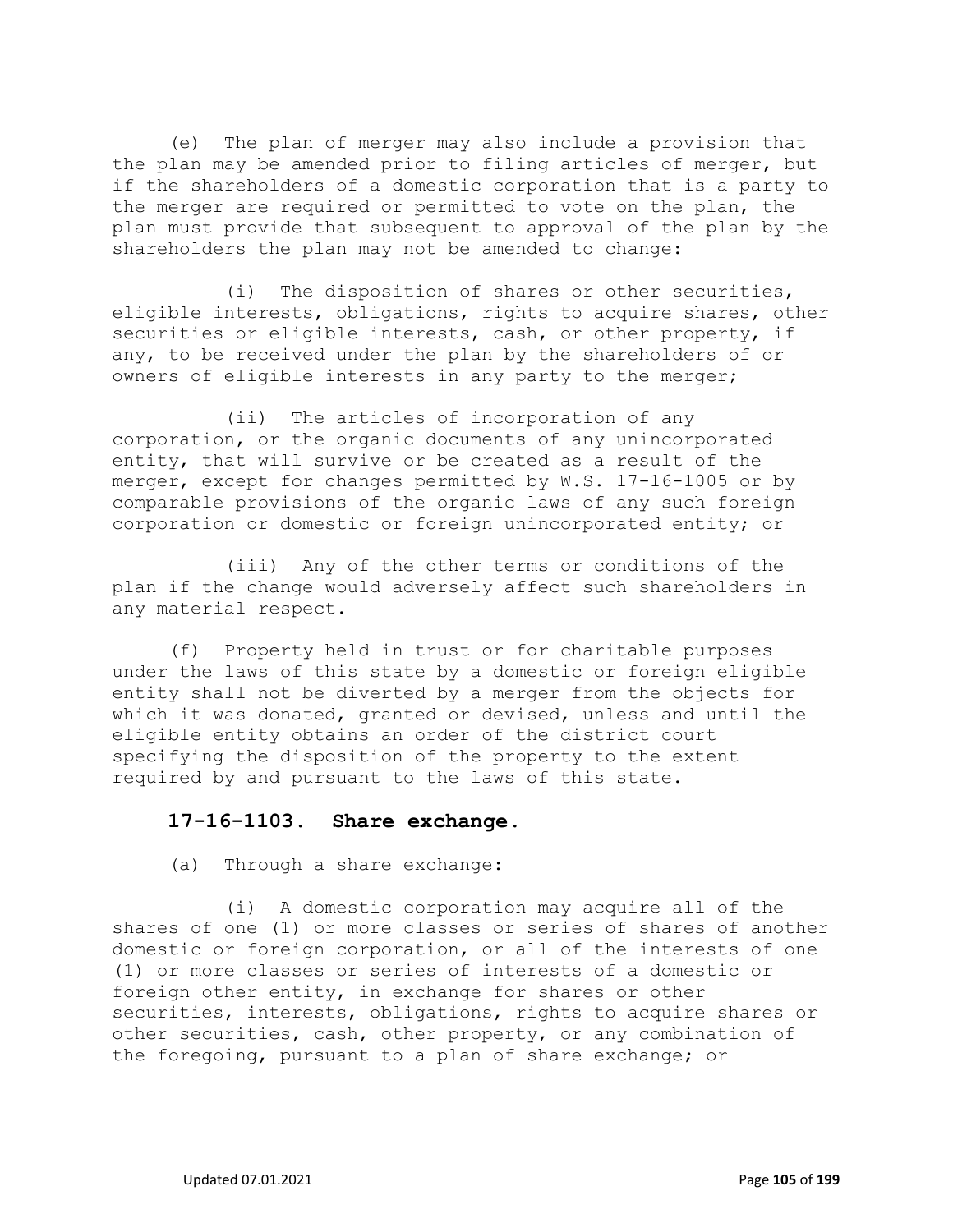(e) The plan of merger may also include a provision that the plan may be amended prior to filing articles of merger, but if the shareholders of a domestic corporation that is a party to the merger are required or permitted to vote on the plan, the plan must provide that subsequent to approval of the plan by the shareholders the plan may not be amended to change:

(i) The disposition of shares or other securities, eligible interests, obligations, rights to acquire shares, other securities or eligible interests, cash, or other property, if any, to be received under the plan by the shareholders of or owners of eligible interests in any party to the merger;

(ii) The articles of incorporation of any corporation, or the organic documents of any unincorporated entity, that will survive or be created as a result of the merger, except for changes permitted by W.S. 17-16-1005 or by comparable provisions of the organic laws of any such foreign corporation or domestic or foreign unincorporated entity; or

(iii) Any of the other terms or conditions of the plan if the change would adversely affect such shareholders in any material respect.

(f) Property held in trust or for charitable purposes under the laws of this state by a domestic or foreign eligible entity shall not be diverted by a merger from the objects for which it was donated, granted or devised, unless and until the eligible entity obtains an order of the district court specifying the disposition of the property to the extent required by and pursuant to the laws of this state.

### 17-16-1103. Share exchange.

(a) Through a share exchange:

(i) A domestic corporation may acquire all of the shares of one (1) or more classes or series of shares of another domestic or foreign corporation, or all of the interests of one (1) or more classes or series of interests of a domestic or foreign other entity, in exchange for shares or other securities, interests, obligations, rights to acquire shares or other securities, cash, other property, or any combination of the foregoing, pursuant to a plan of share exchange; or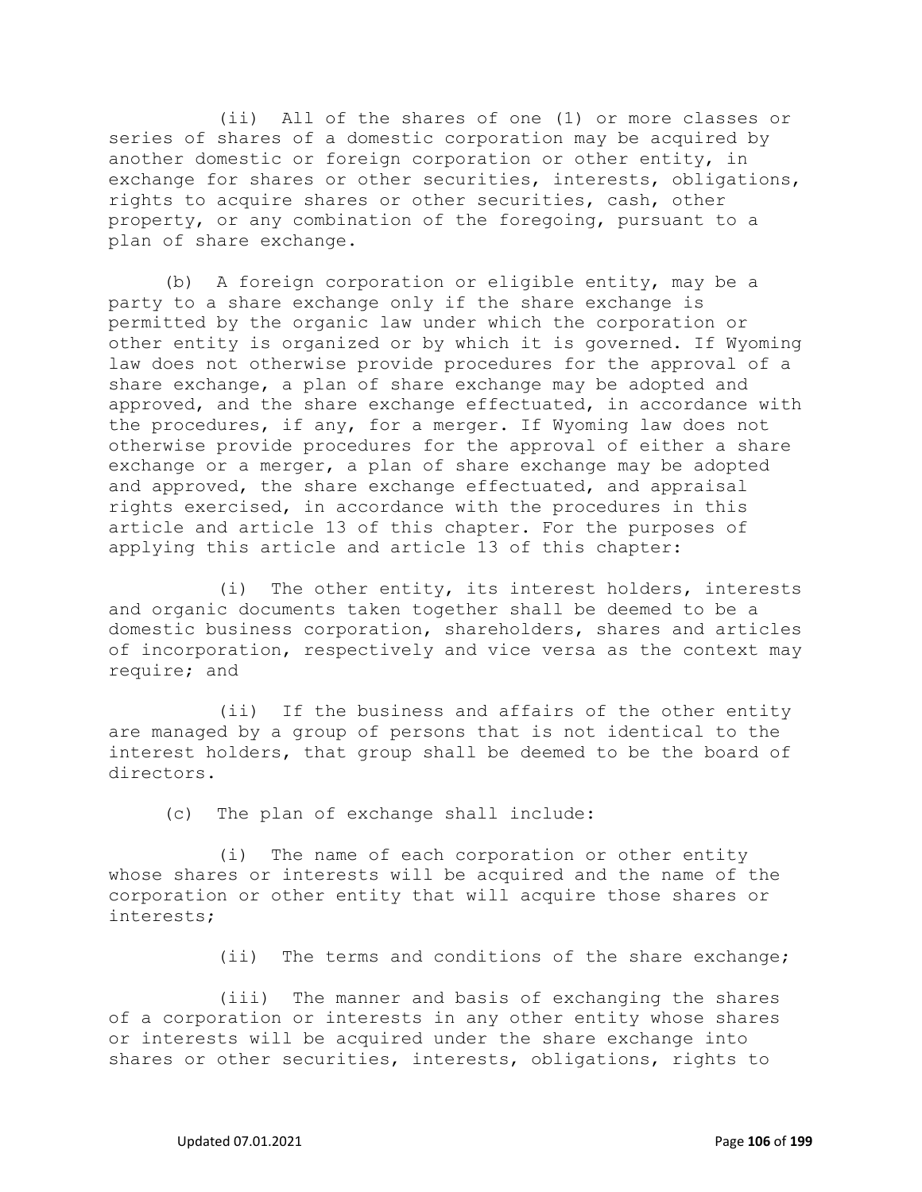(ii) All of the shares of one (1) or more classes or series of shares of a domestic corporation may be acquired by another domestic or foreign corporation or other entity, in exchange for shares or other securities, interests, obligations, rights to acquire shares or other securities, cash, other property, or any combination of the foregoing, pursuant to a plan of share exchange.

(b) A foreign corporation or eligible entity, may be a party to a share exchange only if the share exchange is permitted by the organic law under which the corporation or other entity is organized or by which it is governed. If Wyoming law does not otherwise provide procedures for the approval of a share exchange, a plan of share exchange may be adopted and approved, and the share exchange effectuated, in accordance with the procedures, if any, for a merger. If Wyoming law does not otherwise provide procedures for the approval of either a share exchange or a merger, a plan of share exchange may be adopted and approved, the share exchange effectuated, and appraisal rights exercised, in accordance with the procedures in this article and article 13 of this chapter. For the purposes of applying this article and article 13 of this chapter:

(i) The other entity, its interest holders, interests and organic documents taken together shall be deemed to be a domestic business corporation, shareholders, shares and articles of incorporation, respectively and vice versa as the context may require; and

(ii) If the business and affairs of the other entity are managed by a group of persons that is not identical to the interest holders, that group shall be deemed to be the board of directors.

(c) The plan of exchange shall include:

(i) The name of each corporation or other entity whose shares or interests will be acquired and the name of the corporation or other entity that will acquire those shares or interests;

(ii) The terms and conditions of the share exchange;

(iii) The manner and basis of exchanging the shares of a corporation or interests in any other entity whose shares or interests will be acquired under the share exchange into shares or other securities, interests, obligations, rights to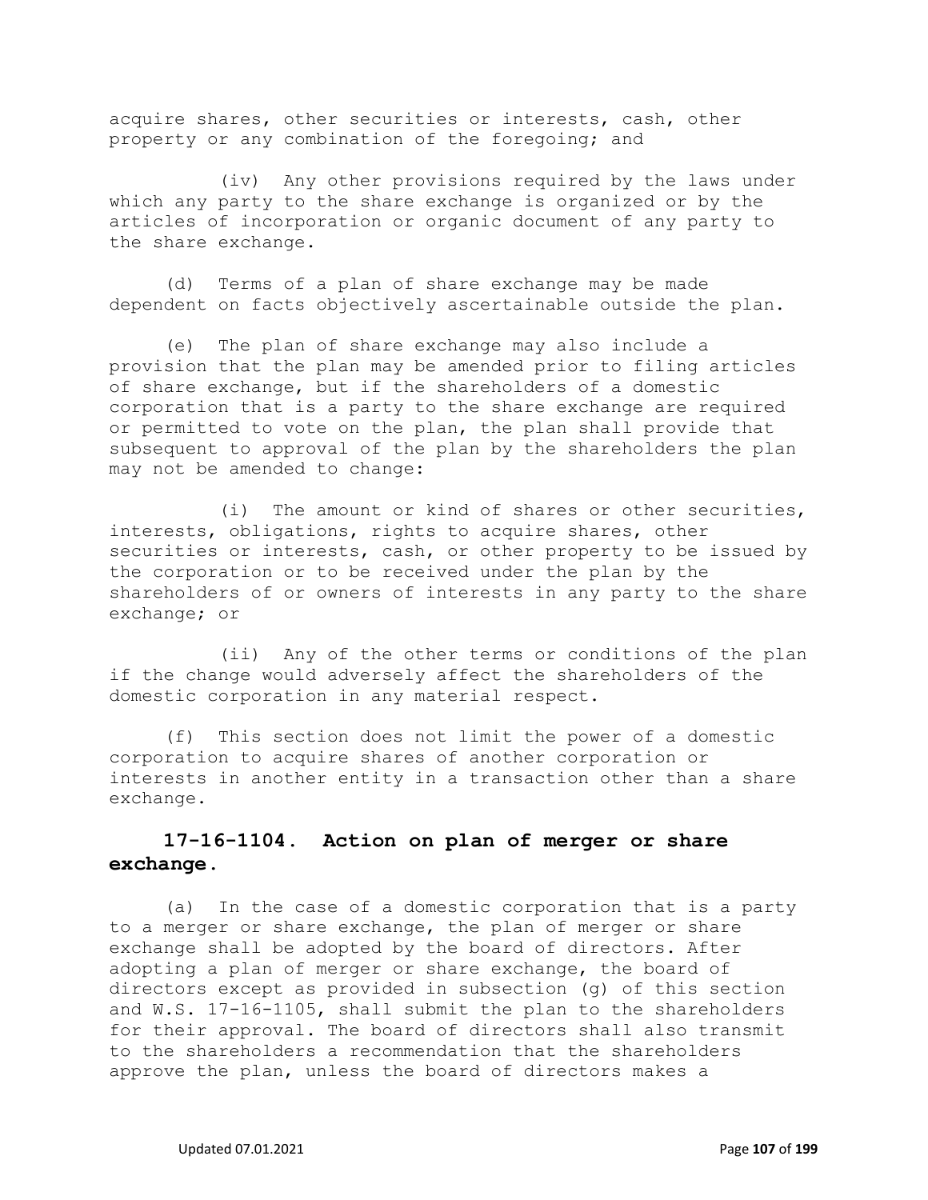acquire shares, other securities or interests, cash, other property or any combination of the foregoing; and

(iv) Any other provisions required by the laws under which any party to the share exchange is organized or by the articles of incorporation or organic document of any party to the share exchange.

(d) Terms of a plan of share exchange may be made dependent on facts objectively ascertainable outside the plan.

(e) The plan of share exchange may also include a provision that the plan may be amended prior to filing articles of share exchange, but if the shareholders of a domestic corporation that is a party to the share exchange are required or permitted to vote on the plan, the plan shall provide that subsequent to approval of the plan by the shareholders the plan may not be amended to change:

(i) The amount or kind of shares or other securities, interests, obligations, rights to acquire shares, other securities or interests, cash, or other property to be issued by the corporation or to be received under the plan by the shareholders of or owners of interests in any party to the share exchange; or

(ii) Any of the other terms or conditions of the plan if the change would adversely affect the shareholders of the domestic corporation in any material respect.

(f) This section does not limit the power of a domestic corporation to acquire shares of another corporation or interests in another entity in a transaction other than a share exchange.

## 17-16-1104. Action on plan of merger or share exchange.

(a) In the case of a domestic corporation that is a party to a merger or share exchange, the plan of merger or share exchange shall be adopted by the board of directors. After adopting a plan of merger or share exchange, the board of directors except as provided in subsection (g) of this section and W.S. 17-16-1105, shall submit the plan to the shareholders for their approval. The board of directors shall also transmit to the shareholders a recommendation that the shareholders approve the plan, unless the board of directors makes a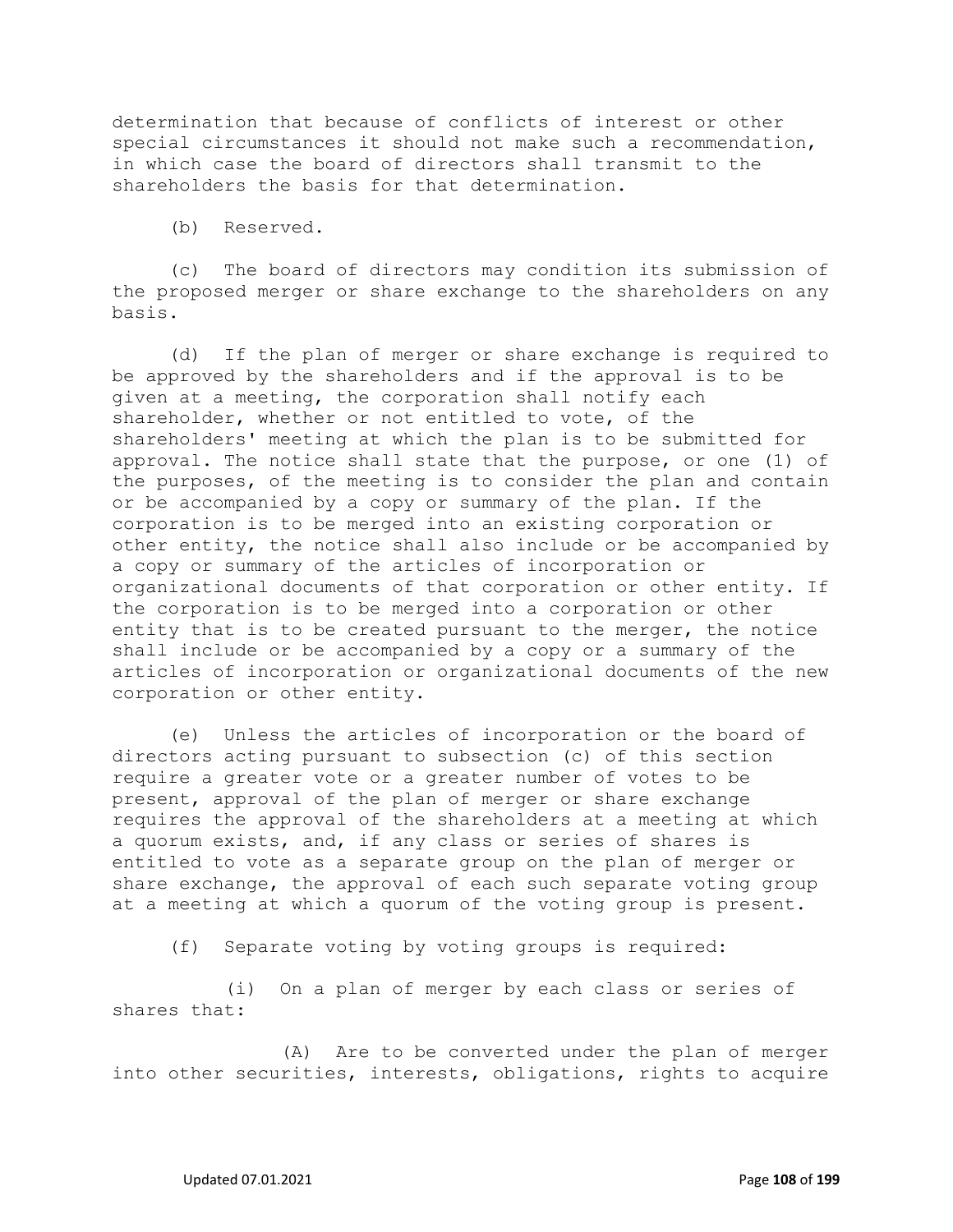determination that because of conflicts of interest or other special circumstances it should not make such a recommendation, in which case the board of directors shall transmit to the shareholders the basis for that determination.

(b) Reserved.

(c) The board of directors may condition its submission of the proposed merger or share exchange to the shareholders on any basis.

(d) If the plan of merger or share exchange is required to be approved by the shareholders and if the approval is to be given at a meeting, the corporation shall notify each shareholder, whether or not entitled to vote, of the shareholders' meeting at which the plan is to be submitted for approval. The notice shall state that the purpose, or one (1) of the purposes, of the meeting is to consider the plan and contain or be accompanied by a copy or summary of the plan. If the corporation is to be merged into an existing corporation or other entity, the notice shall also include or be accompanied by a copy or summary of the articles of incorporation or organizational documents of that corporation or other entity. If the corporation is to be merged into a corporation or other entity that is to be created pursuant to the merger, the notice shall include or be accompanied by a copy or a summary of the articles of incorporation or organizational documents of the new corporation or other entity.

(e) Unless the articles of incorporation or the board of directors acting pursuant to subsection (c) of this section require a greater vote or a greater number of votes to be present, approval of the plan of merger or share exchange requires the approval of the shareholders at a meeting at which a quorum exists, and, if any class or series of shares is entitled to vote as a separate group on the plan of merger or share exchange, the approval of each such separate voting group at a meeting at which a quorum of the voting group is present.

(f) Separate voting by voting groups is required:

(i) On a plan of merger by each class or series of shares that:

(A) Are to be converted under the plan of merger into other securities, interests, obligations, rights to acquire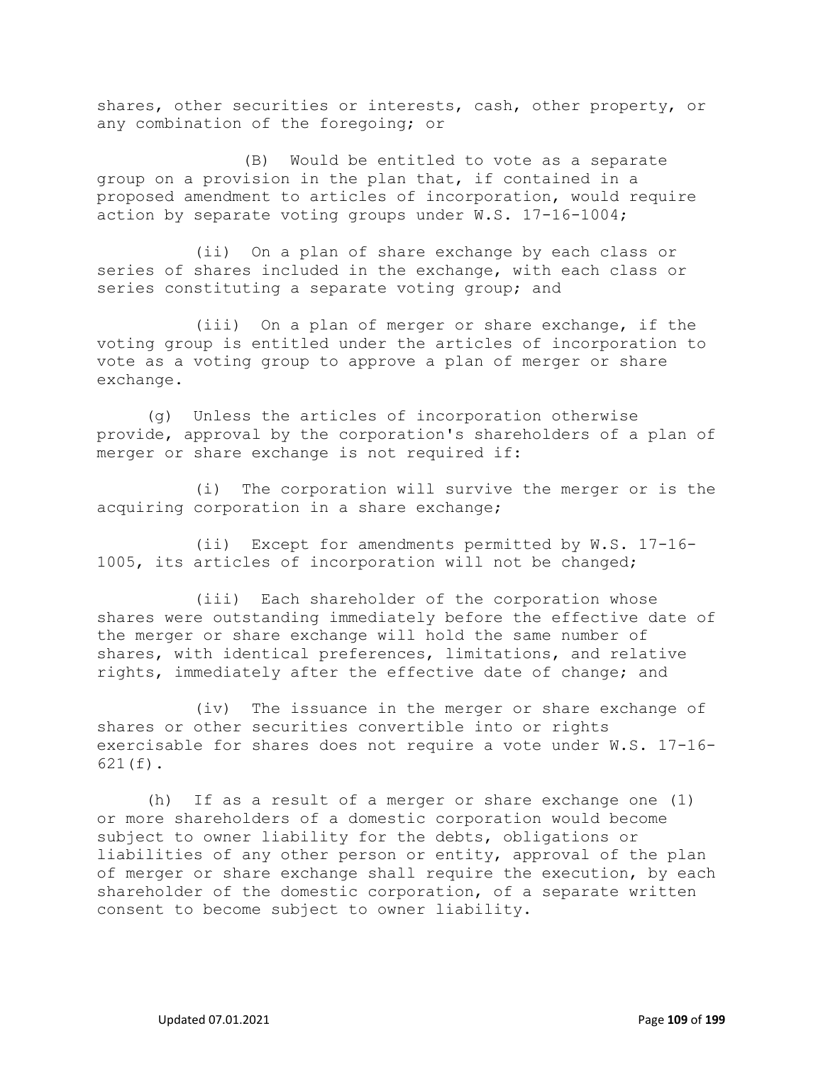shares, other securities or interests, cash, other property, or any combination of the foregoing; or

(B) Would be entitled to vote as a separate group on a provision in the plan that, if contained in a proposed amendment to articles of incorporation, would require action by separate voting groups under W.S. 17-16-1004;

(ii) On a plan of share exchange by each class or series of shares included in the exchange, with each class or series constituting a separate voting group; and

(iii) On a plan of merger or share exchange, if the voting group is entitled under the articles of incorporation to vote as a voting group to approve a plan of merger or share exchange.

(g) Unless the articles of incorporation otherwise provide, approval by the corporation's shareholders of a plan of merger or share exchange is not required if:

(i) The corporation will survive the merger or is the acquiring corporation in a share exchange;

(ii) Except for amendments permitted by W.S. 17-16-1005, its articles of incorporation will not be changed;

(iii) Each shareholder of the corporation whose shares were outstanding immediately before the effective date of the merger or share exchange will hold the same number of shares, with identical preferences, limitations, and relative rights, immediately after the effective date of change; and

(iv) The issuance in the merger or share exchange of shares or other securities convertible into or rights exercisable for shares does not require a vote under W.S. 17-16-621(f).

(h) If as a result of a merger or share exchange one (1) or more shareholders of a domestic corporation would become subject to owner liability for the debts, obligations or liabilities of any other person or entity, approval of the plan of merger or share exchange shall require the execution, by each shareholder of the domestic corporation, of a separate written consent to become subject to owner liability.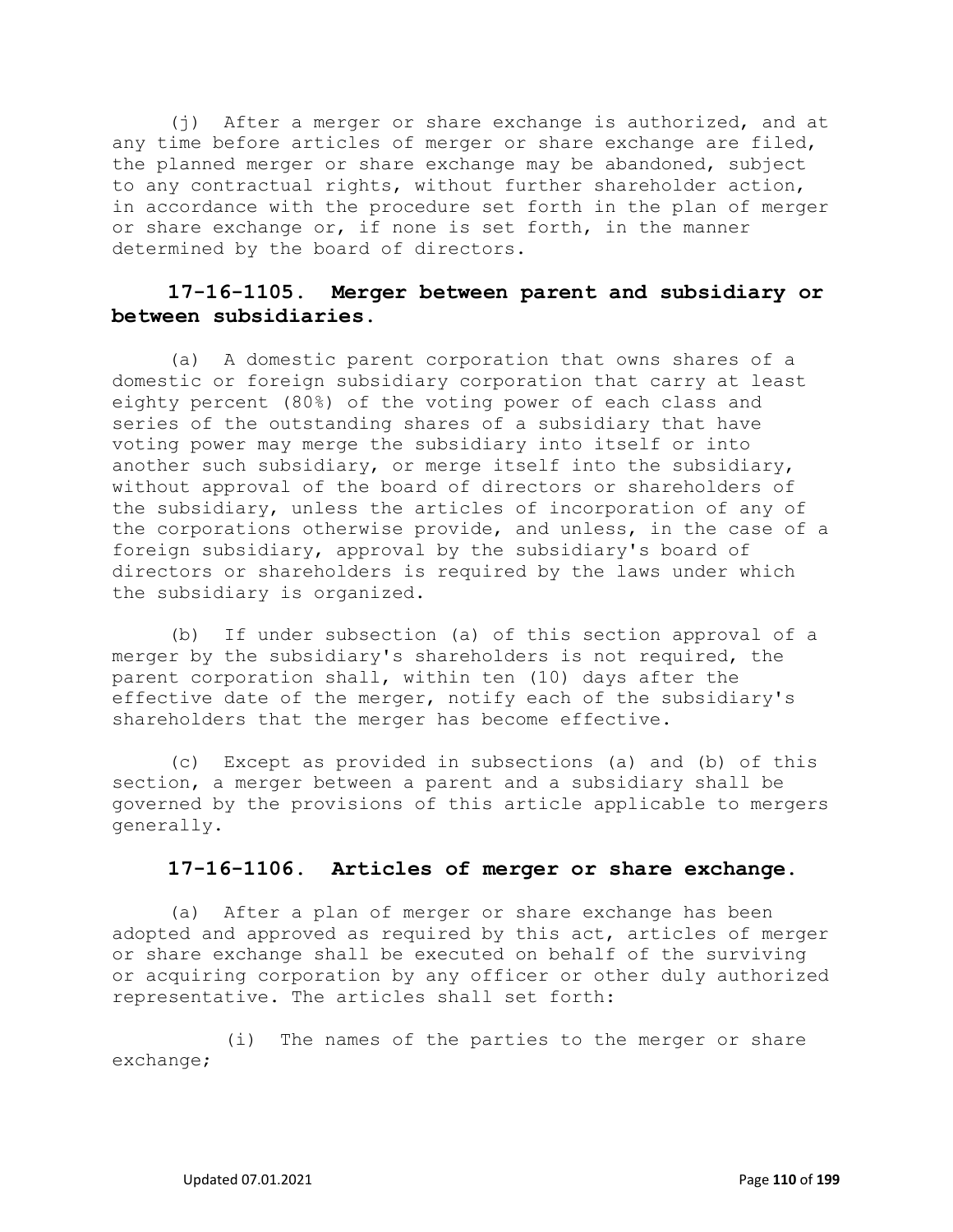(j) After a merger or share exchange is authorized, and at any time before articles of merger or share exchange are filed, the planned merger or share exchange may be abandoned, subject to any contractual rights, without further shareholder action, in accordance with the procedure set forth in the plan of merger or share exchange or, if none is set forth, in the manner determined by the board of directors.

### 17-16-1105. Merger between parent and subsidiary or between subsidiaries.

(a) A domestic parent corporation that owns shares of a domestic or foreign subsidiary corporation that carry at least eighty percent (80%) of the voting power of each class and series of the outstanding shares of a subsidiary that have voting power may merge the subsidiary into itself or into another such subsidiary, or merge itself into the subsidiary, without approval of the board of directors or shareholders of the subsidiary, unless the articles of incorporation of any of the corporations otherwise provide, and unless, in the case of a foreign subsidiary, approval by the subsidiary's board of directors or shareholders is required by the laws under which the subsidiary is organized.

(b) If under subsection (a) of this section approval of a merger by the subsidiary's shareholders is not required, the parent corporation shall, within ten (10) days after the effective date of the merger, notify each of the subsidiary's shareholders that the merger has become effective.

(c) Except as provided in subsections (a) and (b) of this section, a merger between a parent and a subsidiary shall be governed by the provisions of this article applicable to mergers generally.

### 17-16-1106. Articles of merger or share exchange.

(a) After a plan of merger or share exchange has been adopted and approved as required by this act, articles of merger or share exchange shall be executed on behalf of the surviving or acquiring corporation by any officer or other duly authorized representative. The articles shall set forth:

(i) The names of the parties to the merger or share exchange;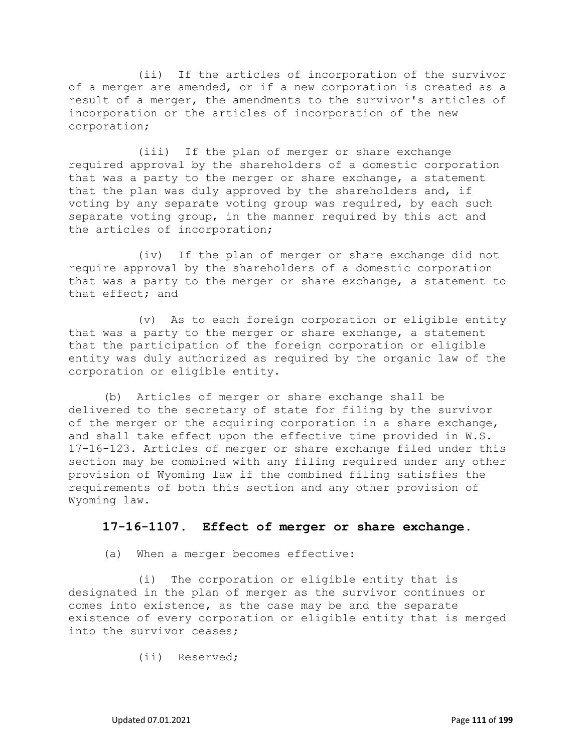(ii) If the articles of incorporation of the survivor of a merger are amended, or if a new corporation is created as a result of a merger, the amendments to the survivor's articles of incorporation or the articles of incorporation of the new corporation;

(iii) If the plan of merger or share exchange required approval by the shareholders of a domestic corporation that was a party to the merger or share exchange, a statement that the plan was duly approved by the shareholders and, if voting by any separate voting group was required, by each such separate voting group, in the manner required by this act and the articles of incorporation;

(iv) If the plan of merger or share exchange did not require approval by the shareholders of a domestic corporation that was a party to the merger or share exchange, a statement to that effect; and

(v) As to each foreign corporation or eligible entity that was a party to the merger or share exchange, a statement that the participation of the foreign corporation or eligible entity was duly authorized as required by the organic law of the corporation or eligible entity.

(b) Articles of merger or share exchange shall be delivered to the secretary of state for filing by the survivor of the merger or the acquiring corporation in a share exchange, and shall take effect upon the effective time provided in W.S. 17-16-123. Articles of merger or share exchange filed under this section may be combined with any filing required under any other provision of Wyoming law if the combined filing satisfies the requirements of both this section and any other provision of Wyoming law.

### 17-16-1107. Effect of merger or share exchange.

(a) When a merger becomes effective:

(i) The corporation or eligible entity that is designated in the plan of merger as the survivor continues or comes into existence, as the case may be and the separate existence of every corporation or eligible entity that is merged into the survivor ceases;

(ii) Reserved;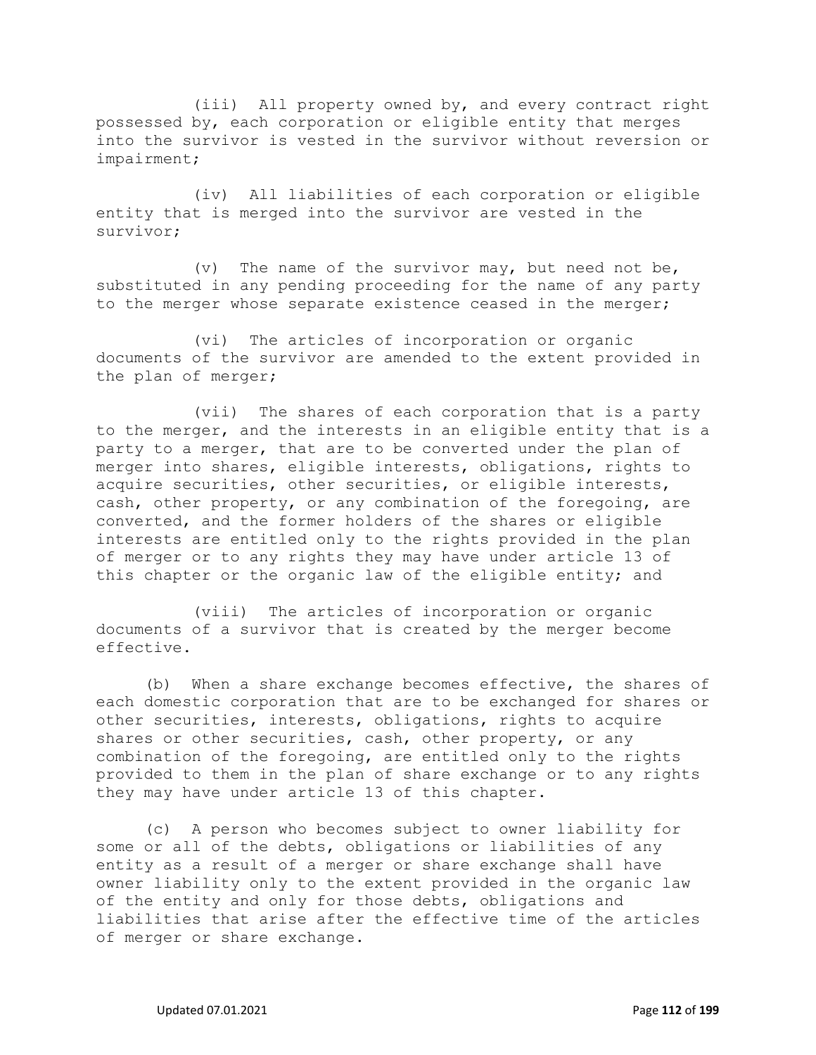(iii) All property owned by, and every contract right possessed by, each corporation or eligible entity that merges into the survivor is vested in the survivor without reversion or impairment;

(iv) All liabilities of each corporation or eligible entity that is merged into the survivor are vested in the survivor;

(v) The name of the survivor may, but need not be, substituted in any pending proceeding for the name of any party to the merger whose separate existence ceased in the merger;

(vi) The articles of incorporation or organic documents of the survivor are amended to the extent provided in the plan of merger;

(vii) The shares of each corporation that is a party to the merger, and the interests in an eligible entity that is a party to a merger, that are to be converted under the plan of merger into shares, eligible interests, obligations, rights to acquire securities, other securities, or eligible interests, cash, other property, or any combination of the foregoing, are converted, and the former holders of the shares or eligible interests are entitled only to the rights provided in the plan of merger or to any rights they may have under article 13 of this chapter or the organic law of the eligible entity; and

(viii) The articles of incorporation or organic documents of a survivor that is created by the merger become effective.

(b) When a share exchange becomes effective, the shares of each domestic corporation that are to be exchanged for shares or other securities, interests, obligations, rights to acquire shares or other securities, cash, other property, or any combination of the foregoing, are entitled only to the rights provided to them in the plan of share exchange or to any rights they may have under article 13 of this chapter.

(c) A person who becomes subject to owner liability for some or all of the debts, obligations or liabilities of any entity as a result of a merger or share exchange shall have owner liability only to the extent provided in the organic law of the entity and only for those debts, obligations and liabilities that arise after the effective time of the articles of merger or share exchange.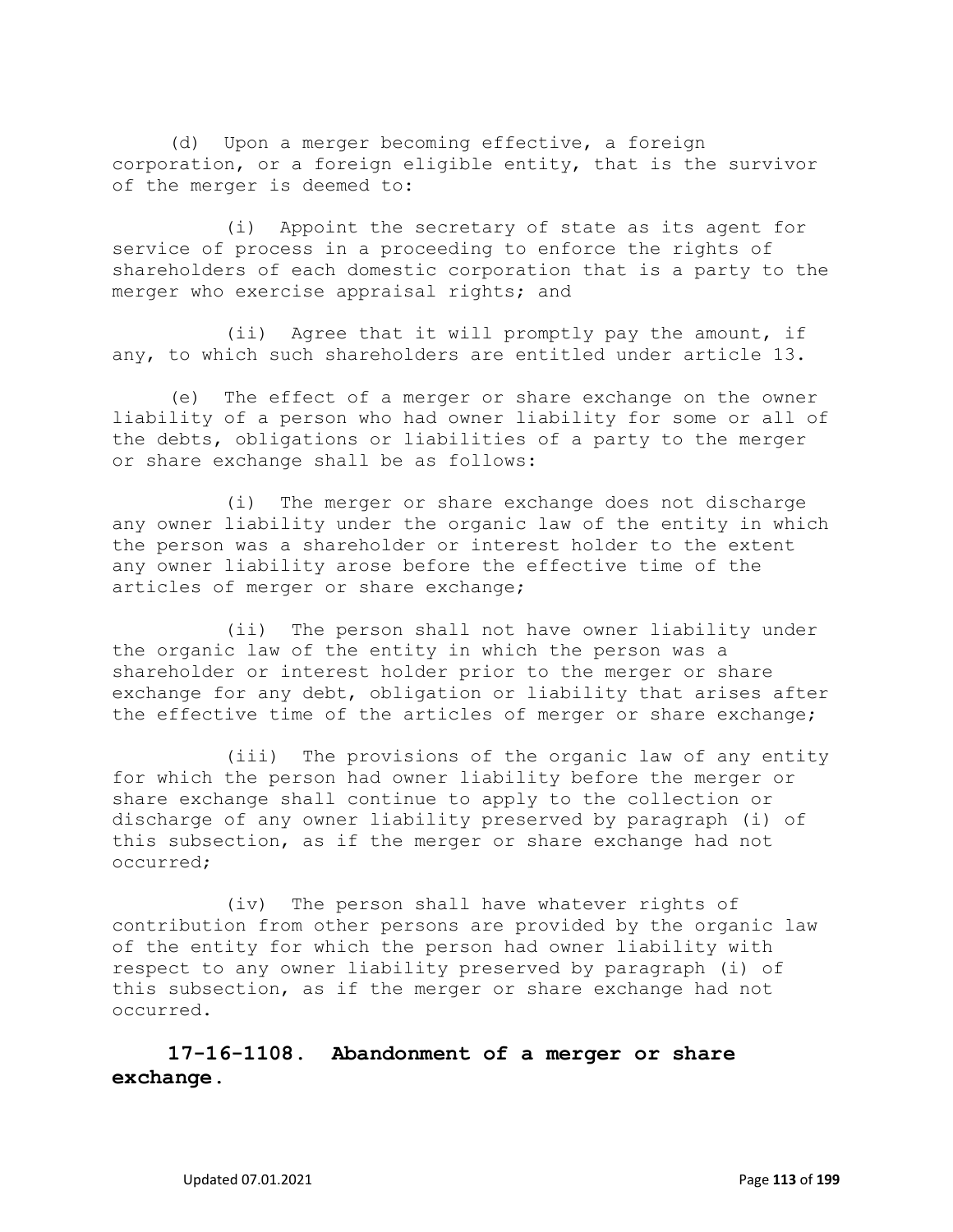(d) Upon a merger becoming effective, a foreign corporation, or a foreign eligible entity, that is the survivor of the merger is deemed to:

(i) Appoint the secretary of state as its agent for service of process in a proceeding to enforce the rights of shareholders of each domestic corporation that is a party to the merger who exercise appraisal rights; and

(ii) Agree that it will promptly pay the amount, if any, to which such shareholders are entitled under article 13.

(e) The effect of a merger or share exchange on the owner liability of a person who had owner liability for some or all of the debts, obligations or liabilities of a party to the merger or share exchange shall be as follows:

(i) The merger or share exchange does not discharge any owner liability under the organic law of the entity in which the person was a shareholder or interest holder to the extent any owner liability arose before the effective time of the articles of merger or share exchange;

(ii) The person shall not have owner liability under the organic law of the entity in which the person was a shareholder or interest holder prior to the merger or share exchange for any debt, obligation or liability that arises after the effective time of the articles of merger or share exchange;

(iii) The provisions of the organic law of any entity for which the person had owner liability before the merger or share exchange shall continue to apply to the collection or discharge of any owner liability preserved by paragraph (i) of this subsection, as if the merger or share exchange had not occurred;

(iv) The person shall have whatever rights of contribution from other persons are provided by the organic law of the entity for which the person had owner liability with respect to any owner liability preserved by paragraph (i) of this subsection, as if the merger or share exchange had not occurred.

**17-16-1108. Abandonment of a merger or share exchange.**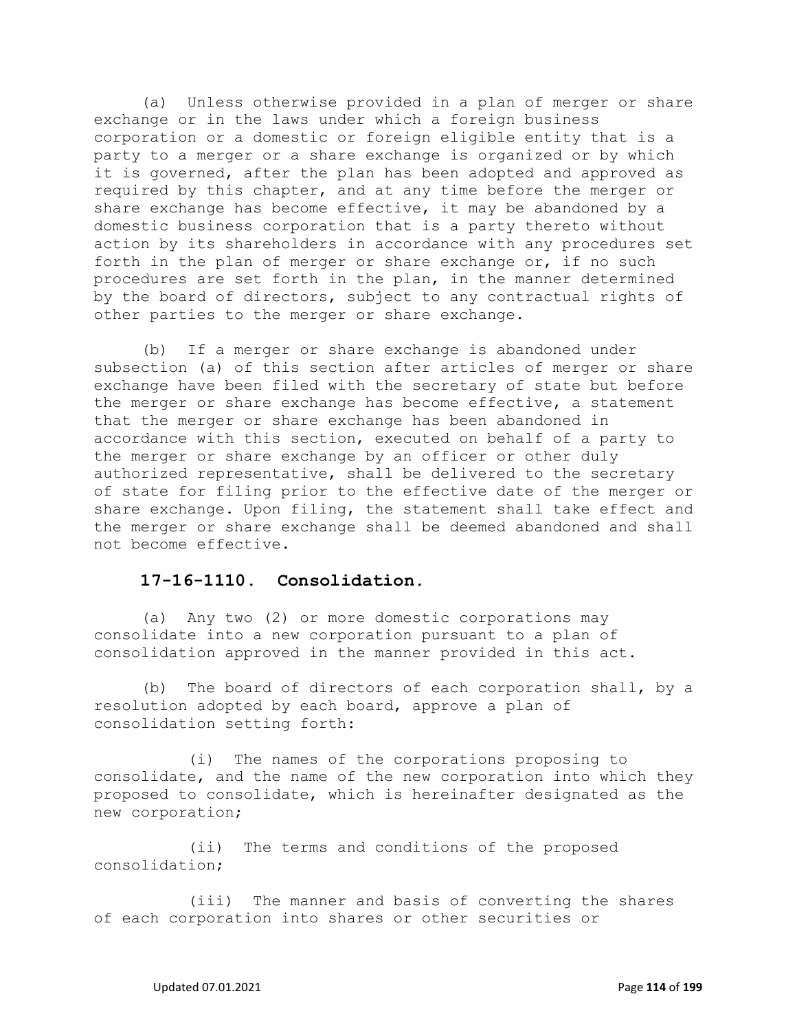(a) Unless otherwise provided in a plan of merger or share exchange or in the laws under which a foreign business corporation or a domestic or foreign eligible entity that is a party to a merger or a share exchange is organized or by which it is governed, after the plan has been adopted and approved as required by this chapter, and at any time before the merger or share exchange has become effective, it may be abandoned by a domestic business corporation that is a party thereto without action by its shareholders in accordance with any procedures set forth in the plan of merger or share exchange or, if no such procedures are set forth in the plan, in the manner determined by the board of directors, subject to any contractual rights of other parties to the merger or share exchange.

(b) If a merger or share exchange is abandoned under subsection (a) of this section after articles of merger or share exchange have been filed with the secretary of state but before the merger or share exchange has become effective, a statement that the merger or share exchange has been abandoned in accordance with this section, executed on behalf of a party to the merger or share exchange by an officer or other duly authorized representative, shall be delivered to the secretary of state for filing prior to the effective date of the merger or share exchange. Upon filing, the statement shall take effect and the merger or share exchange shall be deemed abandoned and shall not become effective.

### 17-16-1110. Consolidation.

(a) Any two (2) or more domestic corporations may consolidate into a new corporation pursuant to a plan of consolidation approved in the manner provided in this act.

(b) The board of directors of each corporation shall, by a resolution adopted by each board, approve a plan of consolidation setting forth:

(i) The names of the corporations proposing to consolidate, and the name of the new corporation into which they proposed to consolidate, which is hereinafter designated as the new corporation;

(ii) The terms and conditions of the proposed consolidation;

(iii) The manner and basis of converting the shares of each corporation into shares or other securities or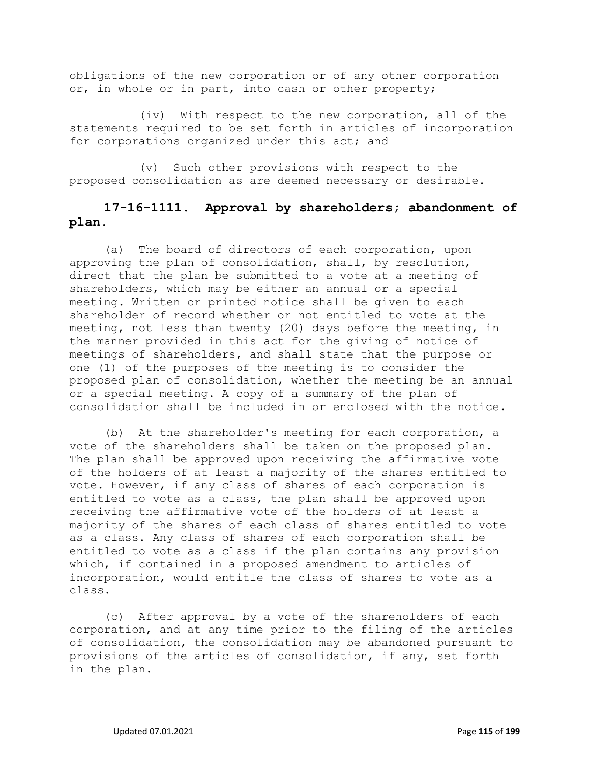obligations of the new corporation or of any other corporation or, in whole or in part, into cash or other property;

(iv) With respect to the new corporation, all of the statements required to be set forth in articles of incorporation for corporations organized under this act; and

(v) Such other provisions with respect to the proposed consolidation as are deemed necessary or desirable.

### 17-16-1111. Approval by shareholders; abandonment of plan.

(a) The board of directors of each corporation, upon approving the plan of consolidation, shall, by resolution, direct that the plan be submitted to a vote at a meeting of shareholders, which may be either an annual or a special meeting. Written or printed notice shall be given to each shareholder of record whether or not entitled to vote at the meeting, not less than twenty (20) days before the meeting, in the manner provided in this act for the giving of notice of meetings of shareholders, and shall state that the purpose or one (1) of the purposes of the meeting is to consider the proposed plan of consolidation, whether the meeting be an annual or a special meeting. A copy of a summary of the plan of consolidation shall be included in or enclosed with the notice.

(b) At the shareholder's meeting for each corporation, a vote of the shareholders shall be taken on the proposed plan. The plan shall be approved upon receiving the affirmative vote of the holders of at least a majority of the shares entitled to vote. However, if any class of shares of each corporation is entitled to vote as a class, the plan shall be approved upon receiving the affirmative vote of the holders of at least a majority of the shares of each class of shares entitled to vote as a class. Any class of shares of each corporation shall be entitled to vote as a class if the plan contains any provision which, if contained in a proposed amendment to articles of incorporation, would entitle the class of shares to vote as a class.

(c) After approval by a vote of the shareholders of each corporation, and at any time prior to the filing of the articles of consolidation, the consolidation may be abandoned pursuant to provisions of the articles of consolidation, if any, set forth in the plan.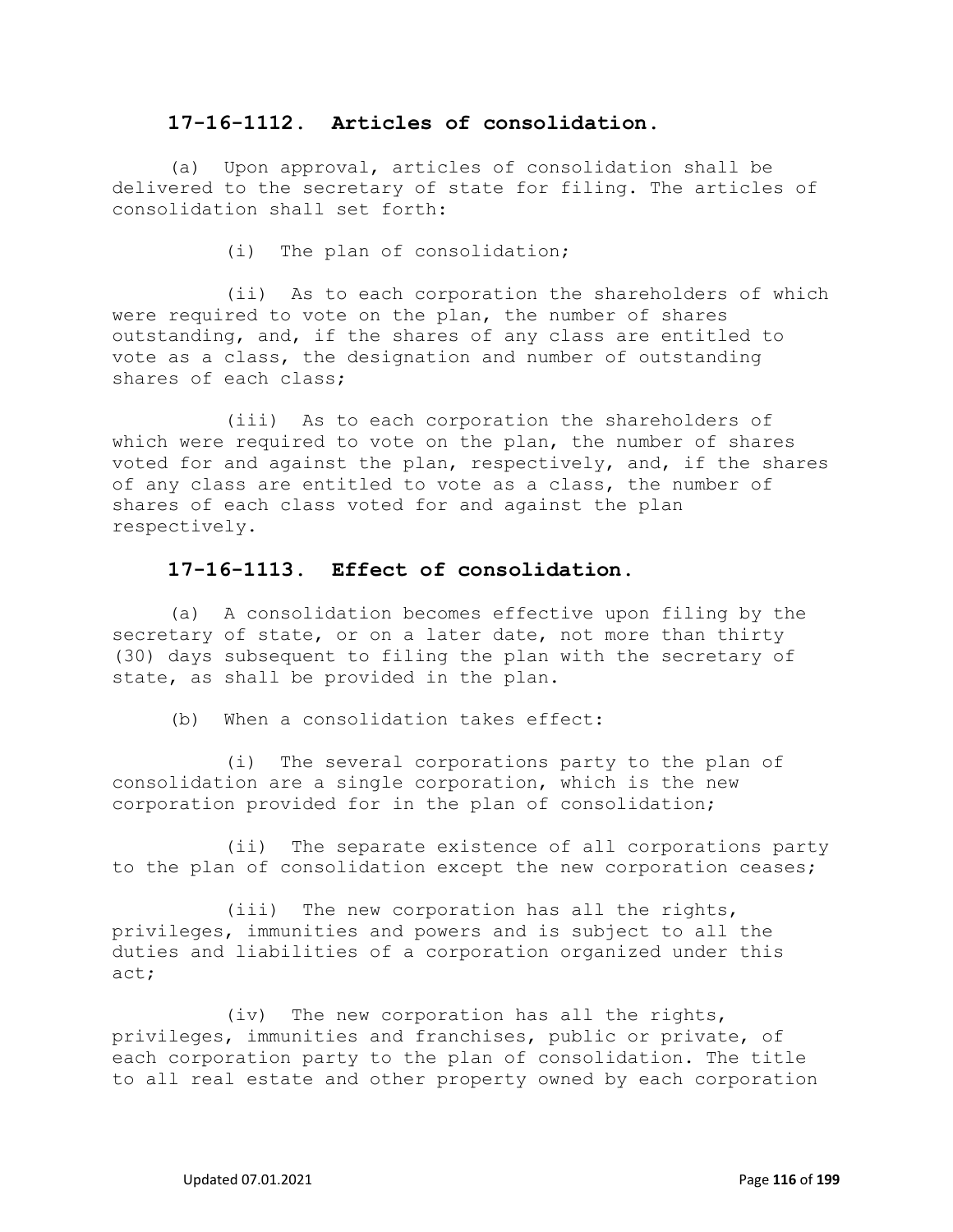### 17-16-1112. Articles of consolidation.

(a) Upon approval, articles of consolidation shall be delivered to the secretary of state for filing. The articles of consolidation shall set forth:

(i) The plan of consolidation;

(ii) As to each corporation the shareholders of which were required to vote on the plan, the number of shares outstanding, and, if the shares of any class are entitled to vote as a class, the designation and number of outstanding shares of each class;

(iii) As to each corporation the shareholders of which were required to vote on the plan, the number of shares voted for and against the plan, respectively, and, if the shares of any class are entitled to vote as a class, the number of shares of each class voted for and against the plan respectively.

### 17-16-1113. Effect of consolidation.

(a) A consolidation becomes effective upon filing by the secretary of state, or on a later date, not more than thirty (30) days subsequent to filing the plan with the secretary of state, as shall be provided in the plan.

(b) When a consolidation takes effect:

(i) The several corporations party to the plan of consolidation are a single corporation, which is the new corporation provided for in the plan of consolidation;

(ii) The separate existence of all corporations party to the plan of consolidation except the new corporation ceases;

(iii) The new corporation has all the rights, privileges, immunities and powers and is subject to all the duties and liabilities of a corporation organized under this act;

(iv) The new corporation has all the rights, privileges, immunities and franchises, public or private, of each corporation party to the plan of consolidation. The title to all real estate and other property owned by each corporation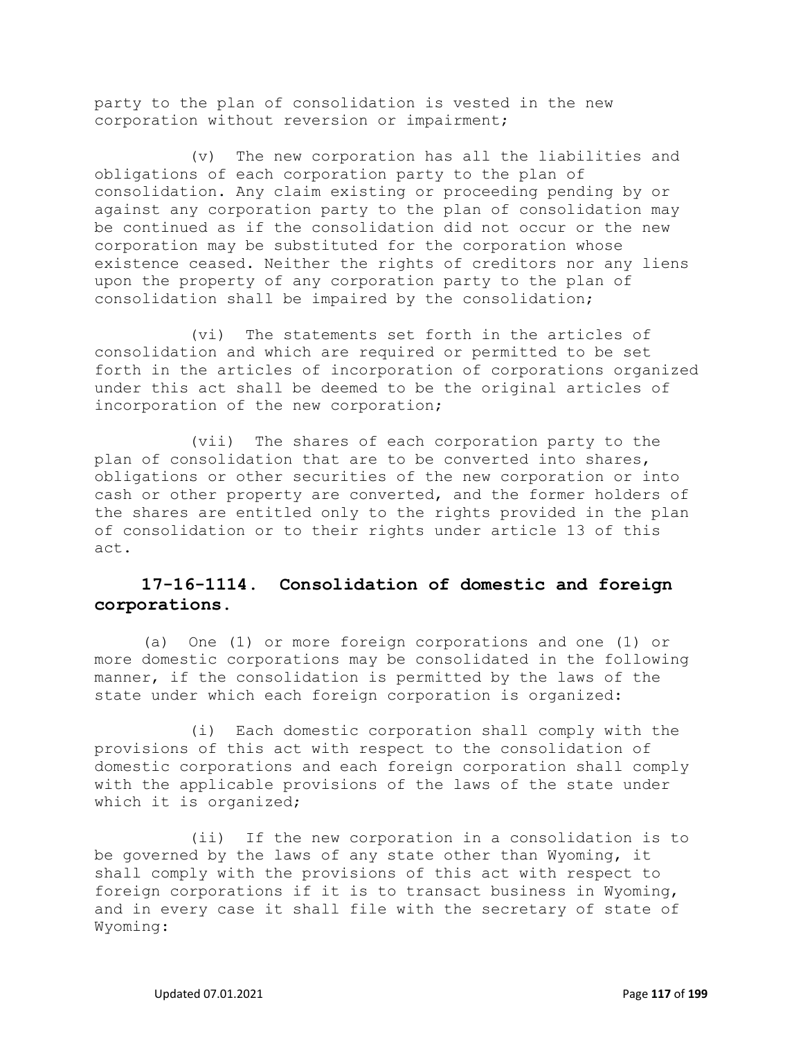party to the plan of consolidation is vested in the new corporation without reversion or impairment;

(v) The new corporation has all the liabilities and obligations of each corporation party to the plan of consolidation. Any claim existing or proceeding pending by or against any corporation party to the plan of consolidation may be continued as if the consolidation did not occur or the new corporation may be substituted for the corporation whose existence ceased. Neither the rights of creditors nor any liens upon the property of any corporation party to the plan of consolidation shall be impaired by the consolidation;

(vi) The statements set forth in the articles of consolidation and which are required or permitted to be set forth in the articles of incorporation of corporations organized under this act shall be deemed to be the original articles of incorporation of the new corporation;

(vii) The shares of each corporation party to the plan of consolidation that are to be converted into shares, obligations or other securities of the new corporation or into cash or other property are converted, and the former holders of the shares are entitled only to the rights provided in the plan of consolidation or to their rights under article 13 of this act.

## 17-16-1114. Consolidation of domestic and foreign corporations.

(a) One (1) or more foreign corporations and one (1) or more domestic corporations may be consolidated in the following manner, if the consolidation is permitted by the laws of the state under which each foreign corporation is organized:

(i) Each domestic corporation shall comply with the provisions of this act with respect to the consolidation of domestic corporations and each foreign corporation shall comply with the applicable provisions of the laws of the state under which it is organized;

(ii) If the new corporation in a consolidation is to be governed by the laws of any state other than Wyoming, it shall comply with the provisions of this act with respect to foreign corporations if it is to transact business in Wyoming, and in every case it shall file with the secretary of state of Wyoming: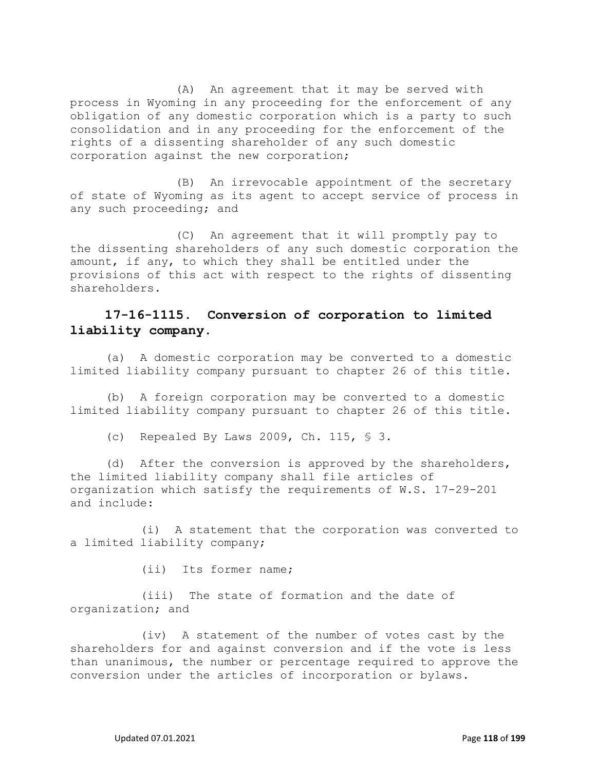(A) An agreement that it may be served with process in Wyoming in any proceeding for the enforcement of any obligation of any domestic corporation which is a party to such consolidation and in any proceeding for the enforcement of the rights of a dissenting shareholder of any such domestic corporation against the new corporation;

(B) An irrevocable appointment of the secretary of state of Wyoming as its agent to accept service of process in any such proceeding; and

(C) An agreement that it will promptly pay to the dissenting shareholders of any such domestic corporation the amount, if any, to which they shall be entitled under the provisions of this act with respect to the rights of dissenting shareholders.

## 17-16-1115. Conversion of corporation to limited liability company.

(a) A domestic corporation may be converted to a domestic limited liability company pursuant to chapter 26 of this title.

(b) A foreign corporation may be converted to a domestic limited liability company pursuant to chapter 26 of this title.

(c) Repealed By Laws 2009, Ch. 115, § 3.

(d) After the conversion is approved by the shareholders, the limited liability company shall file articles of organization which satisfy the requirements of W.S. 17-29-201 and include:

(i) A statement that the corporation was converted to a limited liability company;

(ii) Its former name;

(iii) The state of formation and the date of organization; and

(iv) A statement of the number of votes cast by the shareholders for and against conversion and if the vote is less than unanimous, the number or percentage required to approve the conversion under the articles of incorporation or bylaws.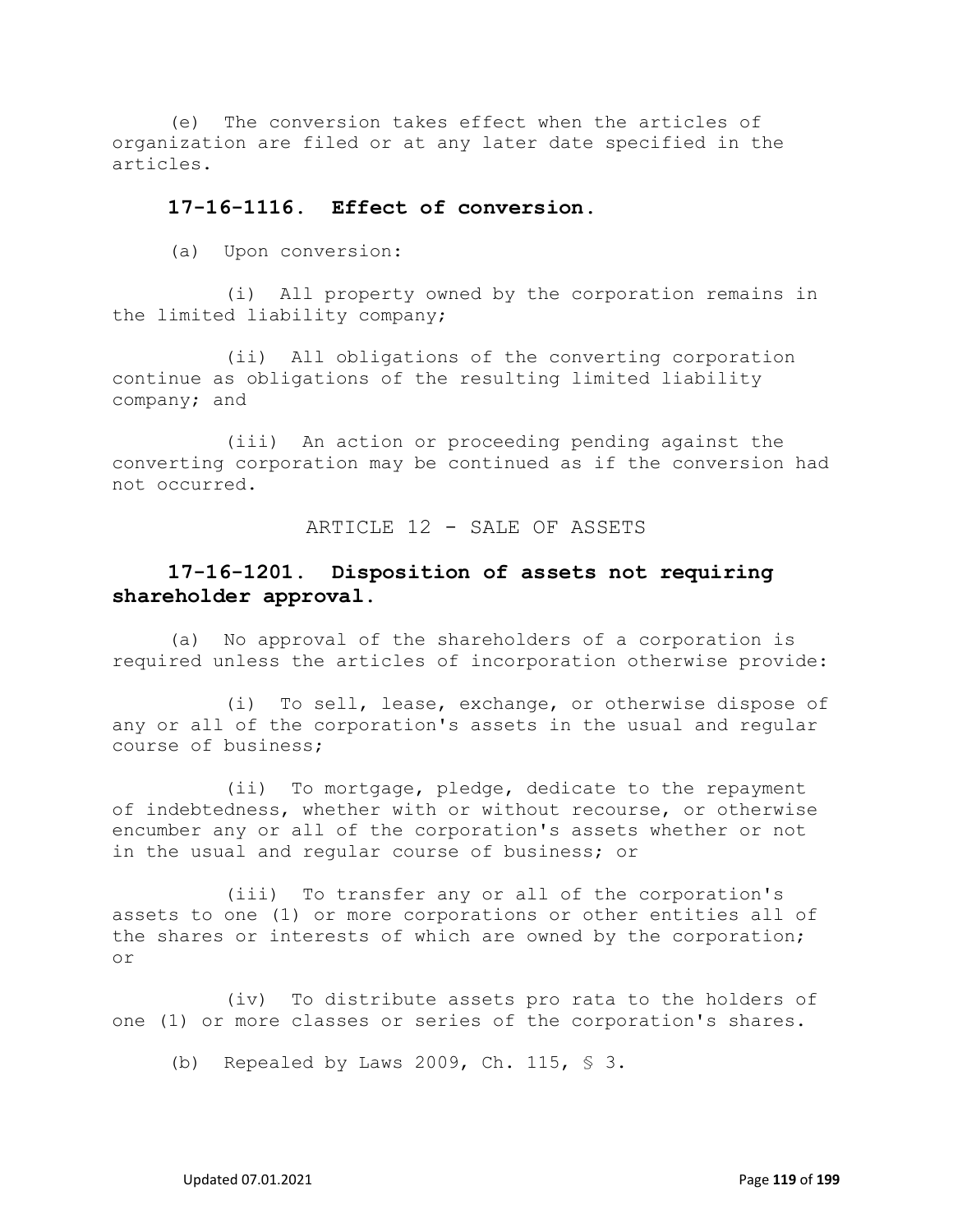(e) The conversion takes effect when the articles of organization are filed or at any later date specified in the articles.

### 17-16-1116. Effect of conversion.

(a) Upon conversion:

(i) All property owned by the corporation remains in the limited liability company;

(ii) All obligations of the converting corporation continue as obligations of the resulting limited liability company; and

(iii) An action or proceeding pending against the converting corporation may be continued as if the conversion had not occurred.

## ARTICLE 12 - SALE OF ASSETS

### 17-16-1201. Disposition of assets not requiring shareholder approval.

(a) No approval of the shareholders of a corporation is required unless the articles of incorporation otherwise provide:

(i) To sell, lease, exchange, or otherwise dispose of any or all of the corporation's assets in the usual and regular course of business;

(ii) To mortgage, pledge, dedicate to the repayment of indebtedness, whether with or without recourse, or otherwise encumber any or all of the corporation's assets whether or not in the usual and regular course of business; or

(iii) To transfer any or all of the corporation's assets to one (1) or more corporations or other entities all of the shares or interests of which are owned by the corporation; or

(iv) To distribute assets pro rata to the holders of one (1) or more classes or series of the corporation's shares.

(b) Repealed by Laws 2009, Ch. 115, § 3.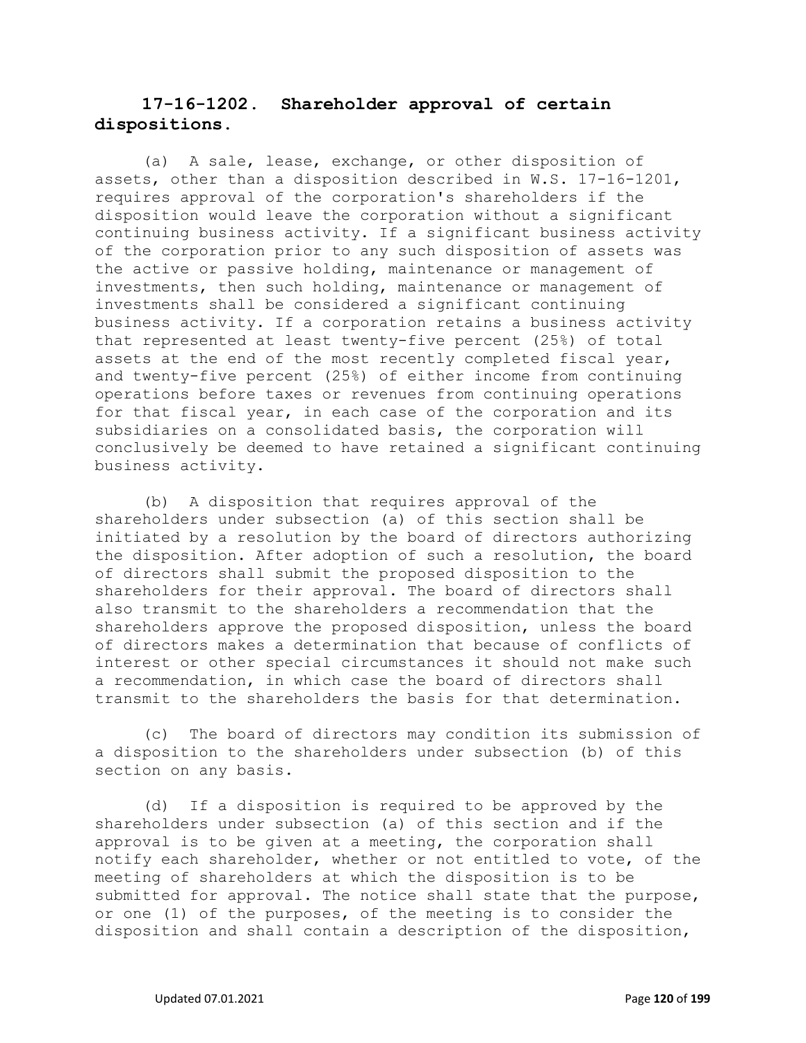### 17-16-1202. Shareholder approval of certain dispositions.

(a) A sale, lease, exchange, or other disposition of assets, other than a disposition described in W.S. 17-16-1201, requires approval of the corporation's shareholders if the disposition would leave the corporation without a significant continuing business activity. If a significant business activity of the corporation prior to any such disposition of assets was the active or passive holding, maintenance or management of investments, then such holding, maintenance or management of investments shall be considered a significant continuing business activity. If a corporation retains a business activity that represented at least twenty-five percent (25%) of total assets at the end of the most recently completed fiscal year, and twenty-five percent (25%) of either income from continuing operations before taxes or revenues from continuing operations for that fiscal year, in each case of the corporation and its subsidiaries on a consolidated basis, the corporation will conclusively be deemed to have retained a significant continuing business activity.

(b) A disposition that requires approval of the shareholders under subsection (a) of this section shall be initiated by a resolution by the board of directors authorizing the disposition. After adoption of such a resolution, the board of directors shall submit the proposed disposition to the shareholders for their approval. The board of directors shall also transmit to the shareholders a recommendation that the shareholders approve the proposed disposition, unless the board of directors makes a determination that because of conflicts of interest or other special circumstances it should not make such a recommendation, in which case the board of directors shall transmit to the shareholders the basis for that determination.

(c) The board of directors may condition its submission of a disposition to the shareholders under subsection (b) of this section on any basis.

(d) If a disposition is required to be approved by the shareholders under subsection (a) of this section and if the approval is to be given at a meeting, the corporation shall notify each shareholder, whether or not entitled to vote, of the meeting of shareholders at which the disposition is to be submitted for approval. The notice shall state that the purpose, or one (1) of the purposes, of the meeting is to consider the disposition and shall contain a description of the disposition,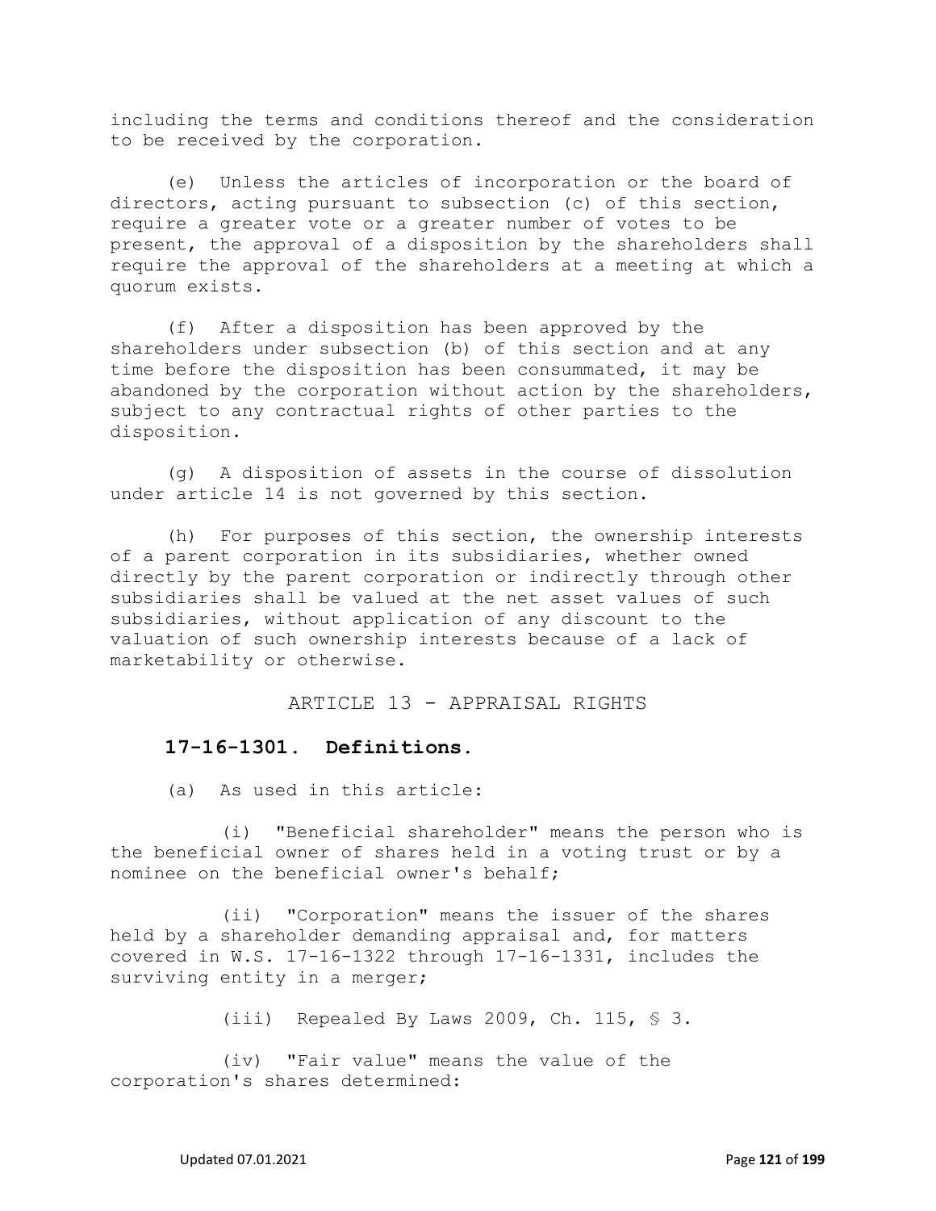including the terms and conditions thereof and the consideration to be received by the corporation.

(e) Unless the articles of incorporation or the board of directors, acting pursuant to subsection (c) of this section, require a greater vote or a greater number of votes to be present, the approval of a disposition by the shareholders shall require the approval of the shareholders at a meeting at which a quorum exists.

(f) After a disposition has been approved by the shareholders under subsection (b) of this section and at any time before the disposition has been consummated, it may be abandoned by the corporation without action by the shareholders, subject to any contractual rights of other parties to the disposition.

(g) A disposition of assets in the course of dissolution under article 14 is not governed by this section.

(h) For purposes of this section, the ownership interests of a parent corporation in its subsidiaries, whether owned directly by the parent corporation or indirectly through other subsidiaries shall be valued at the net asset values of such subsidiaries, without application of any discount to the valuation of such ownership interests because of a lack of marketability or otherwise.

## ARTICLE 13 - APPRAISAL RIGHTS

### 17-16-1301. Definitions.

(a) As used in this article:

(i) "Beneficial shareholder" means the person who is the beneficial owner of shares held in a voting trust or by a nominee on the beneficial owner's behalf;

(ii) "Corporation" means the issuer of the shares held by a shareholder demanding appraisal and, for matters covered in W.S. 17-16-1322 through 17-16-1331, includes the surviving entity in a merger;

(iii) Repealed By Laws 2009, Ch. 115, § 3.

(iv) "Fair value" means the value of the corporation's shares determined: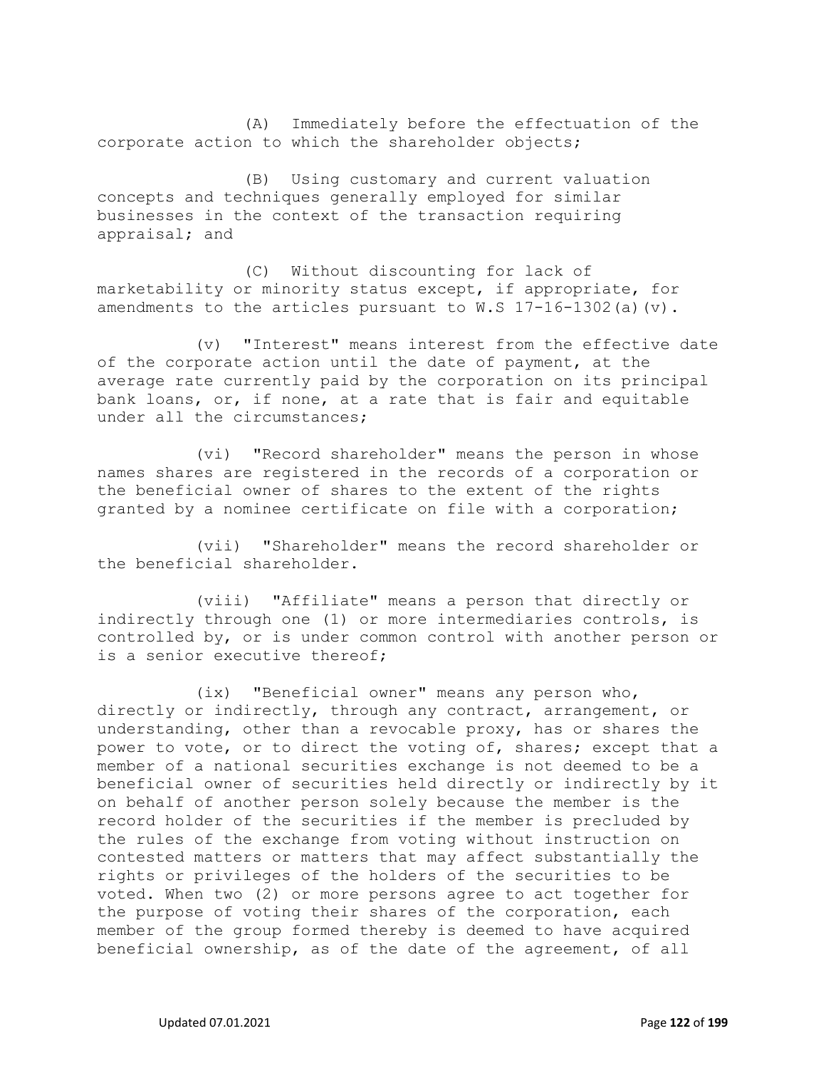(A) Immediately before the effectuation of the corporate action to which the shareholder objects;

(B) Using customary and current valuation concepts and techniques generally employed for similar businesses in the context of the transaction requiring appraisal; and

(C) Without discounting for lack of marketability or minority status except, if appropriate, for amendments to the articles pursuant to W.S 17-16-1302(a)(v).

(v) "Interest" means interest from the effective date of the corporate action until the date of payment, at the average rate currently paid by the corporation on its principal bank loans, or, if none, at a rate that is fair and equitable under all the circumstances;

(vi) "Record shareholder" means the person in whose names shares are registered in the records of a corporation or the beneficial owner of shares to the extent of the rights granted by a nominee certificate on file with a corporation;

(vii) "Shareholder" means the record shareholder or the beneficial shareholder.

(viii) "Affiliate" means a person that directly or indirectly through one (1) or more intermediaries controls, is controlled by, or is under common control with another person or is a senior executive thereof;

(ix) "Beneficial owner" means any person who, directly or indirectly, through any contract, arrangement, or understanding, other than a revocable proxy, has or shares the power to vote, or to direct the voting of, shares; except that a member of a national securities exchange is not deemed to be a beneficial owner of securities held directly or indirectly by it on behalf of another person solely because the member is the record holder of the securities if the member is precluded by the rules of the exchange from voting without instruction on contested matters or matters that may affect substantially the rights or privileges of the holders of the securities to be voted. When two (2) or more persons agree to act together for the purpose of voting their shares of the corporation, each member of the group formed thereby is deemed to have acquired beneficial ownership, as of the date of the agreement, of all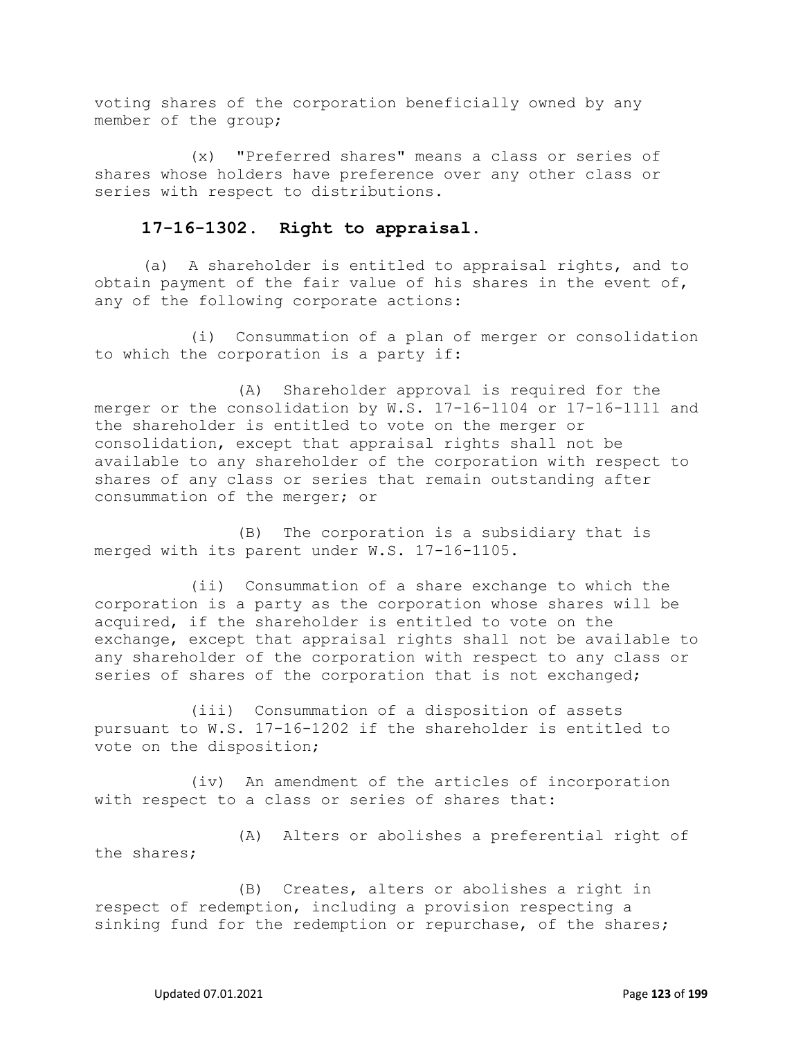voting shares of the corporation beneficially owned by any member of the group;

(x) "Preferred shares" means a class or series of shares whose holders have preference over any other class or series with respect to distributions.

**17-16-1302. Right to appraisal.**

(a) A shareholder is entitled to appraisal rights, and to obtain payment of the fair value of his shares in the event of, any of the following corporate actions:

(i) Consummation of a plan of merger or consolidation to which the corporation is a party if:

(A) Shareholder approval is required for the merger or the consolidation by W.S. 17-16-1104 or 17-16-1111 and the shareholder is entitled to vote on the merger or consolidation, except that appraisal rights shall not be available to any shareholder of the corporation with respect to shares of any class or series that remain outstanding after consummation of the merger; or

(B) The corporation is a subsidiary that is merged with its parent under W.S. 17-16-1105.

(ii) Consummation of a share exchange to which the corporation is a party as the corporation whose shares will be acquired, if the shareholder is entitled to vote on the exchange, except that appraisal rights shall not be available to any shareholder of the corporation with respect to any class or series of shares of the corporation that is not exchanged;

(iii) Consummation of a disposition of assets pursuant to W.S. 17-16-1202 if the shareholder is entitled to vote on the disposition;

(iv) An amendment of the articles of incorporation with respect to a class or series of shares that:

(A) Alters or abolishes a preferential right of the shares;

(B) Creates, alters or abolishes a right in respect of redemption, including a provision respecting a sinking fund for the redemption or repurchase, of the shares;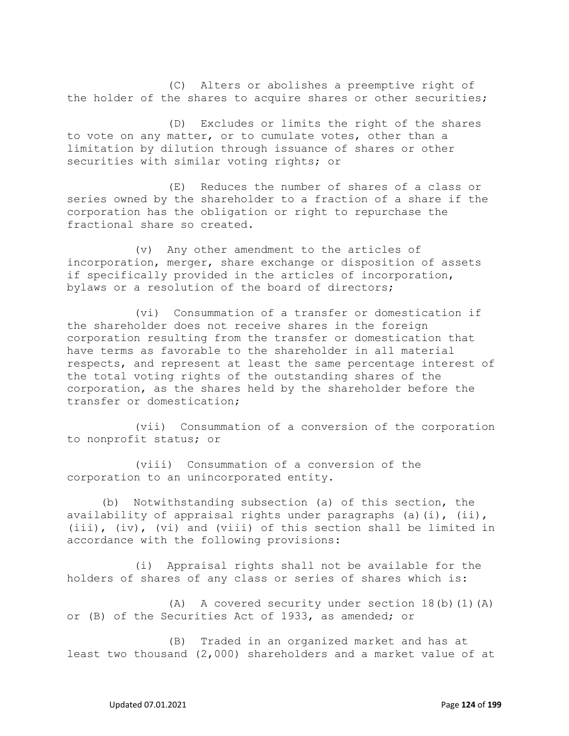(C) Alters or abolishes a preemptive right of the holder of the shares to acquire shares or other securities;

(D) Excludes or limits the right of the shares to vote on any matter, or to cumulate votes, other than a limitation by dilution through issuance of shares or other securities with similar voting rights; or

(E) Reduces the number of shares of a class or series owned by the shareholder to a fraction of a share if the corporation has the obligation or right to repurchase the fractional share so created.

(v) Any other amendment to the articles of incorporation, merger, share exchange or disposition of assets if specifically provided in the articles of incorporation, bylaws or a resolution of the board of directors;

(vi) Consummation of a transfer or domestication if the shareholder does not receive shares in the foreign corporation resulting from the transfer or domestication that have terms as favorable to the shareholder in all material respects, and represent at least the same percentage interest of the total voting rights of the outstanding shares of the corporation, as the shares held by the shareholder before the transfer or domestication;

(vii) Consummation of a conversion of the corporation to nonprofit status; or

(viii) Consummation of a conversion of the corporation to an unincorporated entity.

(b) Notwithstanding subsection (a) of this section, the availability of appraisal rights under paragraphs (a)(i), (ii), (iii), (iv), (vi) and (viii) of this section shall be limited in accordance with the following provisions:

(i) Appraisal rights shall not be available for the holders of shares of any class or series of shares which is:

(A) A covered security under section 18(b)(1)(A) or (B) of the Securities Act of 1933, as amended; or

(B) Traded in an organized market and has at least two thousand (2,000) shareholders and a market value of at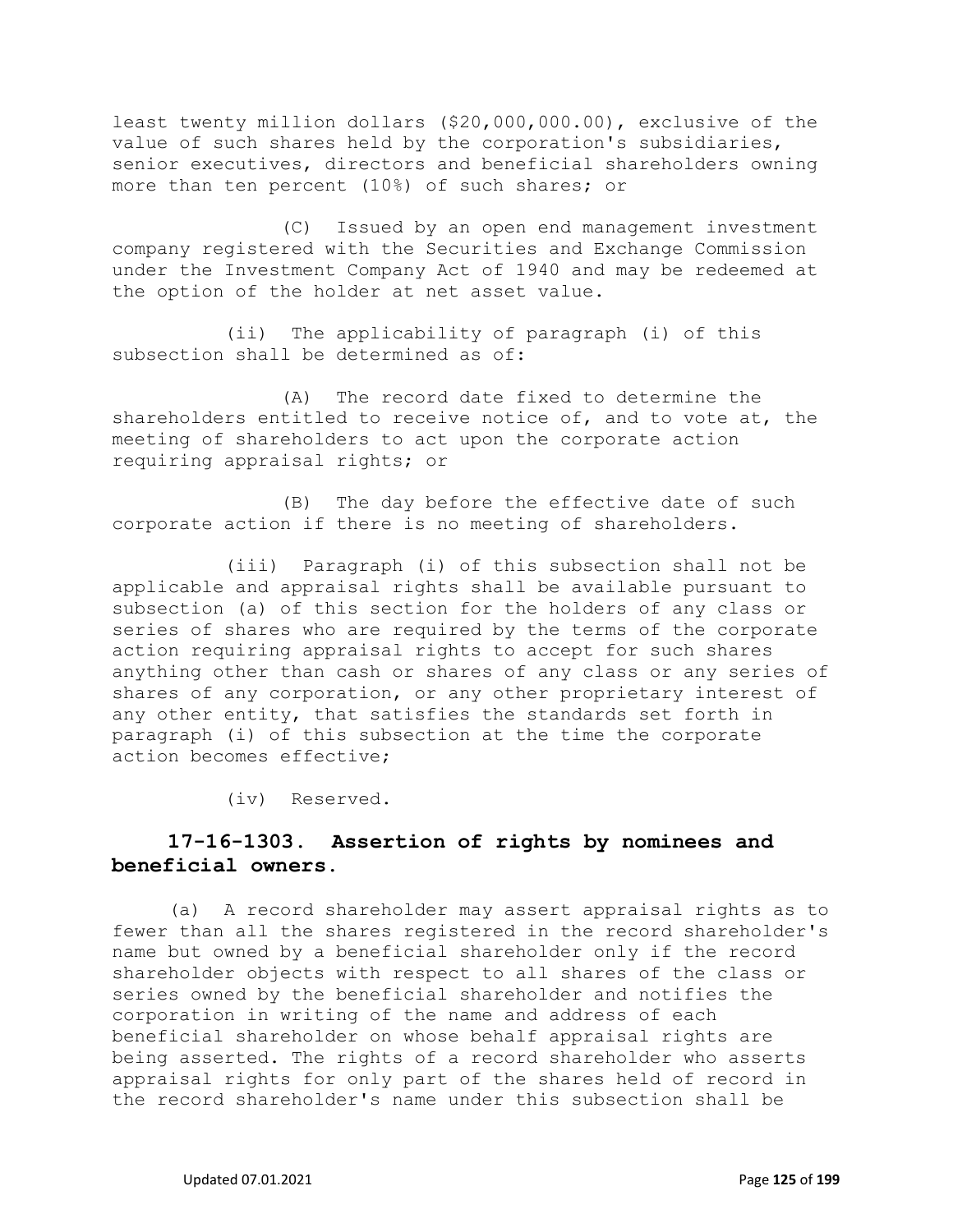least twenty million dollars ($20,000,000.00), exclusive of the value of such shares held by the corporation's subsidiaries, senior executives, directors and beneficial shareholders owning more than ten percent (10%) of such shares; or

(C) Issued by an open end management investment company registered with the Securities and Exchange Commission under the Investment Company Act of 1940 and may be redeemed at the option of the holder at net asset value.

(ii) The applicability of paragraph (i) of this subsection shall be determined as of:

(A) The record date fixed to determine the shareholders entitled to receive notice of, and to vote at, the meeting of shareholders to act upon the corporate action requiring appraisal rights; or

(B) The day before the effective date of such corporate action if there is no meeting of shareholders.

(iii) Paragraph (i) of this subsection shall not be applicable and appraisal rights shall be available pursuant to subsection (a) of this section for the holders of any class or series of shares who are required by the terms of the corporate action requiring appraisal rights to accept for such shares anything other than cash or shares of any class or any series of shares of any corporation, or any other proprietary interest of any other entity, that satisfies the standards set forth in paragraph (i) of this subsection at the time the corporate action becomes effective;

(iv) Reserved.

## 17-16-1303. Assertion of rights by nominees and beneficial owners.

(a) A record shareholder may assert appraisal rights as to fewer than all the shares registered in the record shareholder's name but owned by a beneficial shareholder only if the record shareholder objects with respect to all shares of the class or series owned by the beneficial shareholder and notifies the corporation in writing of the name and address of each beneficial shareholder on whose behalf appraisal rights are being asserted. The rights of a record shareholder who asserts appraisal rights for only part of the shares held of record in the record shareholder's name under this subsection shall be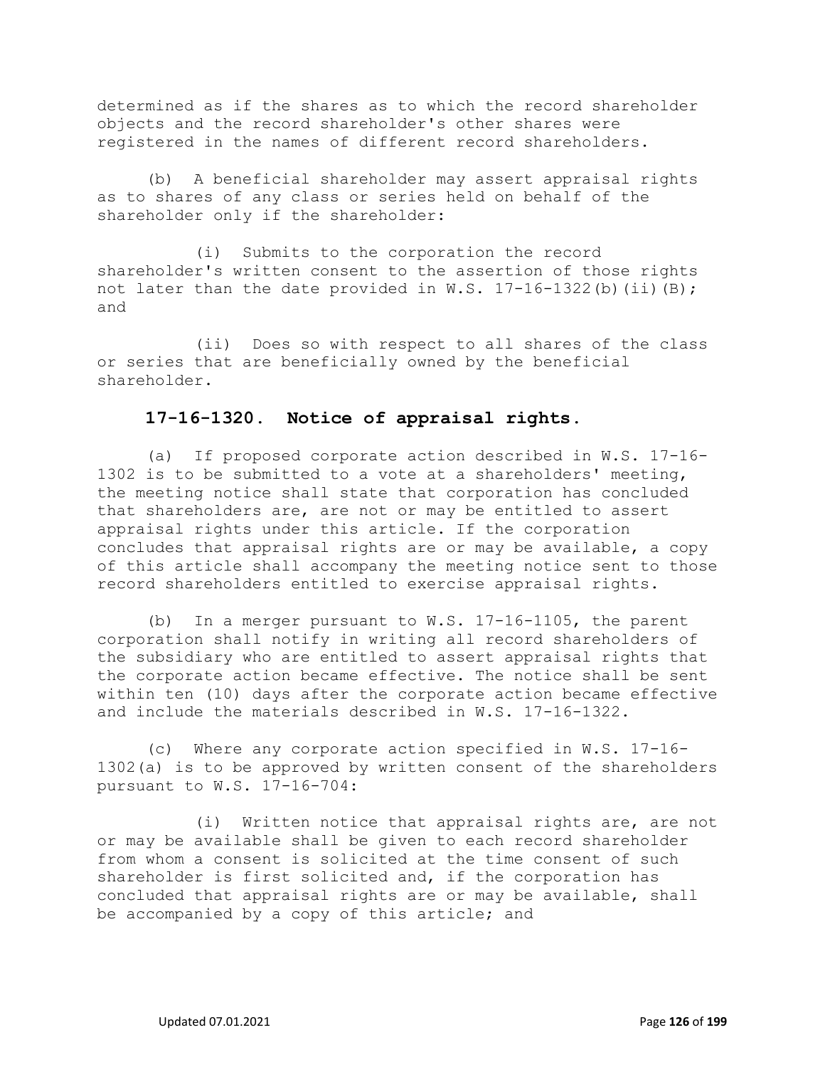determined as if the shares as to which the record shareholder objects and the record shareholder's other shares were registered in the names of different record shareholders.

(b) A beneficial shareholder may assert appraisal rights as to shares of any class or series held on behalf of the shareholder only if the shareholder:

(i) Submits to the corporation the record shareholder's written consent to the assertion of those rights not later than the date provided in W.S. 17-16-1322(b)(ii)(B); and

(ii) Does so with respect to all shares of the class or series that are beneficially owned by the beneficial shareholder.

### 17-16-1320. Notice of appraisal rights.

(a) If proposed corporate action described in W.S. 17-16-1302 is to be submitted to a vote at a shareholders' meeting, the meeting notice shall state that corporation has concluded that shareholders are, are not or may be entitled to assert appraisal rights under this article. If the corporation concludes that appraisal rights are or may be available, a copy of this article shall accompany the meeting notice sent to those record shareholders entitled to exercise appraisal rights.

(b) In a merger pursuant to W.S. 17-16-1105, the parent corporation shall notify in writing all record shareholders of the subsidiary who are entitled to assert appraisal rights that the corporate action became effective. The notice shall be sent within ten (10) days after the corporate action became effective and include the materials described in W.S. 17-16-1322.

(c) Where any corporate action specified in W.S. 17-16-1302(a) is to be approved by written consent of the shareholders pursuant to W.S. 17-16-704:

(i) Written notice that appraisal rights are, are not or may be available shall be given to each record shareholder from whom a consent is solicited at the time consent of such shareholder is first solicited and, if the corporation has concluded that appraisal rights are or may be available, shall be accompanied by a copy of this article; and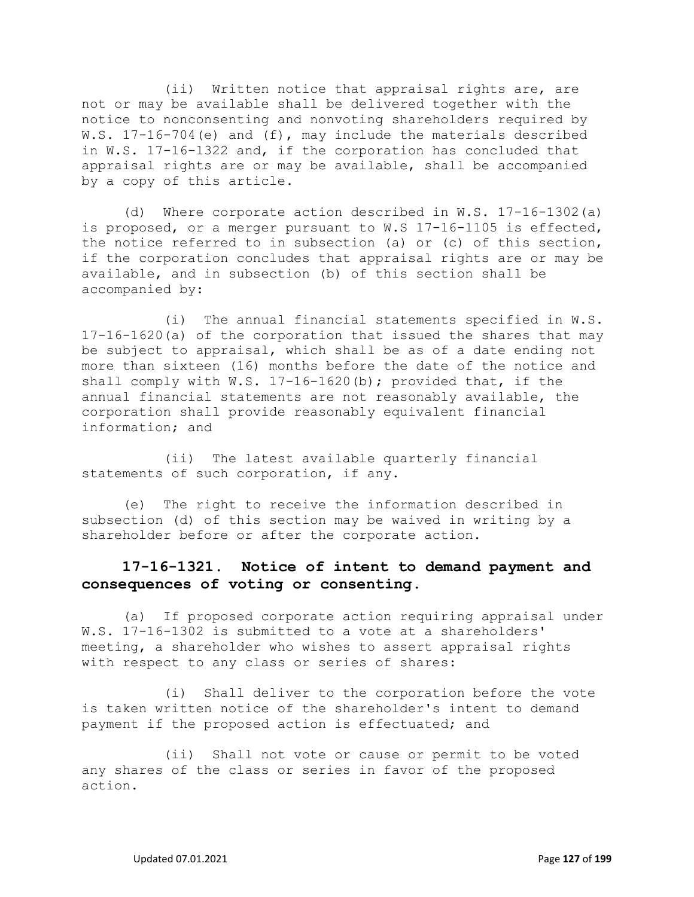(ii) Written notice that appraisal rights are, are not or may be available shall be delivered together with the notice to nonconsenting and nonvoting shareholders required by W.S. 17-16-704(e) and (f), may include the materials described in W.S. 17-16-1322 and, if the corporation has concluded that appraisal rights are or may be available, shall be accompanied by a copy of this article.

(d) Where corporate action described in W.S. 17-16-1302(a) is proposed, or a merger pursuant to W.S 17-16-1105 is effected, the notice referred to in subsection (a) or (c) of this section, if the corporation concludes that appraisal rights are or may be available, and in subsection (b) of this section shall be accompanied by:

(i) The annual financial statements specified in W.S. 17-16-1620(a) of the corporation that issued the shares that may be subject to appraisal, which shall be as of a date ending not more than sixteen (16) months before the date of the notice and shall comply with W.S. 17-16-1620(b); provided that, if the annual financial statements are not reasonably available, the corporation shall provide reasonably equivalent financial information; and

(ii) The latest available quarterly financial statements of such corporation, if any.

(e) The right to receive the information described in subsection (d) of this section may be waived in writing by a shareholder before or after the corporate action.

### 17-16-1321. Notice of intent to demand payment and consequences of voting or consenting.

(a) If proposed corporate action requiring appraisal under W.S. 17-16-1302 is submitted to a vote at a shareholders' meeting, a shareholder who wishes to assert appraisal rights with respect to any class or series of shares:

(i) Shall deliver to the corporation before the vote is taken written notice of the shareholder's intent to demand payment if the proposed action is effectuated; and

(ii) Shall not vote or cause or permit to be voted any shares of the class or series in favor of the proposed action.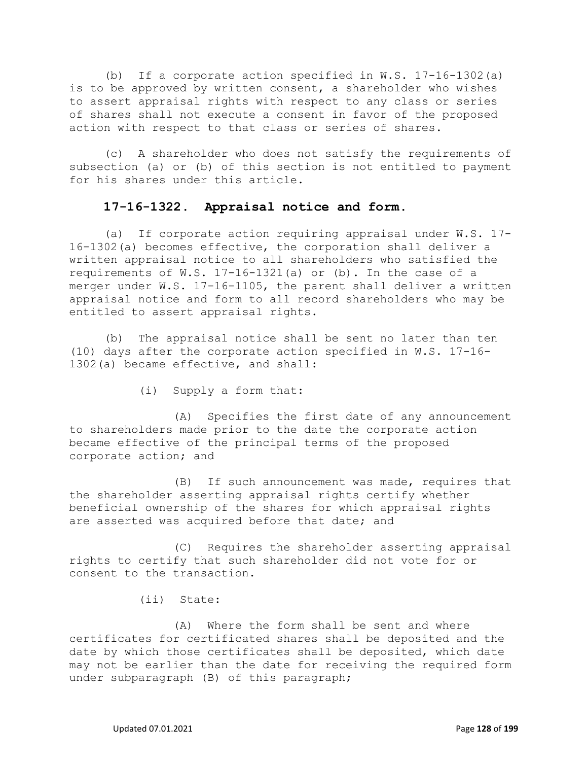(b) If a corporate action specified in W.S. 17-16-1302(a) is to be approved by written consent, a shareholder who wishes to assert appraisal rights with respect to any class or series of shares shall not execute a consent in favor of the proposed action with respect to that class or series of shares.

(c) A shareholder who does not satisfy the requirements of subsection (a) or (b) of this section is not entitled to payment for his shares under this article.

### 17-16-1322. Appraisal notice and form.

(a) If corporate action requiring appraisal under W.S. 17-16-1302(a) becomes effective, the corporation shall deliver a written appraisal notice to all shareholders who satisfied the requirements of W.S. 17-16-1321(a) or (b). In the case of a merger under W.S. 17-16-1105, the parent shall deliver a written appraisal notice and form to all record shareholders who may be entitled to assert appraisal rights.

(b) The appraisal notice shall be sent no later than ten (10) days after the corporate action specified in W.S. 17-16-1302(a) became effective, and shall:

(i) Supply a form that:

(A) Specifies the first date of any announcement to shareholders made prior to the date the corporate action became effective of the principal terms of the proposed corporate action; and

(B) If such announcement was made, requires that the shareholder asserting appraisal rights certify whether beneficial ownership of the shares for which appraisal rights are asserted was acquired before that date; and

(C) Requires the shareholder asserting appraisal rights to certify that such shareholder did not vote for or consent to the transaction.

(ii) State:

(A) Where the form shall be sent and where certificates for certificated shares shall be deposited and the date by which those certificates shall be deposited, which date may not be earlier than the date for receiving the required form under subparagraph (B) of this paragraph;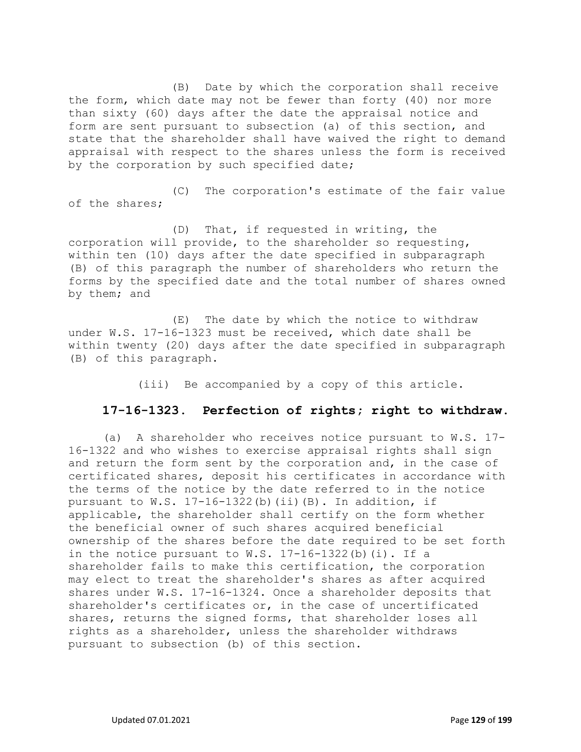(B) Date by which the corporation shall receive the form, which date may not be fewer than forty (40) nor more than sixty (60) days after the date the appraisal notice and form are sent pursuant to subsection (a) of this section, and state that the shareholder shall have waived the right to demand appraisal with respect to the shares unless the form is received by the corporation by such specified date;

(C) The corporation's estimate of the fair value of the shares;

(D) That, if requested in writing, the corporation will provide, to the shareholder so requesting, within ten (10) days after the date specified in subparagraph (B) of this paragraph the number of shareholders who return the forms by the specified date and the total number of shares owned by them; and

(E) The date by which the notice to withdraw under W.S. 17-16-1323 must be received, which date shall be within twenty (20) days after the date specified in subparagraph (B) of this paragraph.

(iii) Be accompanied by a copy of this article.

### 17-16-1323. Perfection of rights; right to withdraw.

(a) A shareholder who receives notice pursuant to W.S. 17-16-1322 and who wishes to exercise appraisal rights shall sign and return the form sent by the corporation and, in the case of certificated shares, deposit his certificates in accordance with the terms of the notice by the date referred to in the notice pursuant to W.S. 17-16-1322(b)(ii)(B). In addition, if applicable, the shareholder shall certify on the form whether the beneficial owner of such shares acquired beneficial ownership of the shares before the date required to be set forth in the notice pursuant to W.S. 17-16-1322(b)(i). If a shareholder fails to make this certification, the corporation may elect to treat the shareholder's shares as after acquired shares under W.S. 17-16-1324. Once a shareholder deposits that shareholder's certificates or, in the case of uncertificated shares, returns the signed forms, that shareholder loses all rights as a shareholder, unless the shareholder withdraws pursuant to subsection (b) of this section.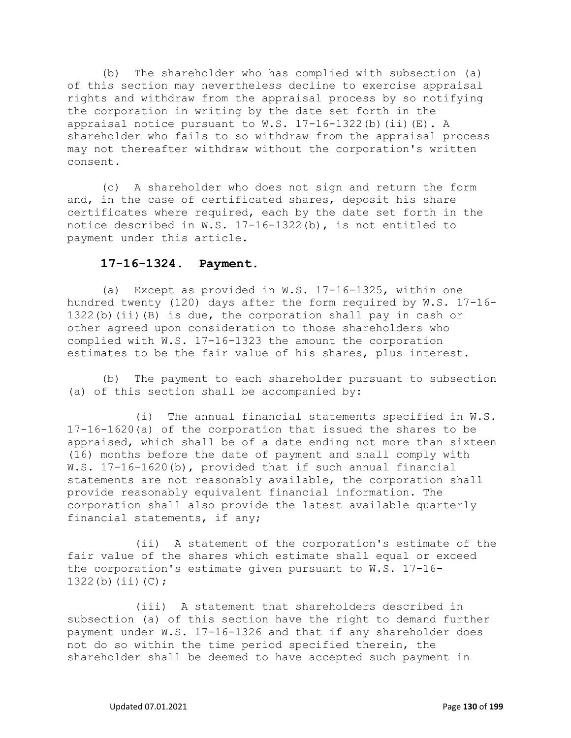(b) The shareholder who has complied with subsection (a) of this section may nevertheless decline to exercise appraisal rights and withdraw from the appraisal process by so notifying the corporation in writing by the date set forth in the appraisal notice pursuant to W.S. 17-16-1322(b)(ii)(E). A shareholder who fails to so withdraw from the appraisal process may not thereafter withdraw without the corporation's written consent.

(c) A shareholder who does not sign and return the form and, in the case of certificated shares, deposit his share certificates where required, each by the date set forth in the notice described in W.S. 17-16-1322(b), is not entitled to payment under this article.

**17-16-1324. Payment.**

(a) Except as provided in W.S. 17-16-1325, within one hundred twenty (120) days after the form required by W.S. 17-16-1322(b)(ii)(B) is due, the corporation shall pay in cash or other agreed upon consideration to those shareholders who complied with W.S. 17-16-1323 the amount the corporation estimates to be the fair value of his shares, plus interest.

(b) The payment to each shareholder pursuant to subsection (a) of this section shall be accompanied by:

(i) The annual financial statements specified in W.S. 17-16-1620(a) of the corporation that issued the shares to be appraised, which shall be of a date ending not more than sixteen (16) months before the date of payment and shall comply with W.S. 17-16-1620(b), provided that if such annual financial statements are not reasonably available, the corporation shall provide reasonably equivalent financial information. The corporation shall also provide the latest available quarterly financial statements, if any;

(ii) A statement of the corporation's estimate of the fair value of the shares which estimate shall equal or exceed the corporation's estimate given pursuant to W.S. 17-16-1322(b)(ii)(C);

(iii) A statement that shareholders described in subsection (a) of this section have the right to demand further payment under W.S. 17-16-1326 and that if any shareholder does not do so within the time period specified therein, the shareholder shall be deemed to have accepted such payment in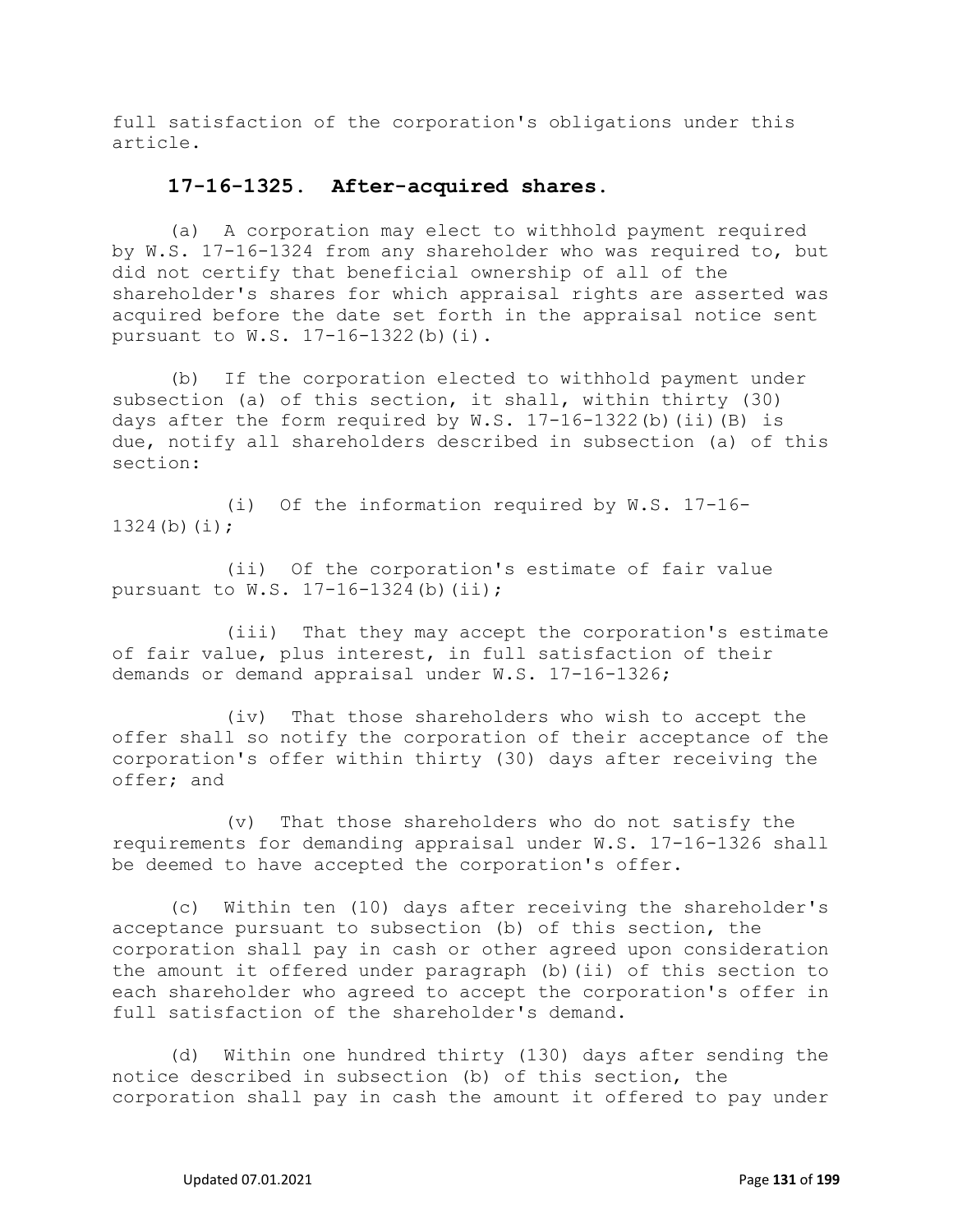full satisfaction of the corporation's obligations under this article.

## 17-16-1325. After-acquired shares.

(a) A corporation may elect to withhold payment required by W.S. 17-16-1324 from any shareholder who was required to, but did not certify that beneficial ownership of all of the shareholder's shares for which appraisal rights are asserted was acquired before the date set forth in the appraisal notice sent pursuant to W.S. 17-16-1322(b)(i).

(b) If the corporation elected to withhold payment under subsection (a) of this section, it shall, within thirty (30) days after the form required by W.S. 17-16-1322(b)(ii)(B) is due, notify all shareholders described in subsection (a) of this section:

(i) Of the information required by W.S. 17-16-1324(b)(i);

(ii) Of the corporation's estimate of fair value pursuant to W.S. 17-16-1324(b)(ii);

(iii) That they may accept the corporation's estimate of fair value, plus interest, in full satisfaction of their demands or demand appraisal under W.S. 17-16-1326;

(iv) That those shareholders who wish to accept the offer shall so notify the corporation of their acceptance of the corporation's offer within thirty (30) days after receiving the offer; and

(v) That those shareholders who do not satisfy the requirements for demanding appraisal under W.S. 17-16-1326 shall be deemed to have accepted the corporation's offer.

(c) Within ten (10) days after receiving the shareholder's acceptance pursuant to subsection (b) of this section, the corporation shall pay in cash or other agreed upon consideration the amount it offered under paragraph (b)(ii) of this section to each shareholder who agreed to accept the corporation's offer in full satisfaction of the shareholder's demand.

(d) Within one hundred thirty (130) days after sending the notice described in subsection (b) of this section, the corporation shall pay in cash the amount it offered to pay under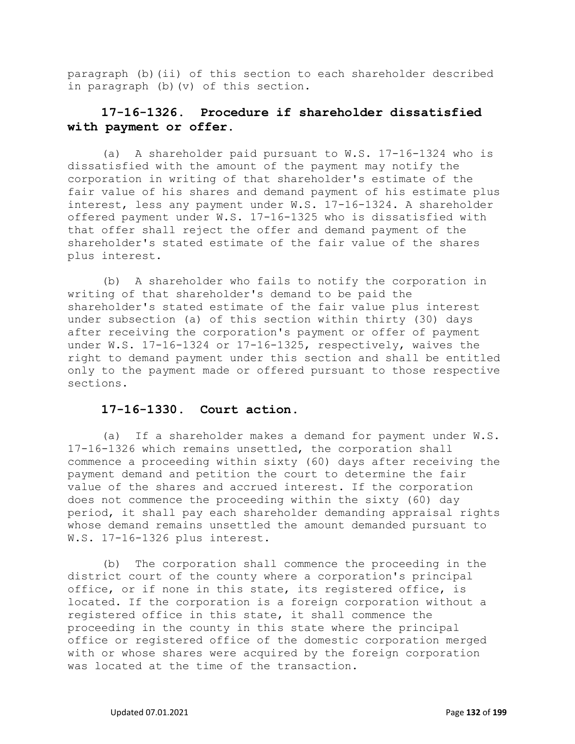paragraph (b)(ii) of this section to each shareholder described in paragraph (b)(v) of this section.

## 17-16-1326. Procedure if shareholder dissatisfied with payment or offer.

(a) A shareholder paid pursuant to W.S. 17-16-1324 who is dissatisfied with the amount of the payment may notify the corporation in writing of that shareholder's estimate of the fair value of his shares and demand payment of his estimate plus interest, less any payment under W.S. 17-16-1324. A shareholder offered payment under W.S. 17-16-1325 who is dissatisfied with that offer shall reject the offer and demand payment of the shareholder's stated estimate of the fair value of the shares plus interest.

(b) A shareholder who fails to notify the corporation in writing of that shareholder's demand to be paid the shareholder's stated estimate of the fair value plus interest under subsection (a) of this section within thirty (30) days after receiving the corporation's payment or offer of payment under W.S. 17-16-1324 or 17-16-1325, respectively, waives the right to demand payment under this section and shall be entitled only to the payment made or offered pursuant to those respective sections.

## 17-16-1330. Court action.

(a) If a shareholder makes a demand for payment under W.S. 17-16-1326 which remains unsettled, the corporation shall commence a proceeding within sixty (60) days after receiving the payment demand and petition the court to determine the fair value of the shares and accrued interest. If the corporation does not commence the proceeding within the sixty (60) day period, it shall pay each shareholder demanding appraisal rights whose demand remains unsettled the amount demanded pursuant to W.S. 17-16-1326 plus interest.

(b) The corporation shall commence the proceeding in the district court of the county where a corporation's principal office, or if none in this state, its registered office, is located. If the corporation is a foreign corporation without a registered office in this state, it shall commence the proceeding in the county in this state where the principal office or registered office of the domestic corporation merged with or whose shares were acquired by the foreign corporation was located at the time of the transaction.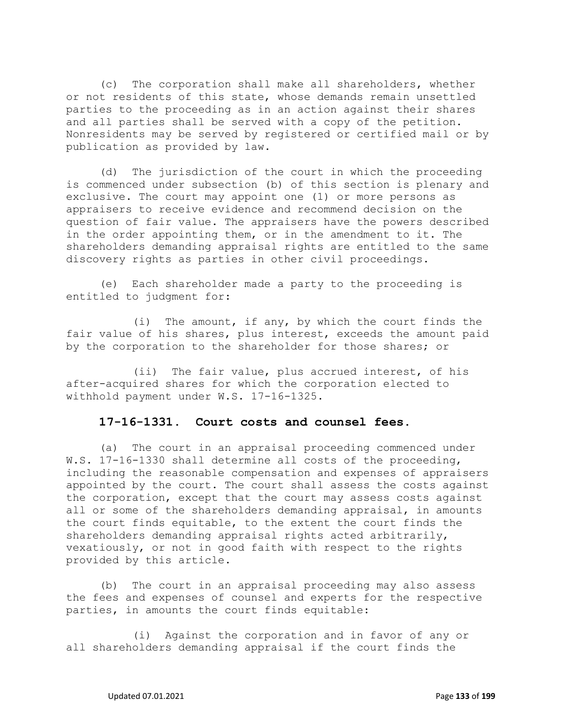(c) The corporation shall make all shareholders, whether or not residents of this state, whose demands remain unsettled parties to the proceeding as in an action against their shares and all parties shall be served with a copy of the petition. Nonresidents may be served by registered or certified mail or by publication as provided by law.

(d) The jurisdiction of the court in which the proceeding is commenced under subsection (b) of this section is plenary and exclusive. The court may appoint one (1) or more persons as appraisers to receive evidence and recommend decision on the question of fair value. The appraisers have the powers described in the order appointing them, or in the amendment to it. The shareholders demanding appraisal rights are entitled to the same discovery rights as parties in other civil proceedings.

(e) Each shareholder made a party to the proceeding is entitled to judgment for:

(i) The amount, if any, by which the court finds the fair value of his shares, plus interest, exceeds the amount paid by the corporation to the shareholder for those shares; or

(ii) The fair value, plus accrued interest, of his after-acquired shares for which the corporation elected to withhold payment under W.S. 17-16-1325.

### 17-16-1331. Court costs and counsel fees.

(a) The court in an appraisal proceeding commenced under W.S. 17-16-1330 shall determine all costs of the proceeding, including the reasonable compensation and expenses of appraisers appointed by the court. The court shall assess the costs against the corporation, except that the court may assess costs against all or some of the shareholders demanding appraisal, in amounts the court finds equitable, to the extent the court finds the shareholders demanding appraisal rights acted arbitrarily, vexatiously, or not in good faith with respect to the rights provided by this article.

(b) The court in an appraisal proceeding may also assess the fees and expenses of counsel and experts for the respective parties, in amounts the court finds equitable:

(i) Against the corporation and in favor of any or all shareholders demanding appraisal if the court finds the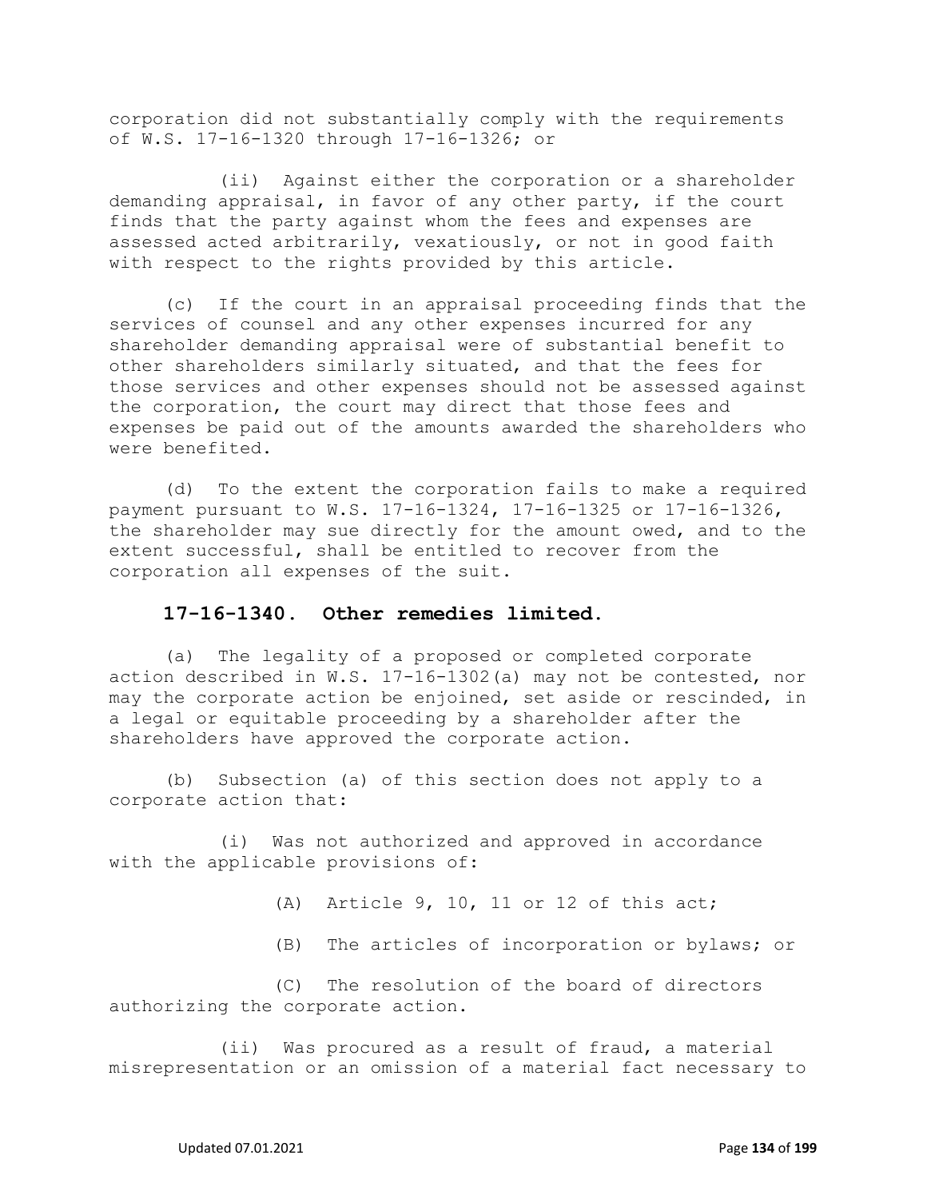corporation did not substantially comply with the requirements of W.S. 17-16-1320 through 17-16-1326; or

(ii) Against either the corporation or a shareholder demanding appraisal, in favor of any other party, if the court finds that the party against whom the fees and expenses are assessed acted arbitrarily, vexatiously, or not in good faith with respect to the rights provided by this article.

(c) If the court in an appraisal proceeding finds that the services of counsel and any other expenses incurred for any shareholder demanding appraisal were of substantial benefit to other shareholders similarly situated, and that the fees for those services and other expenses should not be assessed against the corporation, the court may direct that those fees and expenses be paid out of the amounts awarded the shareholders who were benefited.

(d) To the extent the corporation fails to make a required payment pursuant to W.S. 17-16-1324, 17-16-1325 or 17-16-1326, the shareholder may sue directly for the amount owed, and to the extent successful, shall be entitled to recover from the corporation all expenses of the suit.

### 17-16-1340. Other remedies limited.

(a) The legality of a proposed or completed corporate action described in W.S. 17-16-1302(a) may not be contested, nor may the corporate action be enjoined, set aside or rescinded, in a legal or equitable proceeding by a shareholder after the shareholders have approved the corporate action.

(b) Subsection (a) of this section does not apply to a corporate action that:

(i) Was not authorized and approved in accordance with the applicable provisions of:

(A) Article 9, 10, 11 or 12 of this act;

(B) The articles of incorporation or bylaws; or

(C) The resolution of the board of directors authorizing the corporate action.

(ii) Was procured as a result of fraud, a material misrepresentation or an omission of a material fact necessary to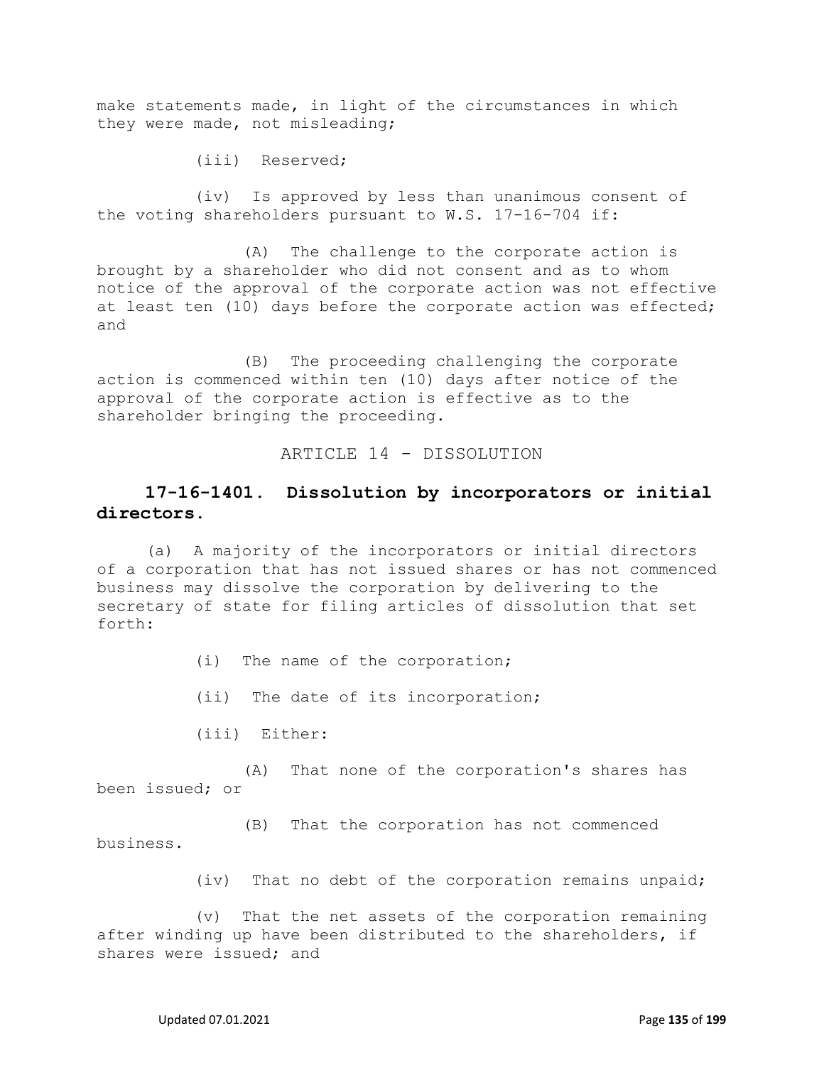make statements made, in light of the circumstances in which they were made, not misleading;

(iii) Reserved;

(iv) Is approved by less than unanimous consent of the voting shareholders pursuant to W.S. 17-16-704 if:

(A) The challenge to the corporate action is brought by a shareholder who did not consent and as to whom notice of the approval of the corporate action was not effective at least ten (10) days before the corporate action was effected; and

(B) The proceeding challenging the corporate action is commenced within ten (10) days after notice of the approval of the corporate action is effective as to the shareholder bringing the proceeding.

ARTICLE 14 - DISSOLUTION

## 17-16-1401. Dissolution by incorporators or initial directors.

(a) A majority of the incorporators or initial directors of a corporation that has not issued shares or has not commenced business may dissolve the corporation by delivering to the secretary of state for filing articles of dissolution that set forth:

(i) The name of the corporation;

(ii) The date of its incorporation;

(iii) Either:

(A) That none of the corporation's shares has been issued; or

(B) That the corporation has not commenced business.

(iv) That no debt of the corporation remains unpaid;

(v) That the net assets of the corporation remaining after winding up have been distributed to the shareholders, if shares were issued; and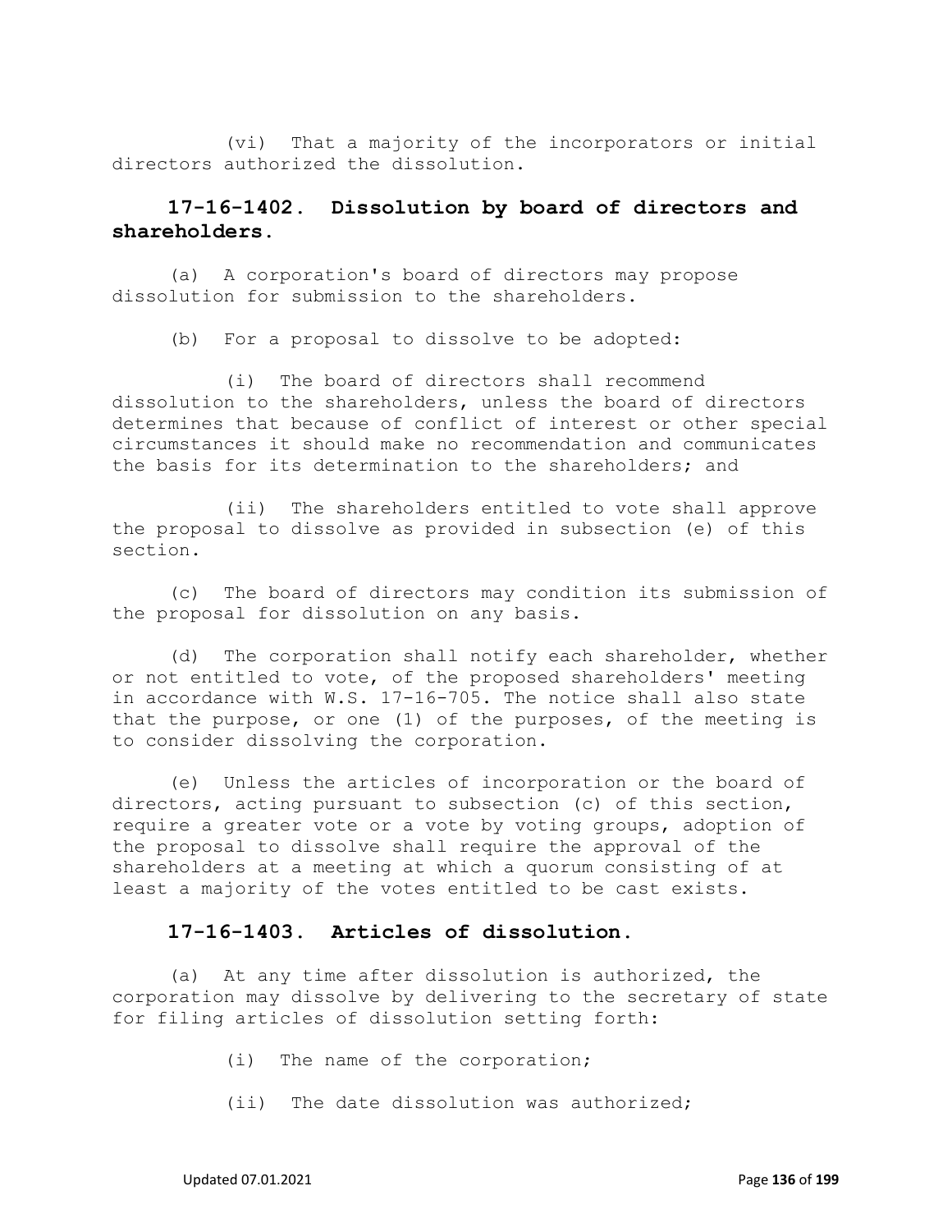(vi) That a majority of the incorporators or initial directors authorized the dissolution.

### 17-16-1402. Dissolution by board of directors and shareholders.

(a) A corporation's board of directors may propose dissolution for submission to the shareholders.

(b) For a proposal to dissolve to be adopted:

(i) The board of directors shall recommend dissolution to the shareholders, unless the board of directors determines that because of conflict of interest or other special circumstances it should make no recommendation and communicates the basis for its determination to the shareholders; and

(ii) The shareholders entitled to vote shall approve the proposal to dissolve as provided in subsection (e) of this section.

(c) The board of directors may condition its submission of the proposal for dissolution on any basis.

(d) The corporation shall notify each shareholder, whether or not entitled to vote, of the proposed shareholders' meeting in accordance with W.S. 17-16-705. The notice shall also state that the purpose, or one (1) of the purposes, of the meeting is to consider dissolving the corporation.

(e) Unless the articles of incorporation or the board of directors, acting pursuant to subsection (c) of this section, require a greater vote or a vote by voting groups, adoption of the proposal to dissolve shall require the approval of the shareholders at a meeting at which a quorum consisting of at least a majority of the votes entitled to be cast exists.

### 17-16-1403. Articles of dissolution.

(a) At any time after dissolution is authorized, the corporation may dissolve by delivering to the secretary of state for filing articles of dissolution setting forth:

(i) The name of the corporation;

(ii) The date dissolution was authorized;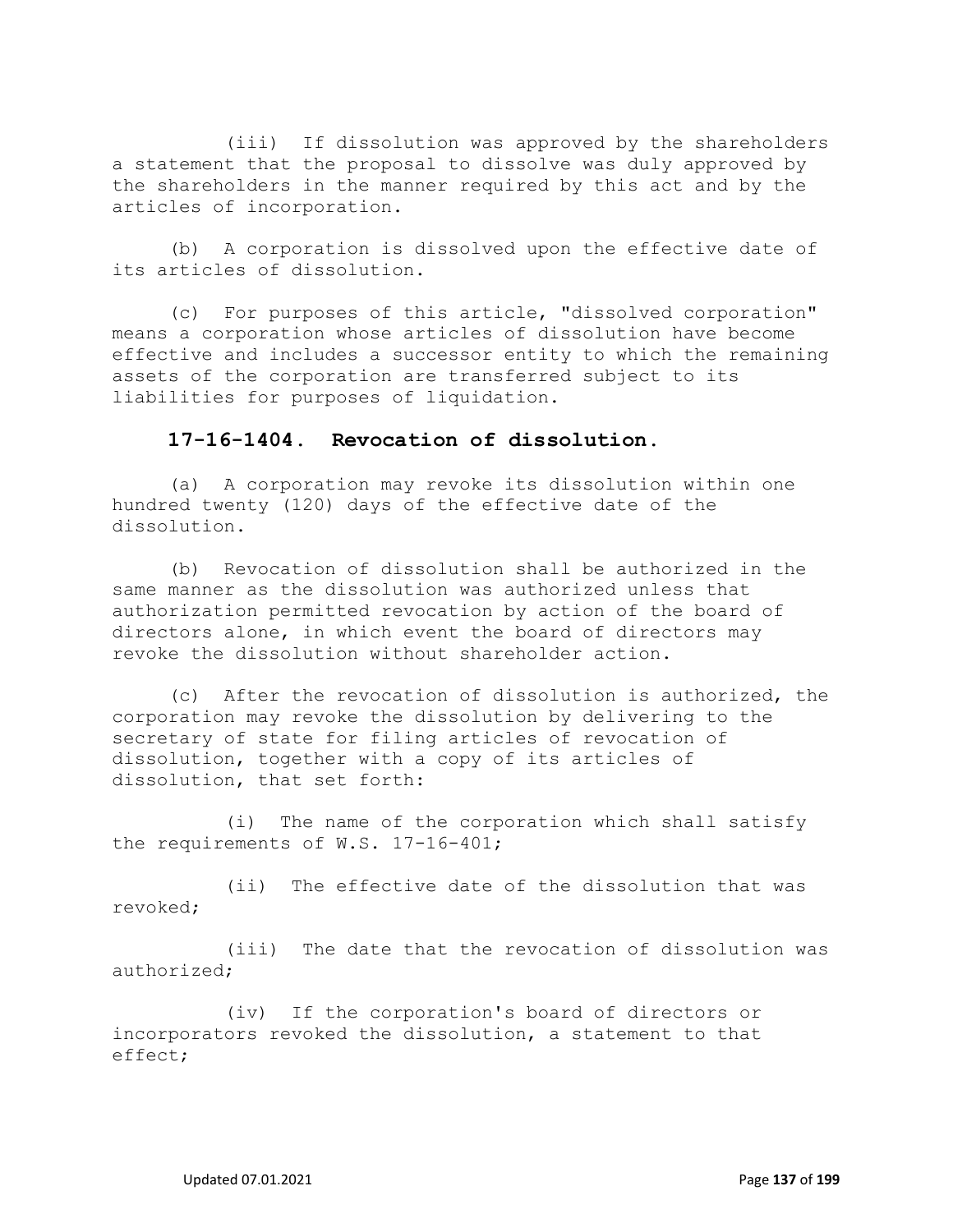(iii) If dissolution was approved by the shareholders a statement that the proposal to dissolve was duly approved by the shareholders in the manner required by this act and by the articles of incorporation.

(b) A corporation is dissolved upon the effective date of its articles of dissolution.

(c) For purposes of this article, "dissolved corporation" means a corporation whose articles of dissolution have become effective and includes a successor entity to which the remaining assets of the corporation are transferred subject to its liabilities for purposes of liquidation.

### 17-16-1404. Revocation of dissolution.

(a) A corporation may revoke its dissolution within one hundred twenty (120) days of the effective date of the dissolution.

(b) Revocation of dissolution shall be authorized in the same manner as the dissolution was authorized unless that authorization permitted revocation by action of the board of directors alone, in which event the board of directors may revoke the dissolution without shareholder action.

(c) After the revocation of dissolution is authorized, the corporation may revoke the dissolution by delivering to the secretary of state for filing articles of revocation of dissolution, together with a copy of its articles of dissolution, that set forth:

(i) The name of the corporation which shall satisfy the requirements of W.S. 17-16-401;

(ii) The effective date of the dissolution that was revoked;

(iii) The date that the revocation of dissolution was authorized;

(iv) If the corporation's board of directors or incorporators revoked the dissolution, a statement to that effect;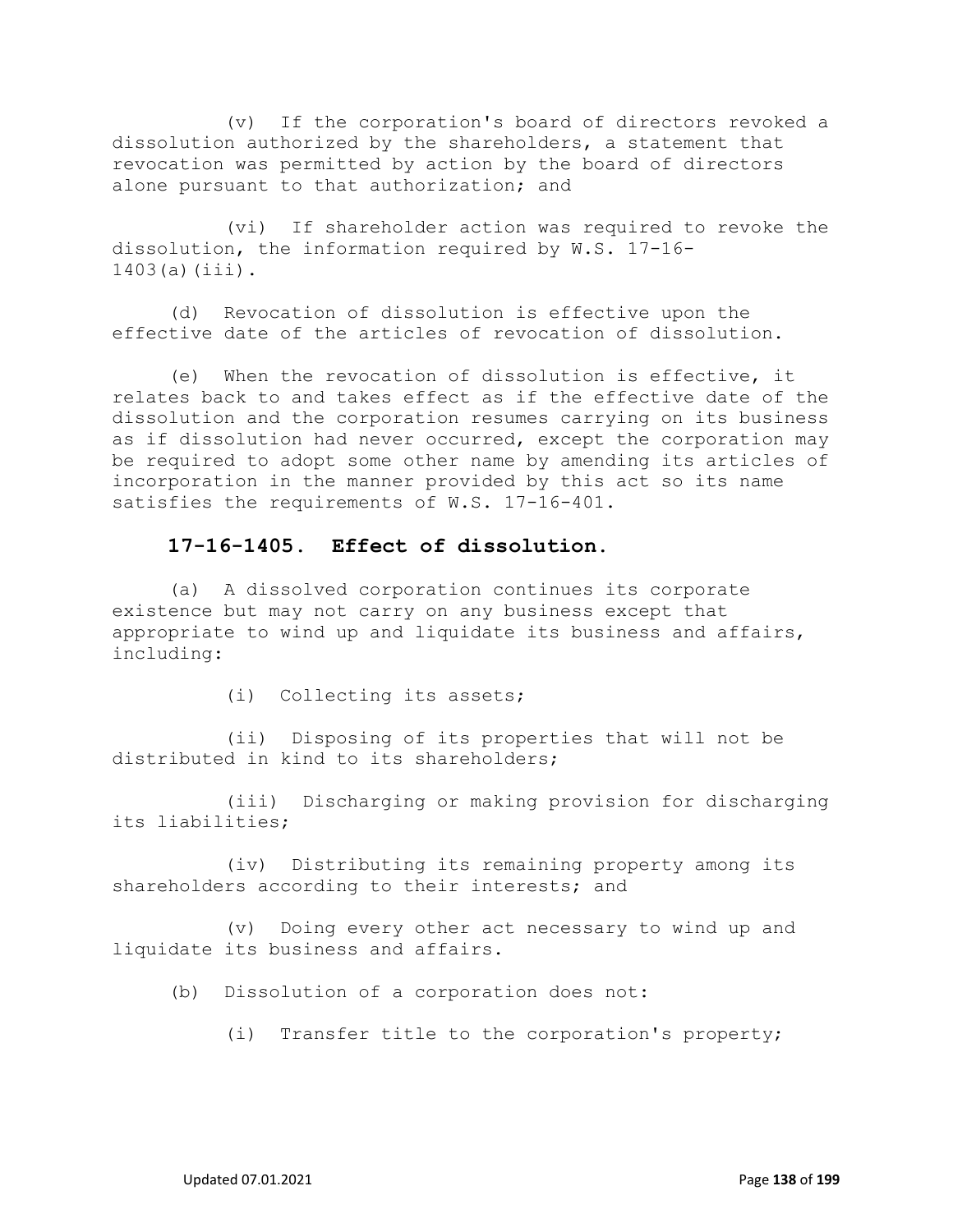(v) If the corporation's board of directors revoked a dissolution authorized by the shareholders, a statement that revocation was permitted by action by the board of directors alone pursuant to that authorization; and

(vi) If shareholder action was required to revoke the dissolution, the information required by W.S. 17-16-1403(a)(iii).

(d) Revocation of dissolution is effective upon the effective date of the articles of revocation of dissolution.

(e) When the revocation of dissolution is effective, it relates back to and takes effect as if the effective date of the dissolution and the corporation resumes carrying on its business as if dissolution had never occurred, except the corporation may be required to adopt some other name by amending its articles of incorporation in the manner provided by this act so its name satisfies the requirements of W.S. 17-16-401.

### 17-16-1405. Effect of dissolution.

(a) A dissolved corporation continues its corporate existence but may not carry on any business except that appropriate to wind up and liquidate its business and affairs, including:

(i) Collecting its assets;

(ii) Disposing of its properties that will not be distributed in kind to its shareholders;

(iii) Discharging or making provision for discharging its liabilities;

(iv) Distributing its remaining property among its shareholders according to their interests; and

(v) Doing every other act necessary to wind up and liquidate its business and affairs.

(b) Dissolution of a corporation does not:

(i) Transfer title to the corporation's property;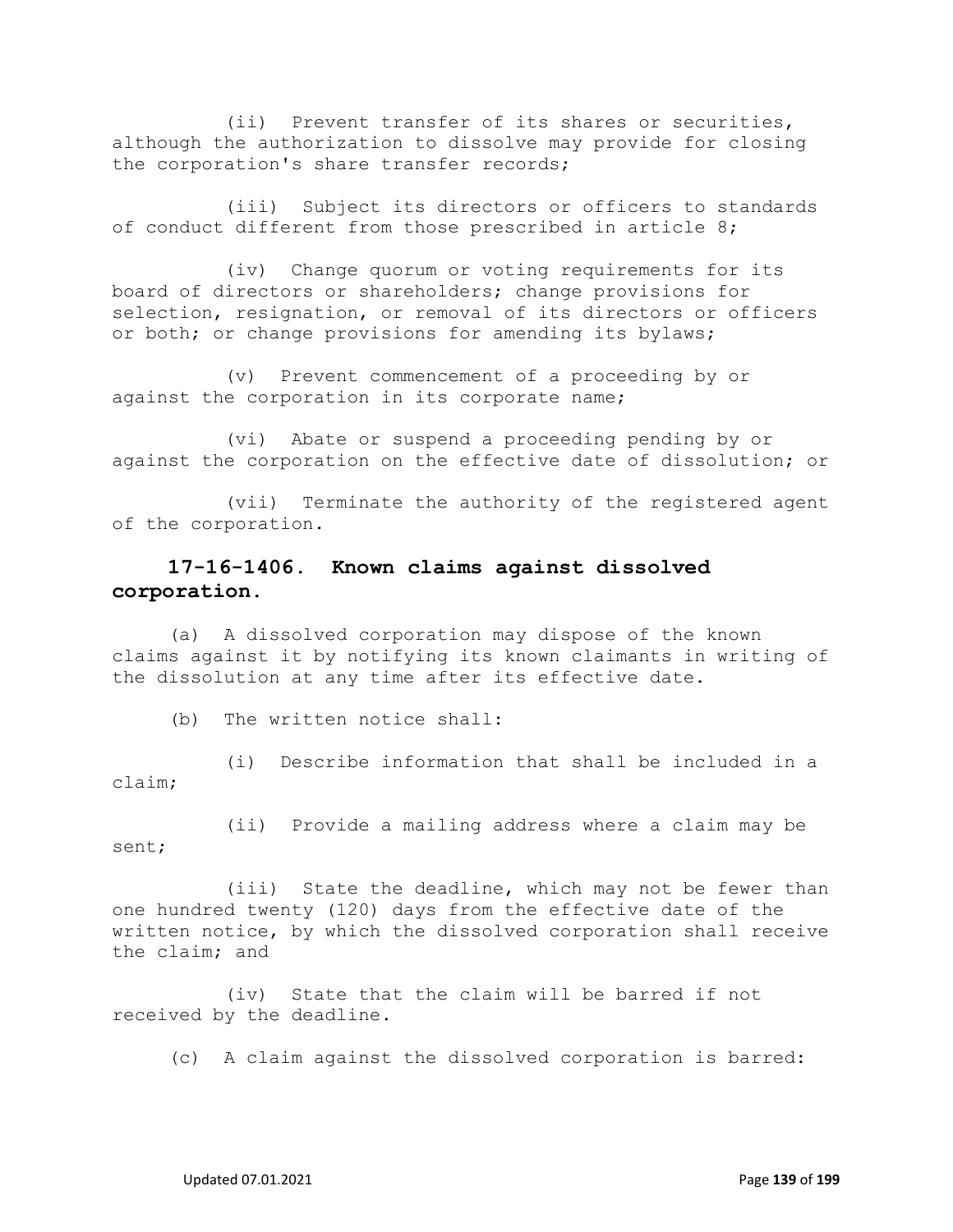(ii) Prevent transfer of its shares or securities, although the authorization to dissolve may provide for closing the corporation's share transfer records;

(iii) Subject its directors or officers to standards of conduct different from those prescribed in article 8;

(iv) Change quorum or voting requirements for its board of directors or shareholders; change provisions for selection, resignation, or removal of its directors or officers or both; or change provisions for amending its bylaws;

(v) Prevent commencement of a proceeding by or against the corporation in its corporate name;

(vi) Abate or suspend a proceeding pending by or against the corporation on the effective date of dissolution; or

(vii) Terminate the authority of the registered agent of the corporation.

## 17-16-1406. Known claims against dissolved corporation.

(a) A dissolved corporation may dispose of the known claims against it by notifying its known claimants in writing of the dissolution at any time after its effective date.

(b) The written notice shall:

(i) Describe information that shall be included in a claim;

(ii) Provide a mailing address where a claim may be sent;

(iii) State the deadline, which may not be fewer than one hundred twenty (120) days from the effective date of the written notice, by which the dissolved corporation shall receive the claim; and

(iv) State that the claim will be barred if not received by the deadline.

(c) A claim against the dissolved corporation is barred: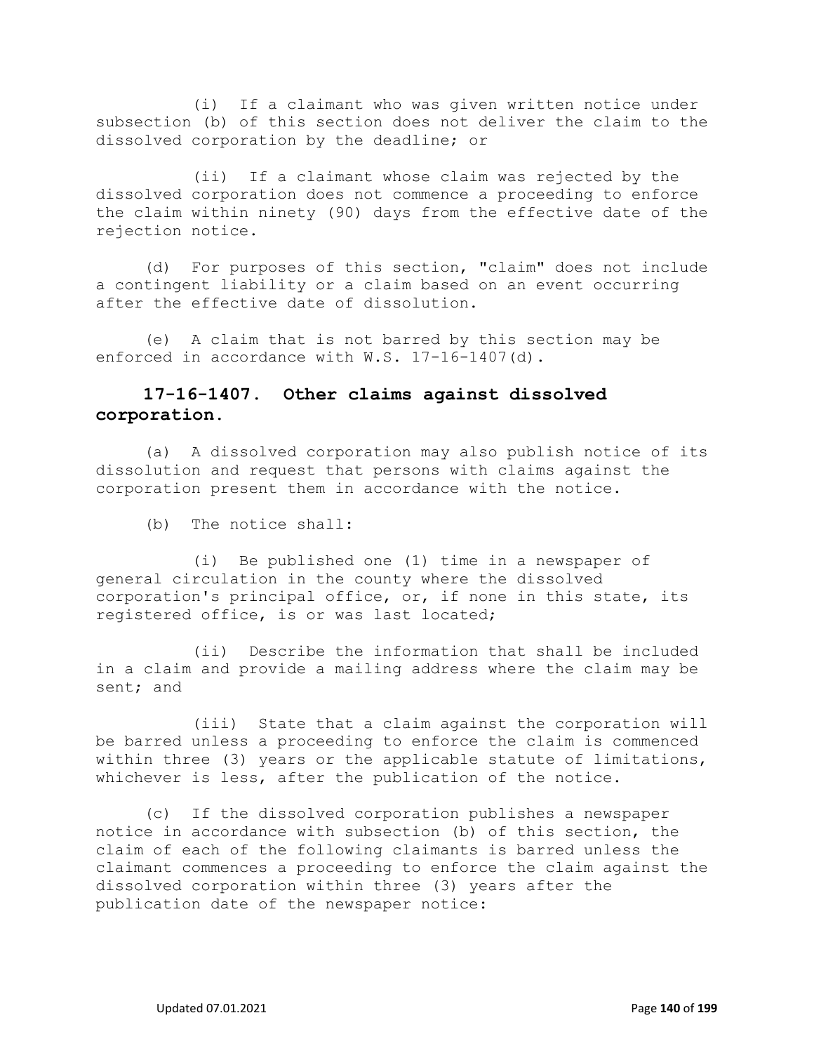(i) If a claimant who was given written notice under subsection (b) of this section does not deliver the claim to the dissolved corporation by the deadline; or

(ii) If a claimant whose claim was rejected by the dissolved corporation does not commence a proceeding to enforce the claim within ninety (90) days from the effective date of the rejection notice.

(d) For purposes of this section, "claim" does not include a contingent liability or a claim based on an event occurring after the effective date of dissolution.

(e) A claim that is not barred by this section may be enforced in accordance with W.S. 17-16-1407(d).

### 17-16-1407. Other claims against dissolved corporation.

(a) A dissolved corporation may also publish notice of its dissolution and request that persons with claims against the corporation present them in accordance with the notice.

(b) The notice shall:

(i) Be published one (1) time in a newspaper of general circulation in the county where the dissolved corporation's principal office, or, if none in this state, its registered office, is or was last located;

(ii) Describe the information that shall be included in a claim and provide a mailing address where the claim may be sent; and

(iii) State that a claim against the corporation will be barred unless a proceeding to enforce the claim is commenced within three (3) years or the applicable statute of limitations, whichever is less, after the publication of the notice.

(c) If the dissolved corporation publishes a newspaper notice in accordance with subsection (b) of this section, the claim of each of the following claimants is barred unless the claimant commences a proceeding to enforce the claim against the dissolved corporation within three (3) years after the publication date of the newspaper notice: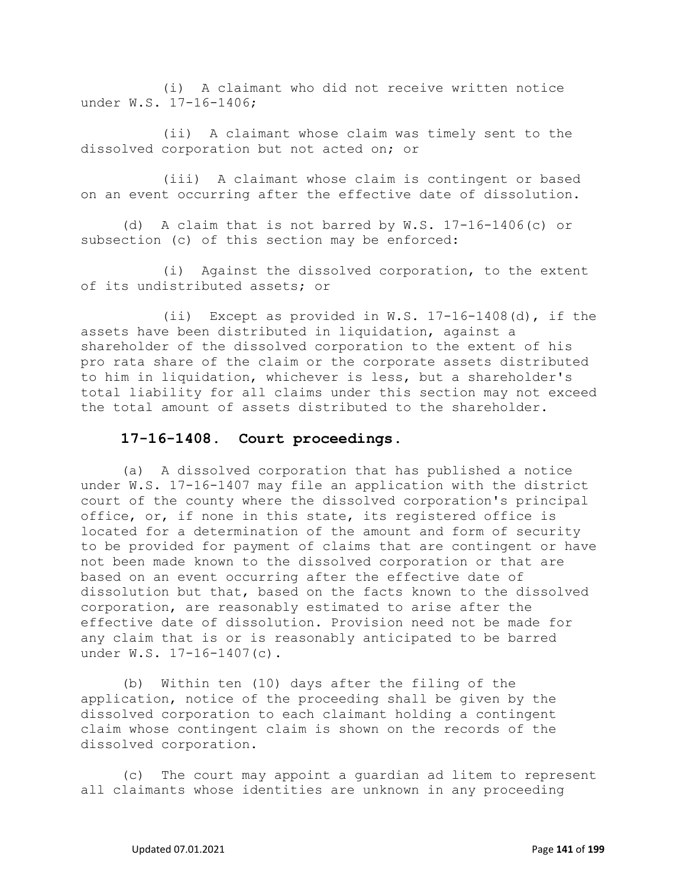(i) A claimant who did not receive written notice under W.S. 17-16-1406;

(ii) A claimant whose claim was timely sent to the dissolved corporation but not acted on; or

(iii) A claimant whose claim is contingent or based on an event occurring after the effective date of dissolution.

(d) A claim that is not barred by W.S. 17-16-1406(c) or subsection (c) of this section may be enforced:

(i) Against the dissolved corporation, to the extent of its undistributed assets; or

(ii) Except as provided in W.S. 17-16-1408(d), if the assets have been distributed in liquidation, against a shareholder of the dissolved corporation to the extent of his pro rata share of the claim or the corporate assets distributed to him in liquidation, whichever is less, but a shareholder's total liability for all claims under this section may not exceed the total amount of assets distributed to the shareholder.

### 17-16-1408. Court proceedings.

(a) A dissolved corporation that has published a notice under W.S. 17-16-1407 may file an application with the district court of the county where the dissolved corporation's principal office, or, if none in this state, its registered office is located for a determination of the amount and form of security to be provided for payment of claims that are contingent or have not been made known to the dissolved corporation or that are based on an event occurring after the effective date of dissolution but that, based on the facts known to the dissolved corporation, are reasonably estimated to arise after the effective date of dissolution. Provision need not be made for any claim that is or is reasonably anticipated to be barred under W.S. 17-16-1407(c).

(b) Within ten (10) days after the filing of the application, notice of the proceeding shall be given by the dissolved corporation to each claimant holding a contingent claim whose contingent claim is shown on the records of the dissolved corporation.

(c) The court may appoint a guardian ad litem to represent all claimants whose identities are unknown in any proceeding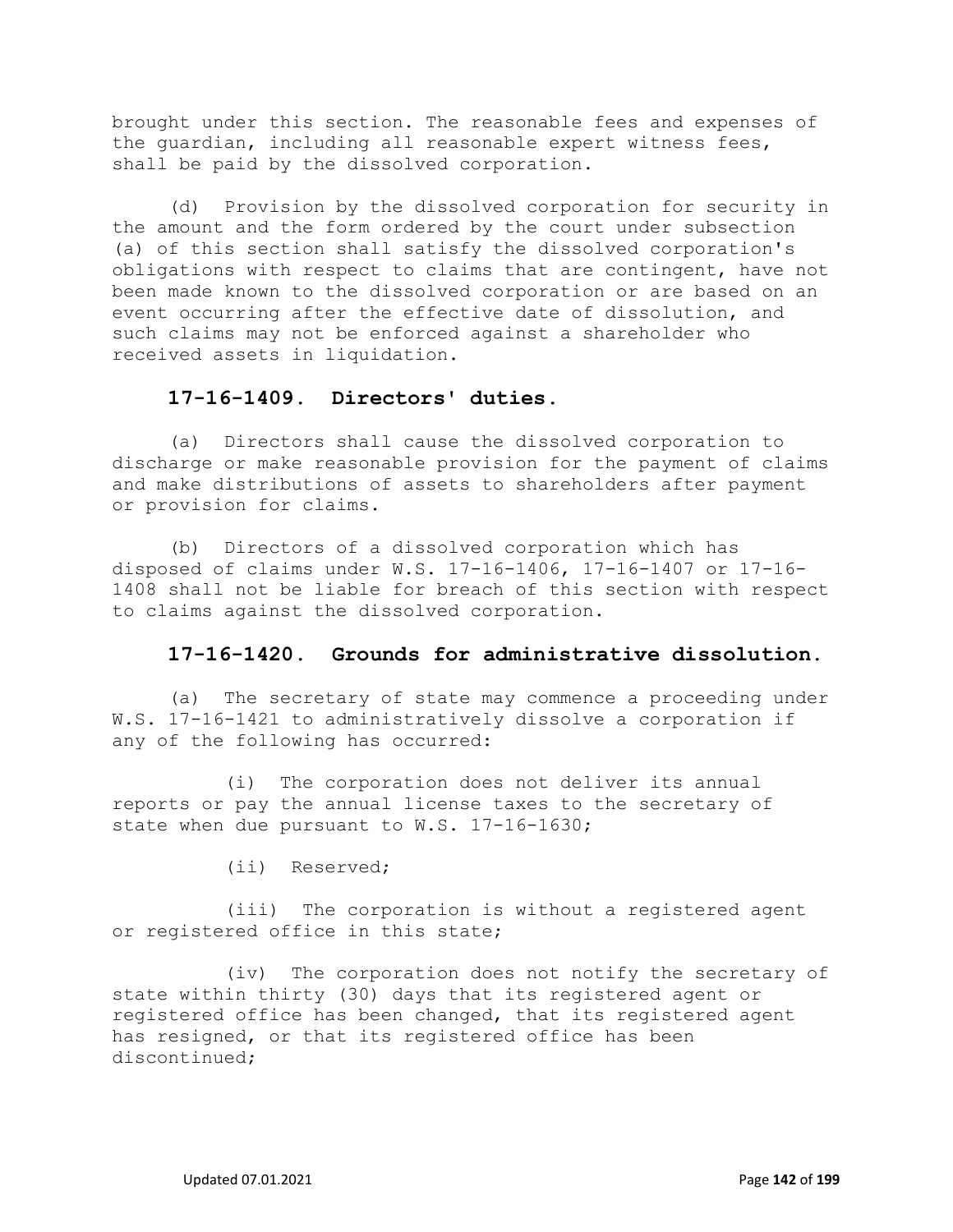brought under this section. The reasonable fees and expenses of the guardian, including all reasonable expert witness fees, shall be paid by the dissolved corporation.

(d) Provision by the dissolved corporation for security in the amount and the form ordered by the court under subsection (a) of this section shall satisfy the dissolved corporation's obligations with respect to claims that are contingent, have not been made known to the dissolved corporation or are based on an event occurring after the effective date of dissolution, and such claims may not be enforced against a shareholder who received assets in liquidation.

### 17-16-1409. Directors' duties.

(a) Directors shall cause the dissolved corporation to discharge or make reasonable provision for the payment of claims and make distributions of assets to shareholders after payment or provision for claims.

(b) Directors of a dissolved corporation which has disposed of claims under W.S. 17-16-1406, 17-16-1407 or 17-16-1408 shall not be liable for breach of this section with respect to claims against the dissolved corporation.

### 17-16-1420. Grounds for administrative dissolution.

(a) The secretary of state may commence a proceeding under W.S. 17-16-1421 to administratively dissolve a corporation if any of the following has occurred:

(i) The corporation does not deliver its annual reports or pay the annual license taxes to the secretary of state when due pursuant to W.S. 17-16-1630;

(ii) Reserved;

(iii) The corporation is without a registered agent or registered office in this state;

(iv) The corporation does not notify the secretary of state within thirty (30) days that its registered agent or registered office has been changed, that its registered agent has resigned, or that its registered office has been discontinued;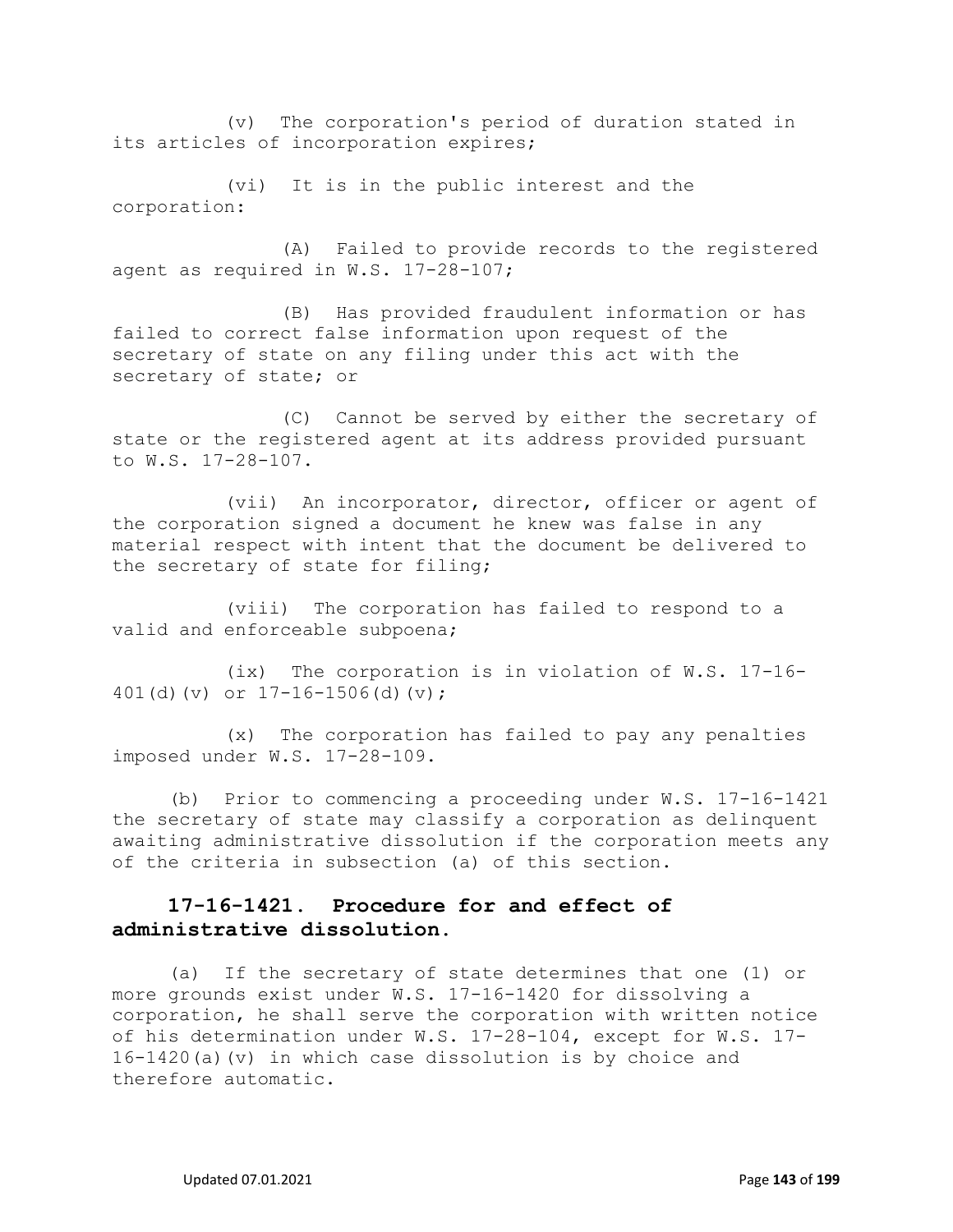(v) The corporation's period of duration stated in its articles of incorporation expires;

(vi) It is in the public interest and the corporation:

(A) Failed to provide records to the registered agent as required in W.S. 17-28-107;

(B) Has provided fraudulent information or has failed to correct false information upon request of the secretary of state on any filing under this act with the secretary of state; or

(C) Cannot be served by either the secretary of state or the registered agent at its address provided pursuant to W.S. 17-28-107.

(vii) An incorporator, director, officer or agent of the corporation signed a document he knew was false in any material respect with intent that the document be delivered to the secretary of state for filing;

(viii) The corporation has failed to respond to a valid and enforceable subpoena;

(ix) The corporation is in violation of W.S. 17-16-401(d)(v) or 17-16-1506(d)(v);

(x) The corporation has failed to pay any penalties imposed under W.S. 17-28-109.

(b) Prior to commencing a proceeding under W.S. 17-16-1421 the secretary of state may classify a corporation as delinquent awaiting administrative dissolution if the corporation meets any of the criteria in subsection (a) of this section.

## 17-16-1421. Procedure for and effect of administrative dissolution.

(a) If the secretary of state determines that one (1) or more grounds exist under W.S. 17-16-1420 for dissolving a corporation, he shall serve the corporation with written notice of his determination under W.S. 17-28-104, except for W.S. 17-16-1420(a)(v) in which case dissolution is by choice and therefore automatic.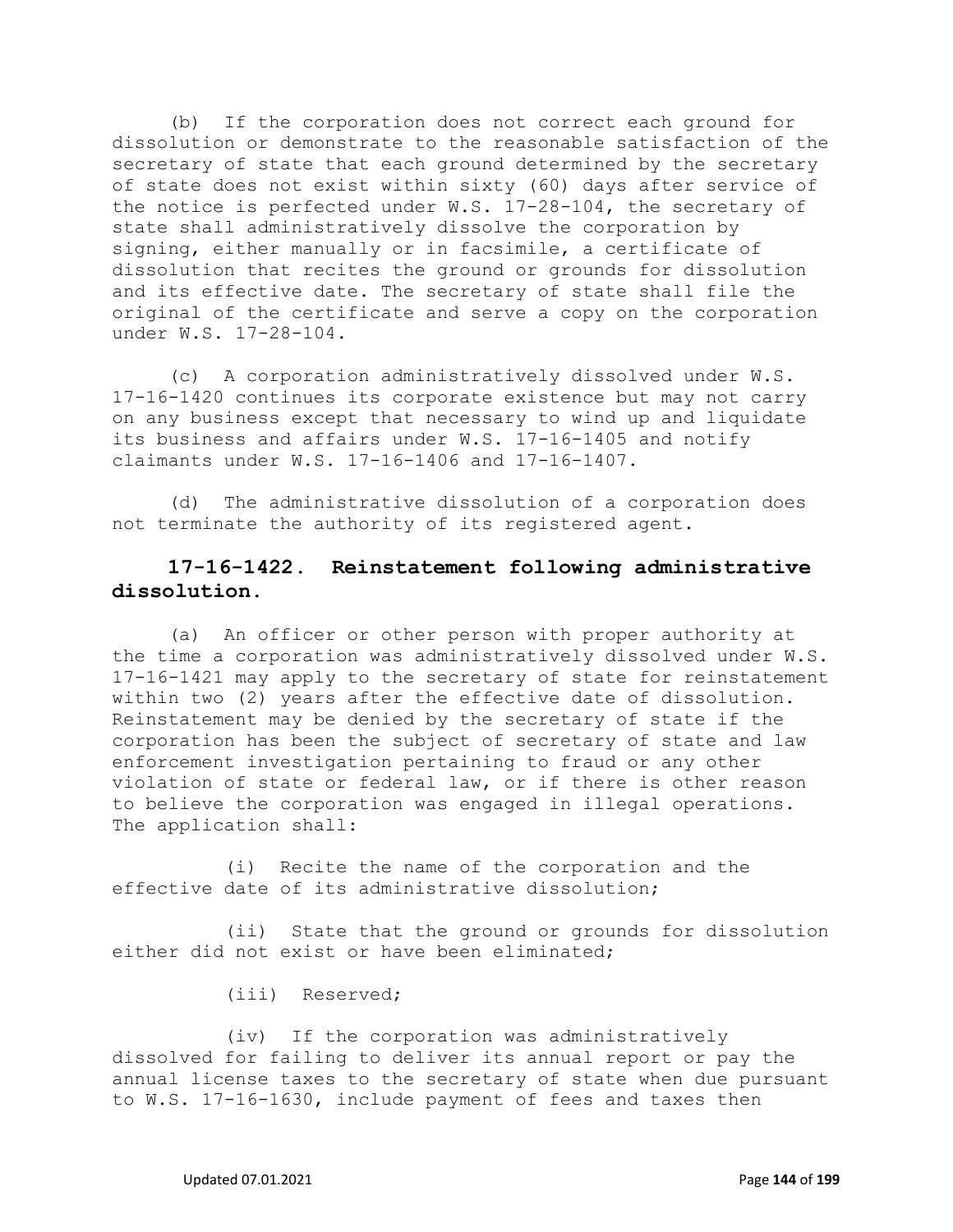(b) If the corporation does not correct each ground for dissolution or demonstrate to the reasonable satisfaction of the secretary of state that each ground determined by the secretary of state does not exist within sixty (60) days after service of the notice is perfected under W.S. 17-28-104, the secretary of state shall administratively dissolve the corporation by signing, either manually or in facsimile, a certificate of dissolution that recites the ground or grounds for dissolution and its effective date. The secretary of state shall file the original of the certificate and serve a copy on the corporation under W.S. 17-28-104.

(c) A corporation administratively dissolved under W.S. 17-16-1420 continues its corporate existence but may not carry on any business except that necessary to wind up and liquidate its business and affairs under W.S. 17-16-1405 and notify claimants under W.S. 17-16-1406 and 17-16-1407.

(d) The administrative dissolution of a corporation does not terminate the authority of its registered agent.

## 17-16-1422. Reinstatement following administrative dissolution.

(a) An officer or other person with proper authority at the time a corporation was administratively dissolved under W.S. 17-16-1421 may apply to the secretary of state for reinstatement within two (2) years after the effective date of dissolution. Reinstatement may be denied by the secretary of state if the corporation has been the subject of secretary of state and law enforcement investigation pertaining to fraud or any other violation of state or federal law, or if there is other reason to believe the corporation was engaged in illegal operations. The application shall:

(i) Recite the name of the corporation and the effective date of its administrative dissolution;

(ii) State that the ground or grounds for dissolution either did not exist or have been eliminated;

(iii) Reserved;

(iv) If the corporation was administratively dissolved for failing to deliver its annual report or pay the annual license taxes to the secretary of state when due pursuant to W.S. 17-16-1630, include payment of fees and taxes then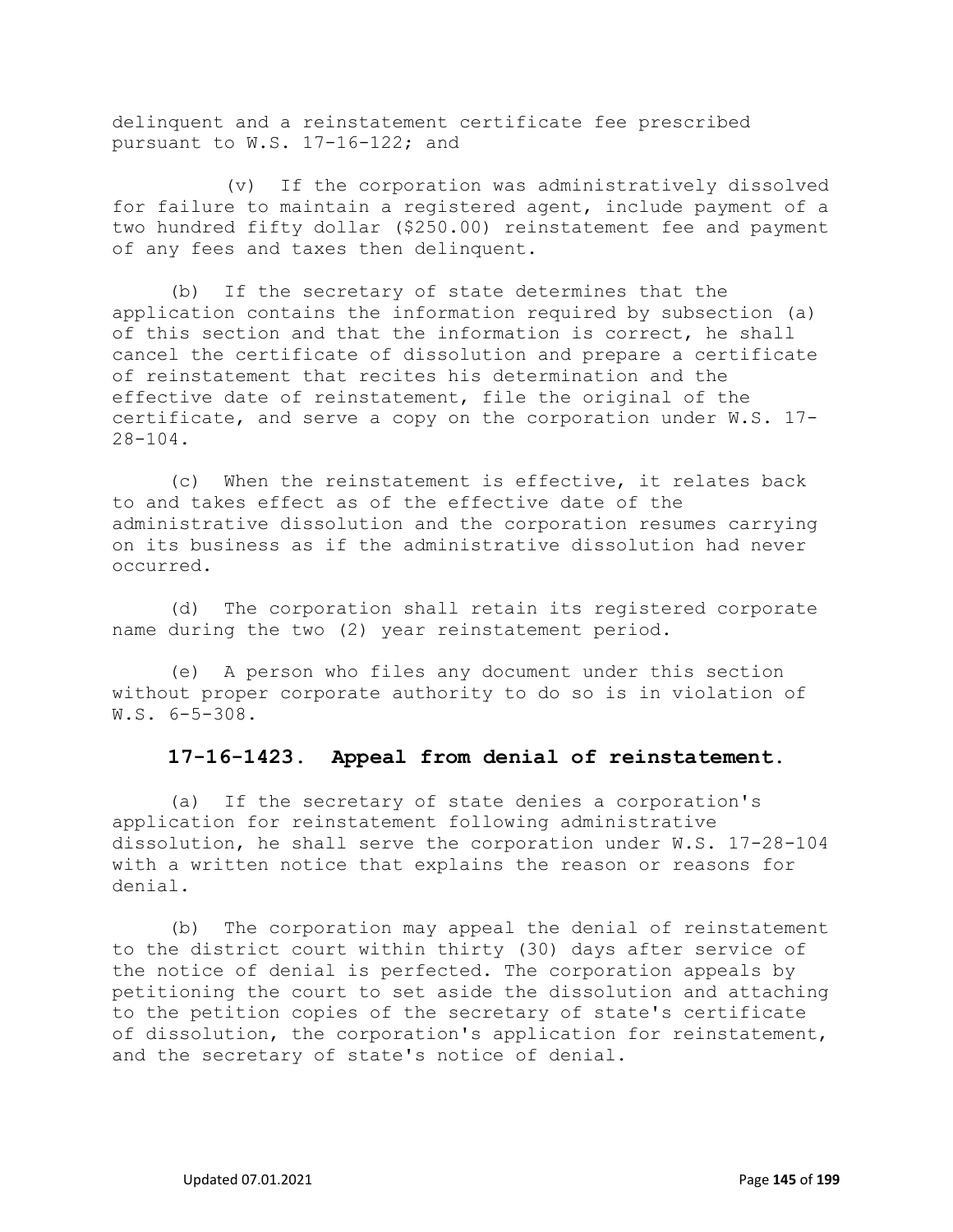delinquent and a reinstatement certificate fee prescribed pursuant to W.S. 17-16-122; and

(v) If the corporation was administratively dissolved for failure to maintain a registered agent, include payment of a two hundred fifty dollar ($250.00) reinstatement fee and payment of any fees and taxes then delinquent.

(b) If the secretary of state determines that the application contains the information required by subsection (a) of this section and that the information is correct, he shall cancel the certificate of dissolution and prepare a certificate of reinstatement that recites his determination and the effective date of reinstatement, file the original of the certificate, and serve a copy on the corporation under W.S. 17-28-104.

(c) When the reinstatement is effective, it relates back to and takes effect as of the effective date of the administrative dissolution and the corporation resumes carrying on its business as if the administrative dissolution had never occurred.

(d) The corporation shall retain its registered corporate name during the two (2) year reinstatement period.

(e) A person who files any document under this section without proper corporate authority to do so is in violation of W.S. 6-5-308.

### 17-16-1423. Appeal from denial of reinstatement.

(a) If the secretary of state denies a corporation's application for reinstatement following administrative dissolution, he shall serve the corporation under W.S. 17-28-104 with a written notice that explains the reason or reasons for denial.

(b) The corporation may appeal the denial of reinstatement to the district court within thirty (30) days after service of the notice of denial is perfected. The corporation appeals by petitioning the court to set aside the dissolution and attaching to the petition copies of the secretary of state's certificate of dissolution, the corporation's application for reinstatement, and the secretary of state's notice of denial.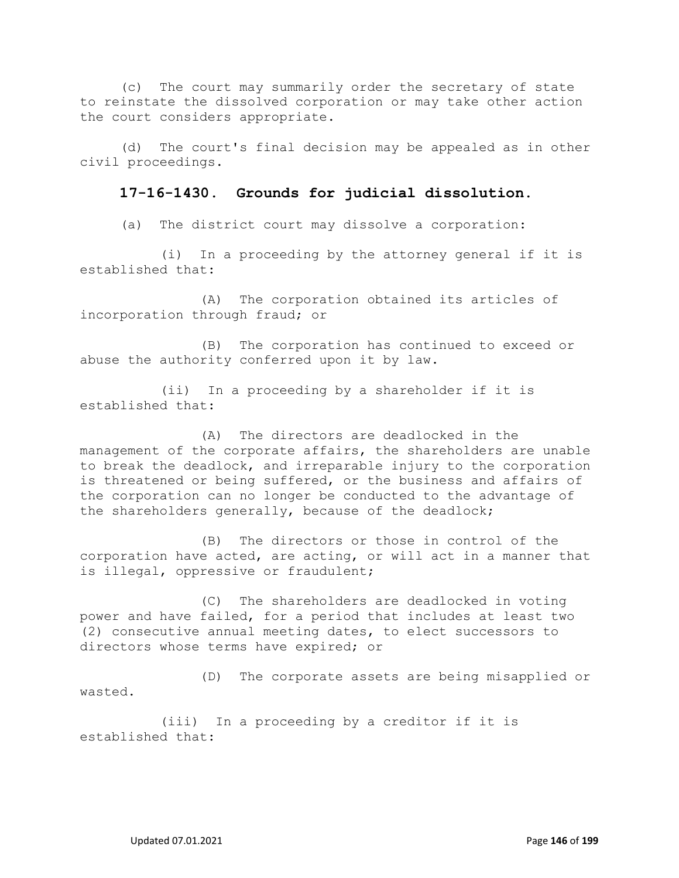(c) The court may summarily order the secretary of state to reinstate the dissolved corporation or may take other action the court considers appropriate.

(d) The court's final decision may be appealed as in other civil proceedings.

### 17-16-1430. Grounds for judicial dissolution.

(a) The district court may dissolve a corporation:

(i) In a proceeding by the attorney general if it is established that:

(A) The corporation obtained its articles of incorporation through fraud; or

(B) The corporation has continued to exceed or abuse the authority conferred upon it by law.

(ii) In a proceeding by a shareholder if it is established that:

(A) The directors are deadlocked in the management of the corporate affairs, the shareholders are unable to break the deadlock, and irreparable injury to the corporation is threatened or being suffered, or the business and affairs of the corporation can no longer be conducted to the advantage of the shareholders generally, because of the deadlock;

(B) The directors or those in control of the corporation have acted, are acting, or will act in a manner that is illegal, oppressive or fraudulent;

(C) The shareholders are deadlocked in voting power and have failed, for a period that includes at least two (2) consecutive annual meeting dates, to elect successors to directors whose terms have expired; or

(D) The corporate assets are being misapplied or wasted.

(iii) In a proceeding by a creditor if it is established that: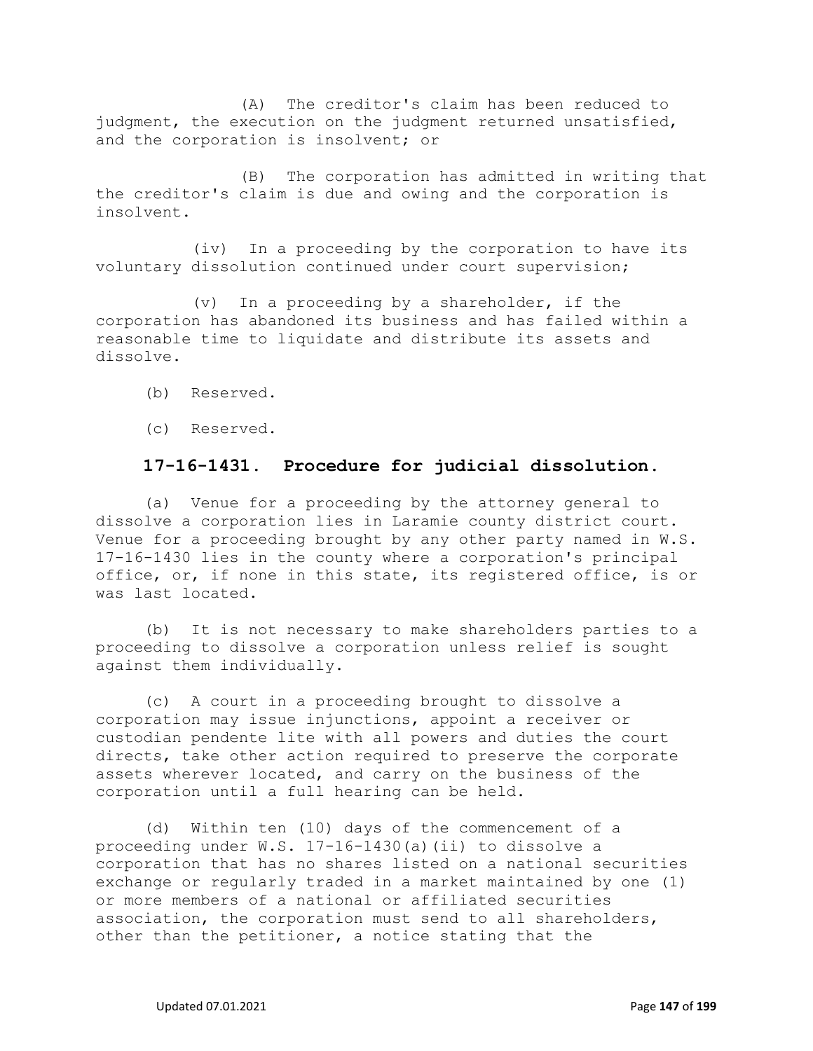(A) The creditor's claim has been reduced to judgment, the execution on the judgment returned unsatisfied, and the corporation is insolvent; or

(B) The corporation has admitted in writing that the creditor's claim is due and owing and the corporation is insolvent.

(iv) In a proceeding by the corporation to have its voluntary dissolution continued under court supervision;

(v) In a proceeding by a shareholder, if the corporation has abandoned its business and has failed within a reasonable time to liquidate and distribute its assets and dissolve.

(b) Reserved.

(c) Reserved.

### 17-16-1431. Procedure for judicial dissolution.

(a) Venue for a proceeding by the attorney general to dissolve a corporation lies in Laramie county district court. Venue for a proceeding brought by any other party named in W.S. 17-16-1430 lies in the county where a corporation's principal office, or, if none in this state, its registered office, is or was last located.

(b) It is not necessary to make shareholders parties to a proceeding to dissolve a corporation unless relief is sought against them individually.

(c) A court in a proceeding brought to dissolve a corporation may issue injunctions, appoint a receiver or custodian pendente lite with all powers and duties the court directs, take other action required to preserve the corporate assets wherever located, and carry on the business of the corporation until a full hearing can be held.

(d) Within ten (10) days of the commencement of a proceeding under W.S. 17-16-1430(a)(ii) to dissolve a corporation that has no shares listed on a national securities exchange or regularly traded in a market maintained by one (1) or more members of a national or affiliated securities association, the corporation must send to all shareholders, other than the petitioner, a notice stating that the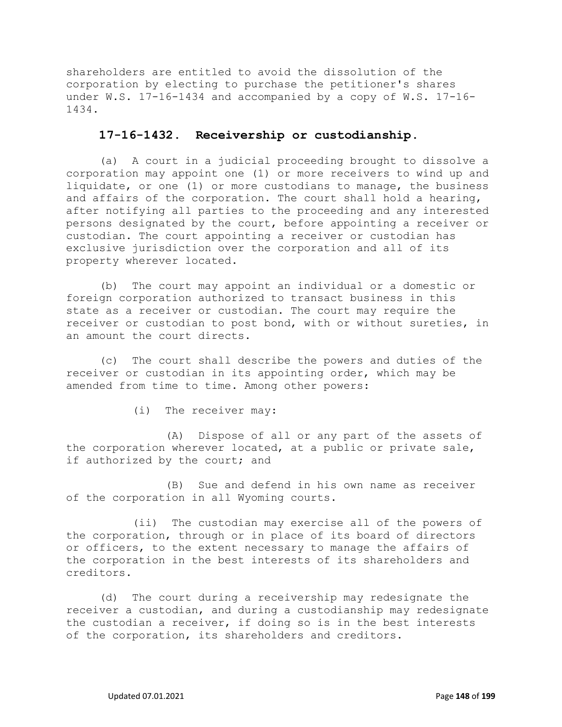shareholders are entitled to avoid the dissolution of the corporation by electing to purchase the petitioner's shares under W.S. 17-16-1434 and accompanied by a copy of W.S. 17-16-1434.

## 17-16-1432. Receivership or custodianship.

(a) A court in a judicial proceeding brought to dissolve a corporation may appoint one (1) or more receivers to wind up and liquidate, or one (1) or more custodians to manage, the business and affairs of the corporation. The court shall hold a hearing, after notifying all parties to the proceeding and any interested persons designated by the court, before appointing a receiver or custodian. The court appointing a receiver or custodian has exclusive jurisdiction over the corporation and all of its property wherever located.

(b) The court may appoint an individual or a domestic or foreign corporation authorized to transact business in this state as a receiver or custodian. The court may require the receiver or custodian to post bond, with or without sureties, in an amount the court directs.

(c) The court shall describe the powers and duties of the receiver or custodian in its appointing order, which may be amended from time to time. Among other powers:

(i) The receiver may:

(A) Dispose of all or any part of the assets of the corporation wherever located, at a public or private sale, if authorized by the court; and

(B) Sue and defend in his own name as receiver of the corporation in all Wyoming courts.

(ii) The custodian may exercise all of the powers of the corporation, through or in place of its board of directors or officers, to the extent necessary to manage the affairs of the corporation in the best interests of its shareholders and creditors.

(d) The court during a receivership may redesignate the receiver a custodian, and during a custodianship may redesignate the custodian a receiver, if doing so is in the best interests of the corporation, its shareholders and creditors.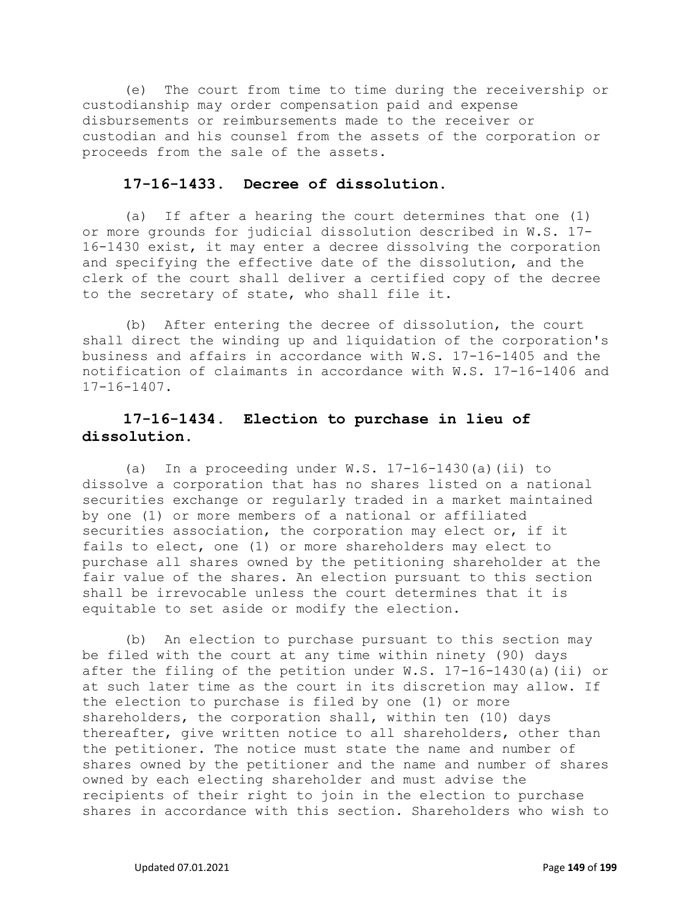(e) The court from time to time during the receivership or custodianship may order compensation paid and expense disbursements or reimbursements made to the receiver or custodian and his counsel from the assets of the corporation or proceeds from the sale of the assets.

### 17-16-1433. Decree of dissolution.

(a) If after a hearing the court determines that one (1) or more grounds for judicial dissolution described in W.S. 17-16-1430 exist, it may enter a decree dissolving the corporation and specifying the effective date of the dissolution, and the clerk of the court shall deliver a certified copy of the decree to the secretary of state, who shall file it.

(b) After entering the decree of dissolution, the court shall direct the winding up and liquidation of the corporation's business and affairs in accordance with W.S. 17-16-1405 and the notification of claimants in accordance with W.S. 17-16-1406 and 17-16-1407.

### 17-16-1434. Election to purchase in lieu of dissolution.

(a) In a proceeding under W.S. 17-16-1430(a)(ii) to dissolve a corporation that has no shares listed on a national securities exchange or regularly traded in a market maintained by one (1) or more members of a national or affiliated securities association, the corporation may elect or, if it fails to elect, one (1) or more shareholders may elect to purchase all shares owned by the petitioning shareholder at the fair value of the shares. An election pursuant to this section shall be irrevocable unless the court determines that it is equitable to set aside or modify the election.

(b) An election to purchase pursuant to this section may be filed with the court at any time within ninety (90) days after the filing of the petition under W.S. 17-16-1430(a)(ii) or at such later time as the court in its discretion may allow. If the election to purchase is filed by one (1) or more shareholders, the corporation shall, within ten (10) days thereafter, give written notice to all shareholders, other than the petitioner. The notice must state the name and number of shares owned by the petitioner and the name and number of shares owned by each electing shareholder and must advise the recipients of their right to join in the election to purchase shares in accordance with this section. Shareholders who wish to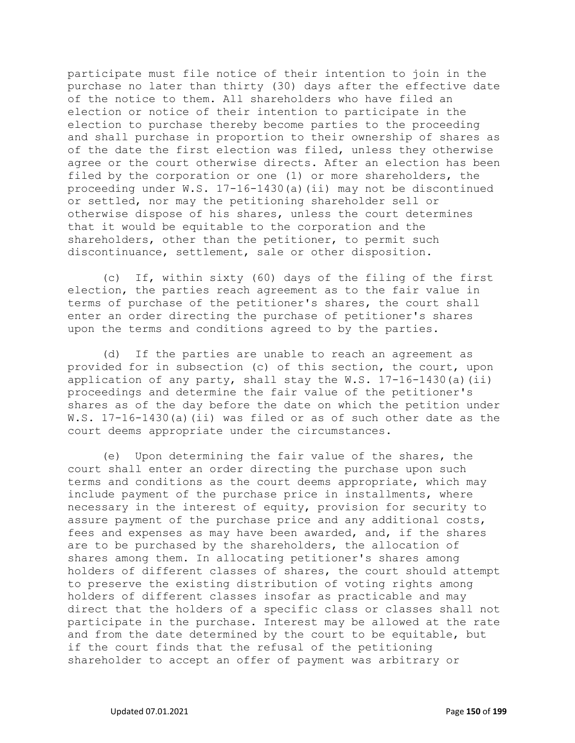participate must file notice of their intention to join in the purchase no later than thirty (30) days after the effective date of the notice to them. All shareholders who have filed an election or notice of their intention to participate in the election to purchase thereby become parties to the proceeding and shall purchase in proportion to their ownership of shares as of the date the first election was filed, unless they otherwise agree or the court otherwise directs. After an election has been filed by the corporation or one (1) or more shareholders, the proceeding under W.S. 17-16-1430(a)(ii) may not be discontinued or settled, nor may the petitioning shareholder sell or otherwise dispose of his shares, unless the court determines that it would be equitable to the corporation and the shareholders, other than the petitioner, to permit such discontinuance, settlement, sale or other disposition.

(c) If, within sixty (60) days of the filing of the first election, the parties reach agreement as to the fair value in terms of purchase of the petitioner's shares, the court shall enter an order directing the purchase of petitioner's shares upon the terms and conditions agreed to by the parties.

(d) If the parties are unable to reach an agreement as provided for in subsection (c) of this section, the court, upon application of any party, shall stay the W.S. 17-16-1430(a)(ii) proceedings and determine the fair value of the petitioner's shares as of the day before the date on which the petition under W.S. 17-16-1430(a)(ii) was filed or as of such other date as the court deems appropriate under the circumstances.

(e) Upon determining the fair value of the shares, the court shall enter an order directing the purchase upon such terms and conditions as the court deems appropriate, which may include payment of the purchase price in installments, where necessary in the interest of equity, provision for security to assure payment of the purchase price and any additional costs, fees and expenses as may have been awarded, and, if the shares are to be purchased by the shareholders, the allocation of shares among them. In allocating petitioner's shares among holders of different classes of shares, the court should attempt to preserve the existing distribution of voting rights among holders of different classes insofar as practicable and may direct that the holders of a specific class or classes shall not participate in the purchase. Interest may be allowed at the rate and from the date determined by the court to be equitable, but if the court finds that the refusal of the petitioning shareholder to accept an offer of payment was arbitrary or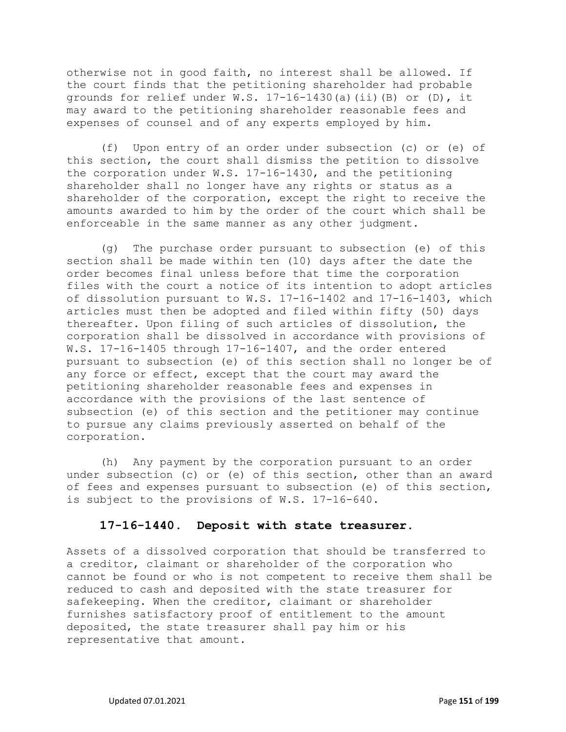otherwise not in good faith, no interest shall be allowed. If the court finds that the petitioning shareholder had probable grounds for relief under W.S. 17-16-1430(a)(ii)(B) or (D), it may award to the petitioning shareholder reasonable fees and expenses of counsel and of any experts employed by him.

(f) Upon entry of an order under subsection (c) or (e) of this section, the court shall dismiss the petition to dissolve the corporation under W.S. 17-16-1430, and the petitioning shareholder shall no longer have any rights or status as a shareholder of the corporation, except the right to receive the amounts awarded to him by the order of the court which shall be enforceable in the same manner as any other judgment.

(g) The purchase order pursuant to subsection (e) of this section shall be made within ten (10) days after the date the order becomes final unless before that time the corporation files with the court a notice of its intention to adopt articles of dissolution pursuant to W.S. 17-16-1402 and 17-16-1403, which articles must then be adopted and filed within fifty (50) days thereafter. Upon filing of such articles of dissolution, the corporation shall be dissolved in accordance with provisions of W.S. 17-16-1405 through 17-16-1407, and the order entered pursuant to subsection (e) of this section shall no longer be of any force or effect, except that the court may award the petitioning shareholder reasonable fees and expenses in accordance with the provisions of the last sentence of subsection (e) of this section and the petitioner may continue to pursue any claims previously asserted on behalf of the corporation.

(h) Any payment by the corporation pursuant to an order under subsection (c) or (e) of this section, other than an award of fees and expenses pursuant to subsection (e) of this section, is subject to the provisions of W.S. 17-16-640.

### 17-16-1440. Deposit with state treasurer.

Assets of a dissolved corporation that should be transferred to a creditor, claimant or shareholder of the corporation who cannot be found or who is not competent to receive them shall be reduced to cash and deposited with the state treasurer for safekeeping. When the creditor, claimant or shareholder furnishes satisfactory proof of entitlement to the amount deposited, the state treasurer shall pay him or his representative that amount.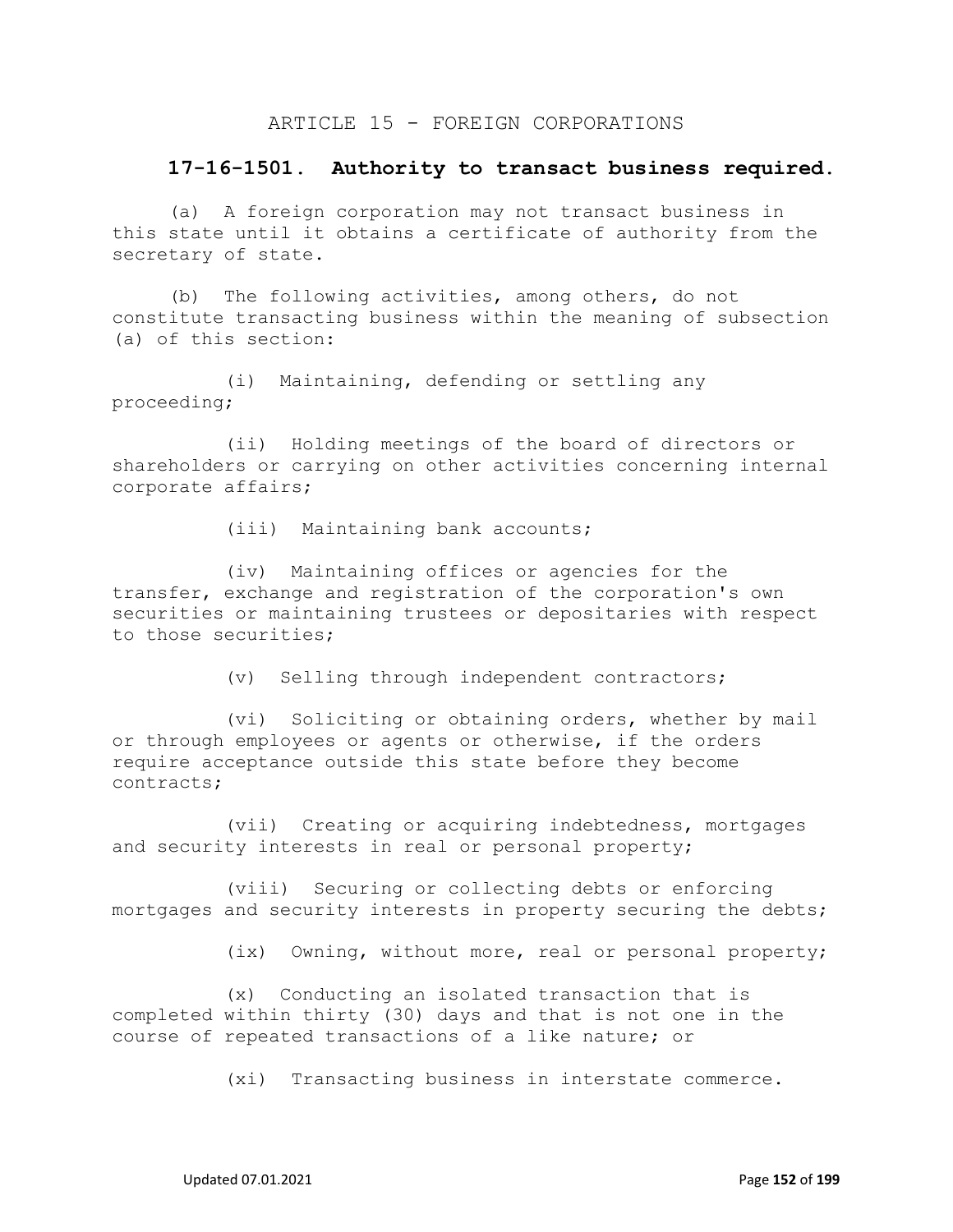## ARTICLE 15 - FOREIGN CORPORATIONS

### 17-16-1501. Authority to transact business required.

(a) A foreign corporation may not transact business in this state until it obtains a certificate of authority from the secretary of state.

(b) The following activities, among others, do not constitute transacting business within the meaning of subsection (a) of this section:

(i) Maintaining, defending or settling any proceeding;

(ii) Holding meetings of the board of directors or shareholders or carrying on other activities concerning internal corporate affairs;

(iii) Maintaining bank accounts;

(iv) Maintaining offices or agencies for the transfer, exchange and registration of the corporation's own securities or maintaining trustees or depositaries with respect to those securities;

(v) Selling through independent contractors;

(vi) Soliciting or obtaining orders, whether by mail or through employees or agents or otherwise, if the orders require acceptance outside this state before they become contracts;

(vii) Creating or acquiring indebtedness, mortgages and security interests in real or personal property;

(viii) Securing or collecting debts or enforcing mortgages and security interests in property securing the debts;

(ix) Owning, without more, real or personal property;

(x) Conducting an isolated transaction that is completed within thirty (30) days and that is not one in the course of repeated transactions of a like nature; or

(xi) Transacting business in interstate commerce.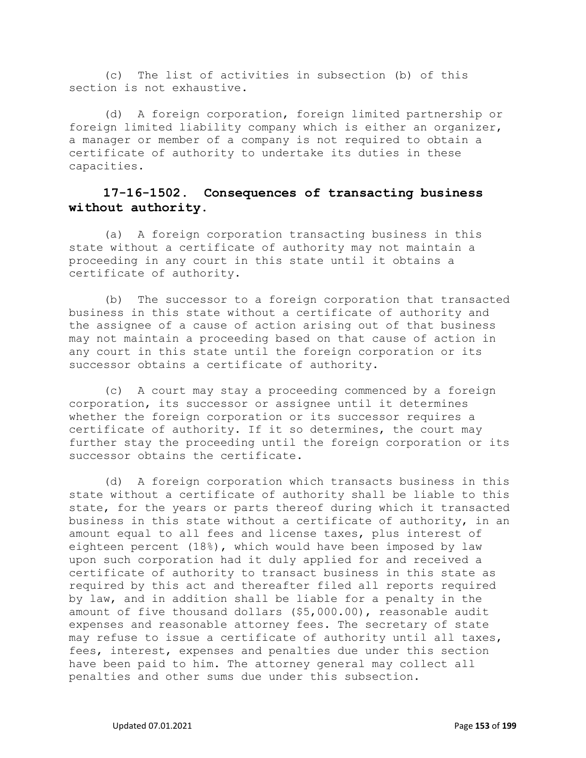(c) The list of activities in subsection (b) of this section is not exhaustive.

(d) A foreign corporation, foreign limited partnership or foreign limited liability company which is either an organizer, a manager or member of a company is not required to obtain a certificate of authority to undertake its duties in these capacities.

### 17-16-1502. Consequences of transacting business without authority.

(a) A foreign corporation transacting business in this state without a certificate of authority may not maintain a proceeding in any court in this state until it obtains a certificate of authority.

(b) The successor to a foreign corporation that transacted business in this state without a certificate of authority and the assignee of a cause of action arising out of that business may not maintain a proceeding based on that cause of action in any court in this state until the foreign corporation or its successor obtains a certificate of authority.

(c) A court may stay a proceeding commenced by a foreign corporation, its successor or assignee until it determines whether the foreign corporation or its successor requires a certificate of authority. If it so determines, the court may further stay the proceeding until the foreign corporation or its successor obtains the certificate.

(d) A foreign corporation which transacts business in this state without a certificate of authority shall be liable to this state, for the years or parts thereof during which it transacted business in this state without a certificate of authority, in an amount equal to all fees and license taxes, plus interest of eighteen percent (18%), which would have been imposed by law upon such corporation had it duly applied for and received a certificate of authority to transact business in this state as required by this act and thereafter filed all reports required by law, and in addition shall be liable for a penalty in the amount of five thousand dollars ($5,000.00), reasonable audit expenses and reasonable attorney fees. The secretary of state may refuse to issue a certificate of authority until all taxes, fees, interest, expenses and penalties due under this section have been paid to him. The attorney general may collect all penalties and other sums due under this subsection.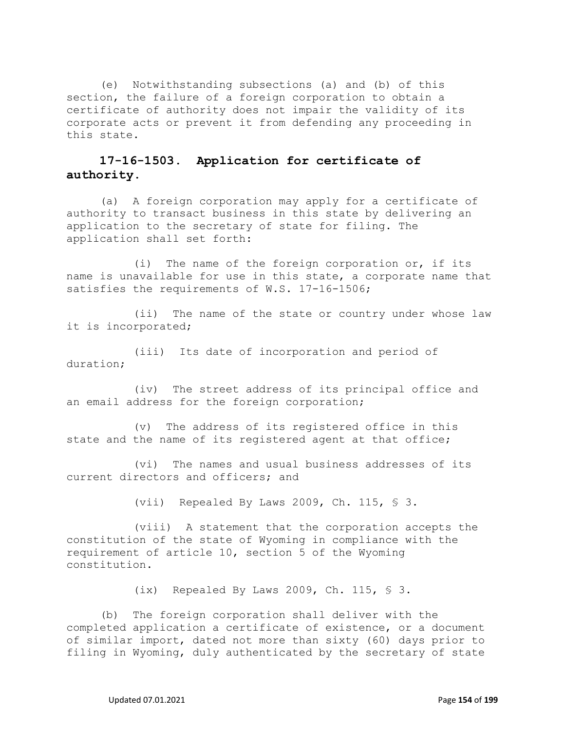(e) Notwithstanding subsections (a) and (b) of this section, the failure of a foreign corporation to obtain a certificate of authority does not impair the validity of its corporate acts or prevent it from defending any proceeding in this state.

## 17-16-1503. Application for certificate of authority.

(a) A foreign corporation may apply for a certificate of authority to transact business in this state by delivering an application to the secretary of state for filing. The application shall set forth:

(i) The name of the foreign corporation or, if its name is unavailable for use in this state, a corporate name that satisfies the requirements of W.S. 17-16-1506;

(ii) The name of the state or country under whose law it is incorporated;

(iii) Its date of incorporation and period of duration;

(iv) The street address of its principal office and an email address for the foreign corporation;

(v) The address of its registered office in this state and the name of its registered agent at that office;

(vi) The names and usual business addresses of its current directors and officers; and

(vii) Repealed By Laws 2009, Ch. 115, § 3.

(viii) A statement that the corporation accepts the constitution of the state of Wyoming in compliance with the requirement of article 10, section 5 of the Wyoming constitution.

(ix) Repealed By Laws 2009, Ch. 115, § 3.

(b) The foreign corporation shall deliver with the completed application a certificate of existence, or a document of similar import, dated not more than sixty (60) days prior to filing in Wyoming, duly authenticated by the secretary of state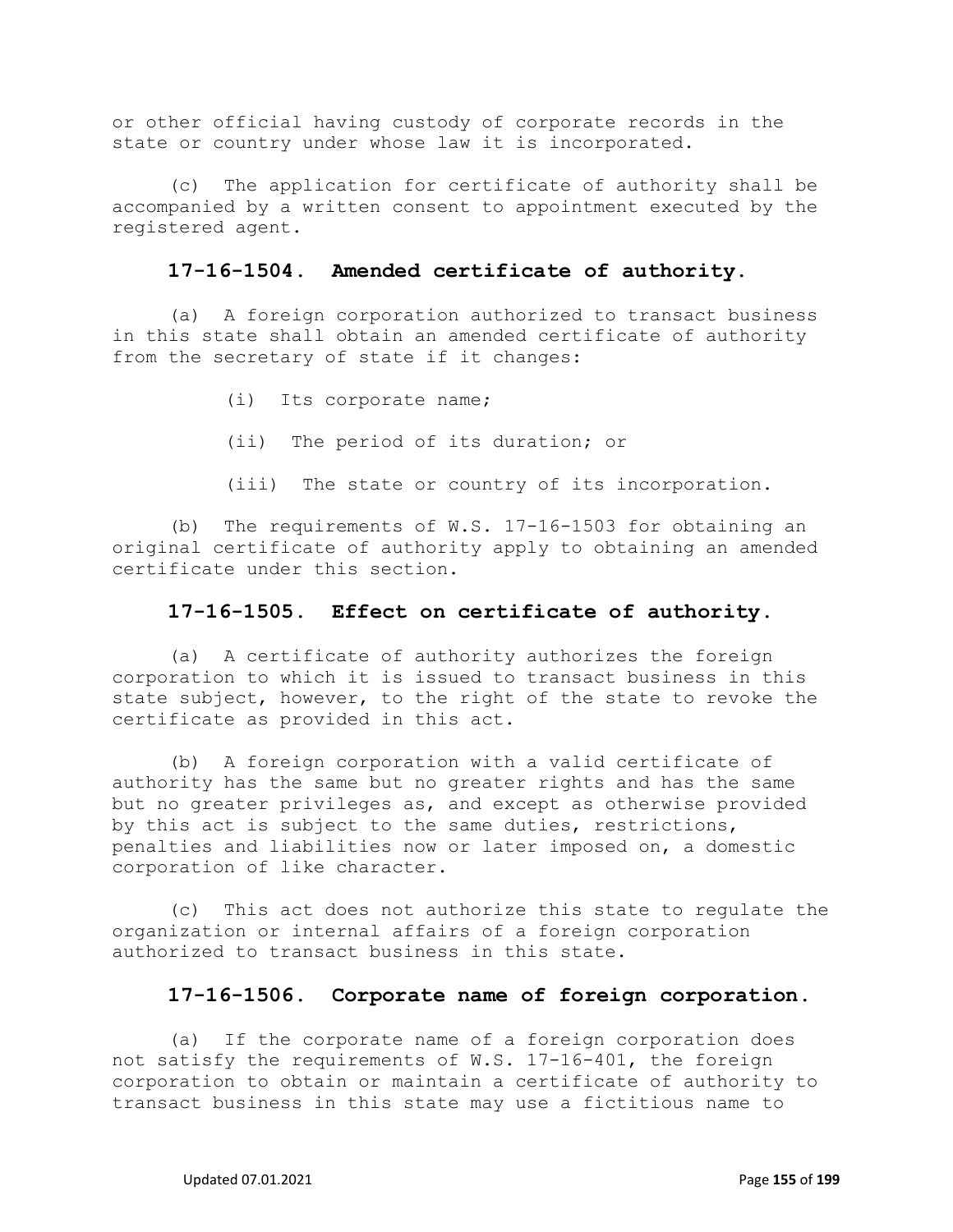or other official having custody of corporate records in the state or country under whose law it is incorporated.

(c) The application for certificate of authority shall be accompanied by a written consent to appointment executed by the registered agent.

### 17-16-1504. Amended certificate of authority.

(a) A foreign corporation authorized to transact business in this state shall obtain an amended certificate of authority from the secretary of state if it changes:

(i) Its corporate name;

(ii) The period of its duration; or

(iii) The state or country of its incorporation.

(b) The requirements of W.S. 17-16-1503 for obtaining an original certificate of authority apply to obtaining an amended certificate under this section.

### 17-16-1505. Effect on certificate of authority.

(a) A certificate of authority authorizes the foreign corporation to which it is issued to transact business in this state subject, however, to the right of the state to revoke the certificate as provided in this act.

(b) A foreign corporation with a valid certificate of authority has the same but no greater rights and has the same but no greater privileges as, and except as otherwise provided by this act is subject to the same duties, restrictions, penalties and liabilities now or later imposed on, a domestic corporation of like character.

(c) This act does not authorize this state to regulate the organization or internal affairs of a foreign corporation authorized to transact business in this state.

### 17-16-1506. Corporate name of foreign corporation.

(a) If the corporate name of a foreign corporation does not satisfy the requirements of W.S. 17-16-401, the foreign corporation to obtain or maintain a certificate of authority to transact business in this state may use a fictitious name to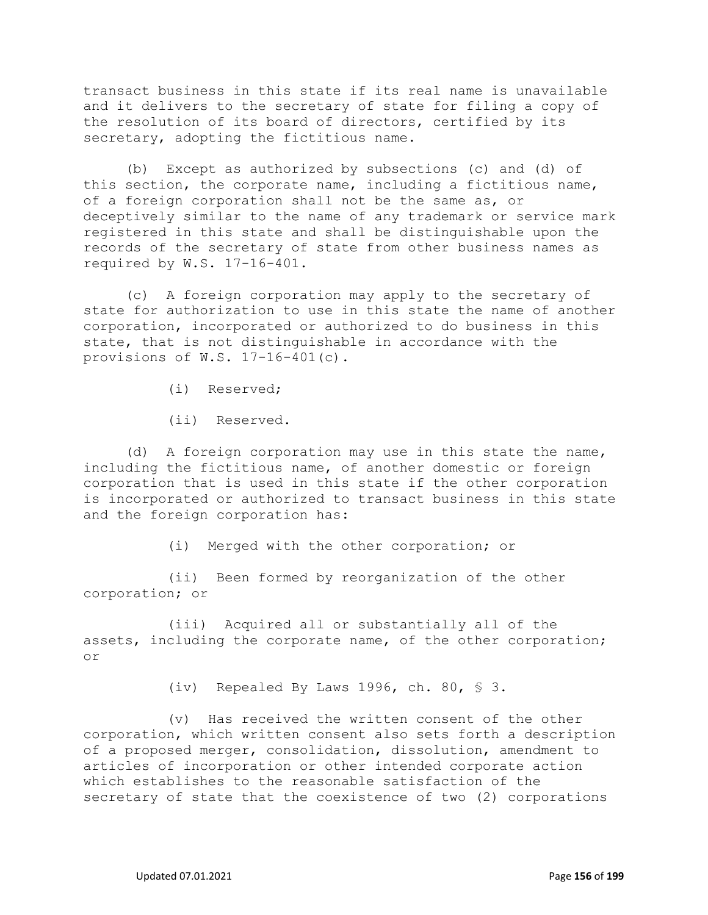transact business in this state if its real name is unavailable and it delivers to the secretary of state for filing a copy of the resolution of its board of directors, certified by its secretary, adopting the fictitious name.

(b) Except as authorized by subsections (c) and (d) of this section, the corporate name, including a fictitious name, of a foreign corporation shall not be the same as, or deceptively similar to the name of any trademark or service mark registered in this state and shall be distinguishable upon the records of the secretary of state from other business names as required by W.S. 17-16-401.

(c) A foreign corporation may apply to the secretary of state for authorization to use in this state the name of another corporation, incorporated or authorized to do business in this state, that is not distinguishable in accordance with the provisions of W.S. 17-16-401(c).

(i) Reserved;

(ii) Reserved.

(d) A foreign corporation may use in this state the name, including the fictitious name, of another domestic or foreign corporation that is used in this state if the other corporation is incorporated or authorized to transact business in this state and the foreign corporation has:

(i) Merged with the other corporation; or

(ii) Been formed by reorganization of the other corporation; or

(iii) Acquired all or substantially all of the assets, including the corporate name, of the other corporation; or

(iv) Repealed By Laws 1996, ch. 80, § 3.

(v) Has received the written consent of the other corporation, which written consent also sets forth a description of a proposed merger, consolidation, dissolution, amendment to articles of incorporation or other intended corporate action which establishes to the reasonable satisfaction of the secretary of state that the coexistence of two (2) corporations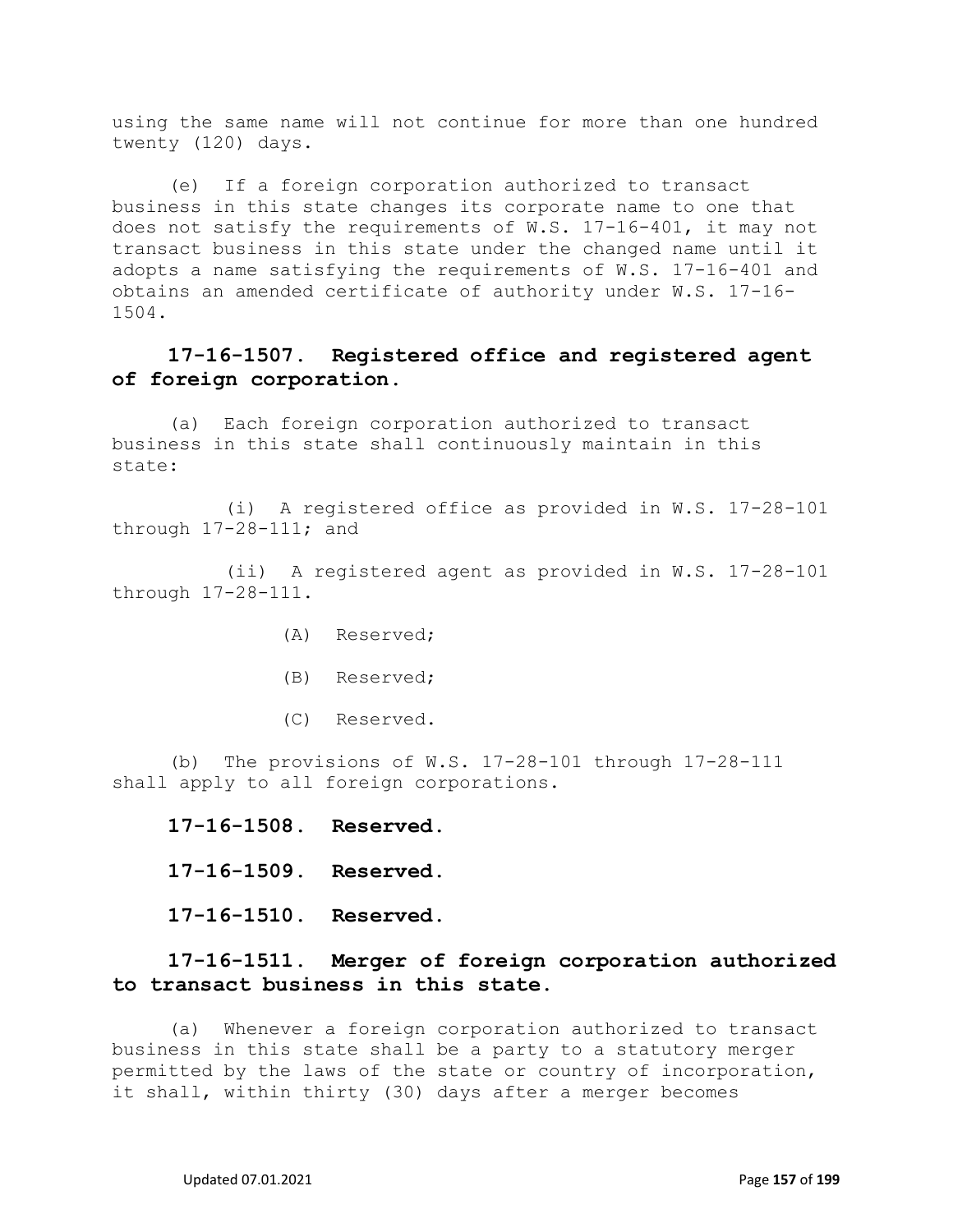using the same name will not continue for more than one hundred twenty (120) days.

(e) If a foreign corporation authorized to transact business in this state changes its corporate name to one that does not satisfy the requirements of W.S. 17-16-401, it may not transact business in this state under the changed name until it adopts a name satisfying the requirements of W.S. 17-16-401 and obtains an amended certificate of authority under W.S. 17-16-1504.

**17-16-1507. Registered office and registered agent of foreign corporation.**

(a) Each foreign corporation authorized to transact business in this state shall continuously maintain in this state:

(i) A registered office as provided in W.S. 17-28-101 through 17-28-111; and

(ii) A registered agent as provided in W.S. 17-28-101 through 17-28-111.

(A) Reserved;

(B) Reserved;

(C) Reserved.

(b) The provisions of W.S. 17-28-101 through 17-28-111 shall apply to all foreign corporations.

**17-16-1508. Reserved.**

**17-16-1509. Reserved.**

**17-16-1510. Reserved.**

**17-16-1511. Merger of foreign corporation authorized to transact business in this state.**

(a) Whenever a foreign corporation authorized to transact business in this state shall be a party to a statutory merger permitted by the laws of the state or country of incorporation, it shall, within thirty (30) days after a merger becomes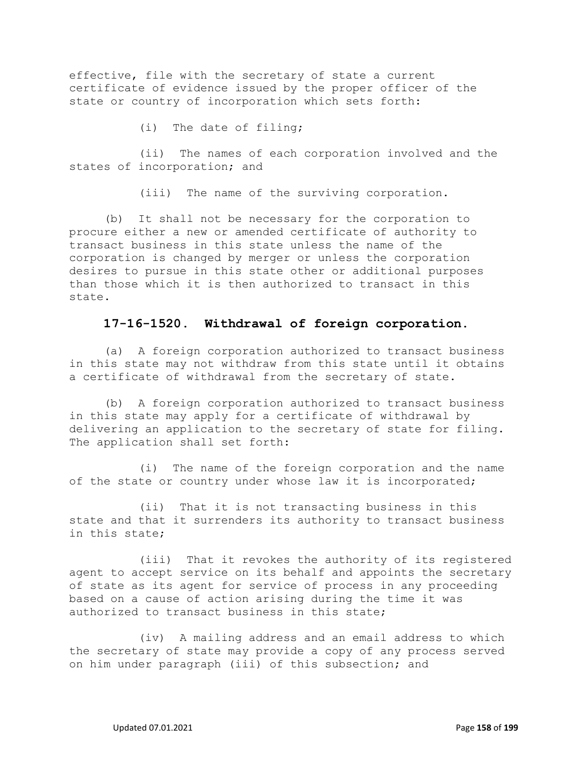effective, file with the secretary of state a current certificate of evidence issued by the proper officer of the state or country of incorporation which sets forth:

(i) The date of filing;

(ii) The names of each corporation involved and the states of incorporation; and

(iii) The name of the surviving corporation.

(b) It shall not be necessary for the corporation to procure either a new or amended certificate of authority to transact business in this state unless the name of the corporation is changed by merger or unless the corporation desires to pursue in this state other or additional purposes than those which it is then authorized to transact in this state.

### 17-16-1520. Withdrawal of foreign corporation.

(a) A foreign corporation authorized to transact business in this state may not withdraw from this state until it obtains a certificate of withdrawal from the secretary of state.

(b) A foreign corporation authorized to transact business in this state may apply for a certificate of withdrawal by delivering an application to the secretary of state for filing. The application shall set forth:

(i) The name of the foreign corporation and the name of the state or country under whose law it is incorporated;

(ii) That it is not transacting business in this state and that it surrenders its authority to transact business in this state;

(iii) That it revokes the authority of its registered agent to accept service on its behalf and appoints the secretary of state as its agent for service of process in any proceeding based on a cause of action arising during the time it was authorized to transact business in this state;

(iv) A mailing address and an email address to which the secretary of state may provide a copy of any process served on him under paragraph (iii) of this subsection; and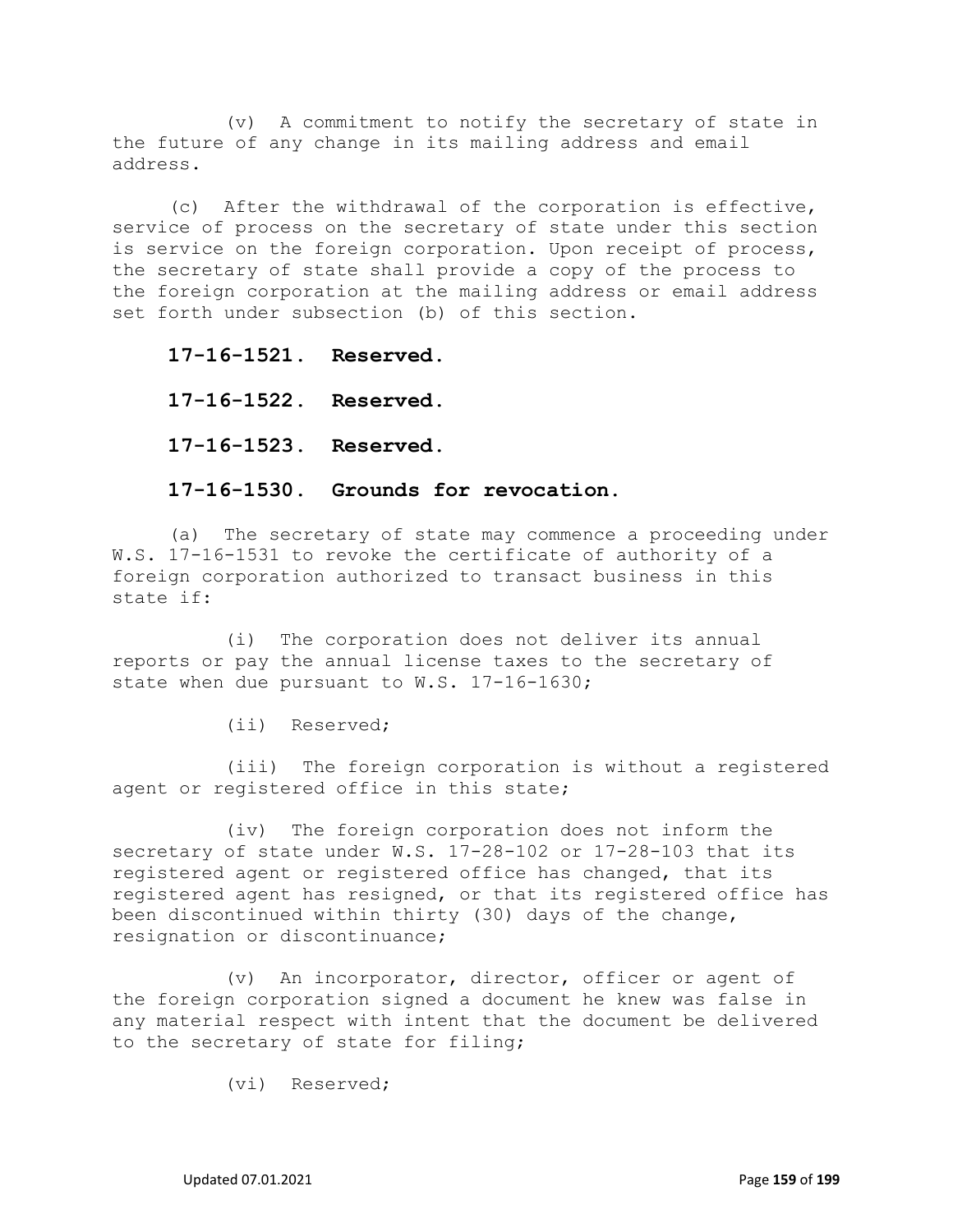(v) A commitment to notify the secretary of state in the future of any change in its mailing address and email address.

(c) After the withdrawal of the corporation is effective, service of process on the secretary of state under this section is service on the foreign corporation. Upon receipt of process, the secretary of state shall provide a copy of the process to the foreign corporation at the mailing address or email address set forth under subsection (b) of this section.

**17-16-1521. Reserved.**

**17-16-1522. Reserved.**

**17-16-1523. Reserved.**

**17-16-1530. Grounds for revocation.**

(a) The secretary of state may commence a proceeding under W.S. 17-16-1531 to revoke the certificate of authority of a foreign corporation authorized to transact business in this state if:

(i) The corporation does not deliver its annual reports or pay the annual license taxes to the secretary of state when due pursuant to W.S. 17-16-1630;

(ii) Reserved;

(iii) The foreign corporation is without a registered agent or registered office in this state;

(iv) The foreign corporation does not inform the secretary of state under W.S. 17-28-102 or 17-28-103 that its registered agent or registered office has changed, that its registered agent has resigned, or that its registered office has been discontinued within thirty (30) days of the change, resignation or discontinuance;

(v) An incorporator, director, officer or agent of the foreign corporation signed a document he knew was false in any material respect with intent that the document be delivered to the secretary of state for filing;

(vi) Reserved;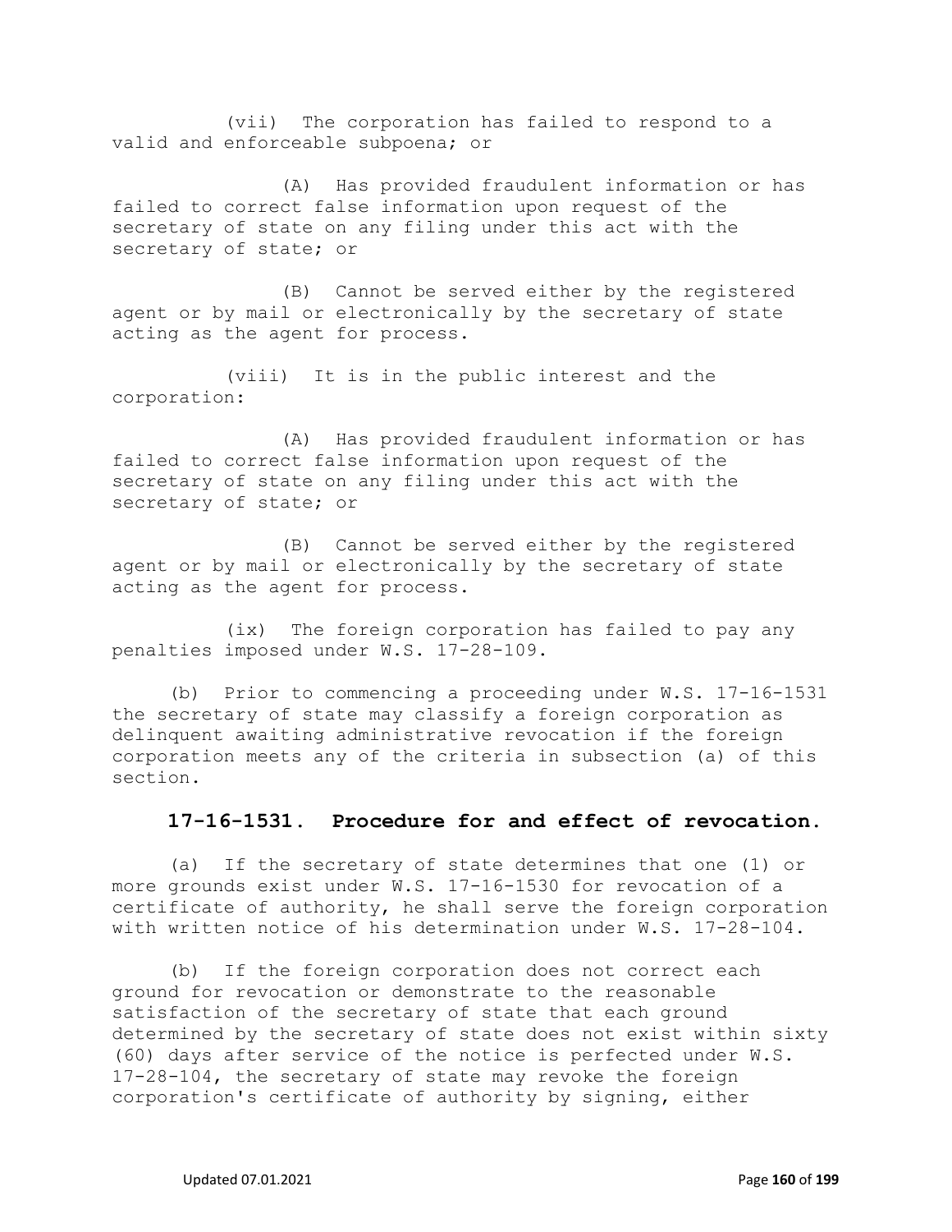(vii) The corporation has failed to respond to a valid and enforceable subpoena; or

(A) Has provided fraudulent information or has failed to correct false information upon request of the secretary of state on any filing under this act with the secretary of state; or

(B) Cannot be served either by the registered agent or by mail or electronically by the secretary of state acting as the agent for process.

(viii) It is in the public interest and the corporation:

(A) Has provided fraudulent information or has failed to correct false information upon request of the secretary of state on any filing under this act with the secretary of state; or

(B) Cannot be served either by the registered agent or by mail or electronically by the secretary of state acting as the agent for process.

(ix) The foreign corporation has failed to pay any penalties imposed under W.S. 17-28-109.

(b) Prior to commencing a proceeding under W.S. 17-16-1531 the secretary of state may classify a foreign corporation as delinquent awaiting administrative revocation if the foreign corporation meets any of the criteria in subsection (a) of this section.

### 17-16-1531. Procedure for and effect of revocation.

(a) If the secretary of state determines that one (1) or more grounds exist under W.S. 17-16-1530 for revocation of a certificate of authority, he shall serve the foreign corporation with written notice of his determination under W.S. 17-28-104.

(b) If the foreign corporation does not correct each ground for revocation or demonstrate to the reasonable satisfaction of the secretary of state that each ground determined by the secretary of state does not exist within sixty (60) days after service of the notice is perfected under W.S. 17-28-104, the secretary of state may revoke the foreign corporation's certificate of authority by signing, either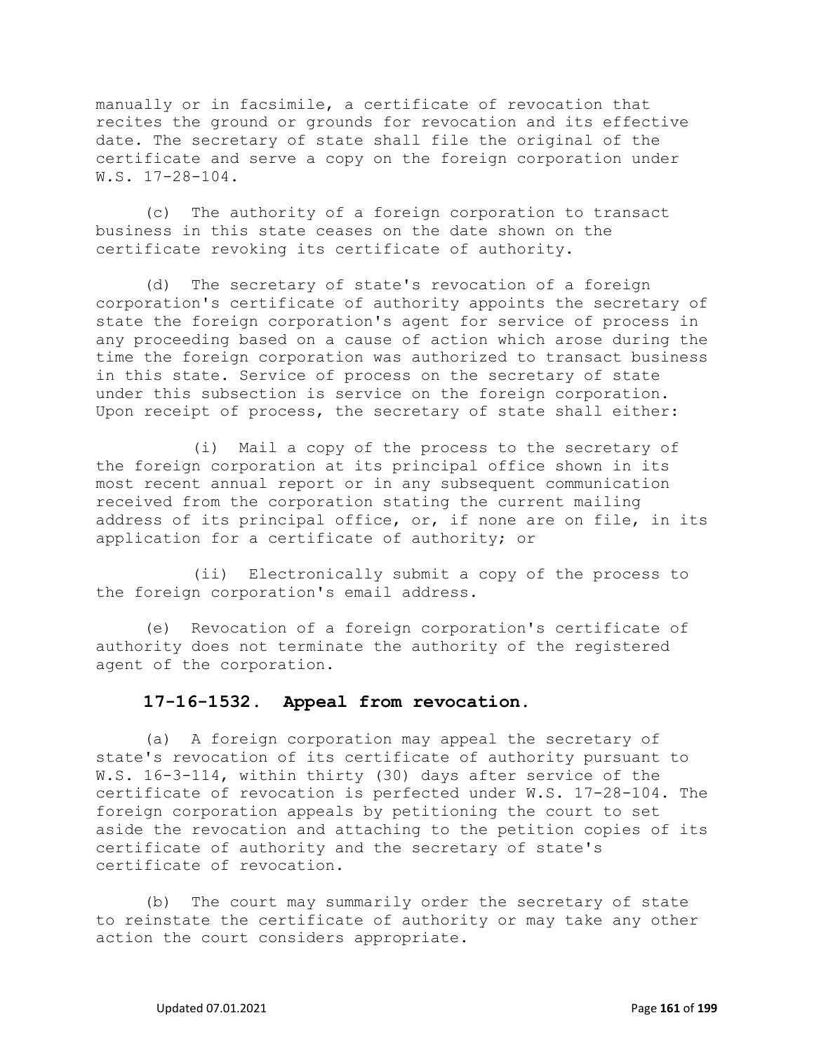manually or in facsimile, a certificate of revocation that recites the ground or grounds for revocation and its effective date. The secretary of state shall file the original of the certificate and serve a copy on the foreign corporation under W.S. 17-28-104.

(c) The authority of a foreign corporation to transact business in this state ceases on the date shown on the certificate revoking its certificate of authority.

(d) The secretary of state's revocation of a foreign corporation's certificate of authority appoints the secretary of state the foreign corporation's agent for service of process in any proceeding based on a cause of action which arose during the time the foreign corporation was authorized to transact business in this state. Service of process on the secretary of state under this subsection is service on the foreign corporation. Upon receipt of process, the secretary of state shall either:

(i) Mail a copy of the process to the secretary of the foreign corporation at its principal office shown in its most recent annual report or in any subsequent communication received from the corporation stating the current mailing address of its principal office, or, if none are on file, in its application for a certificate of authority; or

(ii) Electronically submit a copy of the process to the foreign corporation's email address.

(e) Revocation of a foreign corporation's certificate of authority does not terminate the authority of the registered agent of the corporation.

### 17-16-1532. Appeal from revocation.

(a) A foreign corporation may appeal the secretary of state's revocation of its certificate of authority pursuant to W.S. 16-3-114, within thirty (30) days after service of the certificate of revocation is perfected under W.S. 17-28-104. The foreign corporation appeals by petitioning the court to set aside the revocation and attaching to the petition copies of its certificate of authority and the secretary of state's certificate of revocation.

(b) The court may summarily order the secretary of state to reinstate the certificate of authority or may take any other action the court considers appropriate.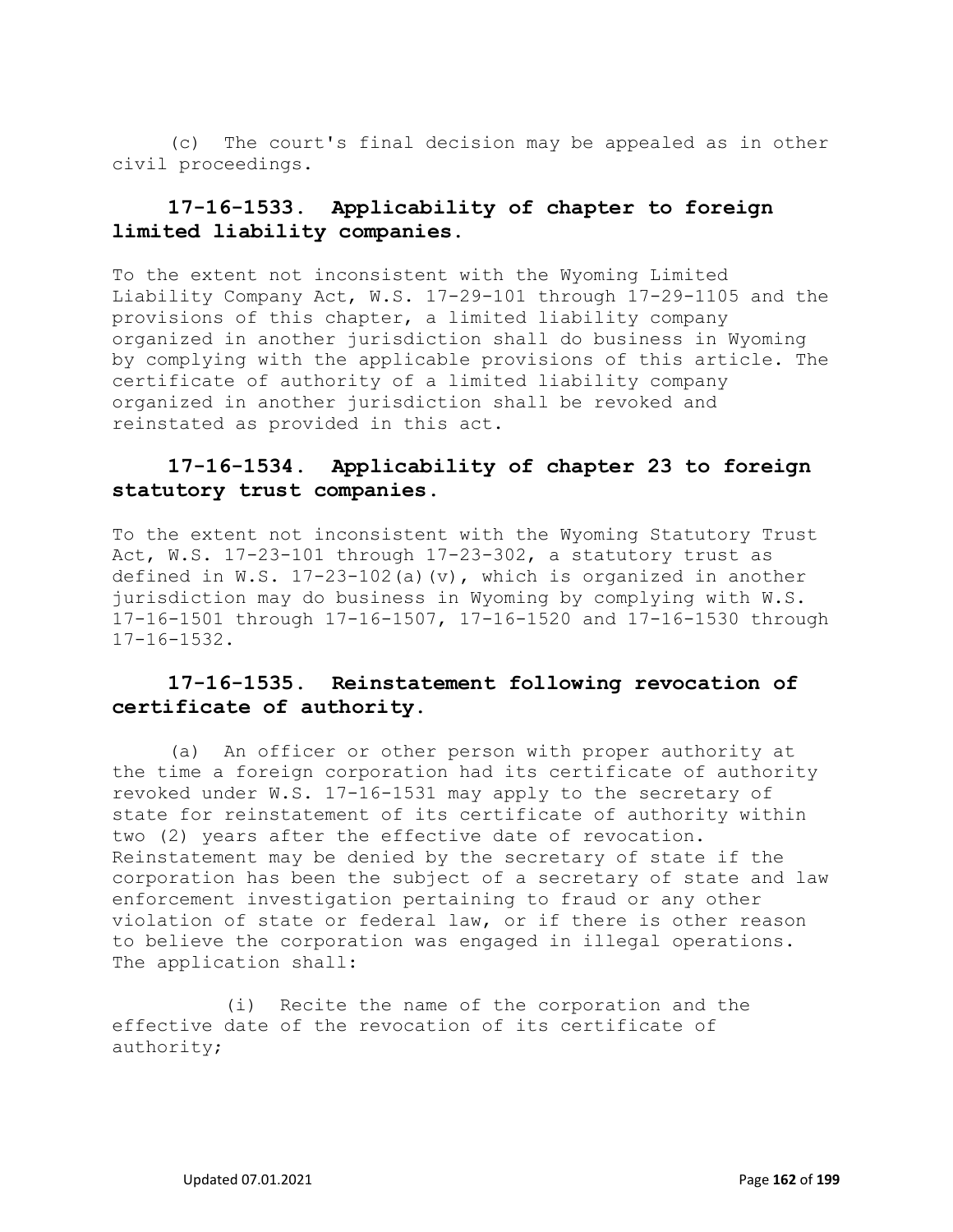(c) The court's final decision may be appealed as in other civil proceedings.

## 17-16-1533. Applicability of chapter to foreign limited liability companies.

To the extent not inconsistent with the Wyoming Limited Liability Company Act, W.S. 17-29-101 through 17-29-1105 and the provisions of this chapter, a limited liability company organized in another jurisdiction shall do business in Wyoming by complying with the applicable provisions of this article. The certificate of authority of a limited liability company organized in another jurisdiction shall be revoked and reinstated as provided in this act.

## 17-16-1534. Applicability of chapter 23 to foreign statutory trust companies.

To the extent not inconsistent with the Wyoming Statutory Trust Act, W.S. 17-23-101 through 17-23-302, a statutory trust as defined in W.S. 17-23-102(a)(v), which is organized in another jurisdiction may do business in Wyoming by complying with W.S. 17-16-1501 through 17-16-1507, 17-16-1520 and 17-16-1530 through 17-16-1532.

## 17-16-1535. Reinstatement following revocation of certificate of authority.

(a) An officer or other person with proper authority at the time a foreign corporation had its certificate of authority revoked under W.S. 17-16-1531 may apply to the secretary of state for reinstatement of its certificate of authority within two (2) years after the effective date of revocation. Reinstatement may be denied by the secretary of state if the corporation has been the subject of a secretary of state and law enforcement investigation pertaining to fraud or any other violation of state or federal law, or if there is other reason to believe the corporation was engaged in illegal operations. The application shall:

(i) Recite the name of the corporation and the effective date of the revocation of its certificate of authority;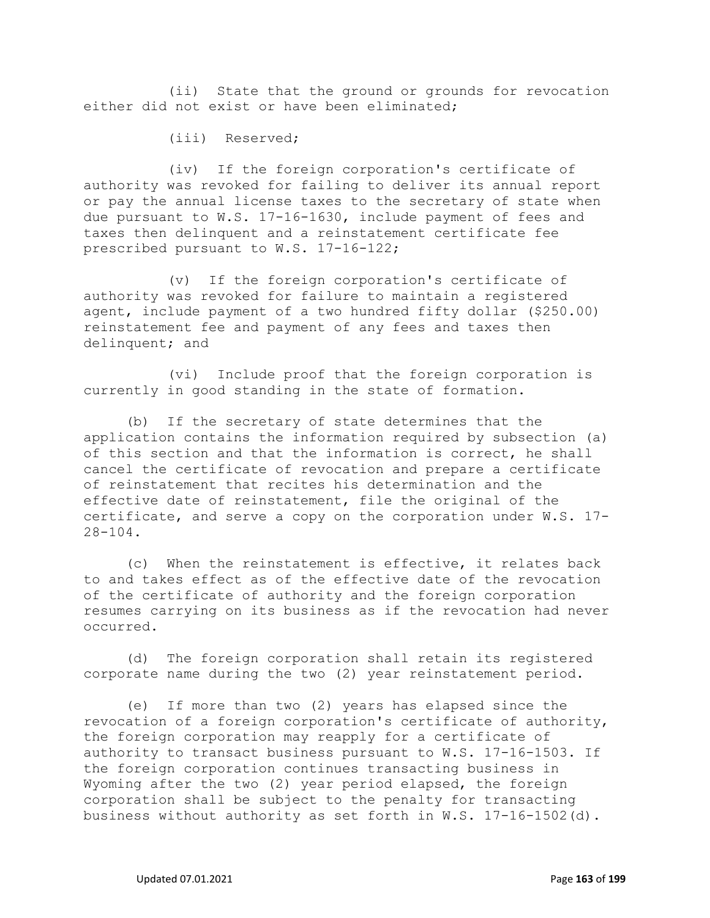(ii) State that the ground or grounds for revocation either did not exist or have been eliminated;

(iii) Reserved;

(iv) If the foreign corporation's certificate of authority was revoked for failing to deliver its annual report or pay the annual license taxes to the secretary of state when due pursuant to W.S. 17-16-1630, include payment of fees and taxes then delinquent and a reinstatement certificate fee prescribed pursuant to W.S. 17-16-122;

(v) If the foreign corporation's certificate of authority was revoked for failure to maintain a registered agent, include payment of a two hundred fifty dollar ($250.00) reinstatement fee and payment of any fees and taxes then delinquent; and

(vi) Include proof that the foreign corporation is currently in good standing in the state of formation.

(b) If the secretary of state determines that the application contains the information required by subsection (a) of this section and that the information is correct, he shall cancel the certificate of revocation and prepare a certificate of reinstatement that recites his determination and the effective date of reinstatement, file the original of the certificate, and serve a copy on the corporation under W.S. 17-28-104.

(c) When the reinstatement is effective, it relates back to and takes effect as of the effective date of the revocation of the certificate of authority and the foreign corporation resumes carrying on its business as if the revocation had never occurred.

(d) The foreign corporation shall retain its registered corporate name during the two (2) year reinstatement period.

(e) If more than two (2) years has elapsed since the revocation of a foreign corporation's certificate of authority, the foreign corporation may reapply for a certificate of authority to transact business pursuant to W.S. 17-16-1503. If the foreign corporation continues transacting business in Wyoming after the two (2) year period elapsed, the foreign corporation shall be subject to the penalty for transacting business without authority as set forth in W.S. 17-16-1502(d).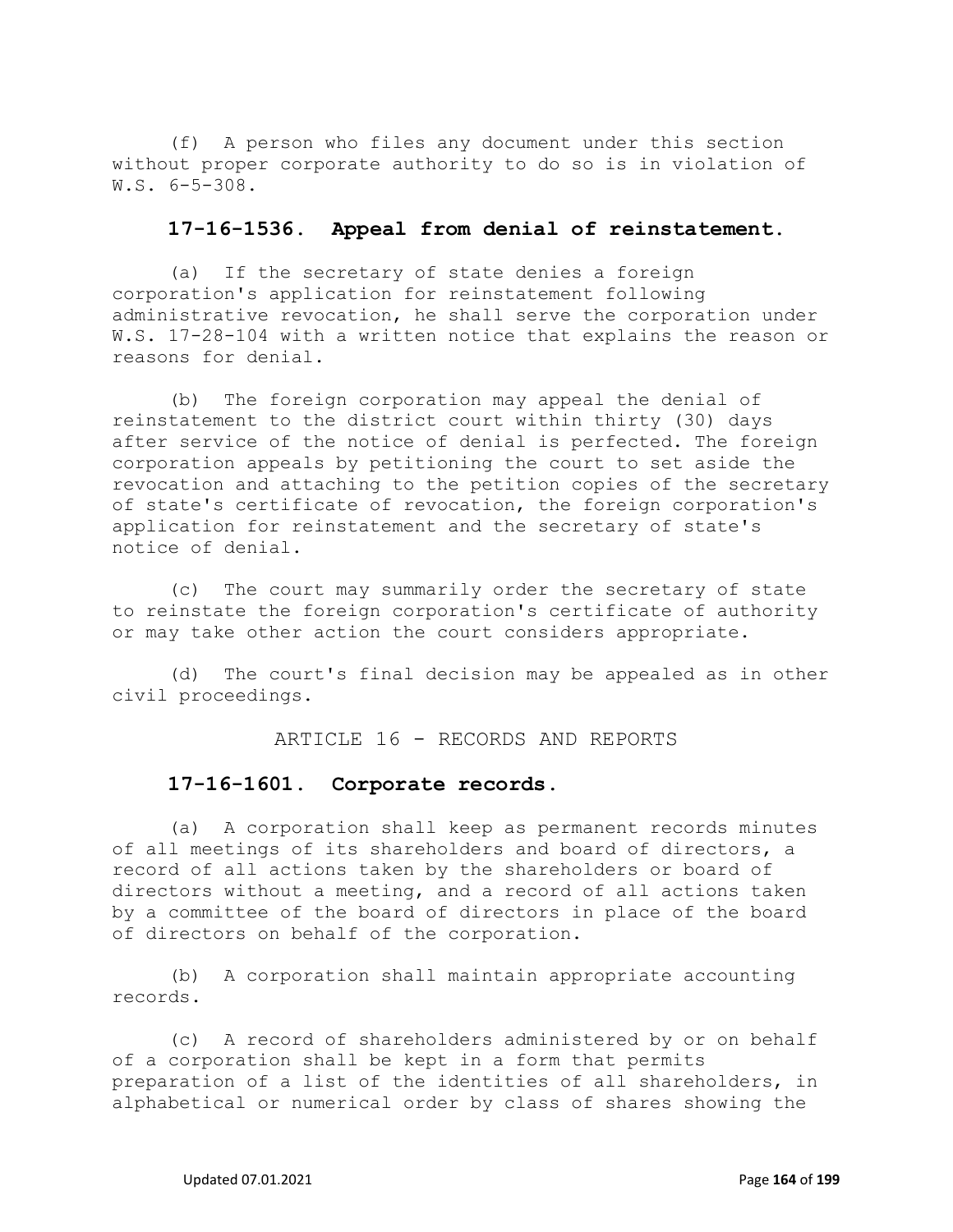(f) A person who files any document under this section without proper corporate authority to do so is in violation of W.S. 6-5-308.

### 17-16-1536. Appeal from denial of reinstatement.

(a) If the secretary of state denies a foreign corporation's application for reinstatement following administrative revocation, he shall serve the corporation under W.S. 17-28-104 with a written notice that explains the reason or reasons for denial.

(b) The foreign corporation may appeal the denial of reinstatement to the district court within thirty (30) days after service of the notice of denial is perfected. The foreign corporation appeals by petitioning the court to set aside the revocation and attaching to the petition copies of the secretary of state's certificate of revocation, the foreign corporation's application for reinstatement and the secretary of state's notice of denial.

(c) The court may summarily order the secretary of state to reinstate the foreign corporation's certificate of authority or may take other action the court considers appropriate.

(d) The court's final decision may be appealed as in other civil proceedings.

## ARTICLE 16 - RECORDS AND REPORTS

### 17-16-1601. Corporate records.

(a) A corporation shall keep as permanent records minutes of all meetings of its shareholders and board of directors, a record of all actions taken by the shareholders or board of directors without a meeting, and a record of all actions taken by a committee of the board of directors in place of the board of directors on behalf of the corporation.

(b) A corporation shall maintain appropriate accounting records.

(c) A record of shareholders administered by or on behalf of a corporation shall be kept in a form that permits preparation of a list of the identities of all shareholders, in alphabetical or numerical order by class of shares showing the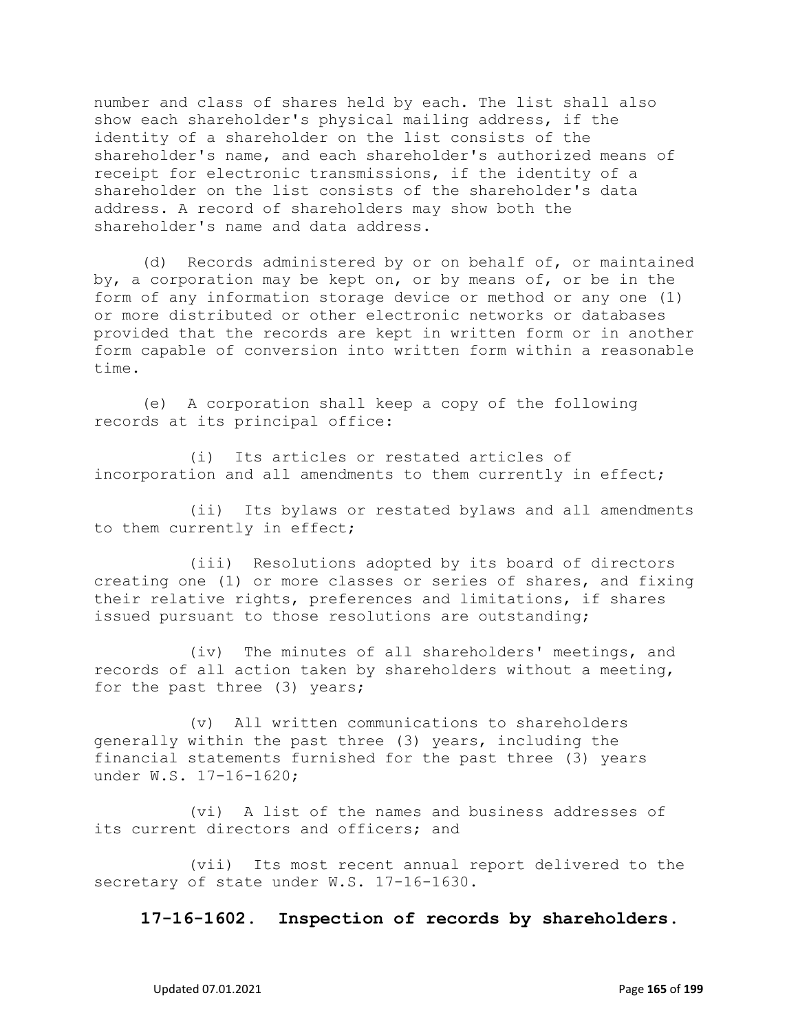number and class of shares held by each. The list shall also show each shareholder's physical mailing address, if the identity of a shareholder on the list consists of the shareholder's name, and each shareholder's authorized means of receipt for electronic transmissions, if the identity of a shareholder on the list consists of the shareholder's data address. A record of shareholders may show both the shareholder's name and data address.

(d) Records administered by or on behalf of, or maintained by, a corporation may be kept on, or by means of, or be in the form of any information storage device or method or any one (1) or more distributed or other electronic networks or databases provided that the records are kept in written form or in another form capable of conversion into written form within a reasonable time.

(e) A corporation shall keep a copy of the following records at its principal office:

(i) Its articles or restated articles of incorporation and all amendments to them currently in effect;

(ii) Its bylaws or restated bylaws and all amendments to them currently in effect;

(iii) Resolutions adopted by its board of directors creating one (1) or more classes or series of shares, and fixing their relative rights, preferences and limitations, if shares issued pursuant to those resolutions are outstanding;

(iv) The minutes of all shareholders' meetings, and records of all action taken by shareholders without a meeting, for the past three (3) years;

(v) All written communications to shareholders generally within the past three (3) years, including the financial statements furnished for the past three (3) years under W.S. 17-16-1620;

(vi) A list of the names and business addresses of its current directors and officers; and

(vii) Its most recent annual report delivered to the secretary of state under W.S. 17-16-1630.

**17-16-1602. Inspection of records by shareholders.**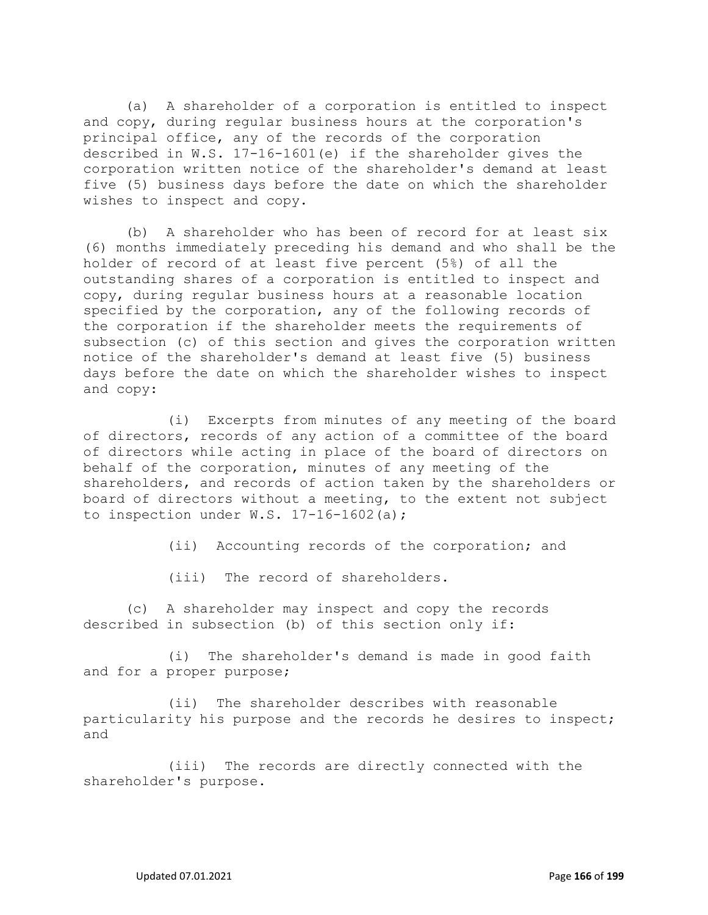(a) A shareholder of a corporation is entitled to inspect and copy, during regular business hours at the corporation's principal office, any of the records of the corporation described in W.S. 17-16-1601(e) if the shareholder gives the corporation written notice of the shareholder's demand at least five (5) business days before the date on which the shareholder wishes to inspect and copy.

(b) A shareholder who has been of record for at least six (6) months immediately preceding his demand and who shall be the holder of record of at least five percent (5%) of all the outstanding shares of a corporation is entitled to inspect and copy, during regular business hours at a reasonable location specified by the corporation, any of the following records of the corporation if the shareholder meets the requirements of subsection (c) of this section and gives the corporation written notice of the shareholder's demand at least five (5) business days before the date on which the shareholder wishes to inspect and copy:

(i) Excerpts from minutes of any meeting of the board of directors, records of any action of a committee of the board of directors while acting in place of the board of directors on behalf of the corporation, minutes of any meeting of the shareholders, and records of action taken by the shareholders or board of directors without a meeting, to the extent not subject to inspection under W.S. 17-16-1602(a);

(ii) Accounting records of the corporation; and

(iii) The record of shareholders.

(c) A shareholder may inspect and copy the records described in subsection (b) of this section only if:

(i) The shareholder's demand is made in good faith and for a proper purpose;

(ii) The shareholder describes with reasonable particularity his purpose and the records he desires to inspect; and

(iii) The records are directly connected with the shareholder's purpose.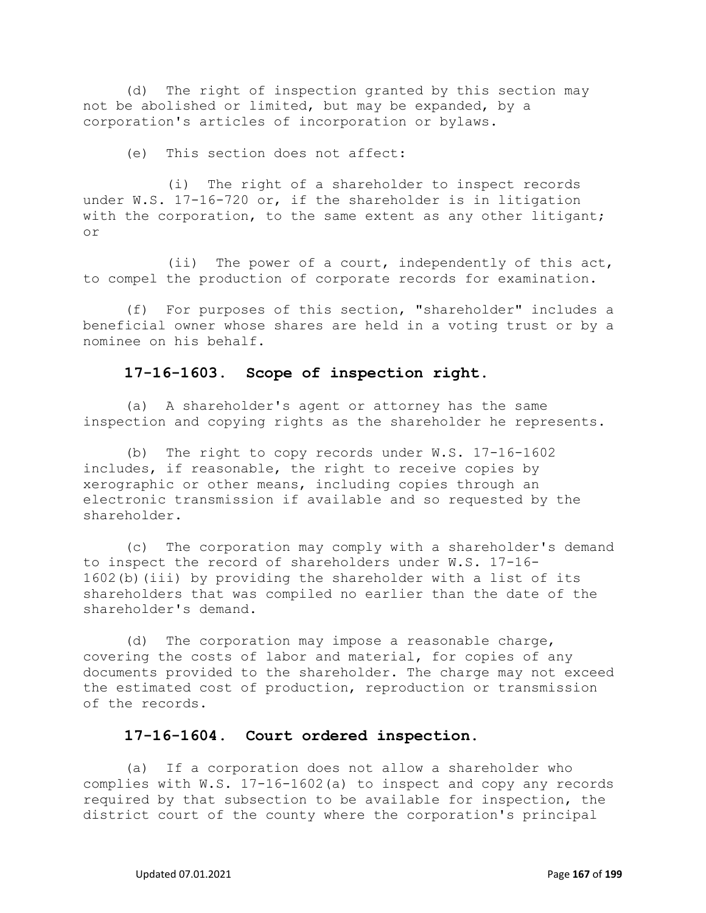(d) The right of inspection granted by this section may not be abolished or limited, but may be expanded, by a corporation's articles of incorporation or bylaws.

(e) This section does not affect:

(i) The right of a shareholder to inspect records under W.S. 17-16-720 or, if the shareholder is in litigation with the corporation, to the same extent as any other litigant; or

(ii) The power of a court, independently of this act, to compel the production of corporate records for examination.

(f) For purposes of this section, "shareholder" includes a beneficial owner whose shares are held in a voting trust or by a nominee on his behalf.

### 17-16-1603. Scope of inspection right.

(a) A shareholder's agent or attorney has the same inspection and copying rights as the shareholder he represents.

(b) The right to copy records under W.S. 17-16-1602 includes, if reasonable, the right to receive copies by xerographic or other means, including copies through an electronic transmission if available and so requested by the shareholder.

(c) The corporation may comply with a shareholder's demand to inspect the record of shareholders under W.S. 17-16-1602(b)(iii) by providing the shareholder with a list of its shareholders that was compiled no earlier than the date of the shareholder's demand.

(d) The corporation may impose a reasonable charge, covering the costs of labor and material, for copies of any documents provided to the shareholder. The charge may not exceed the estimated cost of production, reproduction or transmission of the records.

### 17-16-1604. Court ordered inspection.

(a) If a corporation does not allow a shareholder who complies with W.S. 17-16-1602(a) to inspect and copy any records required by that subsection to be available for inspection, the district court of the county where the corporation's principal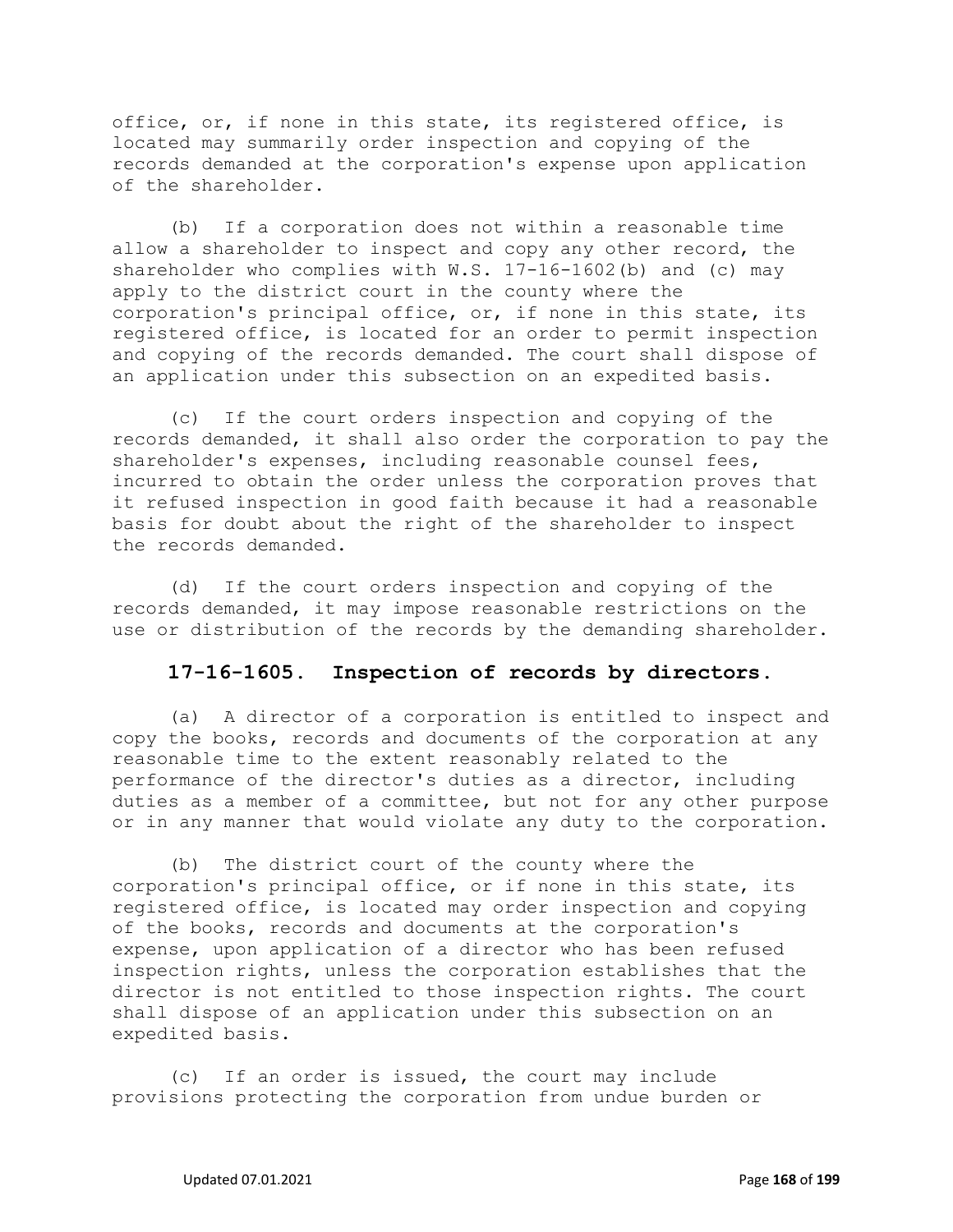office, or, if none in this state, its registered office, is located may summarily order inspection and copying of the records demanded at the corporation's expense upon application of the shareholder.

(b) If a corporation does not within a reasonable time allow a shareholder to inspect and copy any other record, the shareholder who complies with W.S. 17-16-1602(b) and (c) may apply to the district court in the county where the corporation's principal office, or, if none in this state, its registered office, is located for an order to permit inspection and copying of the records demanded. The court shall dispose of an application under this subsection on an expedited basis.

(c) If the court orders inspection and copying of the records demanded, it shall also order the corporation to pay the shareholder's expenses, including reasonable counsel fees, incurred to obtain the order unless the corporation proves that it refused inspection in good faith because it had a reasonable basis for doubt about the right of the shareholder to inspect the records demanded.

(d) If the court orders inspection and copying of the records demanded, it may impose reasonable restrictions on the use or distribution of the records by the demanding shareholder.

### 17-16-1605. Inspection of records by directors.

(a) A director of a corporation is entitled to inspect and copy the books, records and documents of the corporation at any reasonable time to the extent reasonably related to the performance of the director's duties as a director, including duties as a member of a committee, but not for any other purpose or in any manner that would violate any duty to the corporation.

(b) The district court of the county where the corporation's principal office, or if none in this state, its registered office, is located may order inspection and copying of the books, records and documents at the corporation's expense, upon application of a director who has been refused inspection rights, unless the corporation establishes that the director is not entitled to those inspection rights. The court shall dispose of an application under this subsection on an expedited basis.

(c) If an order is issued, the court may include provisions protecting the corporation from undue burden or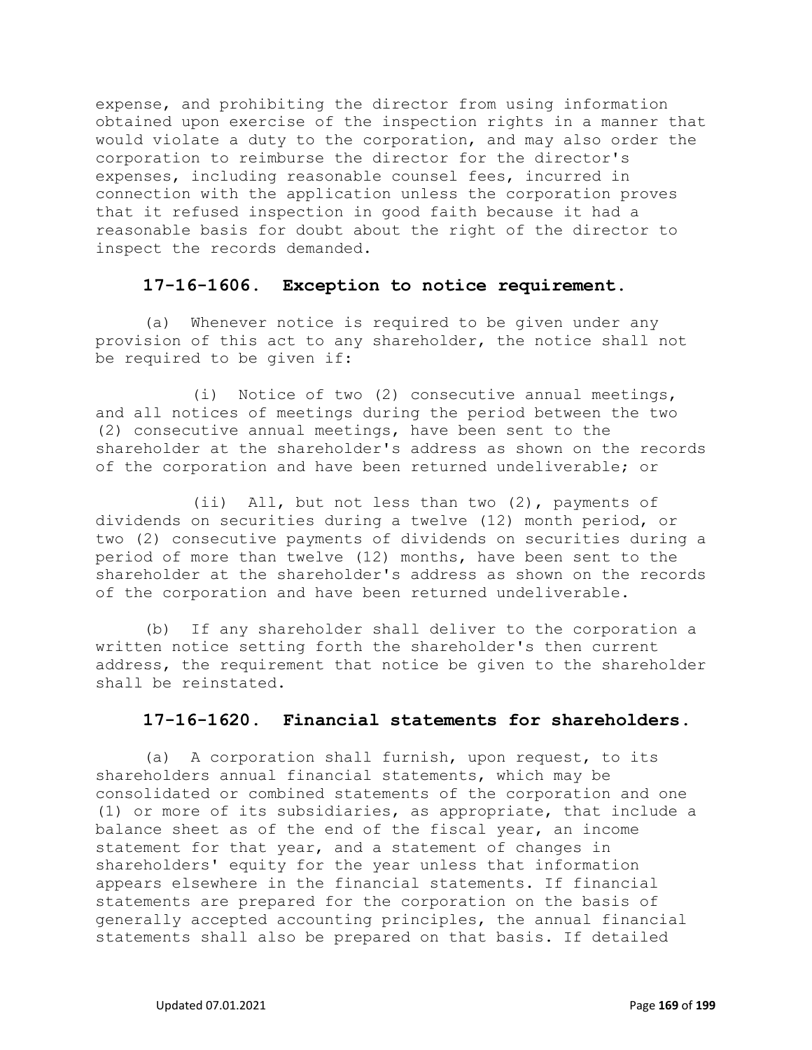expense, and prohibiting the director from using information obtained upon exercise of the inspection rights in a manner that would violate a duty to the corporation, and may also order the corporation to reimburse the director for the director's expenses, including reasonable counsel fees, incurred in connection with the application unless the corporation proves that it refused inspection in good faith because it had a reasonable basis for doubt about the right of the director to inspect the records demanded.

### 17-16-1606. Exception to notice requirement.

(a) Whenever notice is required to be given under any provision of this act to any shareholder, the notice shall not be required to be given if:

(i) Notice of two (2) consecutive annual meetings, and all notices of meetings during the period between the two (2) consecutive annual meetings, have been sent to the shareholder at the shareholder's address as shown on the records of the corporation and have been returned undeliverable; or

(ii) All, but not less than two (2), payments of dividends on securities during a twelve (12) month period, or two (2) consecutive payments of dividends on securities during a period of more than twelve (12) months, have been sent to the shareholder at the shareholder's address as shown on the records of the corporation and have been returned undeliverable.

(b) If any shareholder shall deliver to the corporation a written notice setting forth the shareholder's then current address, the requirement that notice be given to the shareholder shall be reinstated.

### 17-16-1620. Financial statements for shareholders.

(a) A corporation shall furnish, upon request, to its shareholders annual financial statements, which may be consolidated or combined statements of the corporation and one (1) or more of its subsidiaries, as appropriate, that include a balance sheet as of the end of the fiscal year, an income statement for that year, and a statement of changes in shareholders' equity for the year unless that information appears elsewhere in the financial statements. If financial statements are prepared for the corporation on the basis of generally accepted accounting principles, the annual financial statements shall also be prepared on that basis. If detailed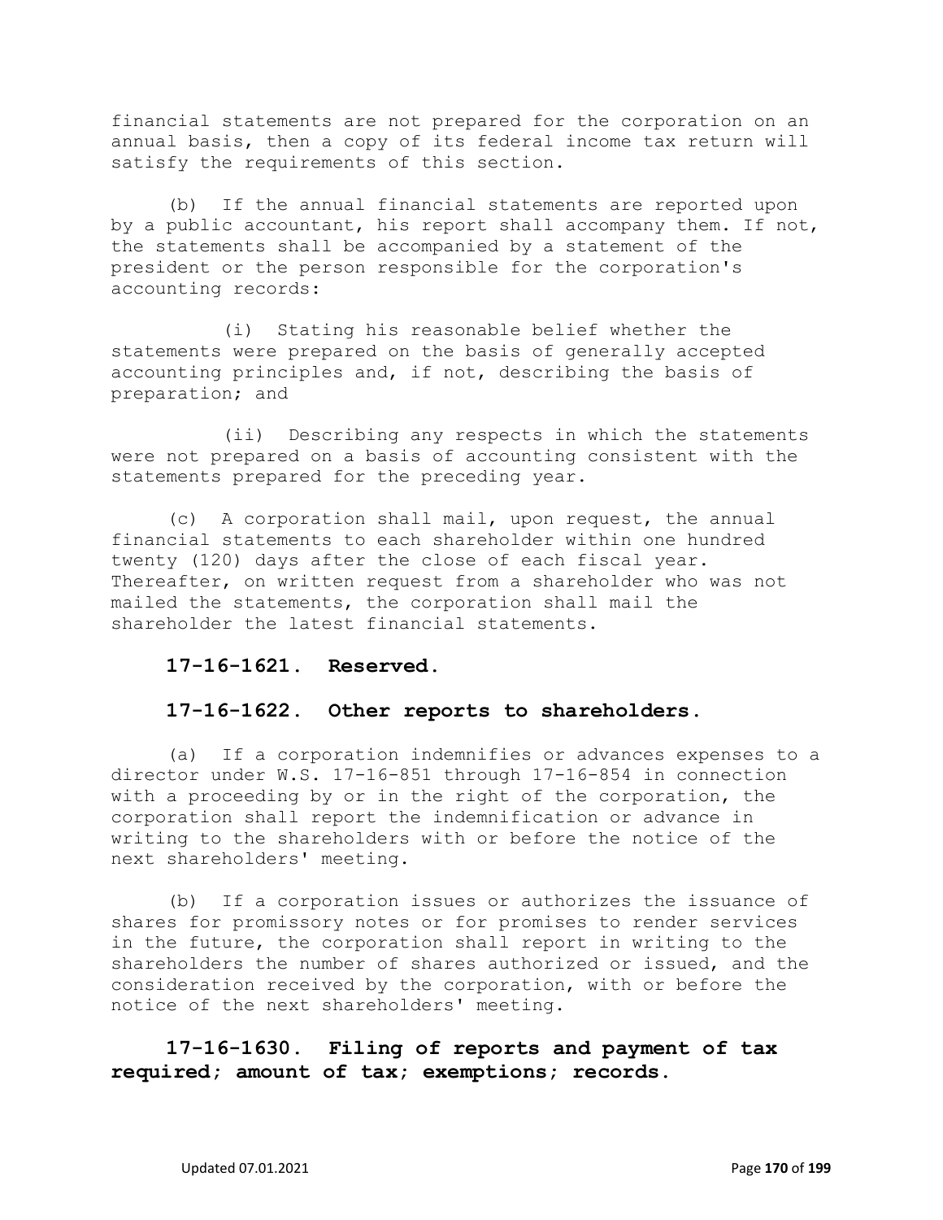financial statements are not prepared for the corporation on an annual basis, then a copy of its federal income tax return will satisfy the requirements of this section.

(b) If the annual financial statements are reported upon by a public accountant, his report shall accompany them. If not, the statements shall be accompanied by a statement of the president or the person responsible for the corporation's accounting records:

(i) Stating his reasonable belief whether the statements were prepared on the basis of generally accepted accounting principles and, if not, describing the basis of preparation; and

(ii) Describing any respects in which the statements were not prepared on a basis of accounting consistent with the statements prepared for the preceding year.

(c) A corporation shall mail, upon request, the annual financial statements to each shareholder within one hundred twenty (120) days after the close of each fiscal year. Thereafter, on written request from a shareholder who was not mailed the statements, the corporation shall mail the shareholder the latest financial statements.

**17-16-1621. Reserved.**

**17-16-1622. Other reports to shareholders.**

(a) If a corporation indemnifies or advances expenses to a director under W.S. 17-16-851 through 17-16-854 in connection with a proceeding by or in the right of the corporation, the corporation shall report the indemnification or advance in writing to the shareholders with or before the notice of the next shareholders' meeting.

(b) If a corporation issues or authorizes the issuance of shares for promissory notes or for promises to render services in the future, the corporation shall report in writing to the shareholders the number of shares authorized or issued, and the consideration received by the corporation, with or before the notice of the next shareholders' meeting.

**17-16-1630. Filing of reports and payment of tax required; amount of tax; exemptions; records.**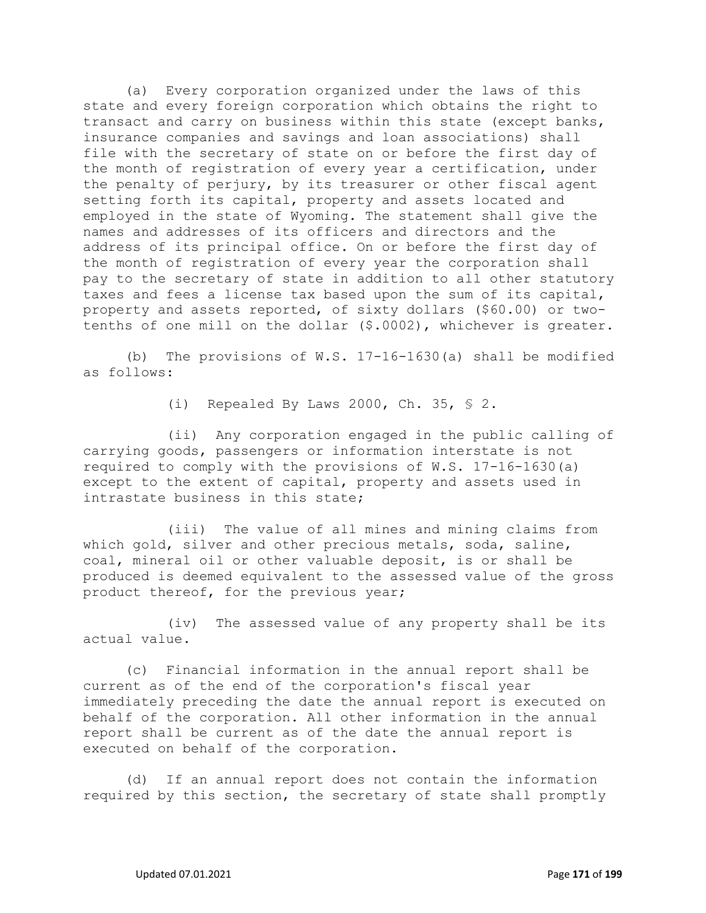(a) Every corporation organized under the laws of this state and every foreign corporation which obtains the right to transact and carry on business within this state (except banks, insurance companies and savings and loan associations) shall file with the secretary of state on or before the first day of the month of registration of every year a certification, under the penalty of perjury, by its treasurer or other fiscal agent setting forth its capital, property and assets located and employed in the state of Wyoming. The statement shall give the names and addresses of its officers and directors and the address of its principal office. On or before the first day of the month of registration of every year the corporation shall pay to the secretary of state in addition to all other statutory taxes and fees a license tax based upon the sum of its capital, property and assets reported, of sixty dollars ($60.00) or two-tenths of one mill on the dollar ($.0002), whichever is greater.

(b) The provisions of W.S. 17-16-1630(a) shall be modified as follows:

(i) Repealed By Laws 2000, Ch. 35, § 2.

(ii) Any corporation engaged in the public calling of carrying goods, passengers or information interstate is not required to comply with the provisions of W.S. 17-16-1630(a) except to the extent of capital, property and assets used in intrastate business in this state;

(iii) The value of all mines and mining claims from which gold, silver and other precious metals, soda, saline, coal, mineral oil or other valuable deposit, is or shall be produced is deemed equivalent to the assessed value of the gross product thereof, for the previous year;

(iv) The assessed value of any property shall be its actual value.

(c) Financial information in the annual report shall be current as of the end of the corporation's fiscal year immediately preceding the date the annual report is executed on behalf of the corporation. All other information in the annual report shall be current as of the date the annual report is executed on behalf of the corporation.

(d) If an annual report does not contain the information required by this section, the secretary of state shall promptly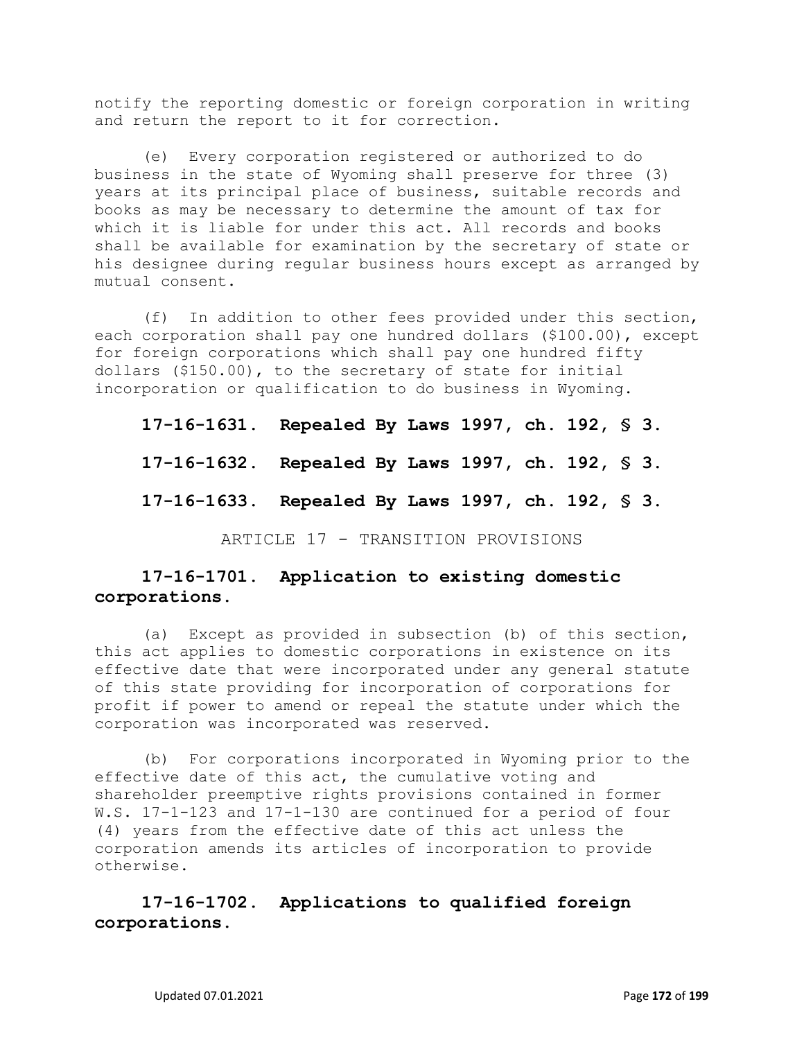notify the reporting domestic or foreign corporation in writing and return the report to it for correction.

(e) Every corporation registered or authorized to do business in the state of Wyoming shall preserve for three (3) years at its principal place of business, suitable records and books as may be necessary to determine the amount of tax for which it is liable for under this act. All records and books shall be available for examination by the secretary of state or his designee during regular business hours except as arranged by mutual consent.

(f) In addition to other fees provided under this section, each corporation shall pay one hundred dollars ($100.00), except for foreign corporations which shall pay one hundred fifty dollars ($150.00), to the secretary of state for initial incorporation or qualification to do business in Wyoming.

**17-16-1631. Repealed By Laws 1997, ch. 192, § 3.**

**17-16-1632. Repealed By Laws 1997, ch. 192, § 3.**

**17-16-1633. Repealed By Laws 1997, ch. 192, § 3.**

ARTICLE 17 - TRANSITION PROVISIONS

**17-16-1701. Application to existing domestic corporations.**

(a) Except as provided in subsection (b) of this section, this act applies to domestic corporations in existence on its effective date that were incorporated under any general statute of this state providing for incorporation of corporations for profit if power to amend or repeal the statute under which the corporation was incorporated was reserved.

(b) For corporations incorporated in Wyoming prior to the effective date of this act, the cumulative voting and shareholder preemptive rights provisions contained in former W.S. 17-1-123 and 17-1-130 are continued for a period of four (4) years from the effective date of this act unless the corporation amends its articles of incorporation to provide otherwise.

**17-16-1702. Applications to qualified foreign corporations.**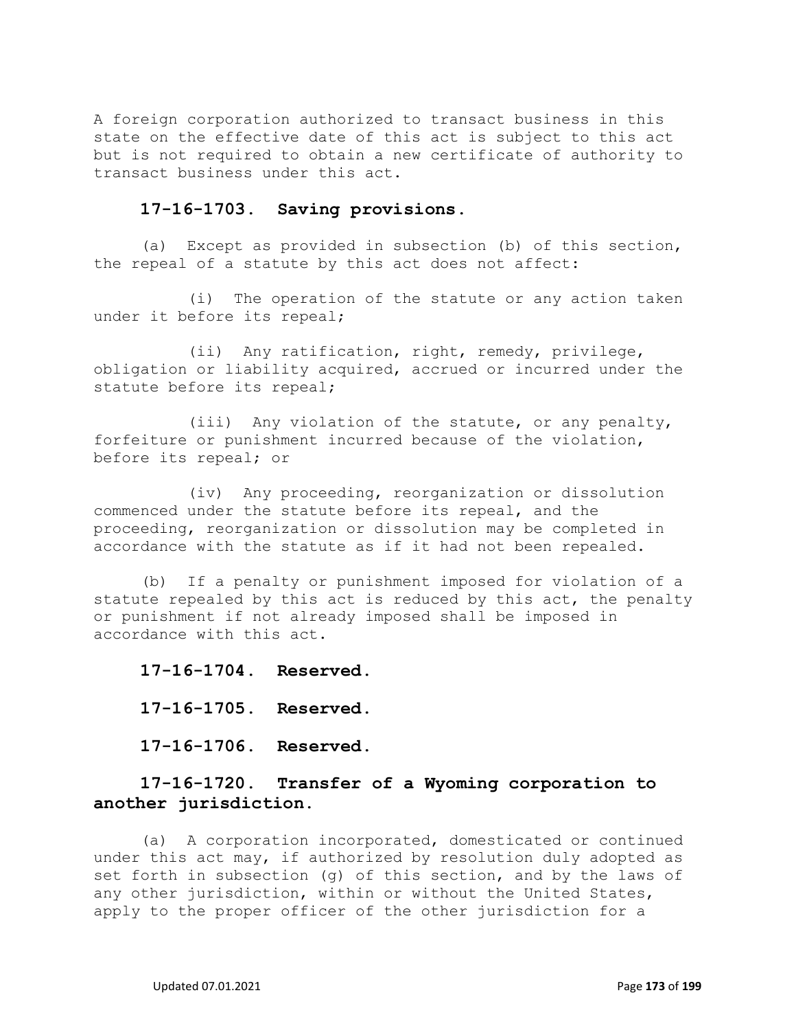A foreign corporation authorized to transact business in this state on the effective date of this act is subject to this act but is not required to obtain a new certificate of authority to transact business under this act.

**17-16-1703. Saving provisions.**

(a) Except as provided in subsection (b) of this section, the repeal of a statute by this act does not affect:

(i) The operation of the statute or any action taken under it before its repeal;

(ii) Any ratification, right, remedy, privilege, obligation or liability acquired, accrued or incurred under the statute before its repeal;

(iii) Any violation of the statute, or any penalty, forfeiture or punishment incurred because of the violation, before its repeal; or

(iv) Any proceeding, reorganization or dissolution commenced under the statute before its repeal, and the proceeding, reorganization or dissolution may be completed in accordance with the statute as if it had not been repealed.

(b) If a penalty or punishment imposed for violation of a statute repealed by this act is reduced by this act, the penalty or punishment if not already imposed shall be imposed in accordance with this act.

**17-16-1704. Reserved.**

**17-16-1705. Reserved.**

**17-16-1706. Reserved.**

**17-16-1720. Transfer of a Wyoming corporation to another jurisdiction.**

(a) A corporation incorporated, domesticated or continued under this act may, if authorized by resolution duly adopted as set forth in subsection (g) of this section, and by the laws of any other jurisdiction, within or without the United States, apply to the proper officer of the other jurisdiction for a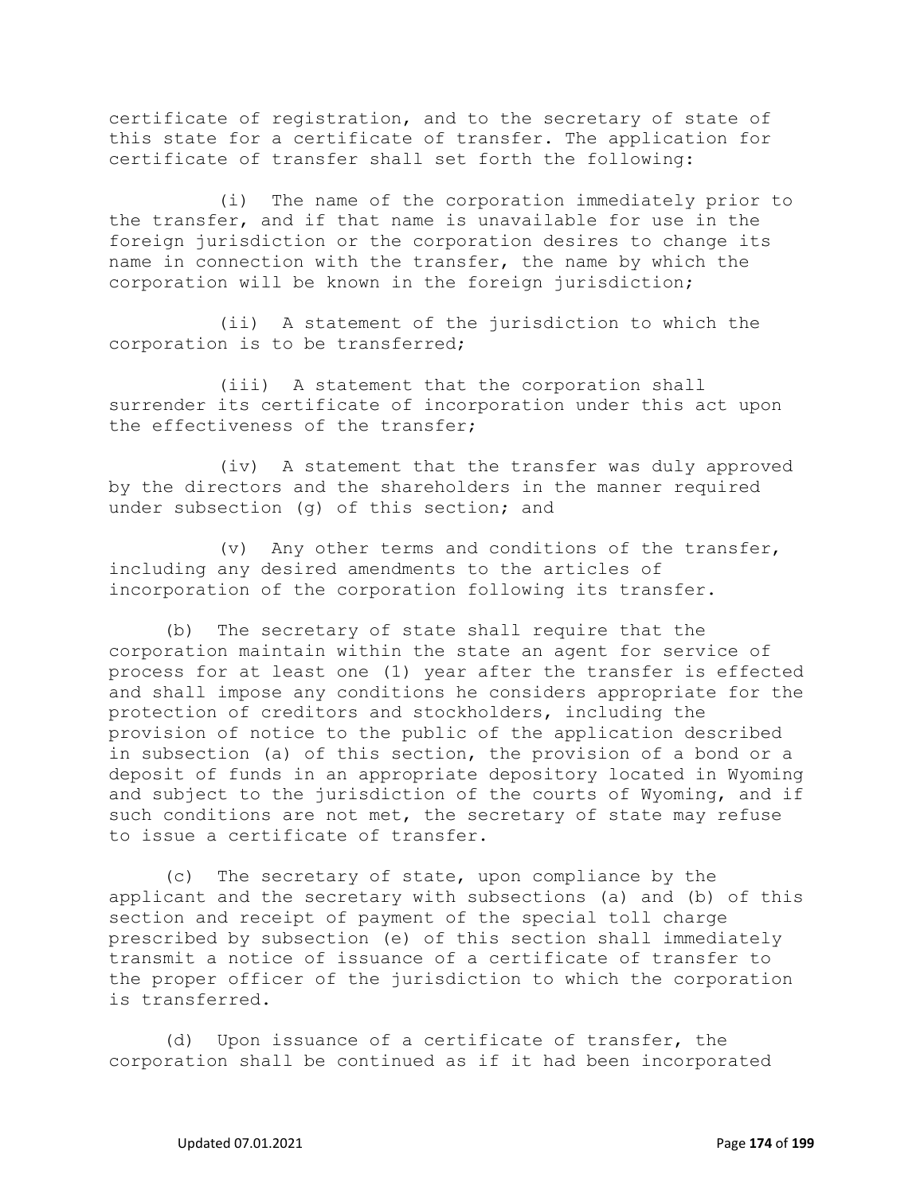certificate of registration, and to the secretary of state of this state for a certificate of transfer. The application for certificate of transfer shall set forth the following:

(i) The name of the corporation immediately prior to the transfer, and if that name is unavailable for use in the foreign jurisdiction or the corporation desires to change its name in connection with the transfer, the name by which the corporation will be known in the foreign jurisdiction;

(ii) A statement of the jurisdiction to which the corporation is to be transferred;

(iii) A statement that the corporation shall surrender its certificate of incorporation under this act upon the effectiveness of the transfer;

(iv) A statement that the transfer was duly approved by the directors and the shareholders in the manner required under subsection (g) of this section; and

(v) Any other terms and conditions of the transfer, including any desired amendments to the articles of incorporation of the corporation following its transfer.

(b) The secretary of state shall require that the corporation maintain within the state an agent for service of process for at least one (1) year after the transfer is effected and shall impose any conditions he considers appropriate for the protection of creditors and stockholders, including the provision of notice to the public of the application described in subsection (a) of this section, the provision of a bond or a deposit of funds in an appropriate depository located in Wyoming and subject to the jurisdiction of the courts of Wyoming, and if such conditions are not met, the secretary of state may refuse to issue a certificate of transfer.

(c) The secretary of state, upon compliance by the applicant and the secretary with subsections (a) and (b) of this section and receipt of payment of the special toll charge prescribed by subsection (e) of this section shall immediately transmit a notice of issuance of a certificate of transfer to the proper officer of the jurisdiction to which the corporation is transferred.

(d) Upon issuance of a certificate of transfer, the corporation shall be continued as if it had been incorporated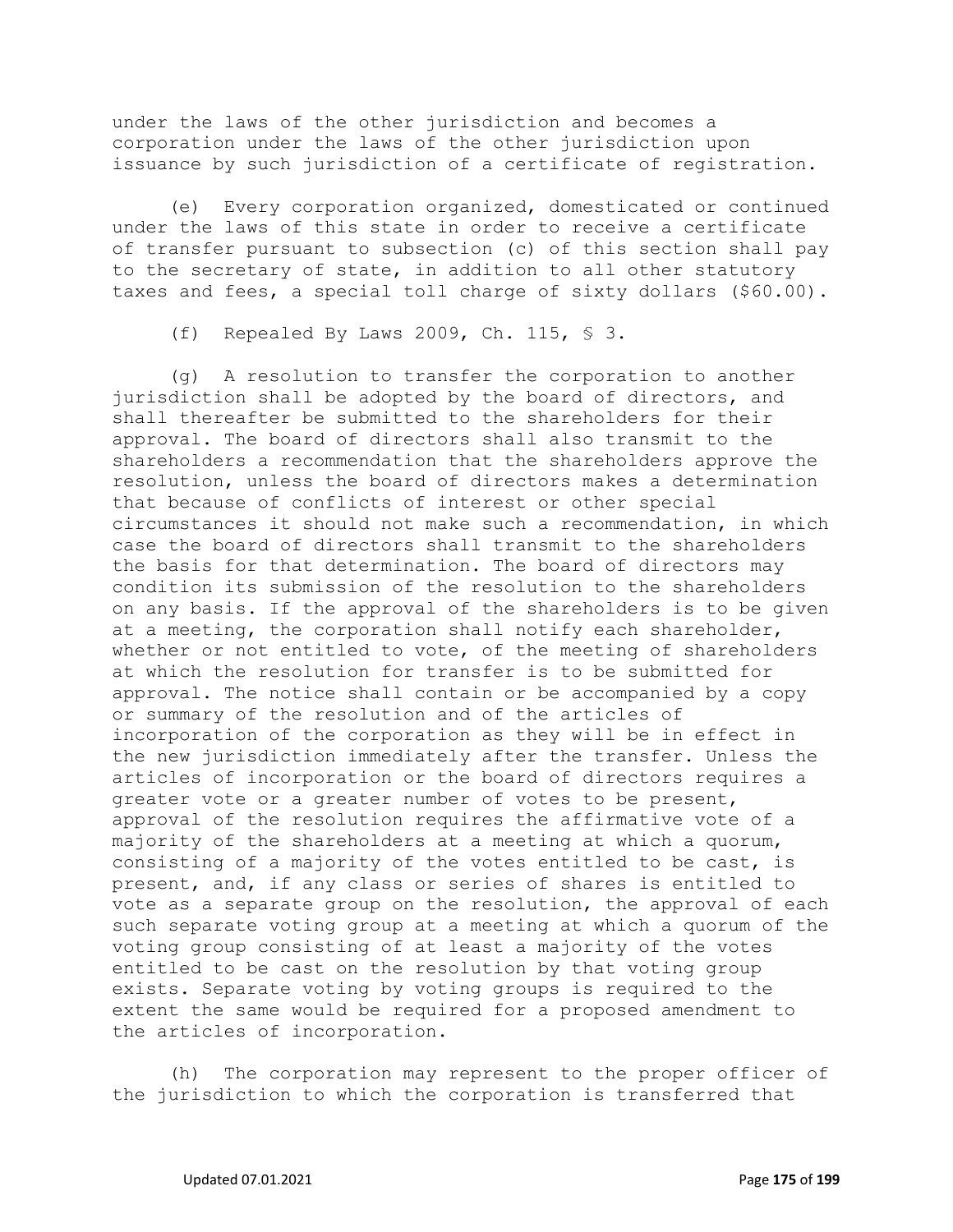under the laws of the other jurisdiction and becomes a corporation under the laws of the other jurisdiction upon issuance by such jurisdiction of a certificate of registration.

(e) Every corporation organized, domesticated or continued under the laws of this state in order to receive a certificate of transfer pursuant to subsection (c) of this section shall pay to the secretary of state, in addition to all other statutory taxes and fees, a special toll charge of sixty dollars ($60.00).

(f) Repealed By Laws 2009, Ch. 115, § 3.

(g) A resolution to transfer the corporation to another jurisdiction shall be adopted by the board of directors, and shall thereafter be submitted to the shareholders for their approval. The board of directors shall also transmit to the shareholders a recommendation that the shareholders approve the resolution, unless the board of directors makes a determination that because of conflicts of interest or other special circumstances it should not make such a recommendation, in which case the board of directors shall transmit to the shareholders the basis for that determination. The board of directors may condition its submission of the resolution to the shareholders on any basis. If the approval of the shareholders is to be given at a meeting, the corporation shall notify each shareholder, whether or not entitled to vote, of the meeting of shareholders at which the resolution for transfer is to be submitted for approval. The notice shall contain or be accompanied by a copy or summary of the resolution and of the articles of incorporation of the corporation as they will be in effect in the new jurisdiction immediately after the transfer. Unless the articles of incorporation or the board of directors requires a greater vote or a greater number of votes to be present, approval of the resolution requires the affirmative vote of a majority of the shareholders at a meeting at which a quorum, consisting of a majority of the votes entitled to be cast, is present, and, if any class or series of shares is entitled to vote as a separate group on the resolution, the approval of each such separate voting group at a meeting at which a quorum of the voting group consisting of at least a majority of the votes entitled to be cast on the resolution by that voting group exists. Separate voting by voting groups is required to the extent the same would be required for a proposed amendment to the articles of incorporation.

(h) The corporation may represent to the proper officer of the jurisdiction to which the corporation is transferred that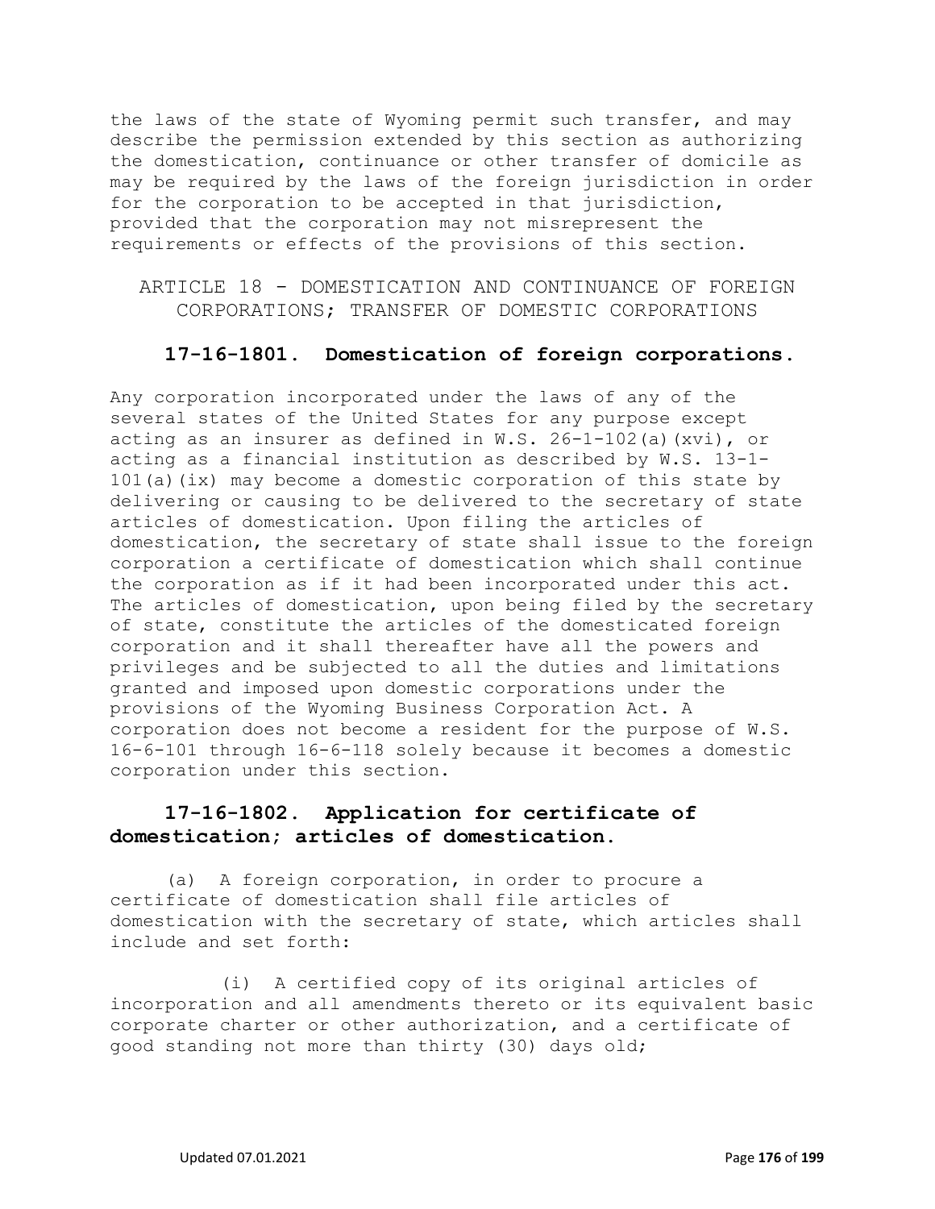the laws of the state of Wyoming permit such transfer, and may describe the permission extended by this section as authorizing the domestication, continuance or other transfer of domicile as may be required by the laws of the foreign jurisdiction in order for the corporation to be accepted in that jurisdiction, provided that the corporation may not misrepresent the requirements or effects of the provisions of this section.

## ARTICLE 18 - DOMESTICATION AND CONTINUANCE OF FOREIGN CORPORATIONS; TRANSFER OF DOMESTIC CORPORATIONS

### 17-16-1801. Domestication of foreign corporations.

Any corporation incorporated under the laws of any of the several states of the United States for any purpose except acting as an insurer as defined in W.S. 26-1-102(a)(xvi), or acting as a financial institution as described by W.S. 13-1-101(a)(ix) may become a domestic corporation of this state by delivering or causing to be delivered to the secretary of state articles of domestication. Upon filing the articles of domestication, the secretary of state shall issue to the foreign corporation a certificate of domestication which shall continue the corporation as if it had been incorporated under this act. The articles of domestication, upon being filed by the secretary of state, constitute the articles of the domesticated foreign corporation and it shall thereafter have all the powers and privileges and be subjected to all the duties and limitations granted and imposed upon domestic corporations under the provisions of the Wyoming Business Corporation Act. A corporation does not become a resident for the purpose of W.S. 16-6-101 through 16-6-118 solely because it becomes a domestic corporation under this section.

### 17-16-1802. Application for certificate of domestication; articles of domestication.

(a) A foreign corporation, in order to procure a certificate of domestication shall file articles of domestication with the secretary of state, which articles shall include and set forth:

(i) A certified copy of its original articles of incorporation and all amendments thereto or its equivalent basic corporate charter or other authorization, and a certificate of good standing not more than thirty (30) days old;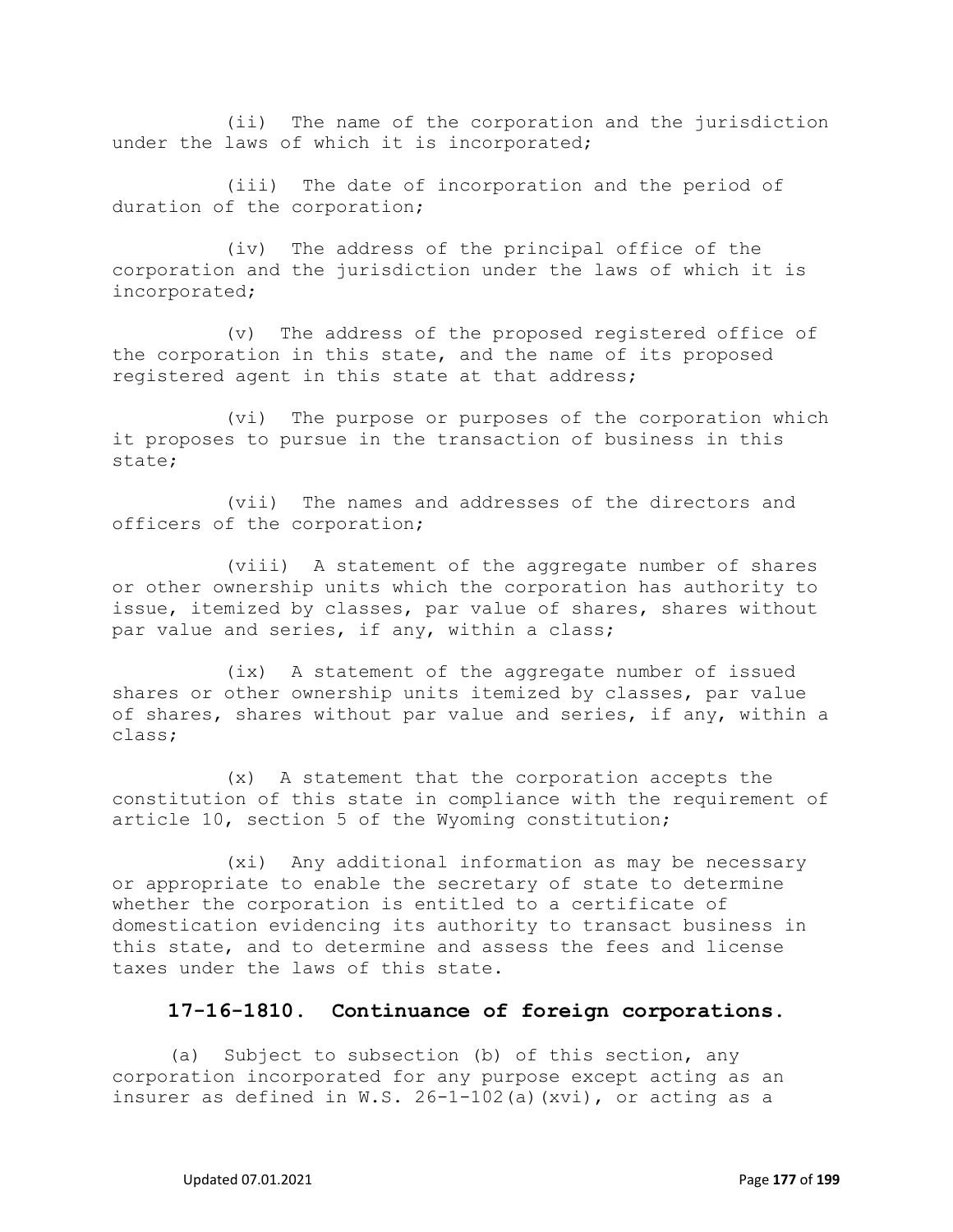(ii) The name of the corporation and the jurisdiction under the laws of which it is incorporated;

(iii) The date of incorporation and the period of duration of the corporation;

(iv) The address of the principal office of the corporation and the jurisdiction under the laws of which it is incorporated;

(v) The address of the proposed registered office of the corporation in this state, and the name of its proposed registered agent in this state at that address;

(vi) The purpose or purposes of the corporation which it proposes to pursue in the transaction of business in this state;

(vii) The names and addresses of the directors and officers of the corporation;

(viii) A statement of the aggregate number of shares or other ownership units which the corporation has authority to issue, itemized by classes, par value of shares, shares without par value and series, if any, within a class;

(ix) A statement of the aggregate number of issued shares or other ownership units itemized by classes, par value of shares, shares without par value and series, if any, within a class;

(x) A statement that the corporation accepts the constitution of this state in compliance with the requirement of article 10, section 5 of the Wyoming constitution;

(xi) Any additional information as may be necessary or appropriate to enable the secretary of state to determine whether the corporation is entitled to a certificate of domestication evidencing its authority to transact business in this state, and to determine and assess the fees and license taxes under the laws of this state.

### 17-16-1810. Continuance of foreign corporations.

(a) Subject to subsection (b) of this section, any corporation incorporated for any purpose except acting as an insurer as defined in W.S. 26-1-102(a)(xvi), or acting as a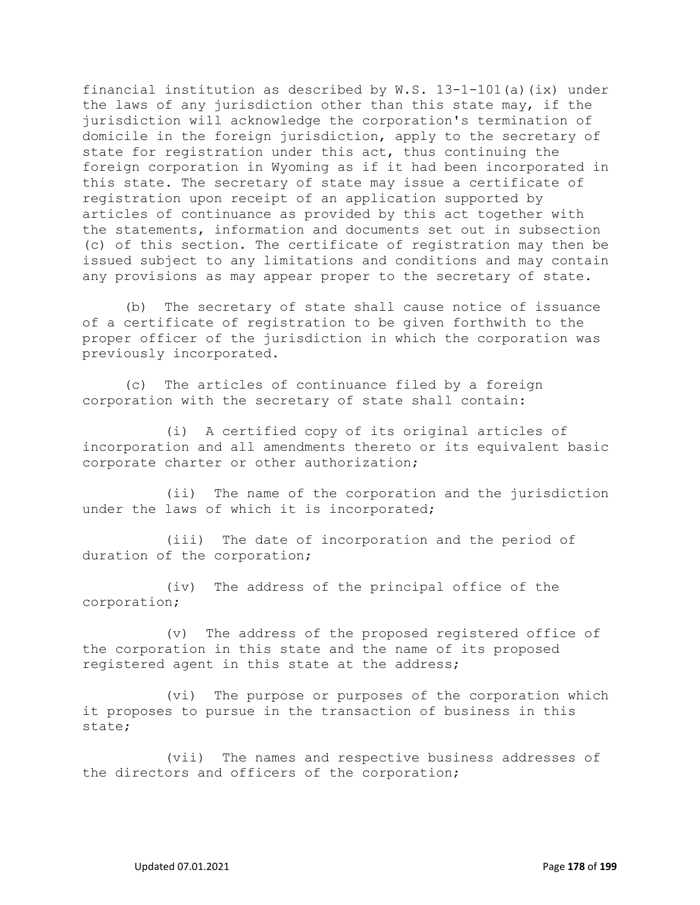financial institution as described by W.S. 13-1-101(a)(ix) under the laws of any jurisdiction other than this state may, if the jurisdiction will acknowledge the corporation's termination of domicile in the foreign jurisdiction, apply to the secretary of state for registration under this act, thus continuing the foreign corporation in Wyoming as if it had been incorporated in this state. The secretary of state may issue a certificate of registration upon receipt of an application supported by articles of continuance as provided by this act together with the statements, information and documents set out in subsection (c) of this section. The certificate of registration may then be issued subject to any limitations and conditions and may contain any provisions as may appear proper to the secretary of state.

(b) The secretary of state shall cause notice of issuance of a certificate of registration to be given forthwith to the proper officer of the jurisdiction in which the corporation was previously incorporated.

(c) The articles of continuance filed by a foreign corporation with the secretary of state shall contain:

(i) A certified copy of its original articles of incorporation and all amendments thereto or its equivalent basic corporate charter or other authorization;

(ii) The name of the corporation and the jurisdiction under the laws of which it is incorporated;

(iii) The date of incorporation and the period of duration of the corporation;

(iv) The address of the principal office of the corporation;

(v) The address of the proposed registered office of the corporation in this state and the name of its proposed registered agent in this state at the address;

(vi) The purpose or purposes of the corporation which it proposes to pursue in the transaction of business in this state;

(vii) The names and respective business addresses of the directors and officers of the corporation;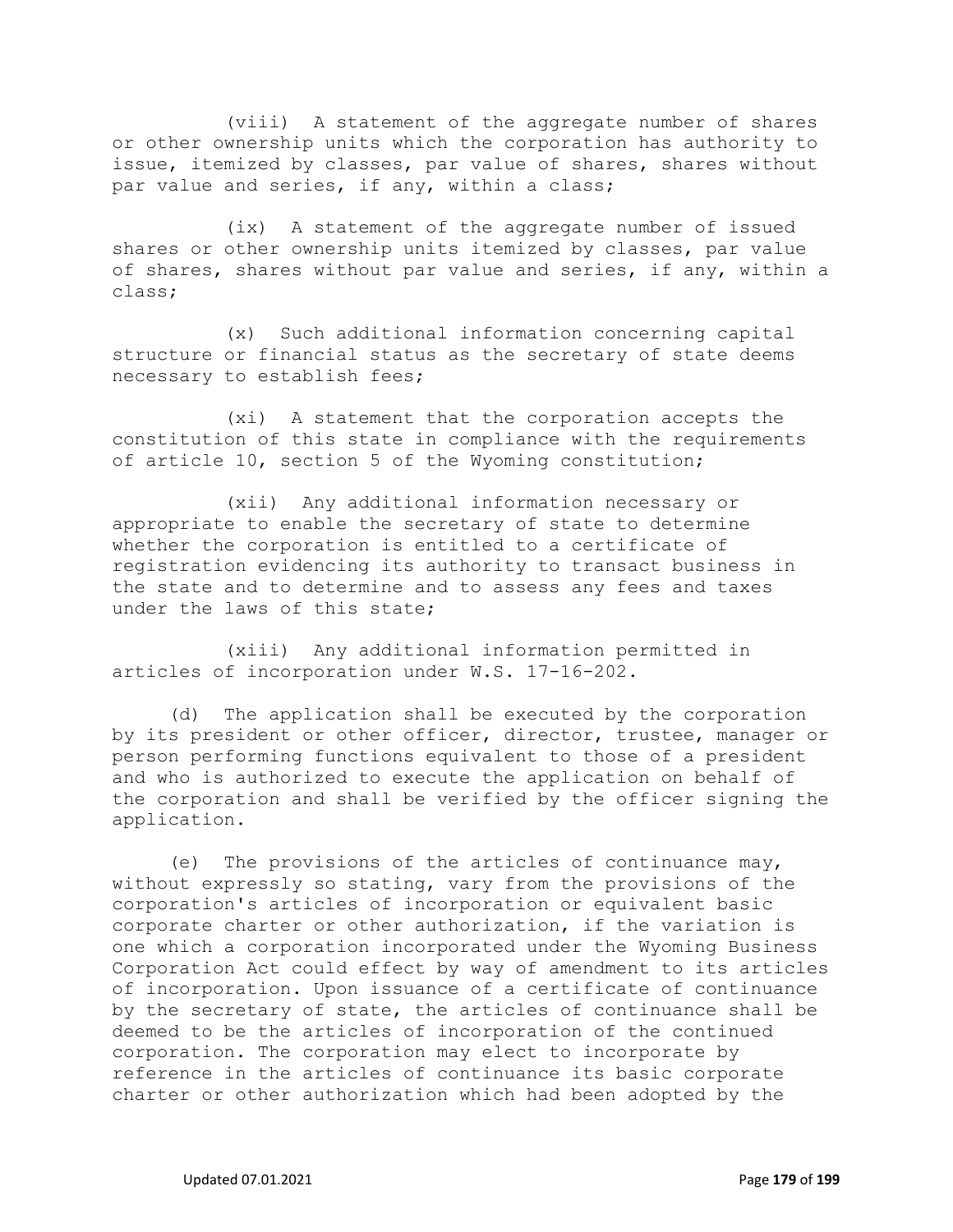(viii) A statement of the aggregate number of shares or other ownership units which the corporation has authority to issue, itemized by classes, par value of shares, shares without par value and series, if any, within a class;

(ix) A statement of the aggregate number of issued shares or other ownership units itemized by classes, par value of shares, shares without par value and series, if any, within a class;

(x) Such additional information concerning capital structure or financial status as the secretary of state deems necessary to establish fees;

(xi) A statement that the corporation accepts the constitution of this state in compliance with the requirements of article 10, section 5 of the Wyoming constitution;

(xii) Any additional information necessary or appropriate to enable the secretary of state to determine whether the corporation is entitled to a certificate of registration evidencing its authority to transact business in the state and to determine and to assess any fees and taxes under the laws of this state;

(xiii) Any additional information permitted in articles of incorporation under W.S. 17-16-202.

(d) The application shall be executed by the corporation by its president or other officer, director, trustee, manager or person performing functions equivalent to those of a president and who is authorized to execute the application on behalf of the corporation and shall be verified by the officer signing the application.

(e) The provisions of the articles of continuance may, without expressly so stating, vary from the provisions of the corporation's articles of incorporation or equivalent basic corporate charter or other authorization, if the variation is one which a corporation incorporated under the Wyoming Business Corporation Act could effect by way of amendment to its articles of incorporation. Upon issuance of a certificate of continuance by the secretary of state, the articles of continuance shall be deemed to be the articles of incorporation of the continued corporation. The corporation may elect to incorporate by reference in the articles of continuance its basic corporate charter or other authorization which had been adopted by the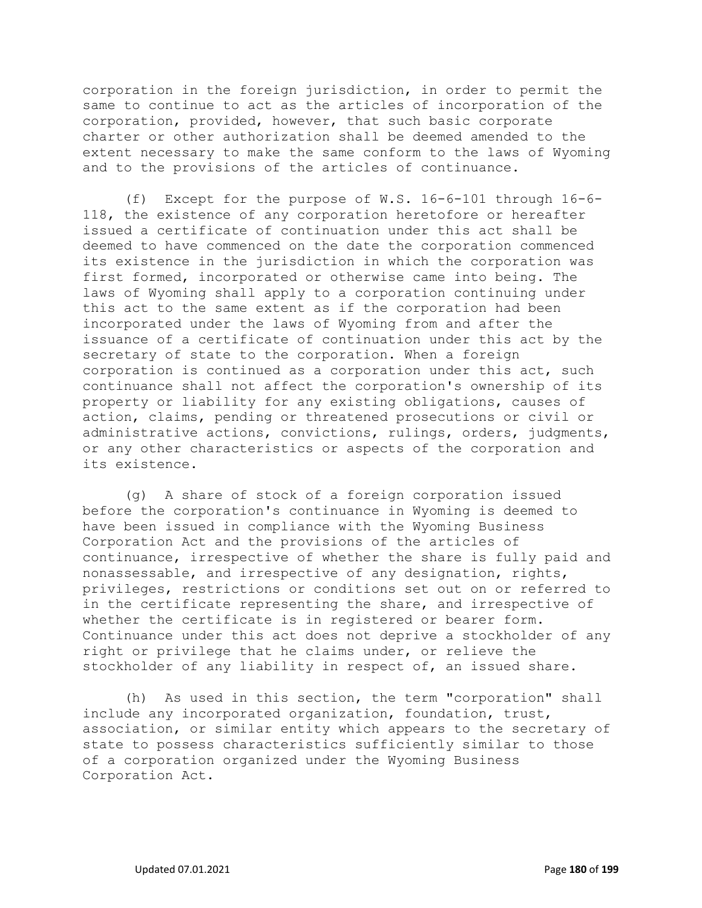corporation in the foreign jurisdiction, in order to permit the same to continue to act as the articles of incorporation of the corporation, provided, however, that such basic corporate charter or other authorization shall be deemed amended to the extent necessary to make the same conform to the laws of Wyoming and to the provisions of the articles of continuance.

(f) Except for the purpose of W.S. 16-6-101 through 16-6-118, the existence of any corporation heretofore or hereafter issued a certificate of continuation under this act shall be deemed to have commenced on the date the corporation commenced its existence in the jurisdiction in which the corporation was first formed, incorporated or otherwise came into being. The laws of Wyoming shall apply to a corporation continuing under this act to the same extent as if the corporation had been incorporated under the laws of Wyoming from and after the issuance of a certificate of continuation under this act by the secretary of state to the corporation. When a foreign corporation is continued as a corporation under this act, such continuance shall not affect the corporation's ownership of its property or liability for any existing obligations, causes of action, claims, pending or threatened prosecutions or civil or administrative actions, convictions, rulings, orders, judgments, or any other characteristics or aspects of the corporation and its existence.

(g) A share of stock of a foreign corporation issued before the corporation's continuance in Wyoming is deemed to have been issued in compliance with the Wyoming Business Corporation Act and the provisions of the articles of continuance, irrespective of whether the share is fully paid and nonassessable, and irrespective of any designation, rights, privileges, restrictions or conditions set out on or referred to in the certificate representing the share, and irrespective of whether the certificate is in registered or bearer form. Continuance under this act does not deprive a stockholder of any right or privilege that he claims under, or relieve the stockholder of any liability in respect of, an issued share.

(h) As used in this section, the term "corporation" shall include any incorporated organization, foundation, trust, association, or similar entity which appears to the secretary of state to possess characteristics sufficiently similar to those of a corporation organized under the Wyoming Business Corporation Act.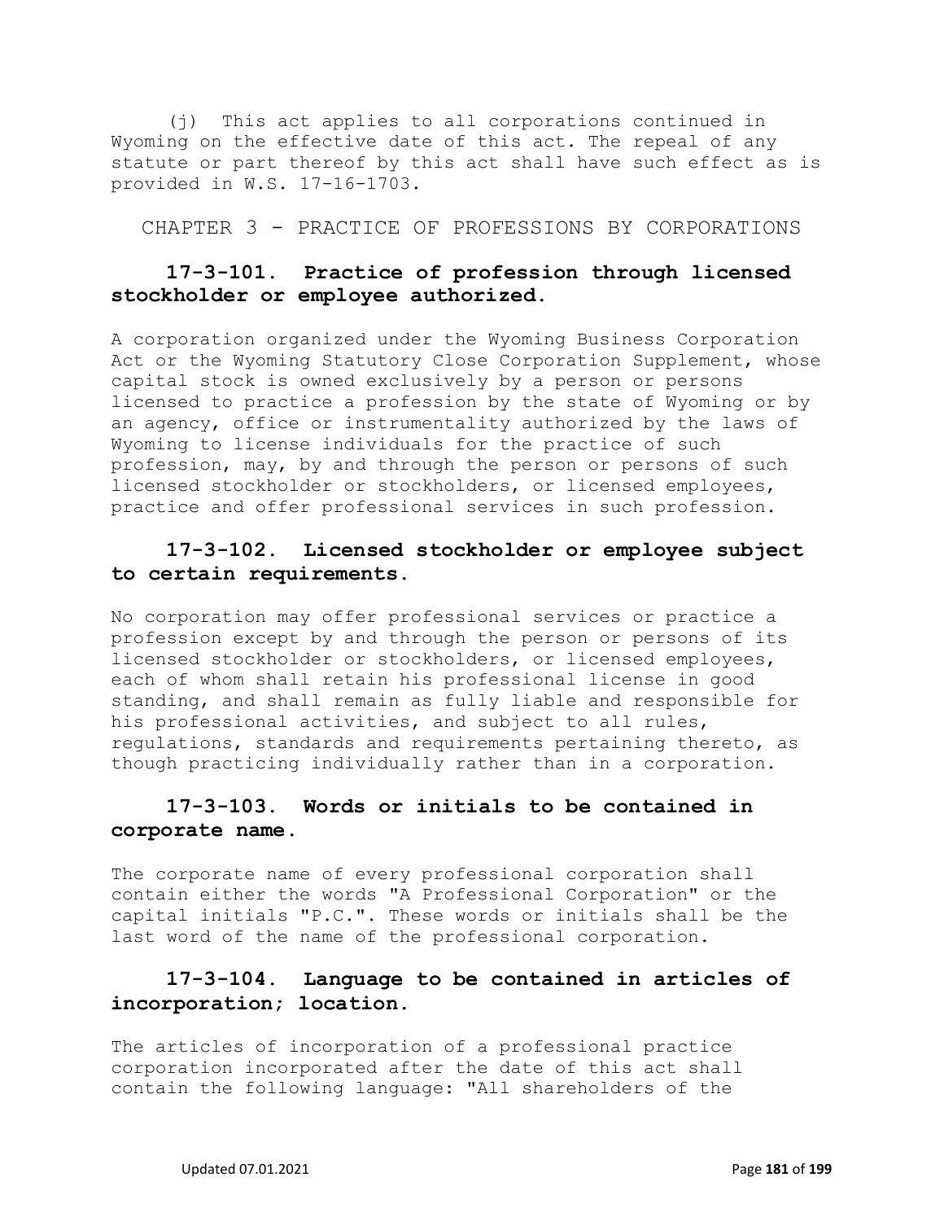(j) This act applies to all corporations continued in Wyoming on the effective date of this act. The repeal of any statute or part thereof by this act shall have such effect as is provided in W.S. 17-16-1703.

## CHAPTER 3 - PRACTICE OF PROFESSIONS BY CORPORATIONS

### 17-3-101. Practice of profession through licensed stockholder or employee authorized.

A corporation organized under the Wyoming Business Corporation Act or the Wyoming Statutory Close Corporation Supplement, whose capital stock is owned exclusively by a person or persons licensed to practice a profession by the state of Wyoming or by an agency, office or instrumentality authorized by the laws of Wyoming to license individuals for the practice of such profession, may, by and through the person or persons of such licensed stockholder or stockholders, or licensed employees, practice and offer professional services in such profession.

### 17-3-102. Licensed stockholder or employee subject to certain requirements.

No corporation may offer professional services or practice a profession except by and through the person or persons of its licensed stockholder or stockholders, or licensed employees, each of whom shall retain his professional license in good standing, and shall remain as fully liable and responsible for his professional activities, and subject to all rules, regulations, standards and requirements pertaining thereto, as though practicing individually rather than in a corporation.

### 17-3-103. Words or initials to be contained in corporate name.

The corporate name of every professional corporation shall contain either the words "A Professional Corporation" or the capital initials "P.C.". These words or initials shall be the last word of the name of the professional corporation.

### 17-3-104. Language to be contained in articles of incorporation; location.

The articles of incorporation of a professional practice corporation incorporated after the date of this act shall contain the following language: "All shareholders of the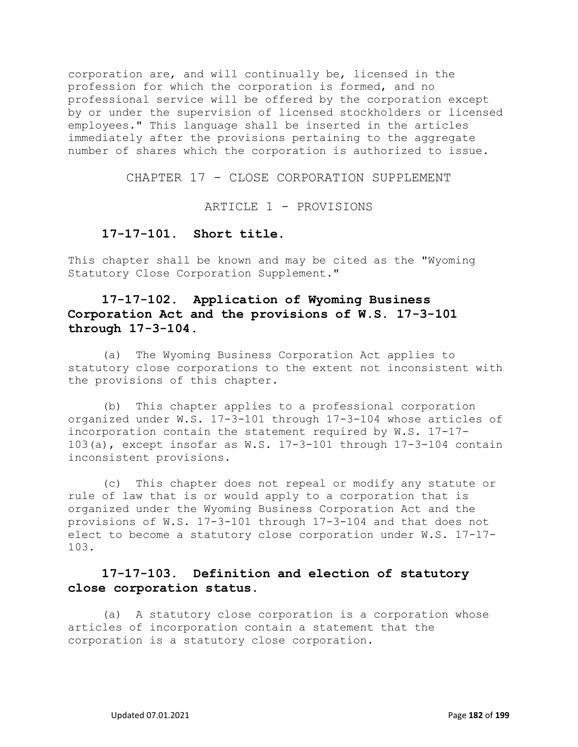corporation are, and will continually be, licensed in the profession for which the corporation is formed, and no professional service will be offered by the corporation except by or under the supervision of licensed stockholders or licensed employees." This language shall be inserted in the articles immediately after the provisions pertaining to the aggregate number of shares which the corporation is authorized to issue.

## CHAPTER 17 - CLOSE CORPORATION SUPPLEMENT

### ARTICLE 1 - PROVISIONS

**17-17-101. Short title.**

This chapter shall be known and may be cited as the "Wyoming Statutory Close Corporation Supplement."

**17-17-102. Application of Wyoming Business Corporation Act and the provisions of W.S. 17-3-101 through 17-3-104.**

(a) The Wyoming Business Corporation Act applies to statutory close corporations to the extent not inconsistent with the provisions of this chapter.

(b) This chapter applies to a professional corporation organized under W.S. 17-3-101 through 17-3-104 whose articles of incorporation contain the statement required by W.S. 17-17-103(a), except insofar as W.S. 17-3-101 through 17-3-104 contain inconsistent provisions.

(c) This chapter does not repeal or modify any statute or rule of law that is or would apply to a corporation that is organized under the Wyoming Business Corporation Act and the provisions of W.S. 17-3-101 through 17-3-104 and that does not elect to become a statutory close corporation under W.S. 17-17-103.

**17-17-103. Definition and election of statutory close corporation status.**

(a) A statutory close corporation is a corporation whose articles of incorporation contain a statement that the corporation is a statutory close corporation.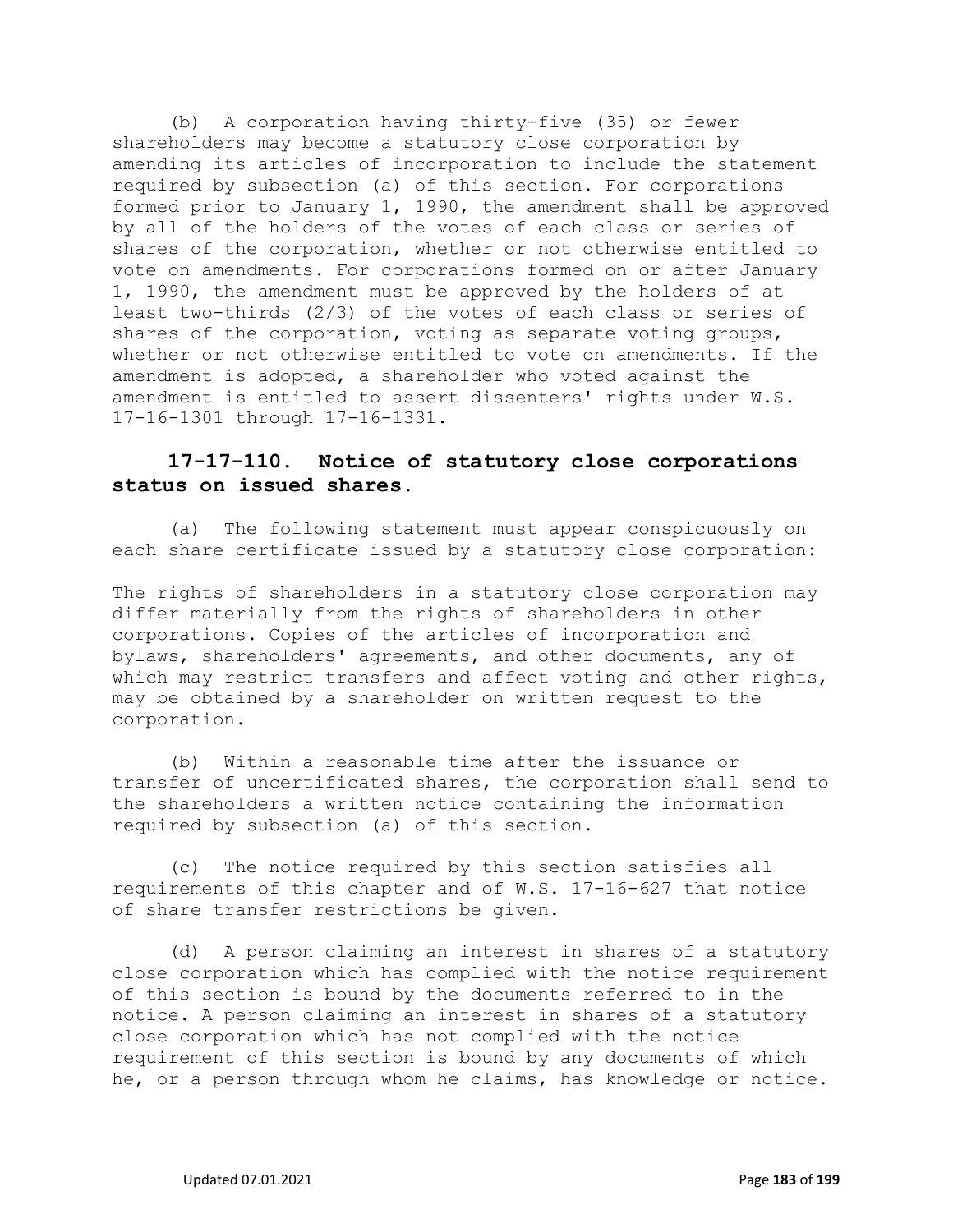(b) A corporation having thirty-five (35) or fewer shareholders may become a statutory close corporation by amending its articles of incorporation to include the statement required by subsection (a) of this section. For corporations formed prior to January 1, 1990, the amendment shall be approved by all of the holders of the votes of each class or series of shares of the corporation, whether or not otherwise entitled to vote on amendments. For corporations formed on or after January 1, 1990, the amendment must be approved by the holders of at least two-thirds (2/3) of the votes of each class or series of shares of the corporation, voting as separate voting groups, whether or not otherwise entitled to vote on amendments. If the amendment is adopted, a shareholder who voted against the amendment is entitled to assert dissenters' rights under W.S. 17-16-1301 through 17-16-1331.

### 17-17-110. Notice of statutory close corporations status on issued shares.

(a) The following statement must appear conspicuously on each share certificate issued by a statutory close corporation:

The rights of shareholders in a statutory close corporation may differ materially from the rights of shareholders in other corporations. Copies of the articles of incorporation and bylaws, shareholders' agreements, and other documents, any of which may restrict transfers and affect voting and other rights, may be obtained by a shareholder on written request to the corporation.

(b) Within a reasonable time after the issuance or transfer of uncertificated shares, the corporation shall send to the shareholders a written notice containing the information required by subsection (a) of this section.

(c) The notice required by this section satisfies all requirements of this chapter and of W.S. 17-16-627 that notice of share transfer restrictions be given.

(d) A person claiming an interest in shares of a statutory close corporation which has complied with the notice requirement of this section is bound by the documents referred to in the notice. A person claiming an interest in shares of a statutory close corporation which has not complied with the notice requirement of this section is bound by any documents of which he, or a person through whom he claims, has knowledge or notice.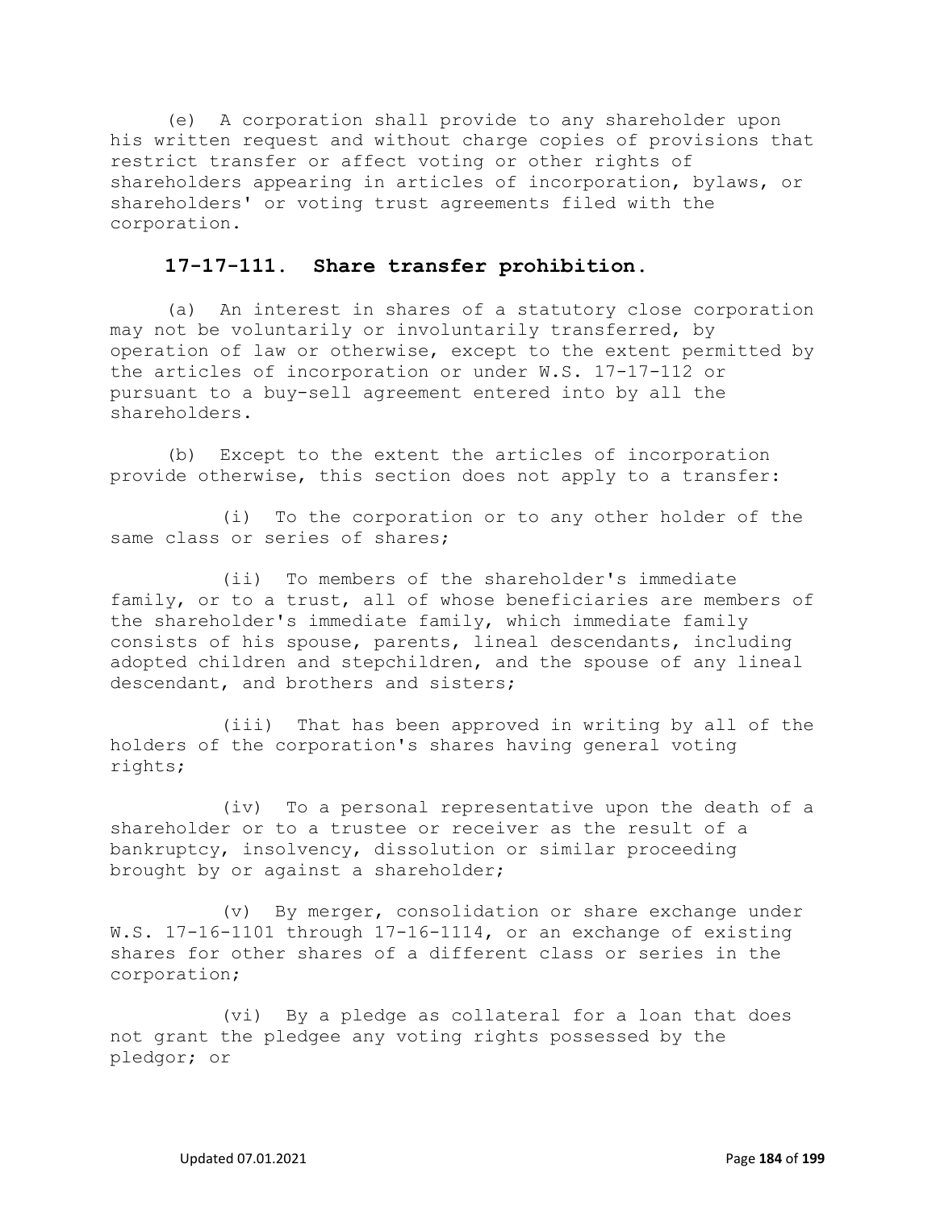(e) A corporation shall provide to any shareholder upon his written request and without charge copies of provisions that restrict transfer or affect voting or other rights of shareholders appearing in articles of incorporation, bylaws, or shareholders' or voting trust agreements filed with the corporation.

### 17-17-111. Share transfer prohibition.

(a) An interest in shares of a statutory close corporation may not be voluntarily or involuntarily transferred, by operation of law or otherwise, except to the extent permitted by the articles of incorporation or under W.S. 17-17-112 or pursuant to a buy-sell agreement entered into by all the shareholders.

(b) Except to the extent the articles of incorporation provide otherwise, this section does not apply to a transfer:

(i) To the corporation or to any other holder of the same class or series of shares;

(ii) To members of the shareholder's immediate family, or to a trust, all of whose beneficiaries are members of the shareholder's immediate family, which immediate family consists of his spouse, parents, lineal descendants, including adopted children and stepchildren, and the spouse of any lineal descendant, and brothers and sisters;

(iii) That has been approved in writing by all of the holders of the corporation's shares having general voting rights;

(iv) To a personal representative upon the death of a shareholder or to a trustee or receiver as the result of a bankruptcy, insolvency, dissolution or similar proceeding brought by or against a shareholder;

(v) By merger, consolidation or share exchange under W.S. 17-16-1101 through 17-16-1114, or an exchange of existing shares for other shares of a different class or series in the corporation;

(vi) By a pledge as collateral for a loan that does not grant the pledgee any voting rights possessed by the pledgor; or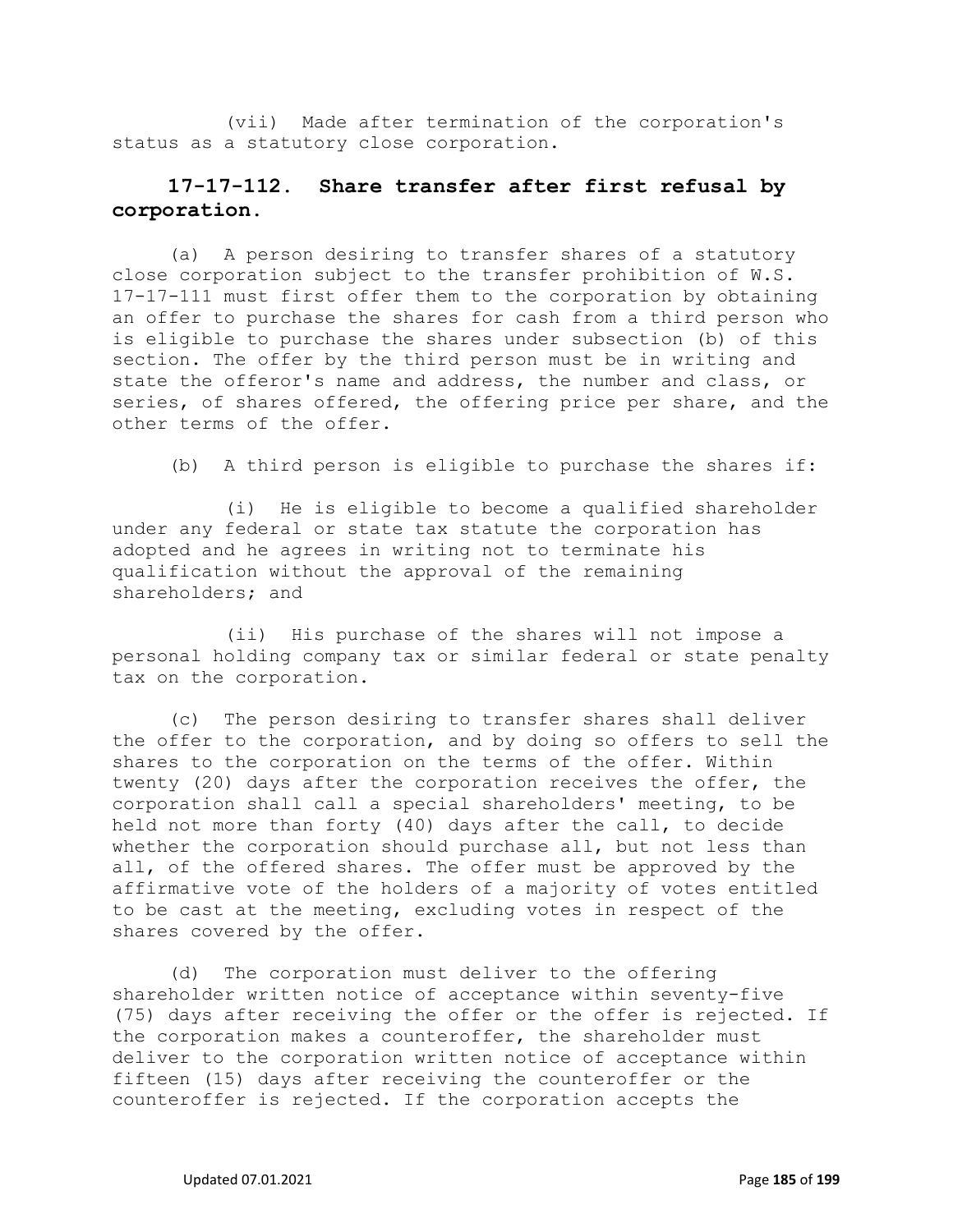(vii) Made after termination of the corporation's status as a statutory close corporation.

## 17-17-112. Share transfer after first refusal by corporation.

(a) A person desiring to transfer shares of a statutory close corporation subject to the transfer prohibition of W.S. 17-17-111 must first offer them to the corporation by obtaining an offer to purchase the shares for cash from a third person who is eligible to purchase the shares under subsection (b) of this section. The offer by the third person must be in writing and state the offeror's name and address, the number and class, or series, of shares offered, the offering price per share, and the other terms of the offer.

(b) A third person is eligible to purchase the shares if:

(i) He is eligible to become a qualified shareholder under any federal or state tax statute the corporation has adopted and he agrees in writing not to terminate his qualification without the approval of the remaining shareholders; and

(ii) His purchase of the shares will not impose a personal holding company tax or similar federal or state penalty tax on the corporation.

(c) The person desiring to transfer shares shall deliver the offer to the corporation, and by doing so offers to sell the shares to the corporation on the terms of the offer. Within twenty (20) days after the corporation receives the offer, the corporation shall call a special shareholders' meeting, to be held not more than forty (40) days after the call, to decide whether the corporation should purchase all, but not less than all, of the offered shares. The offer must be approved by the affirmative vote of the holders of a majority of votes entitled to be cast at the meeting, excluding votes in respect of the shares covered by the offer.

(d) The corporation must deliver to the offering shareholder written notice of acceptance within seventy-five (75) days after receiving the offer or the offer is rejected. If the corporation makes a counteroffer, the shareholder must deliver to the corporation written notice of acceptance within fifteen (15) days after receiving the counteroffer or the counteroffer is rejected. If the corporation accepts the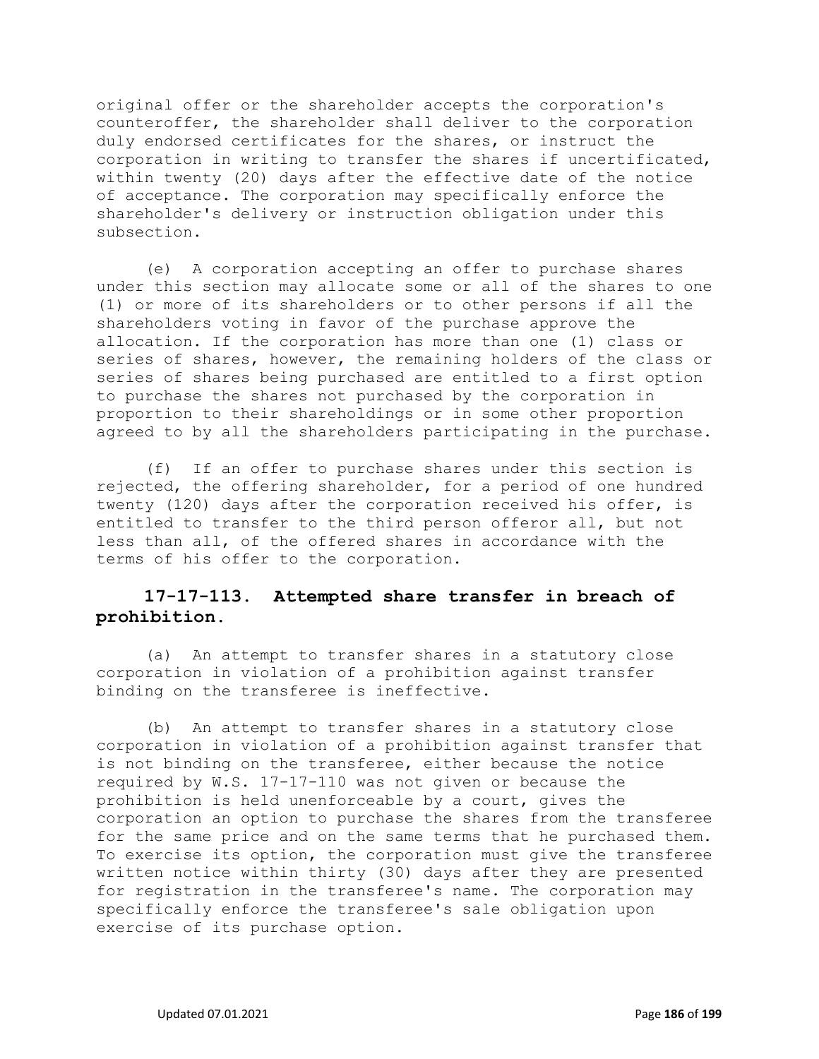original offer or the shareholder accepts the corporation's counteroffer, the shareholder shall deliver to the corporation duly endorsed certificates for the shares, or instruct the corporation in writing to transfer the shares if uncertificated, within twenty (20) days after the effective date of the notice of acceptance. The corporation may specifically enforce the shareholder's delivery or instruction obligation under this subsection.

(e) A corporation accepting an offer to purchase shares under this section may allocate some or all of the shares to one (1) or more of its shareholders or to other persons if all the shareholders voting in favor of the purchase approve the allocation. If the corporation has more than one (1) class or series of shares, however, the remaining holders of the class or series of shares being purchased are entitled to a first option to purchase the shares not purchased by the corporation in proportion to their shareholdings or in some other proportion agreed to by all the shareholders participating in the purchase.

(f) If an offer to purchase shares under this section is rejected, the offering shareholder, for a period of one hundred twenty (120) days after the corporation received his offer, is entitled to transfer to the third person offeror all, but not less than all, of the offered shares in accordance with the terms of his offer to the corporation.

## 17-17-113. Attempted share transfer in breach of prohibition.

(a) An attempt to transfer shares in a statutory close corporation in violation of a prohibition against transfer binding on the transferee is ineffective.

(b) An attempt to transfer shares in a statutory close corporation in violation of a prohibition against transfer that is not binding on the transferee, either because the notice required by W.S. 17-17-110 was not given or because the prohibition is held unenforceable by a court, gives the corporation an option to purchase the shares from the transferee for the same price and on the same terms that he purchased them. To exercise its option, the corporation must give the transferee written notice within thirty (30) days after they are presented for registration in the transferee's name. The corporation may specifically enforce the transferee's sale obligation upon exercise of its purchase option.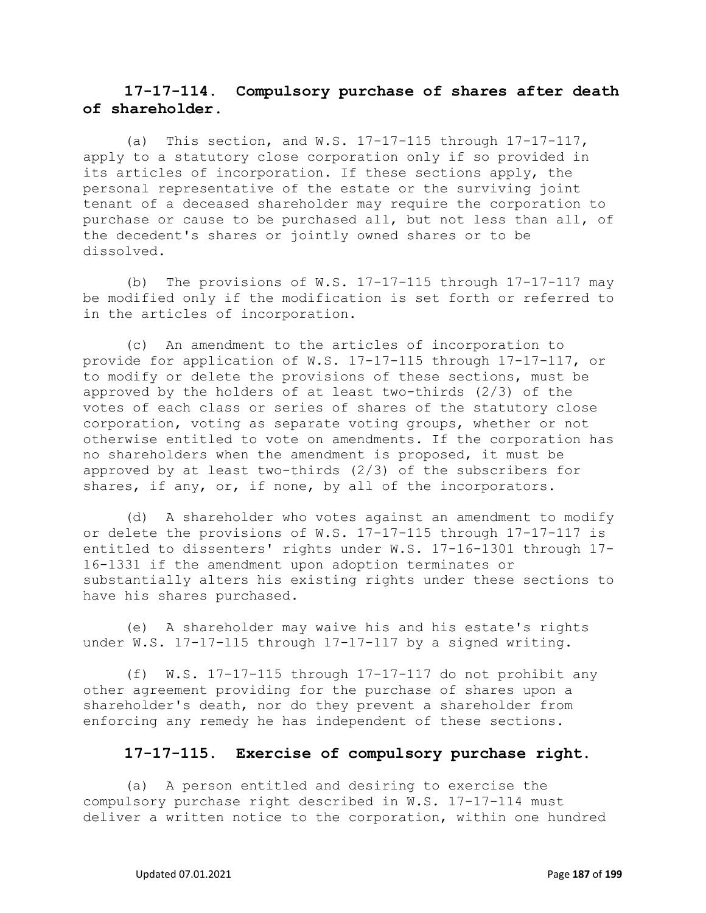## 17-17-114. Compulsory purchase of shares after death of shareholder.

(a) This section, and W.S. 17-17-115 through 17-17-117, apply to a statutory close corporation only if so provided in its articles of incorporation. If these sections apply, the personal representative of the estate or the surviving joint tenant of a deceased shareholder may require the corporation to purchase or cause to be purchased all, but not less than all, of the decedent's shares or jointly owned shares or to be dissolved.

(b) The provisions of W.S. 17-17-115 through 17-17-117 may be modified only if the modification is set forth or referred to in the articles of incorporation.

(c) An amendment to the articles of incorporation to provide for application of W.S. 17-17-115 through 17-17-117, or to modify or delete the provisions of these sections, must be approved by the holders of at least two-thirds (2/3) of the votes of each class or series of shares of the statutory close corporation, voting as separate voting groups, whether or not otherwise entitled to vote on amendments. If the corporation has no shareholders when the amendment is proposed, it must be approved by at least two-thirds (2/3) of the subscribers for shares, if any, or, if none, by all of the incorporators.

(d) A shareholder who votes against an amendment to modify or delete the provisions of W.S. 17-17-115 through 17-17-117 is entitled to dissenters' rights under W.S. 17-16-1301 through 17-16-1331 if the amendment upon adoption terminates or substantially alters his existing rights under these sections to have his shares purchased.

(e) A shareholder may waive his and his estate's rights under W.S. 17-17-115 through 17-17-117 by a signed writing.

(f) W.S. 17-17-115 through 17-17-117 do not prohibit any other agreement providing for the purchase of shares upon a shareholder's death, nor do they prevent a shareholder from enforcing any remedy he has independent of these sections.

## 17-17-115. Exercise of compulsory purchase right.

(a) A person entitled and desiring to exercise the compulsory purchase right described in W.S. 17-17-114 must deliver a written notice to the corporation, within one hundred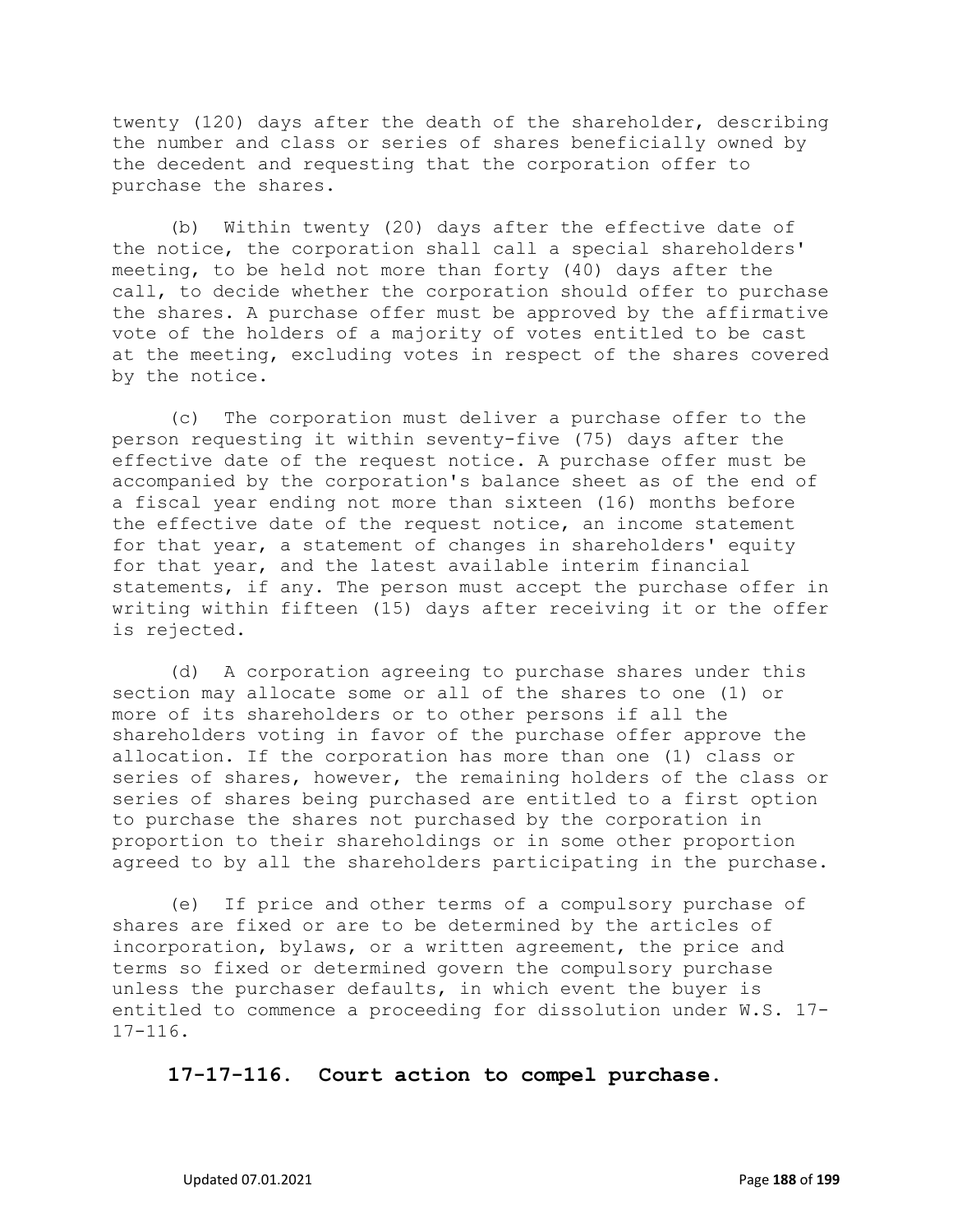twenty (120) days after the death of the shareholder, describing the number and class or series of shares beneficially owned by the decedent and requesting that the corporation offer to purchase the shares.

(b) Within twenty (20) days after the effective date of the notice, the corporation shall call a special shareholders' meeting, to be held not more than forty (40) days after the call, to decide whether the corporation should offer to purchase the shares. A purchase offer must be approved by the affirmative vote of the holders of a majority of votes entitled to be cast at the meeting, excluding votes in respect of the shares covered by the notice.

(c) The corporation must deliver a purchase offer to the person requesting it within seventy-five (75) days after the effective date of the request notice. A purchase offer must be accompanied by the corporation's balance sheet as of the end of a fiscal year ending not more than sixteen (16) months before the effective date of the request notice, an income statement for that year, a statement of changes in shareholders' equity for that year, and the latest available interim financial statements, if any. The person must accept the purchase offer in writing within fifteen (15) days after receiving it or the offer is rejected.

(d) A corporation agreeing to purchase shares under this section may allocate some or all of the shares to one (1) or more of its shareholders or to other persons if all the shareholders voting in favor of the purchase offer approve the allocation. If the corporation has more than one (1) class or series of shares, however, the remaining holders of the class or series of shares being purchased are entitled to a first option to purchase the shares not purchased by the corporation in proportion to their shareholdings or in some other proportion agreed to by all the shareholders participating in the purchase.

(e) If price and other terms of a compulsory purchase of shares are fixed or are to be determined by the articles of incorporation, bylaws, or a written agreement, the price and terms so fixed or determined govern the compulsory purchase unless the purchaser defaults, in which event the buyer is entitled to commence a proceeding for dissolution under W.S. 17-17-116.

**17-17-116. Court action to compel purchase.**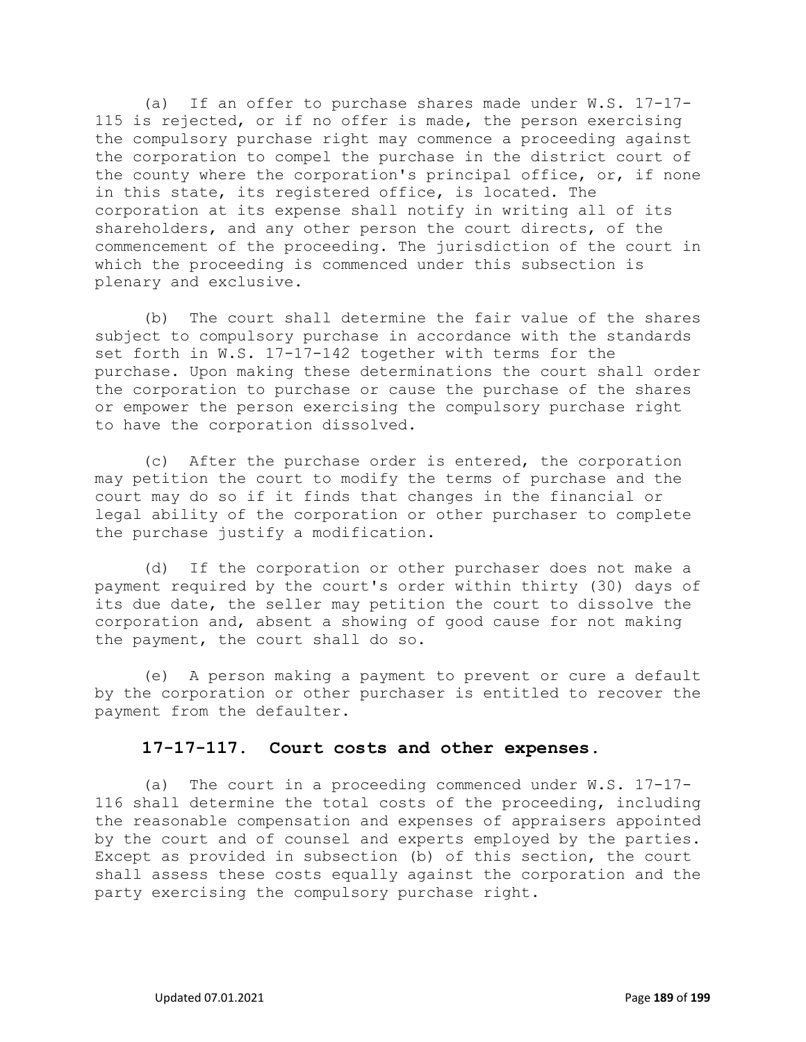(a) If an offer to purchase shares made under W.S. 17-17-115 is rejected, or if no offer is made, the person exercising the compulsory purchase right may commence a proceeding against the corporation to compel the purchase in the district court of the county where the corporation's principal office, or, if none in this state, its registered office, is located. The corporation at its expense shall notify in writing all of its shareholders, and any other person the court directs, of the commencement of the proceeding. The jurisdiction of the court in which the proceeding is commenced under this subsection is plenary and exclusive.

(b) The court shall determine the fair value of the shares subject to compulsory purchase in accordance with the standards set forth in W.S. 17-17-142 together with terms for the purchase. Upon making these determinations the court shall order the corporation to purchase or cause the purchase of the shares or empower the person exercising the compulsory purchase right to have the corporation dissolved.

(c) After the purchase order is entered, the corporation may petition the court to modify the terms of purchase and the court may do so if it finds that changes in the financial or legal ability of the corporation or other purchaser to complete the purchase justify a modification.

(d) If the corporation or other purchaser does not make a payment required by the court's order within thirty (30) days of its due date, the seller may petition the court to dissolve the corporation and, absent a showing of good cause for not making the payment, the court shall do so.

(e) A person making a payment to prevent or cure a default by the corporation or other purchaser is entitled to recover the payment from the defaulter.

### 17-17-117. Court costs and other expenses.

(a) The court in a proceeding commenced under W.S. 17-17-116 shall determine the total costs of the proceeding, including the reasonable compensation and expenses of appraisers appointed by the court and of counsel and experts employed by the parties. Except as provided in subsection (b) of this section, the court shall assess these costs equally against the corporation and the party exercising the compulsory purchase right.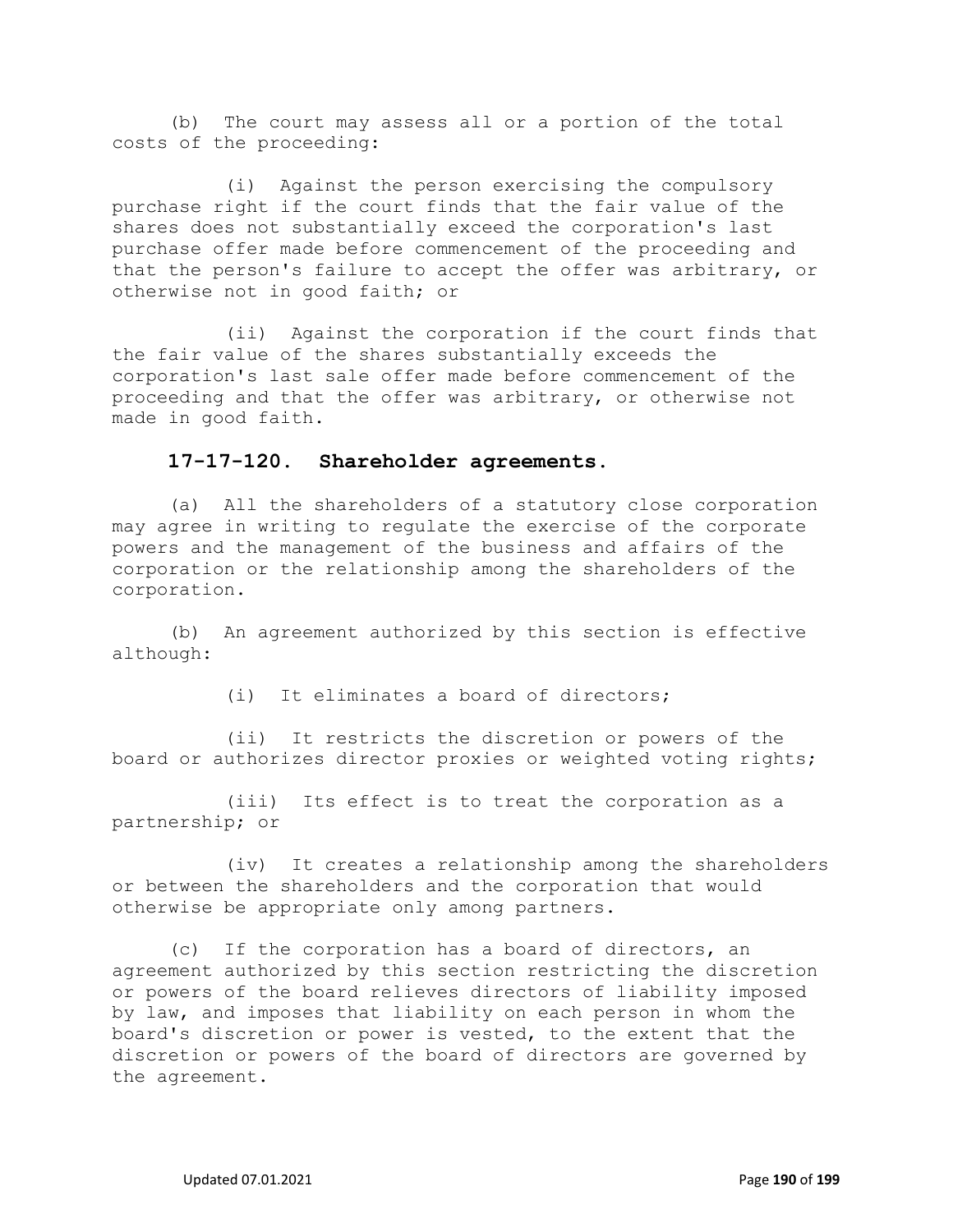(b) The court may assess all or a portion of the total costs of the proceeding:

(i) Against the person exercising the compulsory purchase right if the court finds that the fair value of the shares does not substantially exceed the corporation's last purchase offer made before commencement of the proceeding and that the person's failure to accept the offer was arbitrary, or otherwise not in good faith; or

(ii) Against the corporation if the court finds that the fair value of the shares substantially exceeds the corporation's last sale offer made before commencement of the proceeding and that the offer was arbitrary, or otherwise not made in good faith.

### 17-17-120. Shareholder agreements.

(a) All the shareholders of a statutory close corporation may agree in writing to regulate the exercise of the corporate powers and the management of the business and affairs of the corporation or the relationship among the shareholders of the corporation.

(b) An agreement authorized by this section is effective although:

(i) It eliminates a board of directors;

(ii) It restricts the discretion or powers of the board or authorizes director proxies or weighted voting rights;

(iii) Its effect is to treat the corporation as a partnership; or

(iv) It creates a relationship among the shareholders or between the shareholders and the corporation that would otherwise be appropriate only among partners.

(c) If the corporation has a board of directors, an agreement authorized by this section restricting the discretion or powers of the board relieves directors of liability imposed by law, and imposes that liability on each person in whom the board's discretion or power is vested, to the extent that the discretion or powers of the board of directors are governed by the agreement.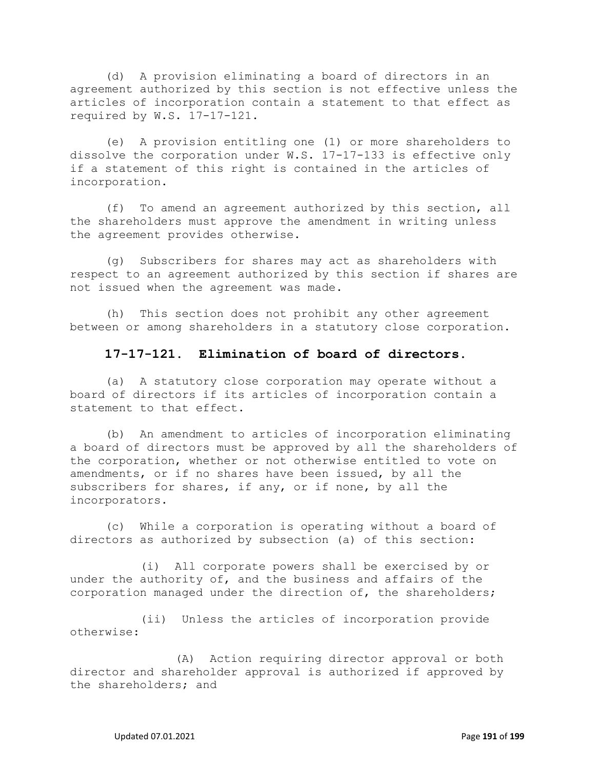(d) A provision eliminating a board of directors in an agreement authorized by this section is not effective unless the articles of incorporation contain a statement to that effect as required by W.S. 17-17-121.

(e) A provision entitling one (1) or more shareholders to dissolve the corporation under W.S. 17-17-133 is effective only if a statement of this right is contained in the articles of incorporation.

(f) To amend an agreement authorized by this section, all the shareholders must approve the amendment in writing unless the agreement provides otherwise.

(g) Subscribers for shares may act as shareholders with respect to an agreement authorized by this section if shares are not issued when the agreement was made.

(h) This section does not prohibit any other agreement between or among shareholders in a statutory close corporation.

### 17-17-121. Elimination of board of directors.

(a) A statutory close corporation may operate without a board of directors if its articles of incorporation contain a statement to that effect.

(b) An amendment to articles of incorporation eliminating a board of directors must be approved by all the shareholders of the corporation, whether or not otherwise entitled to vote on amendments, or if no shares have been issued, by all the subscribers for shares, if any, or if none, by all the incorporators.

(c) While a corporation is operating without a board of directors as authorized by subsection (a) of this section:

(i) All corporate powers shall be exercised by or under the authority of, and the business and affairs of the corporation managed under the direction of, the shareholders;

(ii) Unless the articles of incorporation provide otherwise:

(A) Action requiring director approval or both director and shareholder approval is authorized if approved by the shareholders; and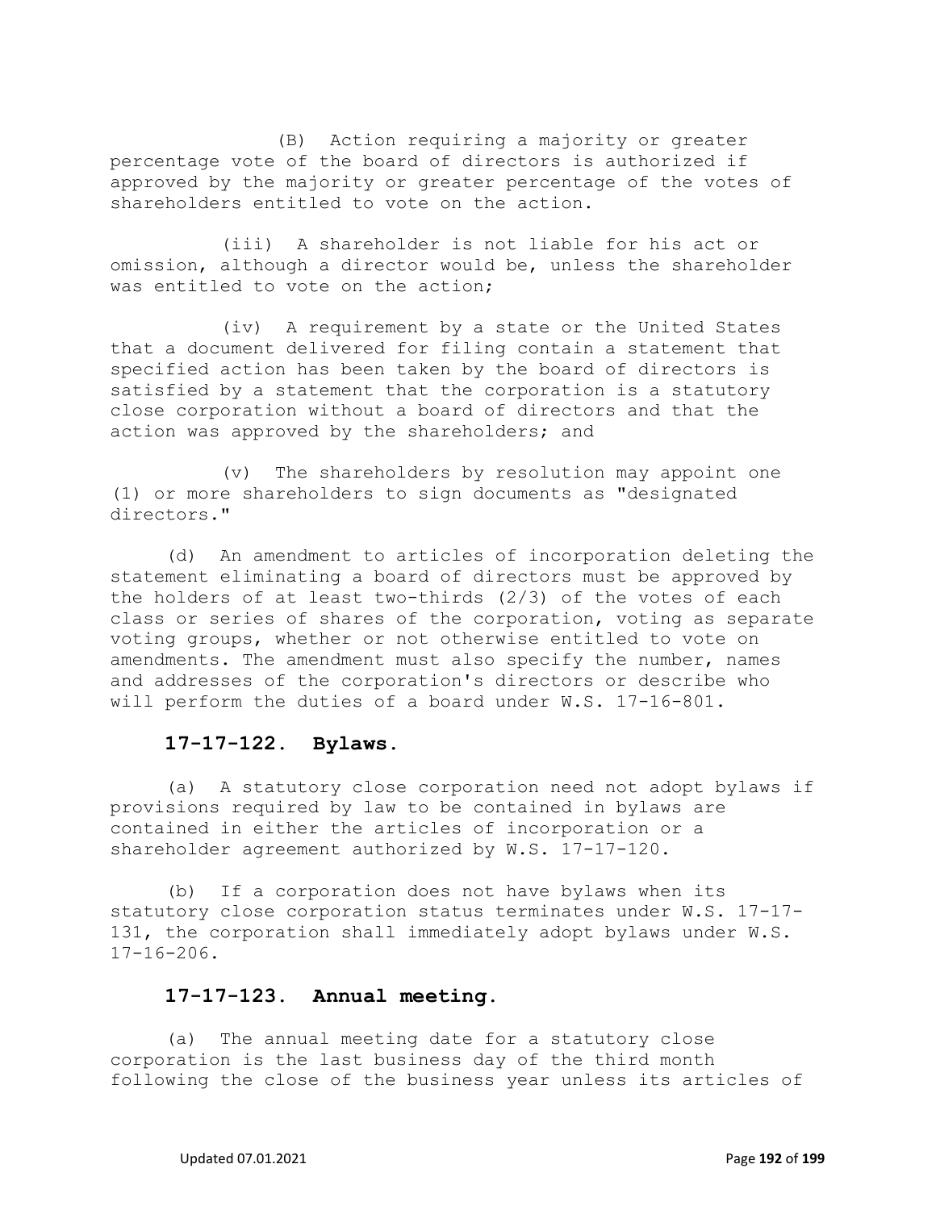(B) Action requiring a majority or greater percentage vote of the board of directors is authorized if approved by the majority or greater percentage of the votes of shareholders entitled to vote on the action.

(iii) A shareholder is not liable for his act or omission, although a director would be, unless the shareholder was entitled to vote on the action;

(iv) A requirement by a state or the United States that a document delivered for filing contain a statement that specified action has been taken by the board of directors is satisfied by a statement that the corporation is a statutory close corporation without a board of directors and that the action was approved by the shareholders; and

(v) The shareholders by resolution may appoint one (1) or more shareholders to sign documents as "designated directors."

(d) An amendment to articles of incorporation deleting the statement eliminating a board of directors must be approved by the holders of at least two-thirds (2/3) of the votes of each class or series of shares of the corporation, voting as separate voting groups, whether or not otherwise entitled to vote on amendments. The amendment must also specify the number, names and addresses of the corporation's directors or describe who will perform the duties of a board under W.S. 17-16-801.

**17-17-122. Bylaws.**

(a) A statutory close corporation need not adopt bylaws if provisions required by law to be contained in bylaws are contained in either the articles of incorporation or a shareholder agreement authorized by W.S. 17-17-120.

(b) If a corporation does not have bylaws when its statutory close corporation status terminates under W.S. 17-17-131, the corporation shall immediately adopt bylaws under W.S. 17-16-206.

**17-17-123. Annual meeting.**

(a) The annual meeting date for a statutory close corporation is the last business day of the third month following the close of the business year unless its articles of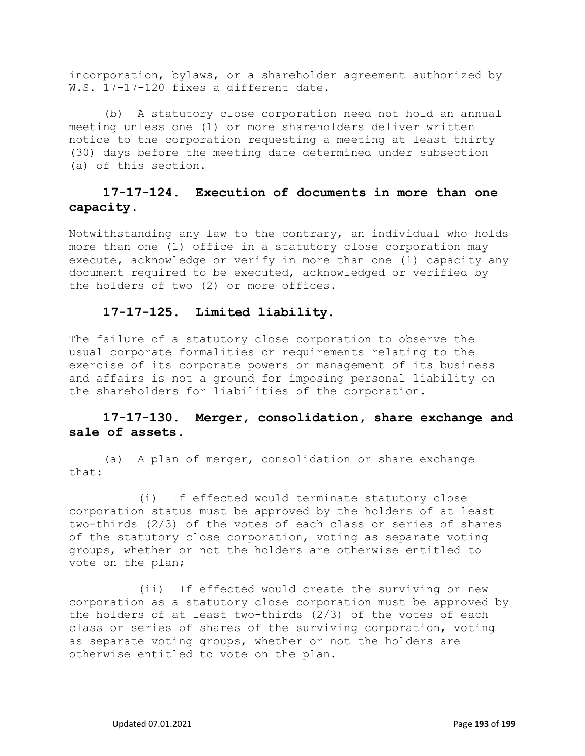incorporation, bylaws, or a shareholder agreement authorized by W.S. 17-17-120 fixes a different date.

(b) A statutory close corporation need not hold an annual meeting unless one (1) or more shareholders deliver written notice to the corporation requesting a meeting at least thirty (30) days before the meeting date determined under subsection (a) of this section.

### 17-17-124. Execution of documents in more than one capacity.

Notwithstanding any law to the contrary, an individual who holds more than one (1) office in a statutory close corporation may execute, acknowledge or verify in more than one (1) capacity any document required to be executed, acknowledged or verified by the holders of two (2) or more offices.

### 17-17-125. Limited liability.

The failure of a statutory close corporation to observe the usual corporate formalities or requirements relating to the exercise of its corporate powers or management of its business and affairs is not a ground for imposing personal liability on the shareholders for liabilities of the corporation.

### 17-17-130. Merger, consolidation, share exchange and sale of assets.

(a) A plan of merger, consolidation or share exchange that:

(i) If effected would terminate statutory close corporation status must be approved by the holders of at least two-thirds (2/3) of the votes of each class or series of shares of the statutory close corporation, voting as separate voting groups, whether or not the holders are otherwise entitled to vote on the plan;

(ii) If effected would create the surviving or new corporation as a statutory close corporation must be approved by the holders of at least two-thirds (2/3) of the votes of each class or series of shares of the surviving corporation, voting as separate voting groups, whether or not the holders are otherwise entitled to vote on the plan.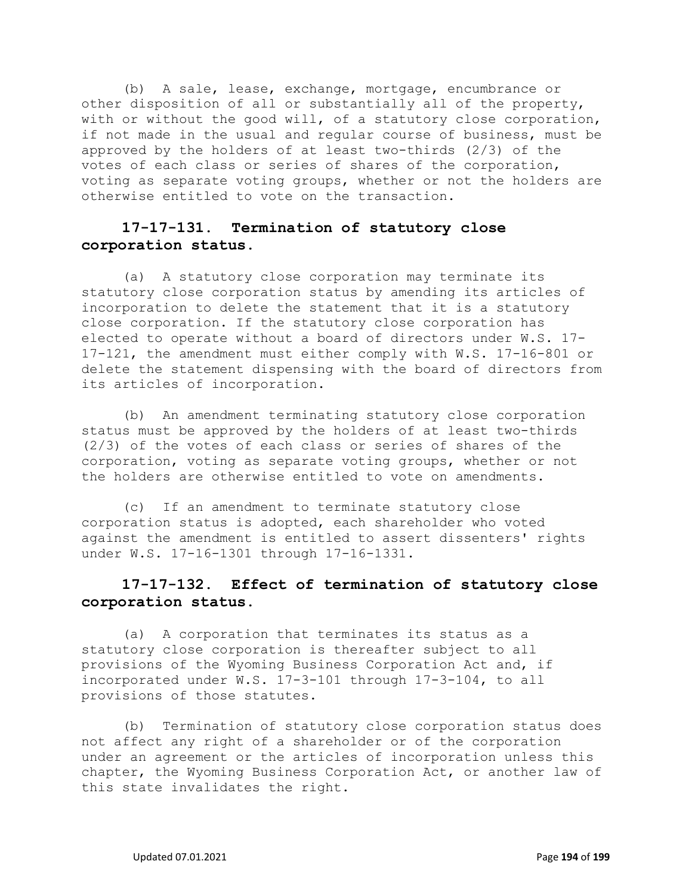(b) A sale, lease, exchange, mortgage, encumbrance or other disposition of all or substantially all of the property, with or without the good will, of a statutory close corporation, if not made in the usual and regular course of business, must be approved by the holders of at least two-thirds (2/3) of the votes of each class or series of shares of the corporation, voting as separate voting groups, whether or not the holders are otherwise entitled to vote on the transaction.

## 17-17-131. Termination of statutory close corporation status.

(a) A statutory close corporation may terminate its statutory close corporation status by amending its articles of incorporation to delete the statement that it is a statutory close corporation. If the statutory close corporation has elected to operate without a board of directors under W.S. 17-17-121, the amendment must either comply with W.S. 17-16-801 or delete the statement dispensing with the board of directors from its articles of incorporation.

(b) An amendment terminating statutory close corporation status must be approved by the holders of at least two-thirds (2/3) of the votes of each class or series of shares of the corporation, voting as separate voting groups, whether or not the holders are otherwise entitled to vote on amendments.

(c) If an amendment to terminate statutory close corporation status is adopted, each shareholder who voted against the amendment is entitled to assert dissenters' rights under W.S. 17-16-1301 through 17-16-1331.

## 17-17-132. Effect of termination of statutory close corporation status.

(a) A corporation that terminates its status as a statutory close corporation is thereafter subject to all provisions of the Wyoming Business Corporation Act and, if incorporated under W.S. 17-3-101 through 17-3-104, to all provisions of those statutes.

(b) Termination of statutory close corporation status does not affect any right of a shareholder or of the corporation under an agreement or the articles of incorporation unless this chapter, the Wyoming Business Corporation Act, or another law of this state invalidates the right.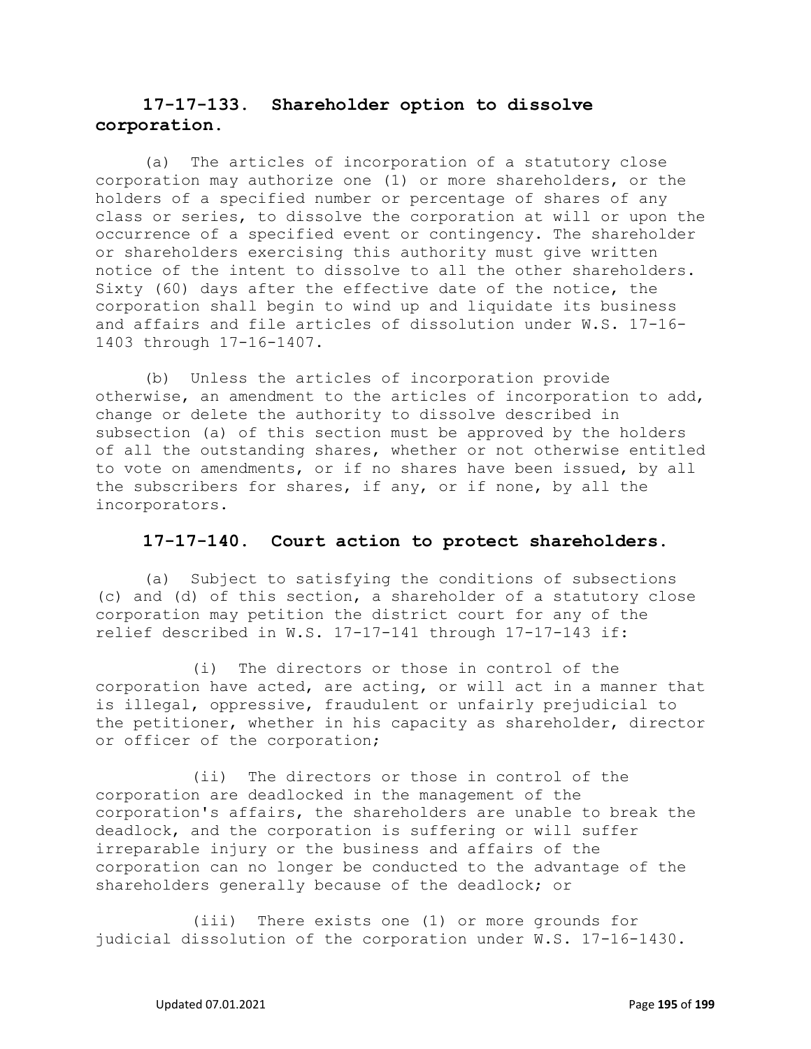### 17-17-133. Shareholder option to dissolve corporation.

(a) The articles of incorporation of a statutory close corporation may authorize one (1) or more shareholders, or the holders of a specified number or percentage of shares of any class or series, to dissolve the corporation at will or upon the occurrence of a specified event or contingency. The shareholder or shareholders exercising this authority must give written notice of the intent to dissolve to all the other shareholders. Sixty (60) days after the effective date of the notice, the corporation shall begin to wind up and liquidate its business and affairs and file articles of dissolution under W.S. 17-16-1403 through 17-16-1407.

(b) Unless the articles of incorporation provide otherwise, an amendment to the articles of incorporation to add, change or delete the authority to dissolve described in subsection (a) of this section must be approved by the holders of all the outstanding shares, whether or not otherwise entitled to vote on amendments, or if no shares have been issued, by all the subscribers for shares, if any, or if none, by all the incorporators.

### 17-17-140. Court action to protect shareholders.

(a) Subject to satisfying the conditions of subsections (c) and (d) of this section, a shareholder of a statutory close corporation may petition the district court for any of the relief described in W.S. 17-17-141 through 17-17-143 if:

(i) The directors or those in control of the corporation have acted, are acting, or will act in a manner that is illegal, oppressive, fraudulent or unfairly prejudicial to the petitioner, whether in his capacity as shareholder, director or officer of the corporation;

(ii) The directors or those in control of the corporation are deadlocked in the management of the corporation's affairs, the shareholders are unable to break the deadlock, and the corporation is suffering or will suffer irreparable injury or the business and affairs of the corporation can no longer be conducted to the advantage of the shareholders generally because of the deadlock; or

(iii) There exists one (1) or more grounds for judicial dissolution of the corporation under W.S. 17-16-1430.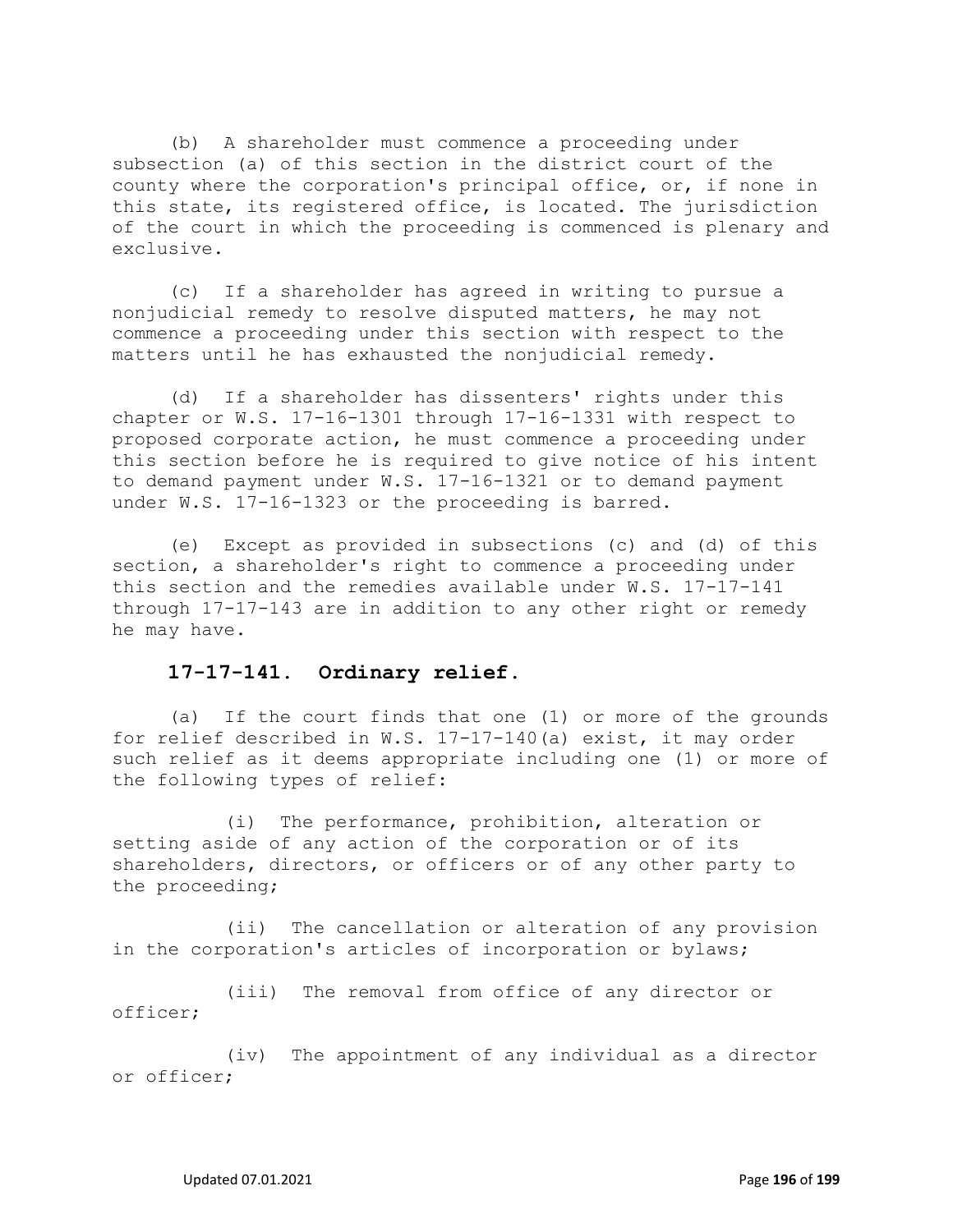(b) A shareholder must commence a proceeding under subsection (a) of this section in the district court of the county where the corporation's principal office, or, if none in this state, its registered office, is located. The jurisdiction of the court in which the proceeding is commenced is plenary and exclusive.

(c) If a shareholder has agreed in writing to pursue a nonjudicial remedy to resolve disputed matters, he may not commence a proceeding under this section with respect to the matters until he has exhausted the nonjudicial remedy.

(d) If a shareholder has dissenters' rights under this chapter or W.S. 17-16-1301 through 17-16-1331 with respect to proposed corporate action, he must commence a proceeding under this section before he is required to give notice of his intent to demand payment under W.S. 17-16-1321 or to demand payment under W.S. 17-16-1323 or the proceeding is barred.

(e) Except as provided in subsections (c) and (d) of this section, a shareholder's right to commence a proceeding under this section and the remedies available under W.S. 17-17-141 through 17-17-143 are in addition to any other right or remedy he may have.

**17-17-141. Ordinary relief.**

(a) If the court finds that one (1) or more of the grounds for relief described in W.S. 17-17-140(a) exist, it may order such relief as it deems appropriate including one (1) or more of the following types of relief:

(i) The performance, prohibition, alteration or setting aside of any action of the corporation or of its shareholders, directors, or officers or of any other party to the proceeding;

(ii) The cancellation or alteration of any provision in the corporation's articles of incorporation or bylaws;

(iii) The removal from office of any director or officer;

(iv) The appointment of any individual as a director or officer;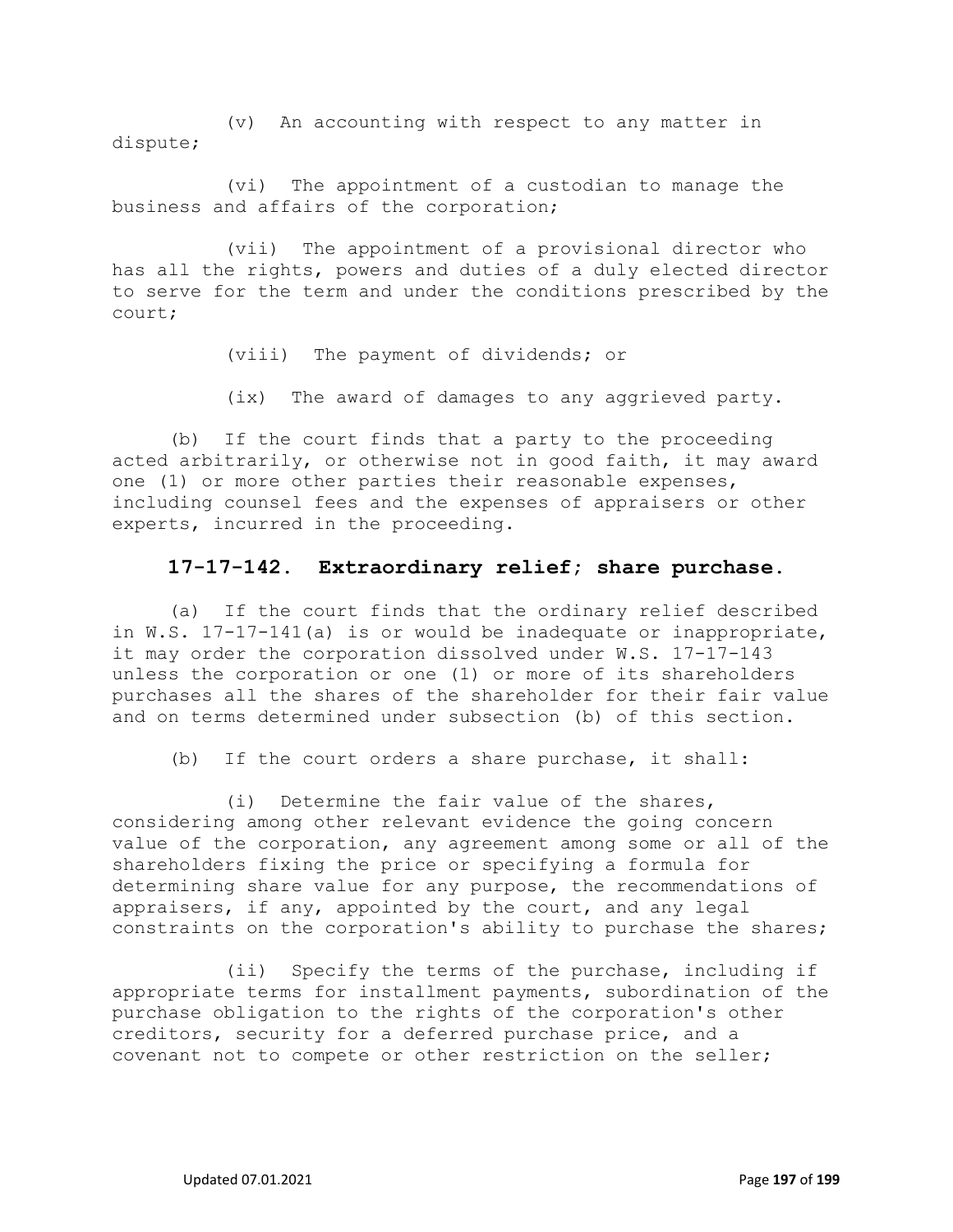(v) An accounting with respect to any matter in dispute;

(vi) The appointment of a custodian to manage the business and affairs of the corporation;

(vii) The appointment of a provisional director who has all the rights, powers and duties of a duly elected director to serve for the term and under the conditions prescribed by the court;

(viii) The payment of dividends; or

(ix) The award of damages to any aggrieved party.

(b) If the court finds that a party to the proceeding acted arbitrarily, or otherwise not in good faith, it may award one (1) or more other parties their reasonable expenses, including counsel fees and the expenses of appraisers or other experts, incurred in the proceeding.

### 17-17-142. Extraordinary relief; share purchase.

(a) If the court finds that the ordinary relief described in W.S. 17-17-141(a) is or would be inadequate or inappropriate, it may order the corporation dissolved under W.S. 17-17-143 unless the corporation or one (1) or more of its shareholders purchases all the shares of the shareholder for their fair value and on terms determined under subsection (b) of this section.

(b) If the court orders a share purchase, it shall:

(i) Determine the fair value of the shares, considering among other relevant evidence the going concern value of the corporation, any agreement among some or all of the shareholders fixing the price or specifying a formula for determining share value for any purpose, the recommendations of appraisers, if any, appointed by the court, and any legal constraints on the corporation's ability to purchase the shares;

(ii) Specify the terms of the purchase, including if appropriate terms for installment payments, subordination of the purchase obligation to the rights of the corporation's other creditors, security for a deferred purchase price, and a covenant not to compete or other restriction on the seller;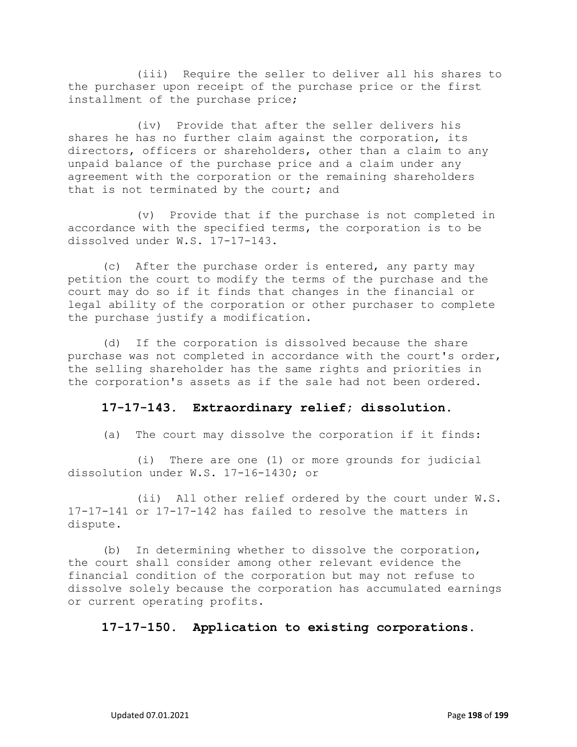(iii) Require the seller to deliver all his shares to the purchaser upon receipt of the purchase price or the first installment of the purchase price;

(iv) Provide that after the seller delivers his shares he has no further claim against the corporation, its directors, officers or shareholders, other than a claim to any unpaid balance of the purchase price and a claim under any agreement with the corporation or the remaining shareholders that is not terminated by the court; and

(v) Provide that if the purchase is not completed in accordance with the specified terms, the corporation is to be dissolved under W.S. 17-17-143.

(c) After the purchase order is entered, any party may petition the court to modify the terms of the purchase and the court may do so if it finds that changes in the financial or legal ability of the corporation or other purchaser to complete the purchase justify a modification.

(d) If the corporation is dissolved because the share purchase was not completed in accordance with the court's order, the selling shareholder has the same rights and priorities in the corporation's assets as if the sale had not been ordered.

### 17-17-143. Extraordinary relief; dissolution.

(a) The court may dissolve the corporation if it finds:

(i) There are one (1) or more grounds for judicial dissolution under W.S. 17-16-1430; or

(ii) All other relief ordered by the court under W.S. 17-17-141 or 17-17-142 has failed to resolve the matters in dispute.

(b) In determining whether to dissolve the corporation, the court shall consider among other relevant evidence the financial condition of the corporation but may not refuse to dissolve solely because the corporation has accumulated earnings or current operating profits.

### 17-17-150. Application to existing corporations.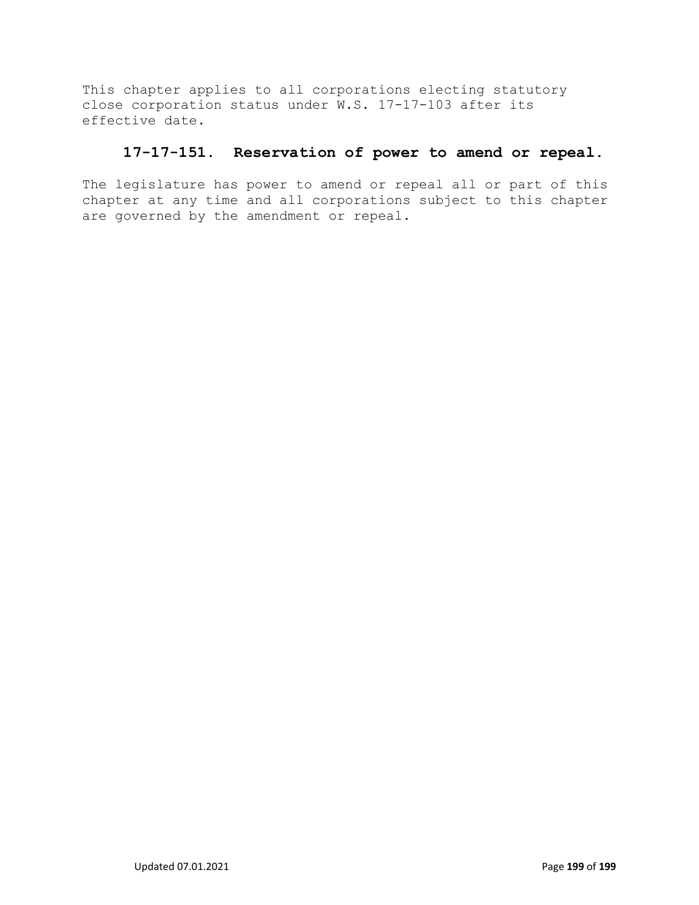This chapter applies to all corporations electing statutory close corporation status under W.S. 17-17-103 after its effective date.

### 17-17-151. Reservation of power to amend or repeal.

The legislature has power to amend or repeal all or part of this chapter at any time and all corporations subject to this chapter are governed by the amendment or repeal.